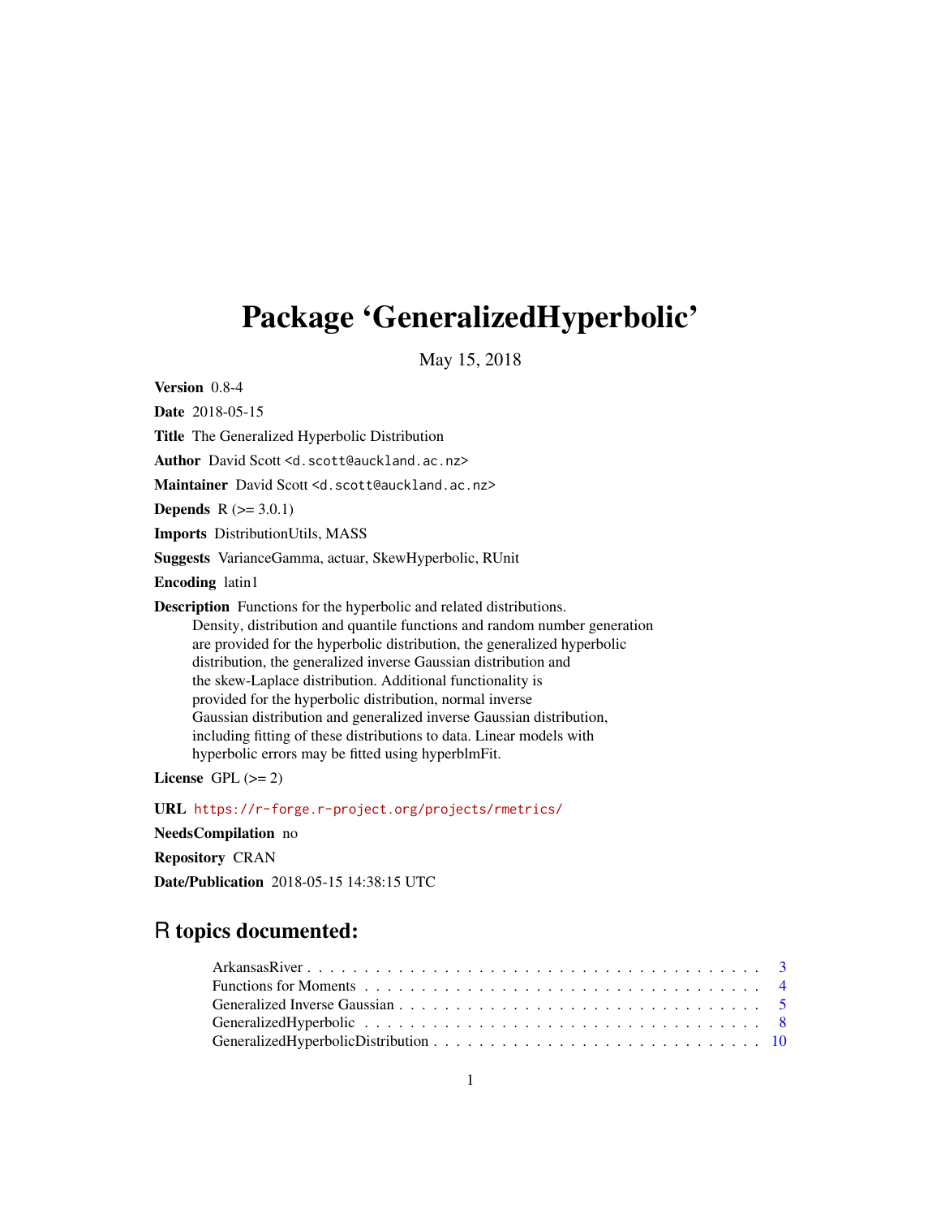# Package 'GeneralizedHyperbolic'

May 15, 2018

**Version** 0.8-4

**Date** 2018-05-15

**Title** The Generalized Hyperbolic Distribution

**Author** David Scott <d.scott@auckland.ac.nz>

**Maintainer** David Scott <d.scott@auckland.ac.nz>

**Depends** R (>= 3.0.1)

**Imports** DistributionUtils, MASS

**Suggests** VarianceGamma, actuar, SkewHyperbolic, RUnit

**Encoding** latin1

**Description** Functions for the hyperbolic and related distributions. Density, distribution and quantile functions and random number generation are provided for the hyperbolic distribution, the generalized hyperbolic distribution, the generalized inverse Gaussian distribution and the skew-Laplace distribution. Additional functionality is provided for the hyperbolic distribution, normal inverse Gaussian distribution and generalized inverse Gaussian distribution, including fitting of these distributions to data. Linear models with hyperbolic errors may be fitted using hyperblmFit.

**License** GPL (>= 2)

**URL** https://r-forge.r-project.org/projects/rmetrics/

**NeedsCompilation** no

**Repository** CRAN

**Date/Publication** 2018-05-15 14:38:15 UTC

## R topics documented:

- ArkansasRiver . . . . . . . . . . . . . . . . . . . . . . . . . . . . . . . . . . . . . . . 3
- Functions for Moments . . . . . . . . . . . . . . . . . . . . . . . . . . . . . . . . . . . 4
- Generalized Inverse Gaussian . . . . . . . . . . . . . . . . . . . . . . . . . . . . . . . 5
- GeneralizedHyperbolic . . . . . . . . . . . . . . . . . . . . . . . . . . . . . . . . . . . 8
- GeneralizedHyperbolicDistribution . . . . . . . . . . . . . . . . . . . . . . . . . . . . 10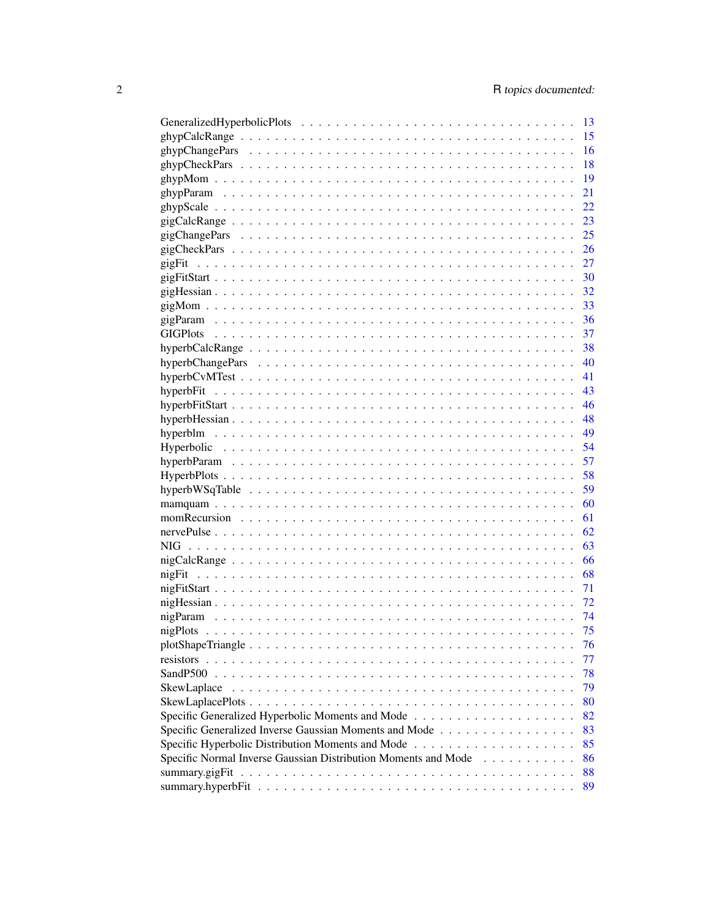GeneralizedHyperbolicPlots . . . . . . . . . . . . . . . . . . . . . . . . . . . . . . 13
ghypCalcRange . . . . . . . . . . . . . . . . . . . . . . . . . . . . . . . . . . . . 15
ghypChangePars . . . . . . . . . . . . . . . . . . . . . . . . . . . . . . . . . . . 16
ghypCheckPars . . . . . . . . . . . . . . . . . . . . . . . . . . . . . . . . . . . . 18
ghypMom . . . . . . . . . . . . . . . . . . . . . . . . . . . . . . . . . . . . . . . 19
ghypParam . . . . . . . . . . . . . . . . . . . . . . . . . . . . . . . . . . . . . . 21
ghypScale . . . . . . . . . . . . . . . . . . . . . . . . . . . . . . . . . . . . . . . 22
gigCalcRange . . . . . . . . . . . . . . . . . . . . . . . . . . . . . . . . . . . . . 23
gigChangePars . . . . . . . . . . . . . . . . . . . . . . . . . . . . . . . . . . . . 25
gigCheckPars . . . . . . . . . . . . . . . . . . . . . . . . . . . . . . . . . . . . . 26
gigFit . . . . . . . . . . . . . . . . . . . . . . . . . . . . . . . . . . . . . . . . . 27
gigFitStart . . . . . . . . . . . . . . . . . . . . . . . . . . . . . . . . . . . . . . . 30
gigHessian . . . . . . . . . . . . . . . . . . . . . . . . . . . . . . . . . . . . . . . 32
gigMom . . . . . . . . . . . . . . . . . . . . . . . . . . . . . . . . . . . . . . . . 33
gigParam . . . . . . . . . . . . . . . . . . . . . . . . . . . . . . . . . . . . . . . 36
GIGPlots . . . . . . . . . . . . . . . . . . . . . . . . . . . . . . . . . . . . . . . 37
hyperbCalcRange . . . . . . . . . . . . . . . . . . . . . . . . . . . . . . . . . . . 38
hyperbChangePars . . . . . . . . . . . . . . . . . . . . . . . . . . . . . . . . . . 40
hyperbCvMTest . . . . . . . . . . . . . . . . . . . . . . . . . . . . . . . . . . . . 41
hyperbFit . . . . . . . . . . . . . . . . . . . . . . . . . . . . . . . . . . . . . . . 43
hyperbFitStart . . . . . . . . . . . . . . . . . . . . . . . . . . . . . . . . . . . . . 46
hyperbHessian . . . . . . . . . . . . . . . . . . . . . . . . . . . . . . . . . . . . . 48
hyperblm . . . . . . . . . . . . . . . . . . . . . . . . . . . . . . . . . . . . . . . 49
Hyperbolic . . . . . . . . . . . . . . . . . . . . . . . . . . . . . . . . . . . . . . 54
hyperbParam . . . . . . . . . . . . . . . . . . . . . . . . . . . . . . . . . . . . . 57
HyperbPlots . . . . . . . . . . . . . . . . . . . . . . . . . . . . . . . . . . . . . . 58
hyperbWSqTable . . . . . . . . . . . . . . . . . . . . . . . . . . . . . . . . . . . 59
mamquam . . . . . . . . . . . . . . . . . . . . . . . . . . . . . . . . . . . . . . . 60
momRecursion . . . . . . . . . . . . . . . . . . . . . . . . . . . . . . . . . . . . 61
nervePulse . . . . . . . . . . . . . . . . . . . . . . . . . . . . . . . . . . . . . . . 62
NIG . . . . . . . . . . . . . . . . . . . . . . . . . . . . . . . . . . . . . . . . . . 63
nigCalcRange . . . . . . . . . . . . . . . . . . . . . . . . . . . . . . . . . . . . . 66
nigFit . . . . . . . . . . . . . . . . . . . . . . . . . . . . . . . . . . . . . . . . . 68
nigFitStart . . . . . . . . . . . . . . . . . . . . . . . . . . . . . . . . . . . . . . . 71
nigHessian . . . . . . . . . . . . . . . . . . . . . . . . . . . . . . . . . . . . . . . 72
nigParam . . . . . . . . . . . . . . . . . . . . . . . . . . . . . . . . . . . . . . . 74
nigPlots . . . . . . . . . . . . . . . . . . . . . . . . . . . . . . . . . . . . . . . . 75
plotShapeTriangle . . . . . . . . . . . . . . . . . . . . . . . . . . . . . . . . . . . 76
resistors . . . . . . . . . . . . . . . . . . . . . . . . . . . . . . . . . . . . . . . . 77
SandP500 . . . . . . . . . . . . . . . . . . . . . . . . . . . . . . . . . . . . . . . 78
SkewLaplace . . . . . . . . . . . . . . . . . . . . . . . . . . . . . . . . . . . . . . 79
SkewLaplacePlots . . . . . . . . . . . . . . . . . . . . . . . . . . . . . . . . . . . 80
Specific Generalized Hyperbolic Moments and Mode . . . . . . . . . . . . . . . . . . 82
Specific Generalized Inverse Gaussian Moments and Mode . . . . . . . . . . . . . . . 83
Specific Hyperbolic Distribution Moments and Mode . . . . . . . . . . . . . . . . . . 85
Specific Normal Inverse Gaussian Distribution Moments and Mode . . . . . . . . . . . 86
summary.gigFit . . . . . . . . . . . . . . . . . . . . . . . . . . . . . . . . . . . . 88
summary.hyperbFit . . . . . . . . . . . . . . . . . . . . . . . . . . . . . . . . . . 89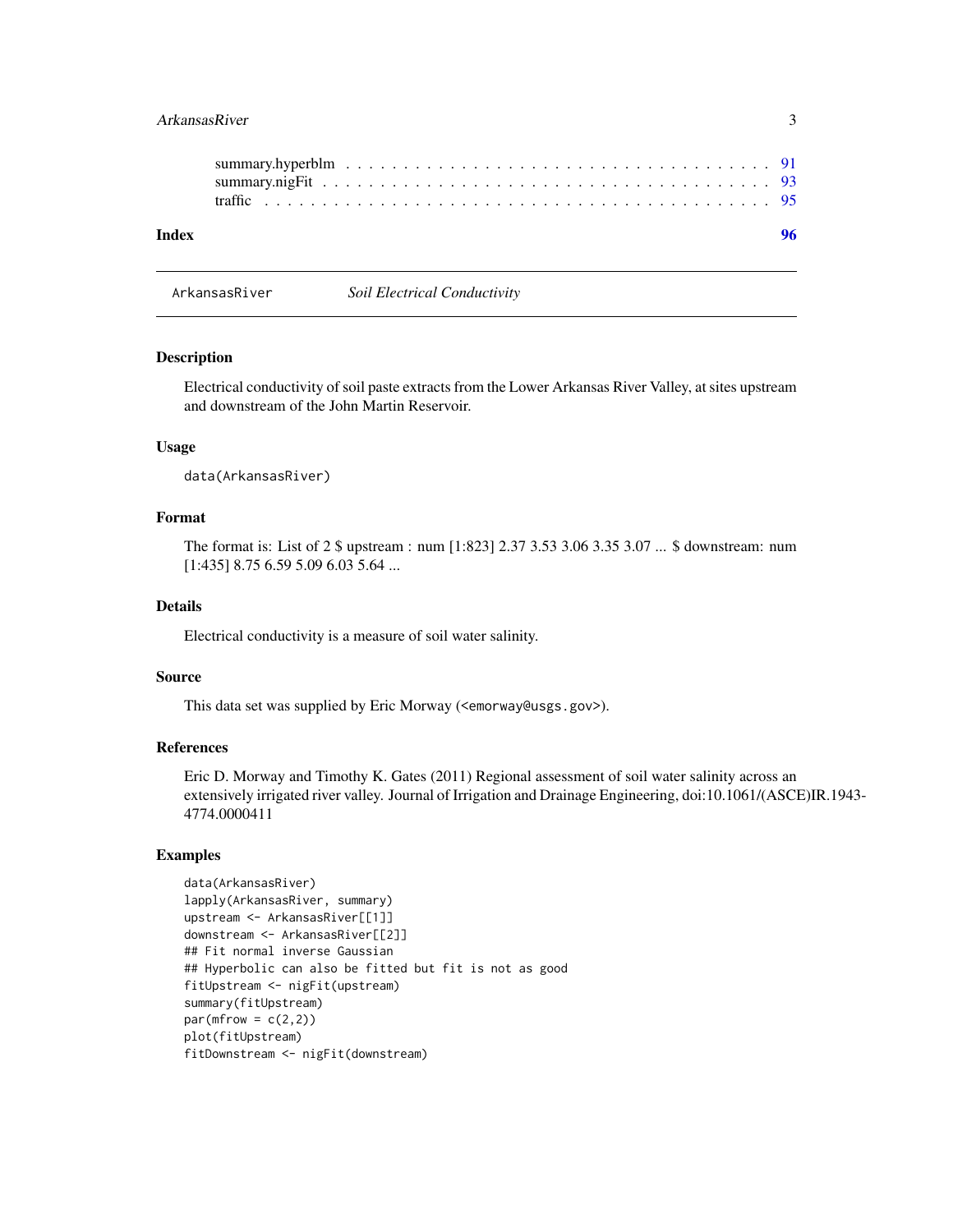summary.hyperblm . . . . . . . . . . . . . . . . . . . . . . . . . . . . . . . . . . . . 91
summary.nigFit . . . . . . . . . . . . . . . . . . . . . . . . . . . . . . . . . . . . . 93
traffic . . . . . . . . . . . . . . . . . . . . . . . . . . . . . . . . . . . . . . . . . 95

**Index** **96**

---

ArkansasRiver *Soil Electrical Conductivity*

---

### Description

Electrical conductivity of soil paste extracts from the Lower Arkansas River Valley, at sites upstream and downstream of the John Martin Reservoir.

### Usage

```
data(ArkansasRiver)
```

### Format

The format is: List of 2 $ upstream : num [1:823] 2.37 3.53 3.06 3.35 3.07 ... $ downstream: num [1:435] 8.75 6.59 5.09 6.03 5.64 ...

### Details

Electrical conductivity is a measure of soil water salinity.

### Source

This data set was supplied by Eric Morway (<emorway@usgs.gov>).

### References

Eric D. Morway and Timothy K. Gates (2011) Regional assessment of soil water salinity across an extensively irrigated river valley. Journal of Irrigation and Drainage Engineering, doi:10.1061/(ASCE)IR.1943-4774.0000411

### Examples

```
data(ArkansasRiver)
lapply(ArkansasRiver, summary)
upstream <- ArkansasRiver[[1]]
downstream <- ArkansasRiver[[2]]
## Fit normal inverse Gaussian
## Hyperbolic can also be fitted but fit is not as good
fitUpstream <- nigFit(upstream)
summary(fitUpstream)
par(mfrow = c(2,2))
plot(fitUpstream)
fitDownstream <- nigFit(downstream)
```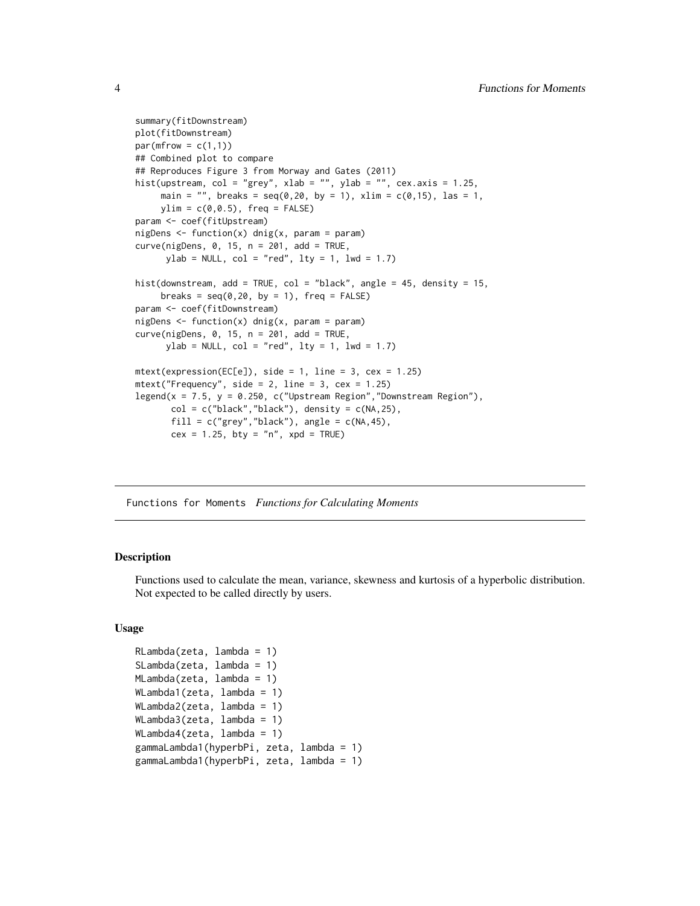```
summary(fitDownstream)
plot(fitDownstream)
par(mfrow = c(1,1))
## Combined plot to compare
## Reproduces Figure 3 from Morway and Gates (2011)
hist(upstream, col = "grey", xlab = "", ylab = "", cex.axis = 1.25,
     main = "", breaks = seq(0,20, by = 1), xlim = c(0,15), las = 1,
     ylim = c(0,0.5), freq = FALSE)
param <- coef(fitUpstream)
nigDens <- function(x) dnig(x, param = param)
curve(nigDens, 0, 15, n = 201, add = TRUE,
      ylab = NULL, col = "red", lty = 1, lwd = 1.7)

hist(downstream, add = TRUE, col = "black", angle = 45, density = 15,
     breaks = seq(0,20, by = 1), freq = FALSE)
param <- coef(fitDownstream)
nigDens <- function(x) dnig(x, param = param)
curve(nigDens, 0, 15, n = 201, add = TRUE,
      ylab = NULL, col = "red", lty = 1, lwd = 1.7)

mtext(expression(EC[e]), side = 1, line = 3, cex = 1.25)
mtext("Frequency", side = 2, line = 3, cex = 1.25)
legend(x = 7.5, y = 0.250, c("Upstream Region","Downstream Region"),
       col = c("black","black"), density = c(NA,25),
       fill = c("grey","black"), angle = c(NA,45),
       cex = 1.25, bty = "n", xpd = TRUE)
```

---

Functions for Moments *Functions for Calculating Moments*

---

## Description

Functions used to calculate the mean, variance, skewness and kurtosis of a hyperbolic distribution. Not expected to be called directly by users.

## Usage

```
RLambda(zeta, lambda = 1)
SLambda(zeta, lambda = 1)
MLambda(zeta, lambda = 1)
WLambda1(zeta, lambda = 1)
WLambda2(zeta, lambda = 1)
WLambda3(zeta, lambda = 1)
WLambda4(zeta, lambda = 1)
gammaLambda1(hyperbPi, zeta, lambda = 1)
gammaLambda1(hyperbPi, zeta, lambda = 1)
```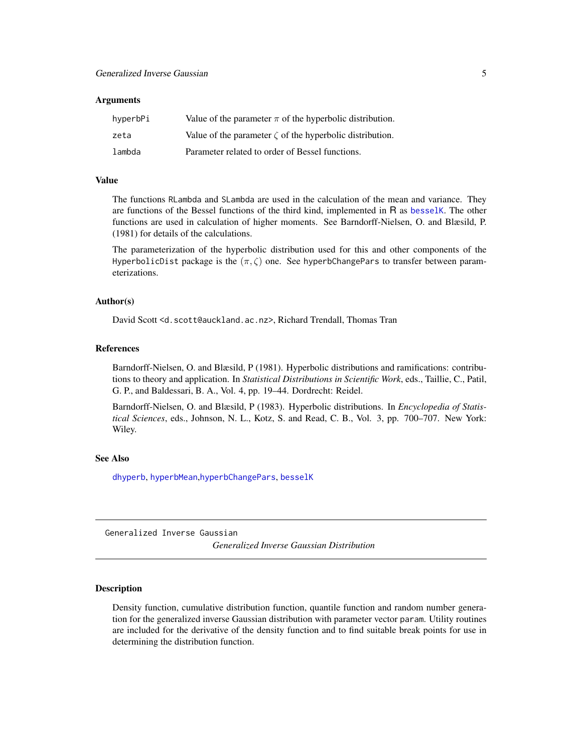### Arguments

| | |
|---|---|
| hyperbPi | Value of the parameter $\pi$ of the hyperbolic distribution. |
| zeta | Value of the parameter $\zeta$ of the hyperbolic distribution. |
| lambda | Parameter related to order of Bessel functions. |

### Value

The functions RLambda and SLambda are used in the calculation of the mean and variance. They are functions of the Bessel functions of the third kind, implemented in R as besselK. The other functions are used in calculation of higher moments. See Barndorff-Nielsen, O. and Blæsild, P. (1981) for details of the calculations.

The parameterization of the hyperbolic distribution used for this and other components of the HyperbolicDist package is the $(\pi, \zeta)$ one. See hyperbChangePars to transfer between parameterizations.

### Author(s)

David Scott <d.scott@auckland.ac.nz>, Richard Trendall, Thomas Tran

### References

Barndorff-Nielsen, O. and Blæsild, P (1981). Hyperbolic distributions and ramifications: contributions to theory and application. In *Statistical Distributions in Scientific Work*, eds., Taillie, C., Patil, G. P., and Baldessari, B. A., Vol. 4, pp. 19–44. Dordrecht: Reidel.

Barndorff-Nielsen, O. and Blæsild, P (1983). Hyperbolic distributions. In *Encyclopedia of Statistical Sciences*, eds., Johnson, N. L., Kotz, S. and Read, C. B., Vol. 3, pp. 700–707. New York: Wiley.

### See Also

dhyperb, hyperbMean,hyperbChangePars, besselK

---

Generalized Inverse Gaussian

## *Generalized Inverse Gaussian Distribution*

### Description

Density function, cumulative distribution function, quantile function and random number generation for the generalized inverse Gaussian distribution with parameter vector param. Utility routines are included for the derivative of the density function and to find suitable break points for use in determining the distribution function.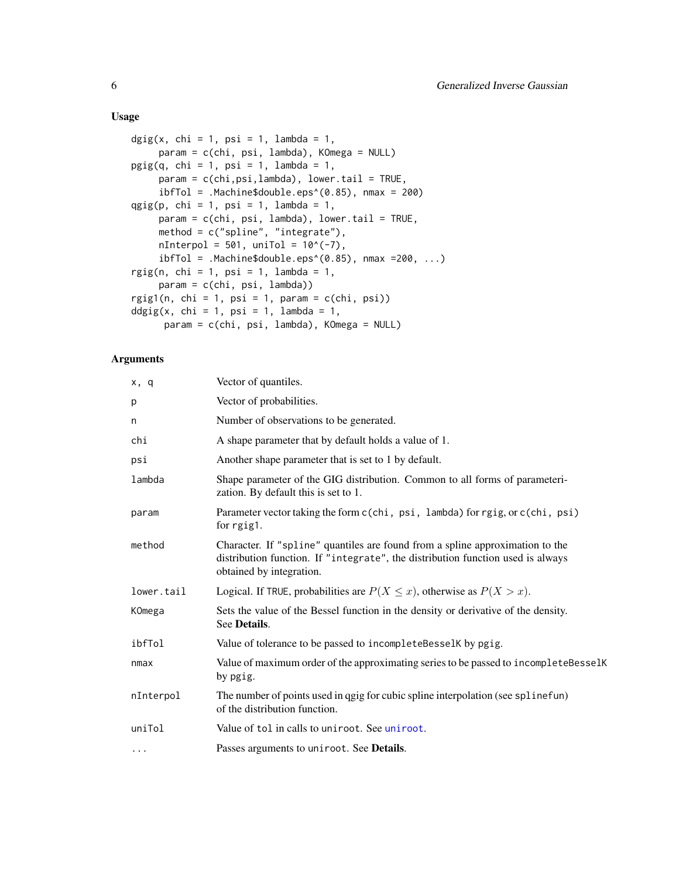### Usage

```
dgig(x, chi = 1, psi = 1, lambda = 1,
     param = c(chi, psi, lambda), KOmega = NULL)
pgig(q, chi = 1, psi = 1, lambda = 1,
     param = c(chi,psi,lambda), lower.tail = TRUE,
     ibfTol = .Machine$double.eps^(0.85), nmax = 200)
qgig(p, chi = 1, psi = 1, lambda = 1,
     param = c(chi, psi, lambda), lower.tail = TRUE,
     method = c("spline", "integrate"),
     nInterpol = 501, uniTol = 10^(-7),
     ibfTol = .Machine$double.eps^(0.85), nmax =200, ...)
rgig(n, chi = 1, psi = 1, lambda = 1,
     param = c(chi, psi, lambda))
rgig1(n, chi = 1, psi = 1, param = c(chi, psi))
ddgig(x, chi = 1, psi = 1, lambda = 1,
      param = c(chi, psi, lambda), KOmega = NULL)
```

### Arguments

| | |
|---|---|
| `x, q` | Vector of quantiles. |
| `p` | Vector of probabilities. |
| `n` | Number of observations to be generated. |
| `chi` | A shape parameter that by default holds a value of 1. |
| `psi` | Another shape parameter that is set to 1 by default. |
| `lambda` | Shape parameter of the GIG distribution. Common to all forms of parameterization. By default this is set to 1. |
| `param` | Parameter vector taking the form `c(chi, psi, lambda)` for `rgig`, or `c(chi, psi)` for `rgig1`. |
| `method` | Character. If `"spline"` quantiles are found from a spline approximation to the distribution function. If `"integrate"`, the distribution function used is always obtained by integration. |
| `lower.tail` | Logical. If `TRUE`, probabilities are $P(X \leq x)$, otherwise as $P(X > x)$. |
| `KOmega` | Sets the value of the Bessel function in the density or derivative of the density. See **Details**. |
| `ibfTol` | Value of tolerance to be passed to `incompleteBesselK` by `pgig`. |
| `nmax` | Value of maximum order of the approximating series to be passed to `incompleteBesselK` by `pgig`. |
| `nInterpol` | The number of points used in qgig for cubic spline interpolation (see `splinefun`) of the distribution function. |
| `uniTol` | Value of `tol` in calls to `uniroot`. See `uniroot`. |
| `...` | Passes arguments to `uniroot`. See **Details**. |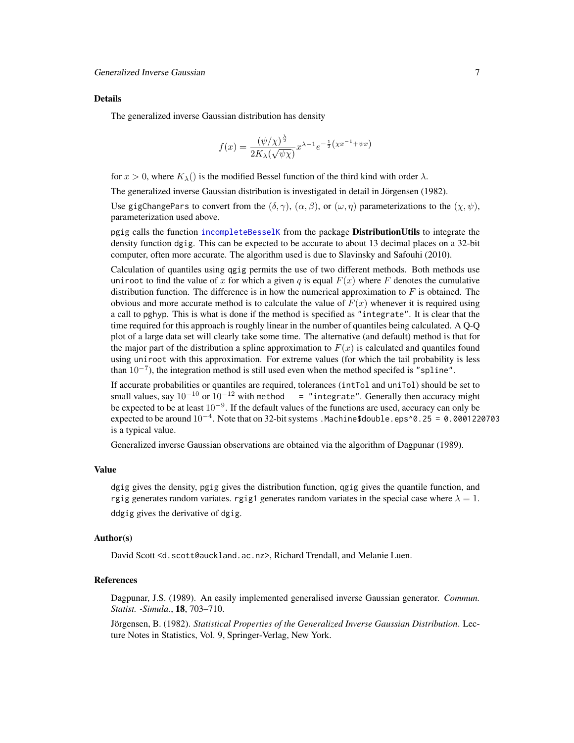### Details

The generalized inverse Gaussian distribution has density

$$f(x) = \frac{(\psi/\chi)^{\frac{\lambda}{2}}}{2K_\lambda(\sqrt{\psi\chi})} x^{\lambda-1} e^{-\frac{1}{2}\left(\chi x^{-1} + \psi x\right)}$$

for $x > 0$, where $K_\lambda()$ is the modified Bessel function of the third kind with order $\lambda$.

The generalized inverse Gaussian distribution is investigated in detail in Jörgensen (1982).

Use `gigChangePars` to convert from the $(\delta, \gamma)$, $(\alpha, \beta)$, or $(\omega, \eta)$ parameterizations to the $(\chi, \psi)$, parameterization used above.

`pgig` calls the function `incompleteBesselK` from the package **DistributionUtils** to integrate the density function `dgig`. This can be expected to be accurate to about 13 decimal places on a 32-bit computer, often more accurate. The algorithm used is due to Slavinsky and Safouhi (2010).

Calculation of quantiles using `qgig` permits the use of two different methods. Both methods use `uniroot` to find the value of $x$ for which a given $q$ is equal $F(x)$ where $F$ denotes the cumulative distribution function. The difference is in how the numerical approximation to $F$ is obtained. The obvious and more accurate method is to calculate the value of $F(x)$ whenever it is required using a call to `pghyp`. This is what is done if the method is specified as `"integrate"`. It is clear that the time required for this approach is roughly linear in the number of quantiles being calculated. A Q-Q plot of a large data set will clearly take some time. The alternative (and default) method is that for the major part of the distribution a spline approximation to $F(x)$ is calculated and quantiles found using `uniroot` with this approximation. For extreme values (for which the tail probability is less than $10^{-7}$), the integration method is still used even when the method specifed is `"spline"`.

If accurate probabilities or quantiles are required, tolerances (`intTol` and `uniTol`) should be set to small values, say $10^{-10}$ or $10^{-12}$ with `method = "integrate"`. Generally then accuracy might be expected to be at least $10^{-9}$. If the default values of the functions are used, accuracy can only be expected to be around $10^{-4}$. Note that on 32-bit systems `.Machine$double.eps^0.25 = 0.0001220703` is a typical value.

Generalized inverse Gaussian observations are obtained via the algorithm of Dagpunar (1989).

### Value

`dgig` gives the density, `pgig` gives the distribution function, `qgig` gives the quantile function, and `rgig` generates random variates. `rgig1` generates random variates in the special case where $\lambda = 1$.

`ddgig` gives the derivative of `dgig`.

### Author(s)

David Scott <d.scott@auckland.ac.nz>, Richard Trendall, and Melanie Luen.

### References

Dagpunar, J.S. (1989). An easily implemented generalised inverse Gaussian generator. *Commun. Statist. -Simula.*, **18**, 703–710.

Jörgensen, B. (1982). *Statistical Properties of the Generalized Inverse Gaussian Distribution*. Lecture Notes in Statistics, Vol. 9, Springer-Verlag, New York.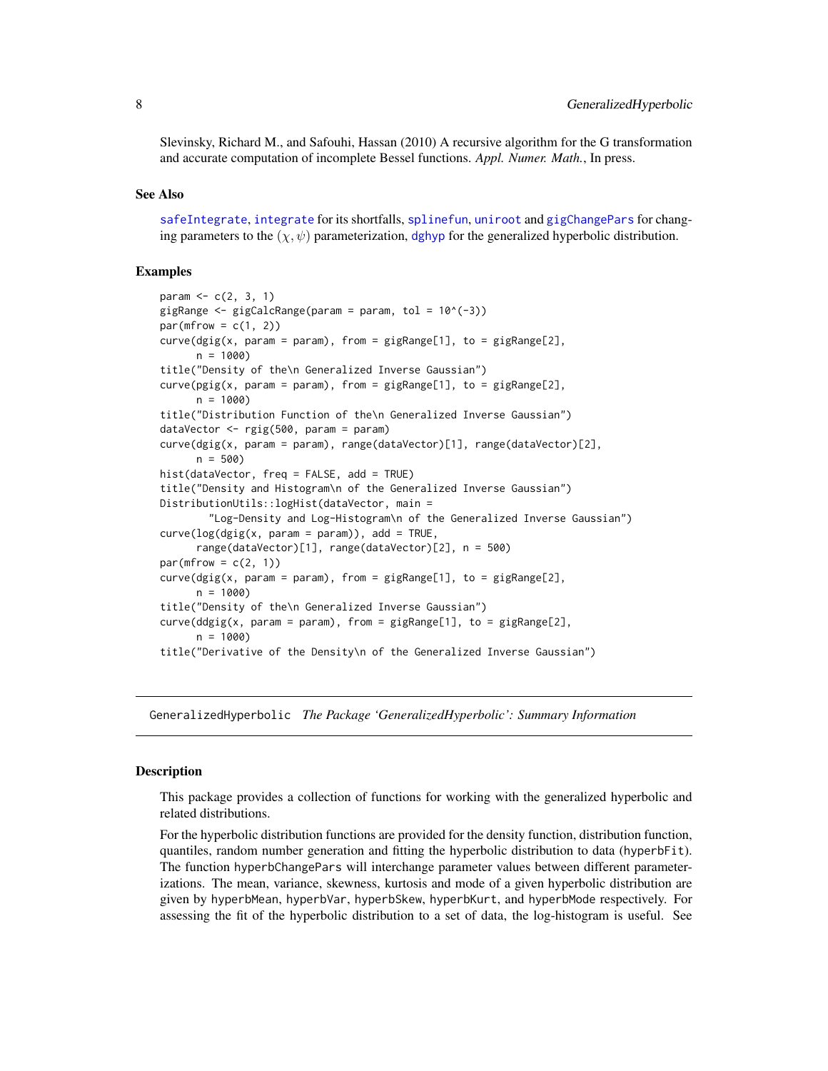Slevinsky, Richard M., and Safouhi, Hassan (2010) A recursive algorithm for the G transformation and accurate computation of incomplete Bessel functions. *Appl. Numer. Math.*, In press.

### See Also

safeIntegrate, integrate for its shortfalls, splinefun, uniroot and gigChangePars for changing parameters to the $(\chi, \psi)$ parameterization, dghyp for the generalized hyperbolic distribution.

### Examples

```
param <- c(2, 3, 1)
gigRange <- gigCalcRange(param = param, tol = 10^(-3))
par(mfrow = c(1, 2))
curve(dgig(x, param = param), from = gigRange[1], to = gigRange[2],
      n = 1000)
title("Density of the\n Generalized Inverse Gaussian")
curve(pgig(x, param = param), from = gigRange[1], to = gigRange[2],
      n = 1000)
title("Distribution Function of the\n Generalized Inverse Gaussian")
dataVector <- rgig(500, param = param)
curve(dgig(x, param = param), range(dataVector)[1], range(dataVector)[2],
      n = 500)
hist(dataVector, freq = FALSE, add = TRUE)
title("Density and Histogram\n of the Generalized Inverse Gaussian")
DistributionUtils::logHist(dataVector, main =
         "Log-Density and Log-Histogram\n of the Generalized Inverse Gaussian")
curve(log(dgig(x, param = param)), add = TRUE,
      range(dataVector)[1], range(dataVector)[2], n = 500)
par(mfrow = c(2, 1))
curve(dgig(x, param = param), from = gigRange[1], to = gigRange[2],
      n = 1000)
title("Density of the\n Generalized Inverse Gaussian")
curve(ddgig(x, param = param), from = gigRange[1], to = gigRange[2],
      n = 1000)
title("Derivative of the Density\n of the Generalized Inverse Gaussian")
```

---

## GeneralizedHyperbolic *The Package 'GeneralizedHyperbolic': Summary Information*

### Description

This package provides a collection of functions for working with the generalized hyperbolic and related distributions.

For the hyperbolic distribution functions are provided for the density function, distribution function, quantiles, random number generation and fitting the hyperbolic distribution to data (hyperbFit). The function hyperbChangePars will interchange parameter values between different parameterizations. The mean, variance, skewness, kurtosis and mode of a given hyperbolic distribution are given by hyperbMean, hyperbVar, hyperbSkew, hyperbKurt, and hyperbMode respectively. For assessing the fit of the hyperbolic distribution to a set of data, the log-histogram is useful. See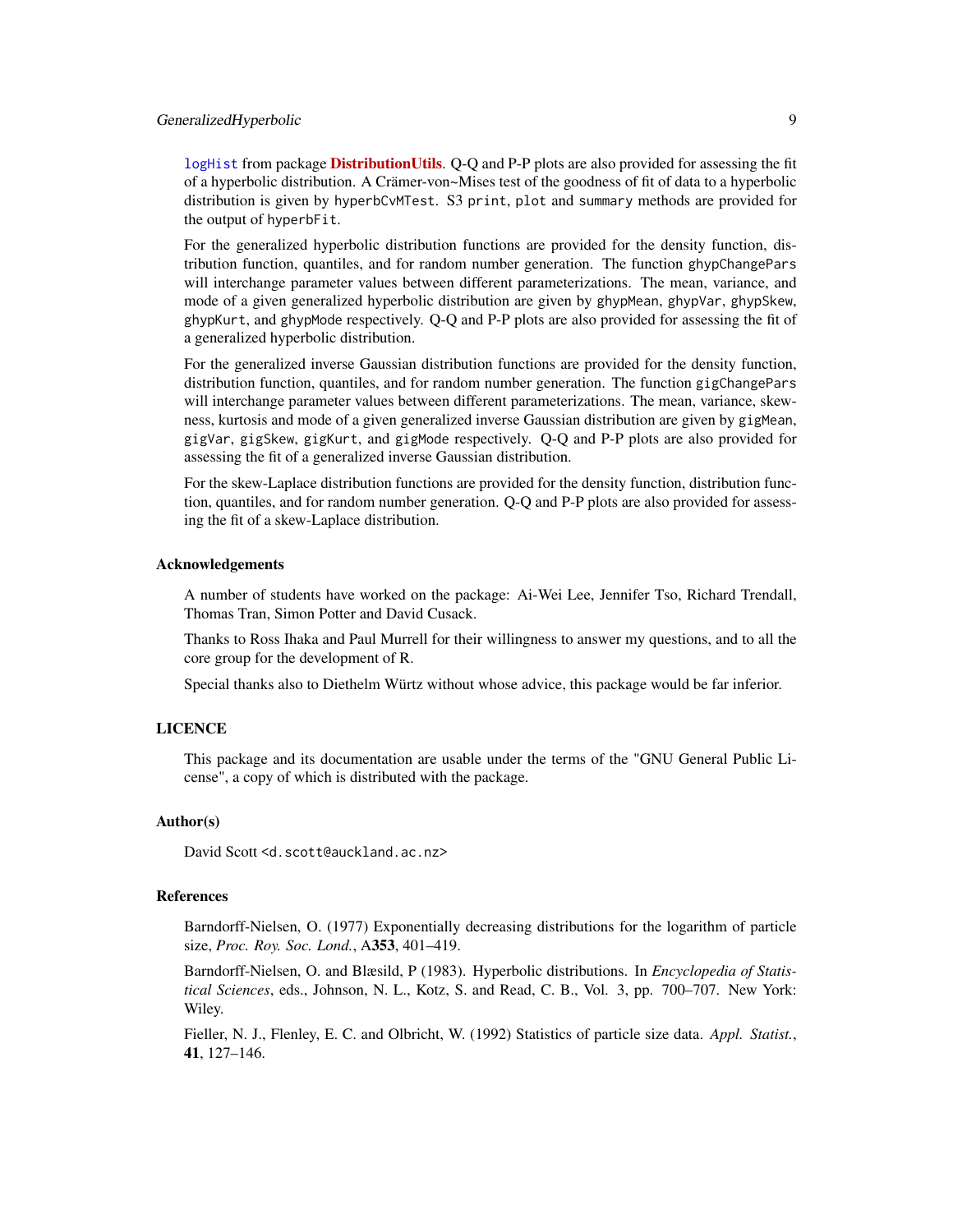logHist from package **DistributionUtils**. Q-Q and P-P plots are also provided for assessing the fit of a hyperbolic distribution. A Crämer-von~Mises test of the goodness of fit of data to a hyperbolic distribution is given by `hyperbCvMTest`. S3 `print`, `plot` and `summary` methods are provided for the output of `hyperbFit`.

For the generalized hyperbolic distribution functions are provided for the density function, distribution function, quantiles, and for random number generation. The function `ghypChangePars` will interchange parameter values between different parameterizations. The mean, variance, and mode of a given generalized hyperbolic distribution are given by `ghypMean`, `ghypVar`, `ghypSkew`, `ghypKurt`, and `ghypMode` respectively. Q-Q and P-P plots are also provided for assessing the fit of a generalized hyperbolic distribution.

For the generalized inverse Gaussian distribution functions are provided for the density function, distribution function, quantiles, and for random number generation. The function `gigChangePars` will interchange parameter values between different parameterizations. The mean, variance, skewness, kurtosis and mode of a given generalized inverse Gaussian distribution are given by `gigMean`, `gigVar`, `gigSkew`, `gigKurt`, and `gigMode` respectively. Q-Q and P-P plots are also provided for assessing the fit of a generalized inverse Gaussian distribution.

For the skew-Laplace distribution functions are provided for the density function, distribution function, quantiles, and for random number generation. Q-Q and P-P plots are also provided for assessing the fit of a skew-Laplace distribution.

### Acknowledgements

A number of students have worked on the package: Ai-Wei Lee, Jennifer Tso, Richard Trendall, Thomas Tran, Simon Potter and David Cusack.

Thanks to Ross Ihaka and Paul Murrell for their willingness to answer my questions, and to all the core group for the development of R.

Special thanks also to Diethelm Würtz without whose advice, this package would be far inferior.

### LICENCE

This package and its documentation are usable under the terms of the "GNU General Public License", a copy of which is distributed with the package.

### Author(s)

David Scott <d.scott@auckland.ac.nz>

### References

Barndorff-Nielsen, O. (1977) Exponentially decreasing distributions for the logarithm of particle size, *Proc. Roy. Soc. Lond.*, A**353**, 401–419.

Barndorff-Nielsen, O. and Blæsild, P (1983). Hyperbolic distributions. In *Encyclopedia of Statistical Sciences*, eds., Johnson, N. L., Kotz, S. and Read, C. B., Vol. 3, pp. 700–707. New York: Wiley.

Fieller, N. J., Flenley, E. C. and Olbricht, W. (1992) Statistics of particle size data. *Appl. Statist.*, **41**, 127–146.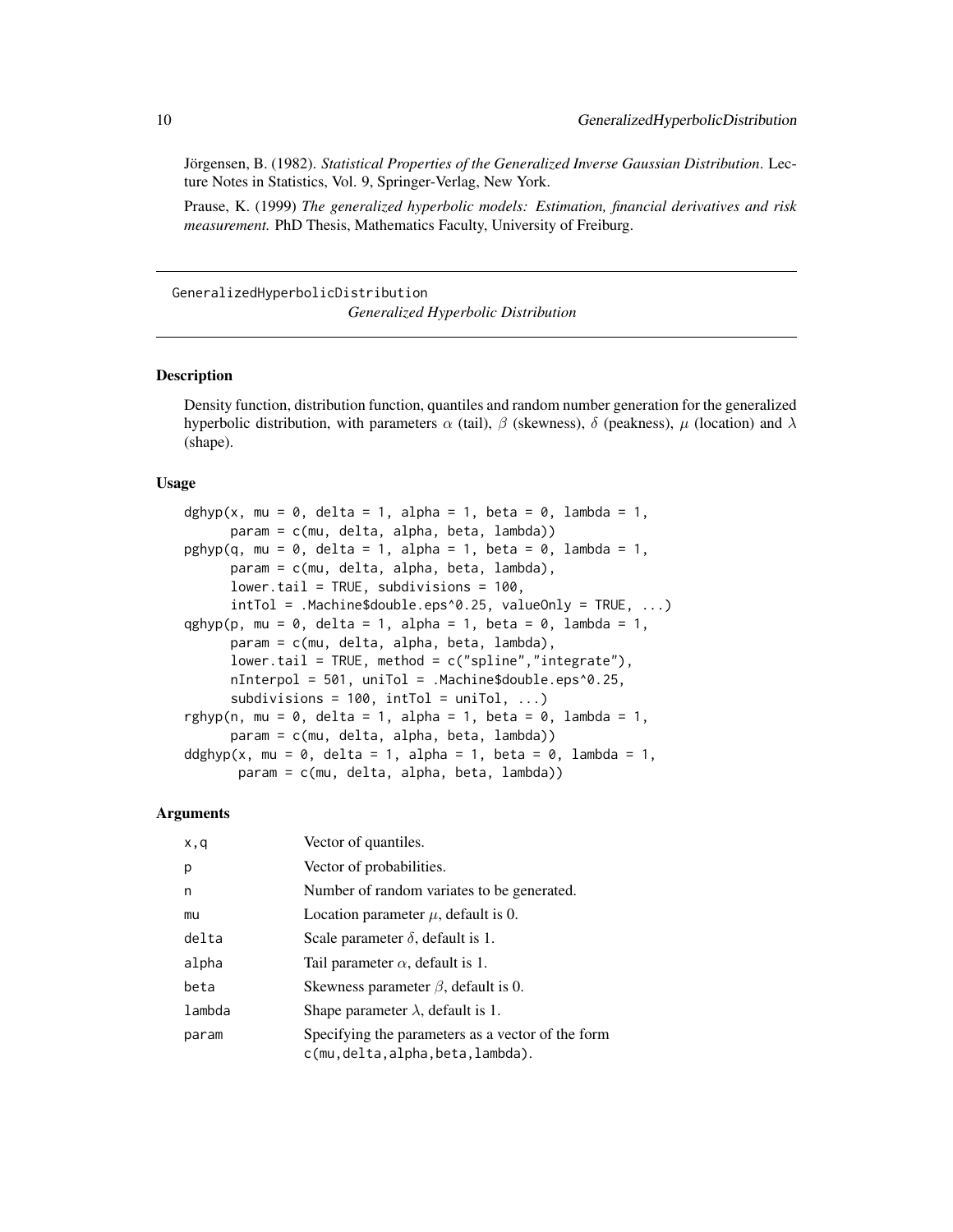Jörgensen, B. (1982). *Statistical Properties of the Generalized Inverse Gaussian Distribution*. Lecture Notes in Statistics, Vol. 9, Springer-Verlag, New York.

Prause, K. (1999) *The generalized hyperbolic models: Estimation, financial derivatives and risk measurement.* PhD Thesis, Mathematics Faculty, University of Freiburg.

---

GeneralizedHyperbolicDistribution

*Generalized Hyperbolic Distribution*

---

### Description

Density function, distribution function, quantiles and random number generation for the generalized hyperbolic distribution, with parameters $\alpha$ (tail), $\beta$ (skewness), $\delta$ (peakness), $\mu$ (location) and $\lambda$ (shape).

### Usage

```
dghyp(x, mu = 0, delta = 1, alpha = 1, beta = 0, lambda = 1,
      param = c(mu, delta, alpha, beta, lambda))
pghyp(q, mu = 0, delta = 1, alpha = 1, beta = 0, lambda = 1,
      param = c(mu, delta, alpha, beta, lambda),
      lower.tail = TRUE, subdivisions = 100,
      intTol = .Machine$double.eps^0.25, valueOnly = TRUE, ...)
qghyp(p, mu = 0, delta = 1, alpha = 1, beta = 0, lambda = 1,
      param = c(mu, delta, alpha, beta, lambda),
      lower.tail = TRUE, method = c("spline","integrate"),
      nInterpol = 501, uniTol = .Machine$double.eps^0.25,
      subdivisions = 100, intTol = uniTol, ...)
rghyp(n, mu = 0, delta = 1, alpha = 1, beta = 0, lambda = 1,
      param = c(mu, delta, alpha, beta, lambda))
ddghyp(x, mu = 0, delta = 1, alpha = 1, beta = 0, lambda = 1,
       param = c(mu, delta, alpha, beta, lambda))
```

### Arguments

| | |
|---|---|
| x,q | Vector of quantiles. |
| p | Vector of probabilities. |
| n | Number of random variates to be generated. |
| mu | Location parameter $\mu$, default is 0. |
| delta | Scale parameter $\delta$, default is 1. |
| alpha | Tail parameter $\alpha$, default is 1. |
| beta | Skewness parameter $\beta$, default is 0. |
| lambda | Shape parameter $\lambda$, default is 1. |
| param | Specifying the parameters as a vector of the form c(mu,delta,alpha,beta,lambda). |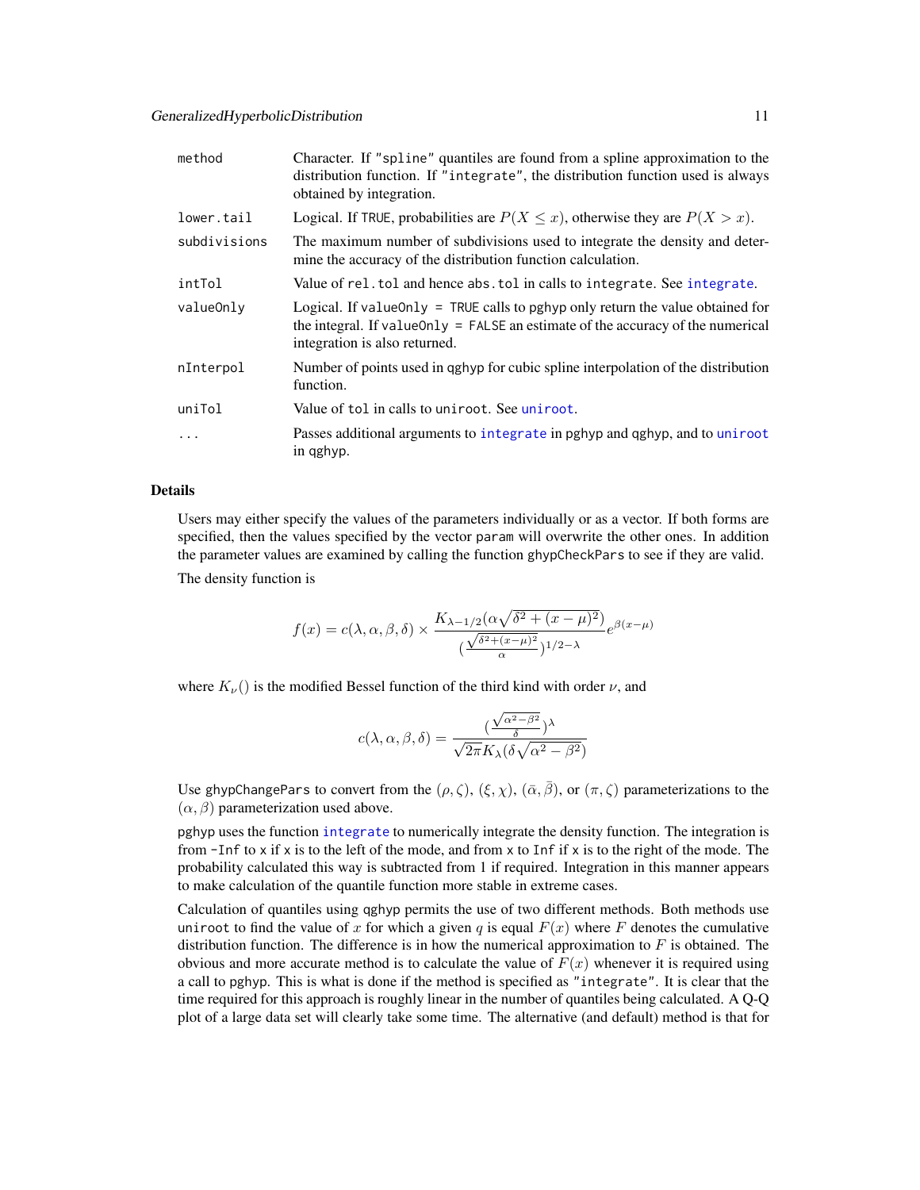| | |
|---|---|
| method | Character. If "spline" quantiles are found from a spline approximation to the distribution function. If "integrate", the distribution function used is always obtained by integration. |
| lower.tail | Logical. If TRUE, probabilities are $P(X \leq x)$, otherwise they are $P(X > x)$. |
| subdivisions | The maximum number of subdivisions used to integrate the density and determine the accuracy of the distribution function calculation. |
| intTol | Value of rel.tol and hence abs.tol in calls to integrate. See integrate. |
| valueOnly | Logical. If valueOnly = TRUE calls to pghyp only return the value obtained for the integral. If valueOnly = FALSE an estimate of the accuracy of the numerical integration is also returned. |
| nInterpol | Number of points used in qghyp for cubic spline interpolation of the distribution function. |
| uniTol | Value of tol in calls to uniroot. See uniroot. |
| ... | Passes additional arguments to integrate in pghyp and qghyp, and to uniroot in qghyp. |

## Details

Users may either specify the values of the parameters individually or as a vector. If both forms are specified, then the values specified by the vector param will overwrite the other ones. In addition the parameter values are examined by calling the function ghypCheckPars to see if they are valid.

The density function is

$$f(x) = c(\lambda, \alpha, \beta, \delta) \times \frac{K_{\lambda-1/2}(\alpha\sqrt{\delta^2 + (x-\mu)^2})}{(\frac{\sqrt{\delta^2+(x-\mu)^2}}{\alpha})^{1/2-\lambda}} e^{\beta(x-\mu)}$$

where $K_\nu()$ is the modified Bessel function of the third kind with order $\nu$, and

$$c(\lambda, \alpha, \beta, \delta) = \frac{(\frac{\sqrt{\alpha^2-\beta^2}}{\delta})^\lambda}{\sqrt{2\pi} K_\lambda(\delta\sqrt{\alpha^2 - \beta^2})}$$

Use ghypChangePars to convert from the $(\rho, \zeta)$, $(\xi, \chi)$, $(\bar{\alpha}, \bar{\beta})$, or $(\pi, \zeta)$ parameterizations to the $(\alpha, \beta)$ parameterization used above.

pghyp uses the function integrate to numerically integrate the density function. The integration is from -Inf to x if x is to the left of the mode, and from x to Inf if x is to the right of the mode. The probability calculated this way is subtracted from 1 if required. Integration in this manner appears to make calculation of the quantile function more stable in extreme cases.

Calculation of quantiles using qghyp permits the use of two different methods. Both methods use uniroot to find the value of $x$ for which a given $q$ is equal $F(x)$ where $F$ denotes the cumulative distribution function. The difference is in how the numerical approximation to $F$ is obtained. The obvious and more accurate method is to calculate the value of $F(x)$ whenever it is required using a call to pghyp. This is what is done if the method is specified as "integrate". It is clear that the time required for this approach is roughly linear in the number of quantiles being calculated. A Q-Q plot of a large data set will clearly take some time. The alternative (and default) method is that for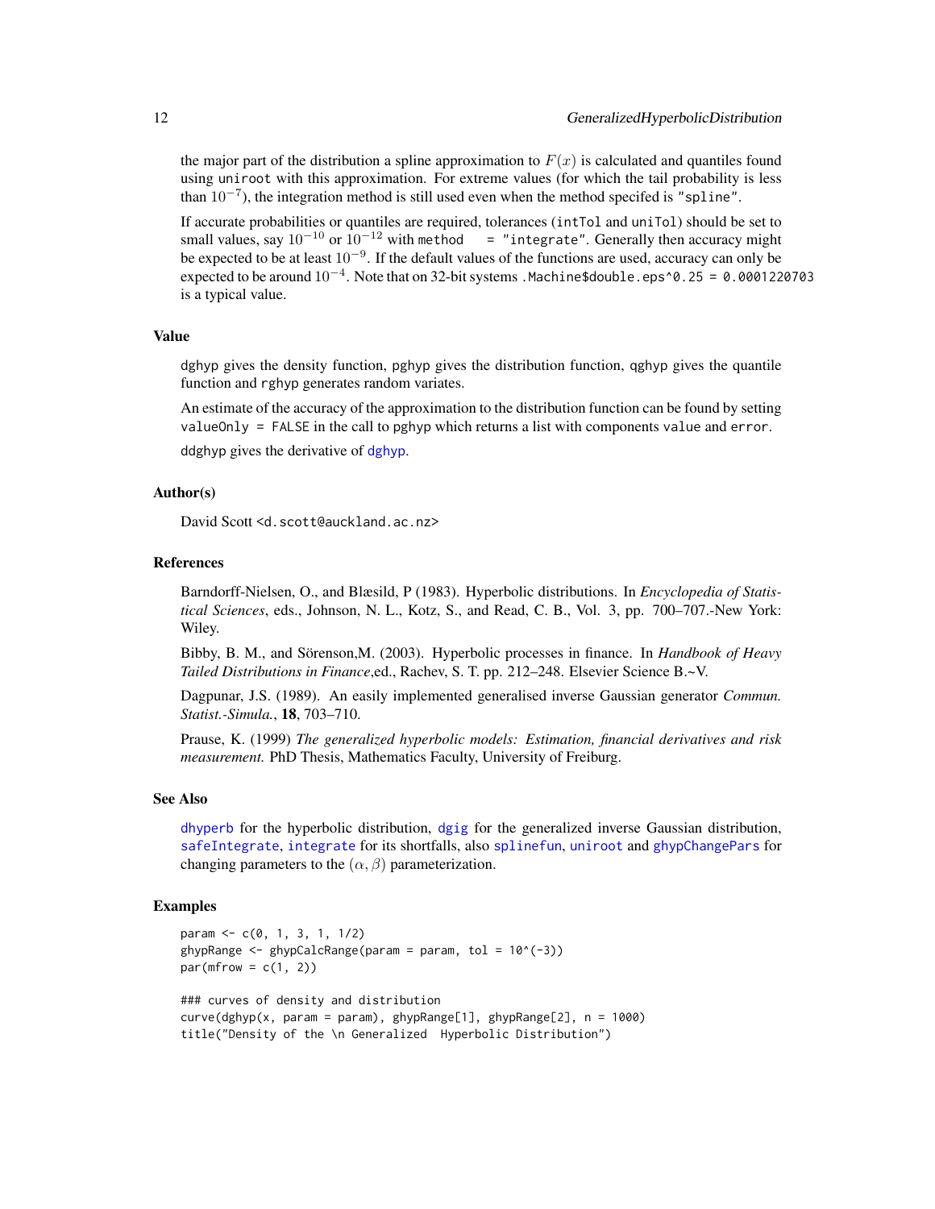the major part of the distribution a spline approximation to $F(x)$ is calculated and quantiles found using `uniroot` with this approximation. For extreme values (for which the tail probability is less than $10^{-7}$), the integration method is still used even when the method specifed is `"spline"`.

If accurate probabilities or quantiles are required, tolerances (`intTol` and `uniTol`) should be set to small values, say $10^{-10}$ or $10^{-12}$ with `method = "integrate"`. Generally then accuracy might be expected to be at least $10^{-9}$. If the default values of the functions are used, accuracy can only be expected to be around $10^{-4}$. Note that on 32-bit systems `.Machine$double.eps^0.25 = 0.0001220703` is a typical value.

### Value

`dghyp` gives the density function, `pghyp` gives the distribution function, `qghyp` gives the quantile function and `rghyp` generates random variates.

An estimate of the accuracy of the approximation to the distribution function can be found by setting `valueOnly = FALSE` in the call to `pghyp` which returns a list with components `value` and `error`.

`ddghyp` gives the derivative of `dghyp`.

### Author(s)

David Scott <d.scott@auckland.ac.nz>

### References

Barndorff-Nielsen, O., and Blæsild, P (1983). Hyperbolic distributions. In *Encyclopedia of Statistical Sciences*, eds., Johnson, N. L., Kotz, S., and Read, C. B., Vol. 3, pp. 700–707.-New York: Wiley.

Bibby, B. M., and Sörenson,M. (2003). Hyperbolic processes in finance. In *Handbook of Heavy Tailed Distributions in Finance*,ed., Rachev, S. T. pp. 212–248. Elsevier Science B.~V.

Dagpunar, J.S. (1989). An easily implemented generalised inverse Gaussian generator *Commun. Statist.-Simula.*, **18**, 703–710.

Prause, K. (1999) *The generalized hyperbolic models: Estimation, financial derivatives and risk measurement.* PhD Thesis, Mathematics Faculty, University of Freiburg.

### See Also

`dhyperb` for the hyperbolic distribution, `dgig` for the generalized inverse Gaussian distribution, `safeIntegrate`, `integrate` for its shortfalls, also `splinefun`, `uniroot` and `ghypChangePars` for changing parameters to the $(\alpha, \beta)$ parameterization.

### Examples

```
param <- c(0, 1, 3, 1, 1/2)
ghypRange <- ghypCalcRange(param = param, tol = 10^(-3))
par(mfrow = c(1, 2))

### curves of density and distribution
curve(dghyp(x, param = param), ghypRange[1], ghypRange[2], n = 1000)
title("Density of the \n Generalized  Hyperbolic Distribution")
```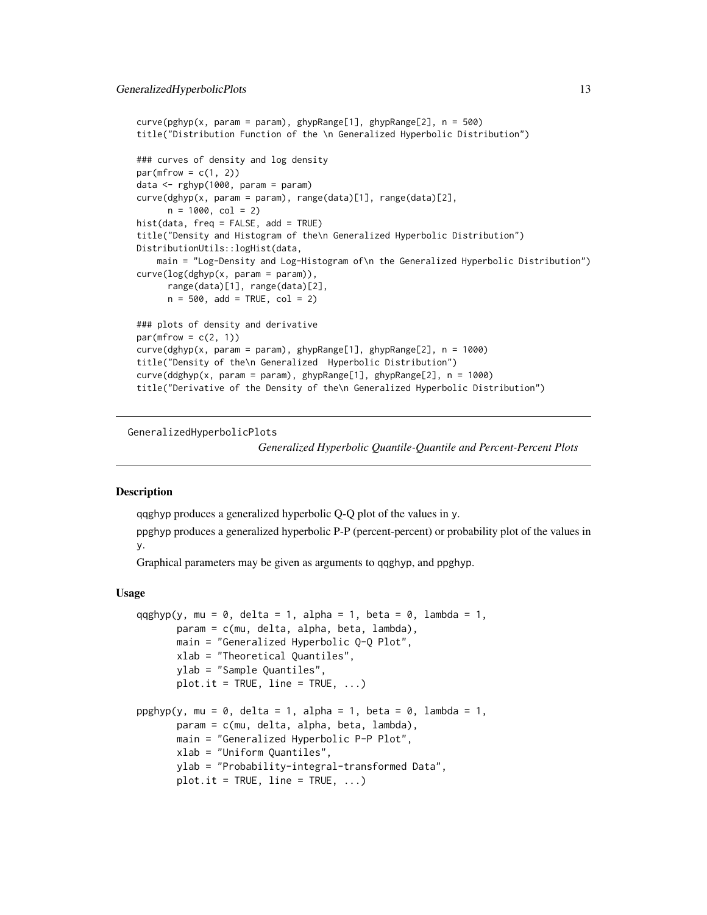```
curve(pghyp(x, param = param), ghypRange[1], ghypRange[2], n = 500)
title("Distribution Function of the \n Generalized Hyperbolic Distribution")

### curves of density and log density
par(mfrow = c(1, 2))
data <- rghyp(1000, param = param)
curve(dghyp(x, param = param), range(data)[1], range(data)[2],
      n = 1000, col = 2)
hist(data, freq = FALSE, add = TRUE)
title("Density and Histogram of the\n Generalized Hyperbolic Distribution")
DistributionUtils::logHist(data,
    main = "Log-Density and Log-Histogram of\n the Generalized Hyperbolic Distribution")
curve(log(dghyp(x, param = param)),
      range(data)[1], range(data)[2],
      n = 500, add = TRUE, col = 2)

### plots of density and derivative
par(mfrow = c(2, 1))
curve(dghyp(x, param = param), ghypRange[1], ghypRange[2], n = 1000)
title("Density of the\n Generalized  Hyperbolic Distribution")
curve(ddghyp(x, param = param), ghypRange[1], ghypRange[2], n = 1000)
title("Derivative of the Density of the\n Generalized Hyperbolic Distribution")
```

---

GeneralizedHyperbolicPlots

*Generalized Hyperbolic Quantile-Quantile and Percent-Percent Plots*

---

## Description

qqghyp produces a generalized hyperbolic Q-Q plot of the values in y.

ppghyp produces a generalized hyperbolic P-P (percent-percent) or probability plot of the values in y.

Graphical parameters may be given as arguments to qqghyp, and ppghyp.

## Usage

```
qqghyp(y, mu = 0, delta = 1, alpha = 1, beta = 0, lambda = 1,
       param = c(mu, delta, alpha, beta, lambda),
       main = "Generalized Hyperbolic Q-Q Plot",
       xlab = "Theoretical Quantiles",
       ylab = "Sample Quantiles",
       plot.it = TRUE, line = TRUE, ...)

ppghyp(y, mu = 0, delta = 1, alpha = 1, beta = 0, lambda = 1,
       param = c(mu, delta, alpha, beta, lambda),
       main = "Generalized Hyperbolic P-P Plot",
       xlab = "Uniform Quantiles",
       ylab = "Probability-integral-transformed Data",
       plot.it = TRUE, line = TRUE, ...)
```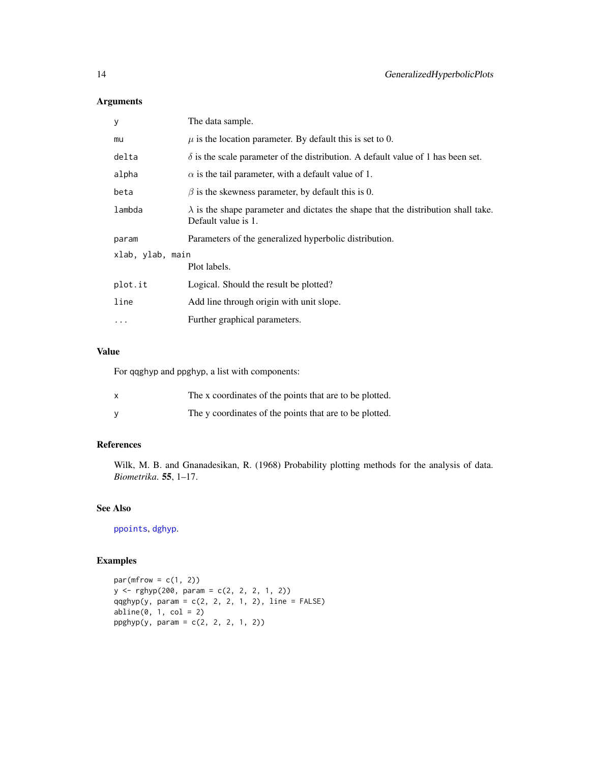## Arguments

| | |
|---|---|
| `y` | The data sample. |
| `mu` | $\mu$ is the location parameter. By default this is set to 0. |
| `delta` | $\delta$ is the scale parameter of the distribution. A default value of 1 has been set. |
| `alpha` | $\alpha$ is the tail parameter, with a default value of 1. |
| `beta` | $\beta$ is the skewness parameter, by default this is 0. |
| `lambda` | $\lambda$ is the shape parameter and dictates the shape that the distribution shall take. Default value is 1. |
| `param` | Parameters of the generalized hyperbolic distribution. |
| `xlab, ylab, main` | Plot labels. |
| `plot.it` | Logical. Should the result be plotted? |
| `line` | Add line through origin with unit slope. |
| `...` | Further graphical parameters. |

## Value

For qqghyp and ppghyp, a list with components:

| | |
|---|---|
| `x` | The x coordinates of the points that are to be plotted. |
| `y` | The y coordinates of the points that are to be plotted. |

## References

Wilk, M. B. and Gnanadesikan, R. (1968) Probability plotting methods for the analysis of data. *Biometrika*. **55**, 1–17.

## See Also

`ppoints`, `dghyp`.

## Examples

```
par(mfrow = c(1, 2))
y <- rghyp(200, param = c(2, 2, 2, 1, 2))
qqghyp(y, param = c(2, 2, 2, 1, 2), line = FALSE)
abline(0, 1, col = 2)
ppghyp(y, param = c(2, 2, 2, 1, 2))
```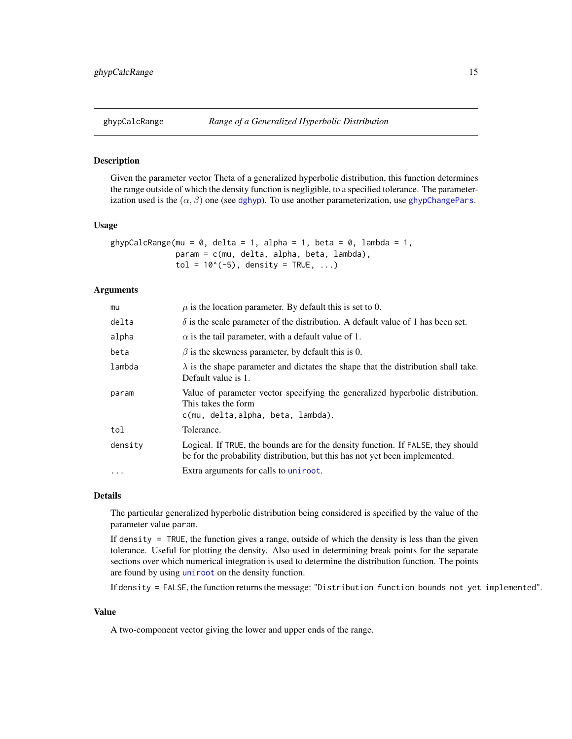ghypCalcRange *Range of a Generalized Hyperbolic Distribution*

## Description

Given the parameter vector Theta of a generalized hyperbolic distribution, this function determines the range outside of which the density function is negligible, to a specified tolerance. The parameterization used is the $(\alpha, \beta)$ one (see dghyp). To use another parameterization, use ghypChangePars.

## Usage

```
ghypCalcRange(mu = 0, delta = 1, alpha = 1, beta = 0, lambda = 1,
              param = c(mu, delta, alpha, beta, lambda),
              tol = 10^(-5), density = TRUE, ...)
```

## Arguments

| | |
|---|---|
| mu | $\mu$ is the location parameter. By default this is set to 0. |
| delta | $\delta$ is the scale parameter of the distribution. A default value of 1 has been set. |
| alpha | $\alpha$ is the tail parameter, with a default value of 1. |
| beta | $\beta$ is the skewness parameter, by default this is 0. |
| lambda | $\lambda$ is the shape parameter and dictates the shape that the distribution shall take. Default value is 1. |
| param | Value of parameter vector specifying the generalized hyperbolic distribution. This takes the form `c(mu, delta,alpha, beta, lambda)`. |
| tol | Tolerance. |
| density | Logical. If TRUE, the bounds are for the density function. If FALSE, they should be for the probability distribution, but this has not yet been implemented. |
| ... | Extra arguments for calls to uniroot. |

## Details

The particular generalized hyperbolic distribution being considered is specified by the value of the parameter value param.

If density = TRUE, the function gives a range, outside of which the density is less than the given tolerance. Useful for plotting the density. Also used in determining break points for the separate sections over which numerical integration is used to determine the distribution function. The points are found by using uniroot on the density function.

If density = FALSE, the function returns the message: "Distribution function bounds not yet implemented".

## Value

A two-component vector giving the lower and upper ends of the range.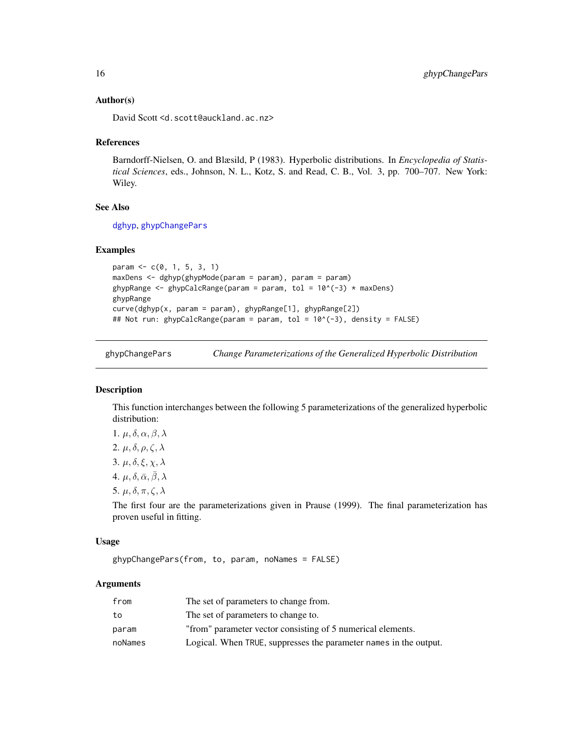### Author(s)

David Scott <d.scott@auckland.ac.nz>

### References

Barndorff-Nielsen, O. and Blæsild, P (1983). Hyperbolic distributions. In *Encyclopedia of Statistical Sciences*, eds., Johnson, N. L., Kotz, S. and Read, C. B., Vol. 3, pp. 700–707. New York: Wiley.

### See Also

dghyp, ghypChangePars

### Examples

```
param <- c(0, 1, 5, 3, 1)
maxDens <- dghyp(ghypMode(param = param), param = param)
ghypRange <- ghypCalcRange(param = param, tol = 10^(-3) * maxDens)
ghypRange
curve(dghyp(x, param = param), ghypRange[1], ghypRange[2])
## Not run: ghypCalcRange(param = param, tol = 10^(-3), density = FALSE)
```

---

## ghypChangePars — *Change Parameterizations of the Generalized Hyperbolic Distribution*

### Description

This function interchanges between the following 5 parameterizations of the generalized hyperbolic distribution:

1. $\mu, \delta, \alpha, \beta, \lambda$
2. $\mu, \delta, \rho, \zeta, \lambda$
3. $\mu, \delta, \xi, \chi, \lambda$
4. $\mu, \delta, \bar{\alpha}, \bar{\beta}, \lambda$
5. $\mu, \delta, \pi, \zeta, \lambda$

The first four are the parameterizations given in Prause (1999). The final parameterization has proven useful in fitting.

### Usage

```
ghypChangePars(from, to, param, noNames = FALSE)
```

### Arguments

| | |
|---|---|
| from | The set of parameters to change from. |
| to | The set of parameters to change to. |
| param | "from" parameter vector consisting of 5 numerical elements. |
| noNames | Logical. When TRUE, suppresses the parameter names in the output. |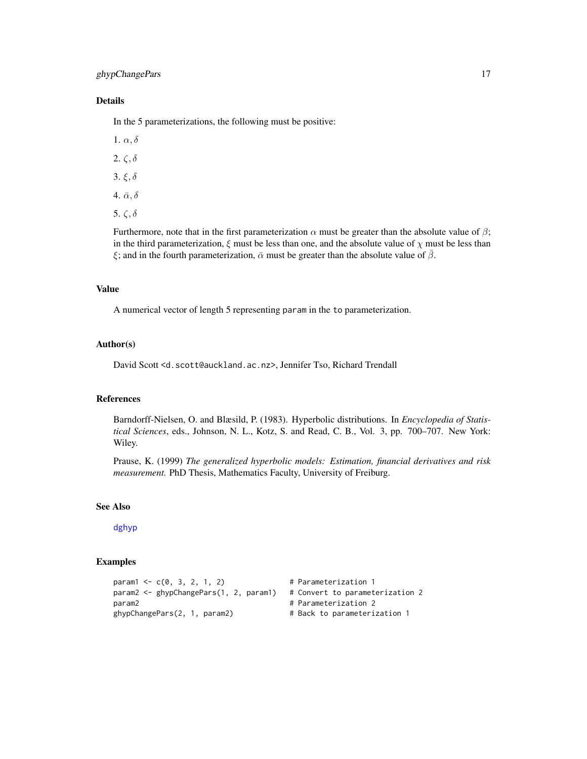## Details

In the 5 parameterizations, the following must be positive:

1. $\alpha, \delta$
2. $\zeta, \delta$
3. $\xi, \delta$
4. $\bar{\alpha}, \delta$
5. $\zeta, \delta$

Furthermore, note that in the first parameterization $\alpha$ must be greater than the absolute value of $\beta$; in the third parameterization, $\xi$ must be less than one, and the absolute value of $\chi$ must be less than $\xi$; and in the fourth parameterization, $\bar{\alpha}$ must be greater than the absolute value of $\bar{\beta}$.

## Value

A numerical vector of length 5 representing `param` in the `to` parameterization.

## Author(s)

David Scott <d.scott@auckland.ac.nz>, Jennifer Tso, Richard Trendall

## References

Barndorff-Nielsen, O. and Blæsild, P. (1983). Hyperbolic distributions. In *Encyclopedia of Statistical Sciences*, eds., Johnson, N. L., Kotz, S. and Read, C. B., Vol. 3, pp. 700–707. New York: Wiley.

Prause, K. (1999) *The generalized hyperbolic models: Estimation, financial derivatives and risk measurement.* PhD Thesis, Mathematics Faculty, University of Freiburg.

## See Also

dghyp

## Examples

```
param1 <- c(0, 3, 2, 1, 2)              # Parameterization 1
param2 <- ghypChangePars(1, 2, param1)  # Convert to parameterization 2
param2                                  # Parameterization 2
ghypChangePars(2, 1, param2)            # Back to parameterization 1
```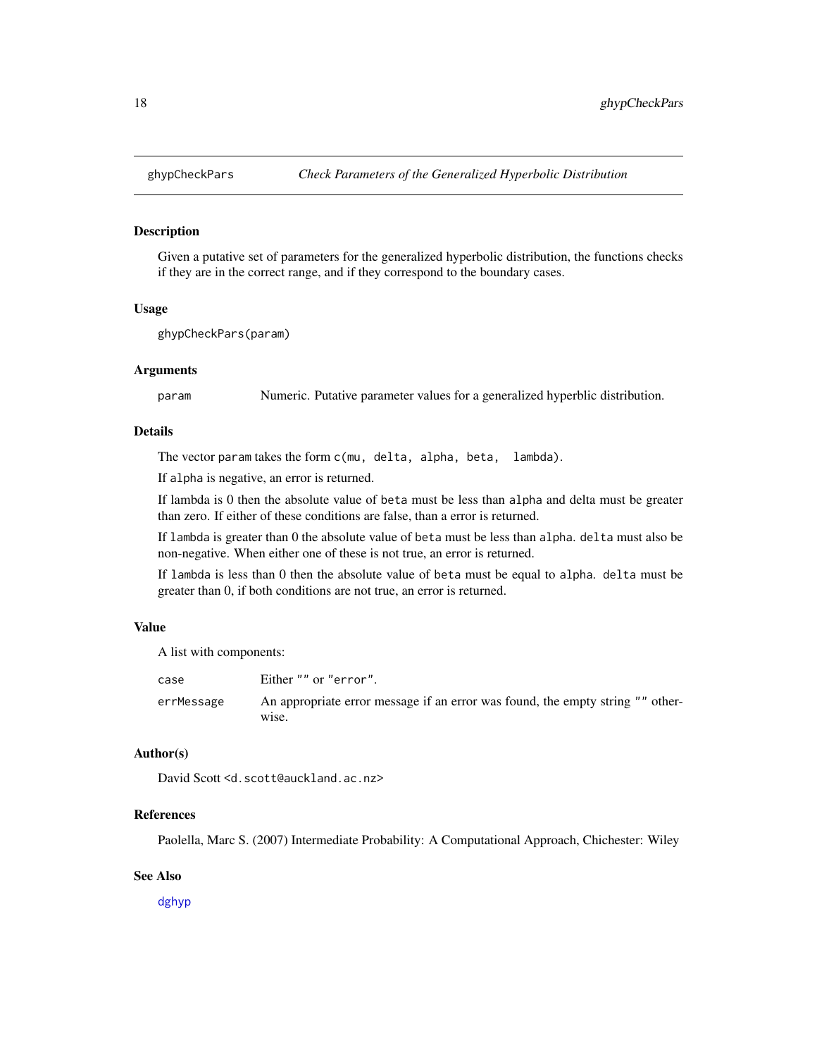ghypCheckPars *Check Parameters of the Generalized Hyperbolic Distribution*

## Description

Given a putative set of parameters for the generalized hyperbolic distribution, the functions checks if they are in the correct range, and if they correspond to the boundary cases.

## Usage

```
ghypCheckPars(param)
```

## Arguments

| | |
|---|---|
| `param` | Numeric. Putative parameter values for a generalized hyperblic distribution. |

## Details

The vector `param` takes the form `c(mu, delta, alpha, beta,  lambda)`.

If `alpha` is negative, an error is returned.

If lambda is 0 then the absolute value of `beta` must be less than `alpha` and delta must be greater than zero. If either of these conditions are false, than a error is returned.

If `lambda` is greater than 0 the absolute value of `beta` must be less than `alpha`. `delta` must also be non-negative. When either one of these is not true, an error is returned.

If `lambda` is less than 0 then the absolute value of `beta` must be equal to `alpha`. `delta` must be greater than 0, if both conditions are not true, an error is returned.

## Value

A list with components:

| | |
|---|---|
| `case` | Either `""` or `"error"`. |
| `errMessage` | An appropriate error message if an error was found, the empty string `""` otherwise. |

## Author(s)

David Scott <d.scott@auckland.ac.nz>

## References

Paolella, Marc S. (2007) Intermediate Probability: A Computational Approach, Chichester: Wiley

## See Also

`dghyp`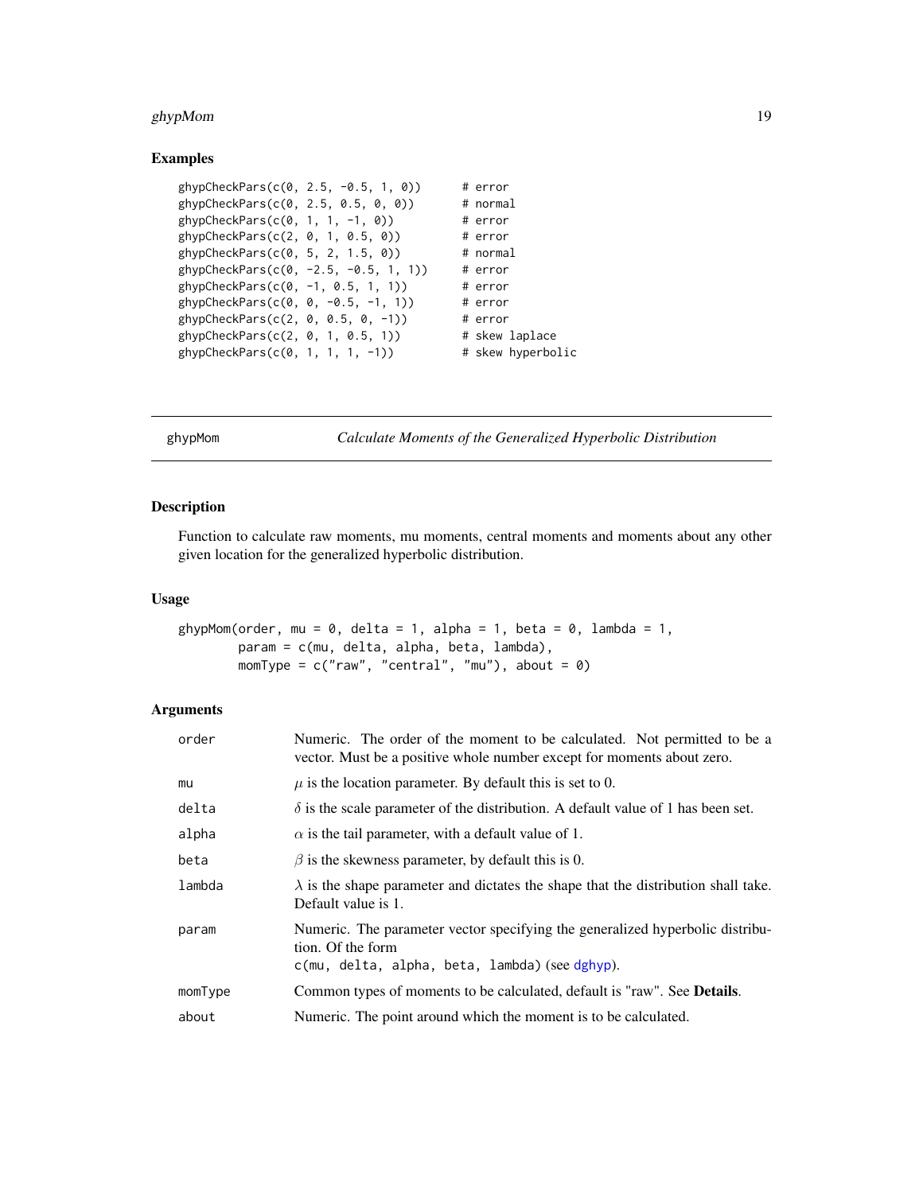### Examples

```
ghypCheckPars(c(0, 2.5, -0.5, 1, 0))      # error
ghypCheckPars(c(0, 2.5, 0.5, 0, 0))       # normal
ghypCheckPars(c(0, 1, 1, -1, 0))          # error
ghypCheckPars(c(2, 0, 1, 0.5, 0))         # error
ghypCheckPars(c(0, 5, 2, 1.5, 0))         # normal
ghypCheckPars(c(0, -2.5, -0.5, 1, 1))     # error
ghypCheckPars(c(0, -1, 0.5, 1, 1))        # error
ghypCheckPars(c(0, 0, -0.5, -1, 1))       # error
ghypCheckPars(c(2, 0, 0.5, 0, -1))        # error
ghypCheckPars(c(2, 0, 1, 0.5, 1))         # skew laplace
ghypCheckPars(c(0, 1, 1, 1, -1))          # skew hyperbolic
```

---

## ghypMom — *Calculate Moments of the Generalized Hyperbolic Distribution*

### Description

Function to calculate raw moments, mu moments, central moments and moments about any other given location for the generalized hyperbolic distribution.

### Usage

```
ghypMom(order, mu = 0, delta = 1, alpha = 1, beta = 0, lambda = 1,
        param = c(mu, delta, alpha, beta, lambda),
        momType = c("raw", "central", "mu"), about = 0)
```

### Arguments

| | |
|---|---|
| order | Numeric. The order of the moment to be calculated. Not permitted to be a vector. Must be a positive whole number except for moments about zero. |
| mu | $\mu$ is the location parameter. By default this is set to 0. |
| delta | $\delta$ is the scale parameter of the distribution. A default value of 1 has been set. |
| alpha | $\alpha$ is the tail parameter, with a default value of 1. |
| beta | $\beta$ is the skewness parameter, by default this is 0. |
| lambda | $\lambda$ is the shape parameter and dictates the shape that the distribution shall take. Default value is 1. |
| param | Numeric. The parameter vector specifying the generalized hyperbolic distribution. Of the form `c(mu, delta, alpha, beta, lambda)` (see `dghyp`). |
| momType | Common types of moments to be calculated, default is "raw". See **Details**. |
| about | Numeric. The point around which the moment is to be calculated. |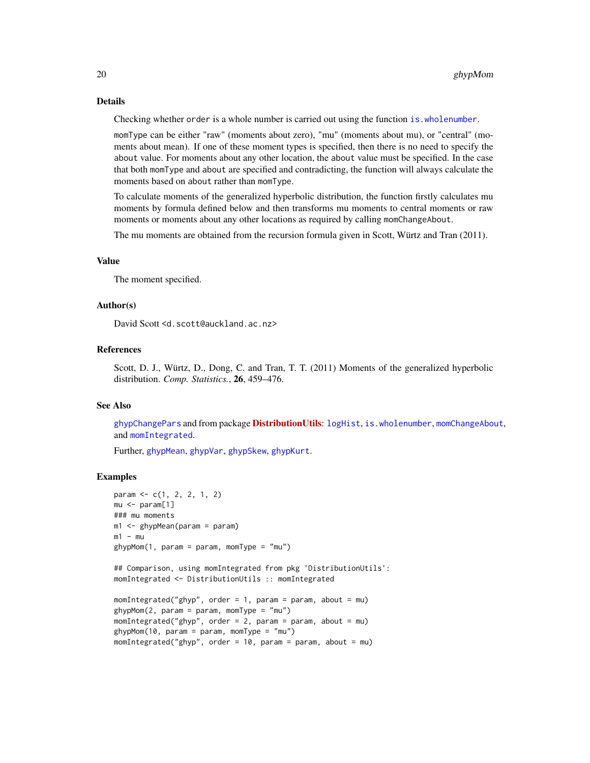## Details

Checking whether order is a whole number is carried out using the function `is.wholenumber`.

`momType` can be either "raw" (moments about zero), "mu" (moments about mu), or "central" (moments about mean). If one of these moment types is specified, then there is no need to specify the `about` value. For moments about any other location, the `about` value must be specified. In the case that both `momType` and `about` are specified and contradicting, the function will always calculate the moments based on `about` rather than `momType`.

To calculate moments of the generalized hyperbolic distribution, the function firstly calculates mu moments by formula defined below and then transforms mu moments to central moments or raw moments or moments about any other locations as required by calling `momChangeAbout`.

The mu moments are obtained from the recursion formula given in Scott, Würtz and Tran (2011).

## Value

The moment specified.

## Author(s)

David Scott <d.scott@auckland.ac.nz>

## References

Scott, D. J., Würtz, D., Dong, C. and Tran, T. T. (2011) Moments of the generalized hyperbolic distribution. *Comp. Statistics.*, **26**, 459–476.

## See Also

`ghypChangePars` and from package **DistributionUtils**: `logHist`, `is.wholenumber`, `momChangeAbout`, and `momIntegrated`.

Further, `ghypMean`, `ghypVar`, `ghypSkew`, `ghypKurt`.

## Examples

```
param <- c(1, 2, 2, 1, 2)
mu <- param[1]
### mu moments
m1 <- ghypMean(param = param)
m1 - mu
ghypMom(1, param = param, momType = "mu")

## Comparison, using momIntegrated from pkg 'DistributionUtils':
momIntegrated <- DistributionUtils :: momIntegrated

momIntegrated("ghyp", order = 1, param = param, about = mu)
ghypMom(2, param = param, momType = "mu")
momIntegrated("ghyp", order = 2, param = param, about = mu)
ghypMom(10, param = param, momType = "mu")
momIntegrated("ghyp", order = 10, param = param, about = mu)
```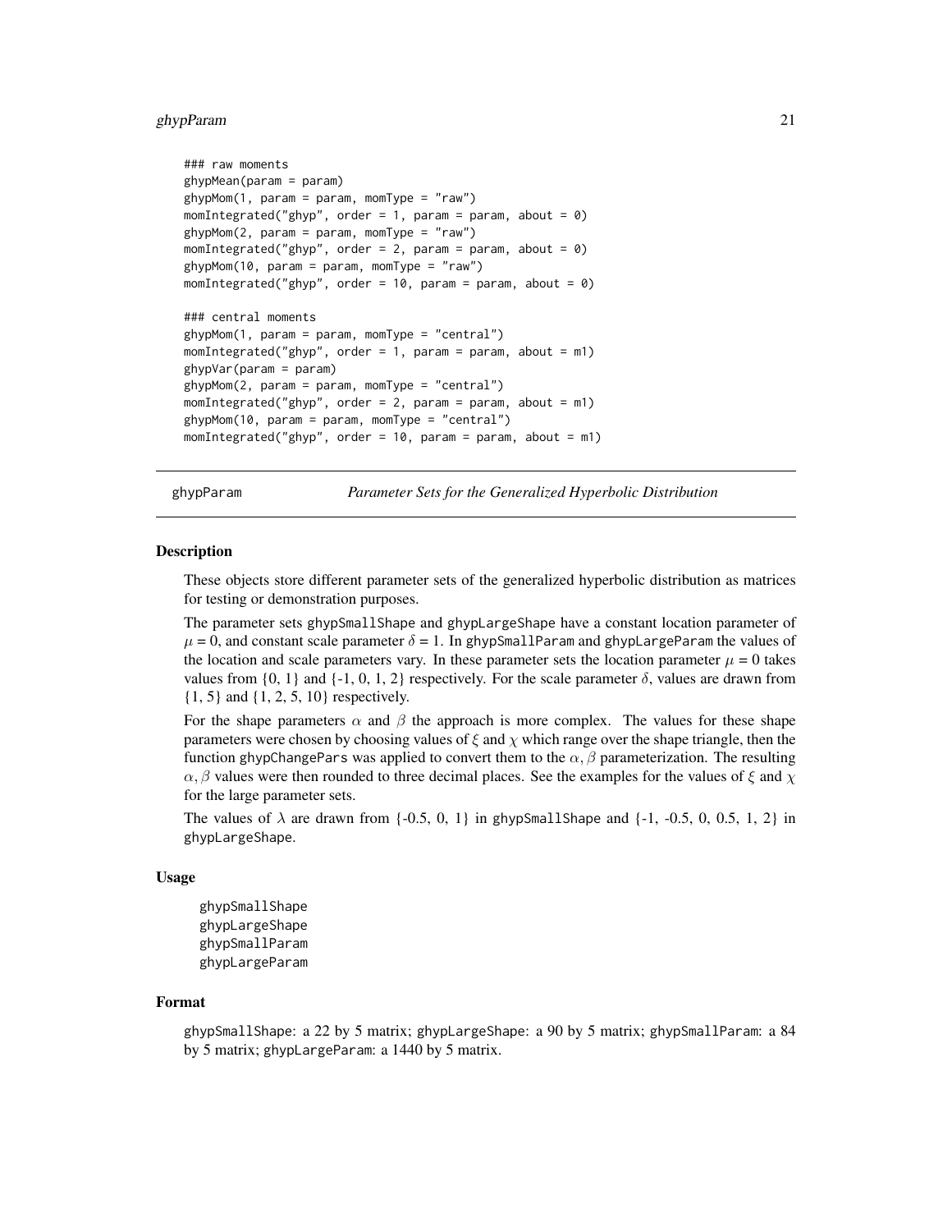```
### raw moments
ghypMean(param = param)
ghypMom(1, param = param, momType = "raw")
momIntegrated("ghyp", order = 1, param = param, about = 0)
ghypMom(2, param = param, momType = "raw")
momIntegrated("ghyp", order = 2, param = param, about = 0)
ghypMom(10, param = param, momType = "raw")
momIntegrated("ghyp", order = 10, param = param, about = 0)

### central moments
ghypMom(1, param = param, momType = "central")
momIntegrated("ghyp", order = 1, param = param, about = m1)
ghypVar(param = param)
ghypMom(2, param = param, momType = "central")
momIntegrated("ghyp", order = 2, param = param, about = m1)
ghypMom(10, param = param, momType = "central")
momIntegrated("ghyp", order = 10, param = param, about = m1)
```

## ghypParam — *Parameter Sets for the Generalized Hyperbolic Distribution*

### Description

These objects store different parameter sets of the generalized hyperbolic distribution as matrices for testing or demonstration purposes.

The parameter sets ghypSmallShape and ghypLargeShape have a constant location parameter of $\mu = 0$, and constant scale parameter $\delta = 1$. In ghypSmallParam and ghypLargeParam the values of the location and scale parameters vary. In these parameter sets the location parameter $\mu = 0$ takes values from {0, 1} and {-1, 0, 1, 2} respectively. For the scale parameter $\delta$, values are drawn from {1, 5} and {1, 2, 5, 10} respectively.

For the shape parameters $\alpha$ and $\beta$ the approach is more complex. The values for these shape parameters were chosen by choosing values of $\xi$ and $\chi$ which range over the shape triangle, then the function ghypChangePars was applied to convert them to the $\alpha, \beta$ parameterization. The resulting $\alpha, \beta$ values were then rounded to three decimal places. See the examples for the values of $\xi$ and $\chi$ for the large parameter sets.

The values of $\lambda$ are drawn from {-0.5, 0, 1} in ghypSmallShape and {-1, -0.5, 0, 0.5, 1, 2} in ghypLargeShape.

### Usage

```
ghypSmallShape
ghypLargeShape
ghypSmallParam
ghypLargeParam
```

### Format

ghypSmallShape: a 22 by 5 matrix; ghypLargeShape: a 90 by 5 matrix; ghypSmallParam: a 84 by 5 matrix; ghypLargeParam: a 1440 by 5 matrix.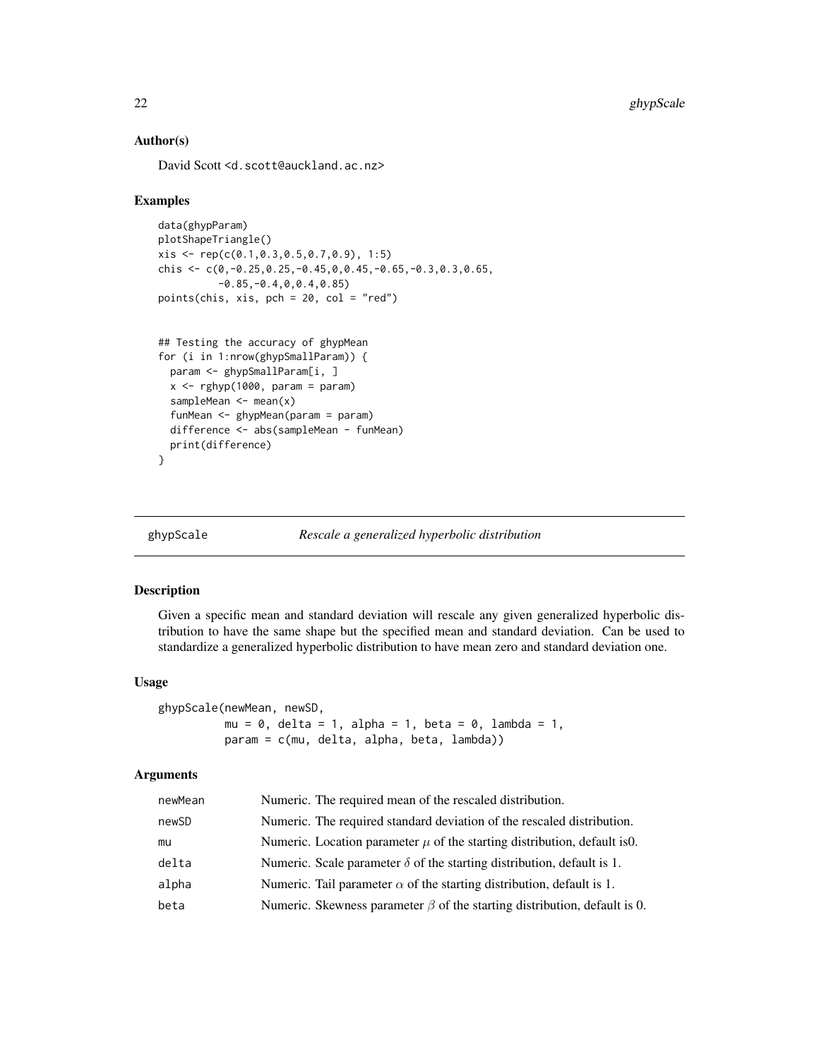### Author(s)

David Scott <d.scott@auckland.ac.nz>

### Examples

```
data(ghypParam)
plotShapeTriangle()
xis <- rep(c(0.1,0.3,0.5,0.7,0.9), 1:5)
chis <- c(0,-0.25,0.25,-0.45,0,0.45,-0.65,-0.3,0.3,0.65,
          -0.85,-0.4,0,0.4,0.85)
points(chis, xis, pch = 20, col = "red")


## Testing the accuracy of ghypMean
for (i in 1:nrow(ghypSmallParam)) {
  param <- ghypSmallParam[i, ]
  x <- rghyp(1000, param = param)
  sampleMean <- mean(x)
  funMean <- ghypMean(param = param)
  difference <- abs(sampleMean - funMean)
  print(difference)
}
```

---

## ghypScale — *Rescale a generalized hyperbolic distribution*

### Description

Given a specific mean and standard deviation will rescale any given generalized hyperbolic distribution to have the same shape but the specified mean and standard deviation. Can be used to standardize a generalized hyperbolic distribution to have mean zero and standard deviation one.

### Usage

```
ghypScale(newMean, newSD,
          mu = 0, delta = 1, alpha = 1, beta = 0, lambda = 1,
          param = c(mu, delta, alpha, beta, lambda))
```

### Arguments

| | |
|---|---|
| newMean | Numeric. The required mean of the rescaled distribution. |
| newSD | Numeric. The required standard deviation of the rescaled distribution. |
| mu | Numeric. Location parameter $\mu$ of the starting distribution, default is0. |
| delta | Numeric. Scale parameter $\delta$ of the starting distribution, default is 1. |
| alpha | Numeric. Tail parameter $\alpha$ of the starting distribution, default is 1. |
| beta | Numeric. Skewness parameter $\beta$ of the starting distribution, default is 0. |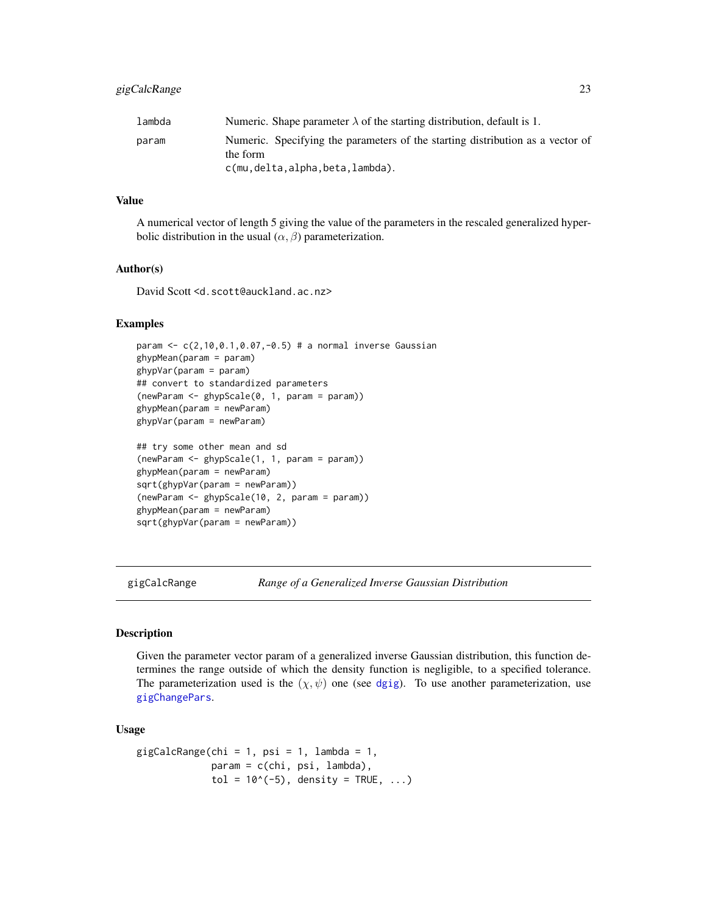| | |
|---|---|
| lambda | Numeric. Shape parameter $\lambda$ of the starting distribution, default is 1. |
| param | Numeric. Specifying the parameters of the starting distribution as a vector of the form c(mu,delta,alpha,beta,lambda). |

### Value

A numerical vector of length 5 giving the value of the parameters in the rescaled generalized hyperbolic distribution in the usual $(\alpha, \beta)$ parameterization.

### Author(s)

David Scott <d.scott@auckland.ac.nz>

### Examples

```
param <- c(2,10,0.1,0.07,-0.5) # a normal inverse Gaussian
ghypMean(param = param)
ghypVar(param = param)
## convert to standardized parameters
(newParam <- ghypScale(0, 1, param = param))
ghypMean(param = newParam)
ghypVar(param = newParam)

## try some other mean and sd
(newParam <- ghypScale(1, 1, param = param))
ghypMean(param = newParam)
sqrt(ghypVar(param = newParam))
(newParam <- ghypScale(10, 2, param = param))
ghypMean(param = newParam)
sqrt(ghypVar(param = newParam))
```

---

## gigCalcRange — *Range of a Generalized Inverse Gaussian Distribution*

### Description

Given the parameter vector param of a generalized inverse Gaussian distribution, this function determines the range outside of which the density function is negligible, to a specified tolerance. The parameterization used is the $(\chi, \psi)$ one (see dgig). To use another parameterization, use gigChangePars.

### Usage

```
gigCalcRange(chi = 1, psi = 1, lambda = 1,
             param = c(chi, psi, lambda),
             tol = 10^(-5), density = TRUE, ...)
```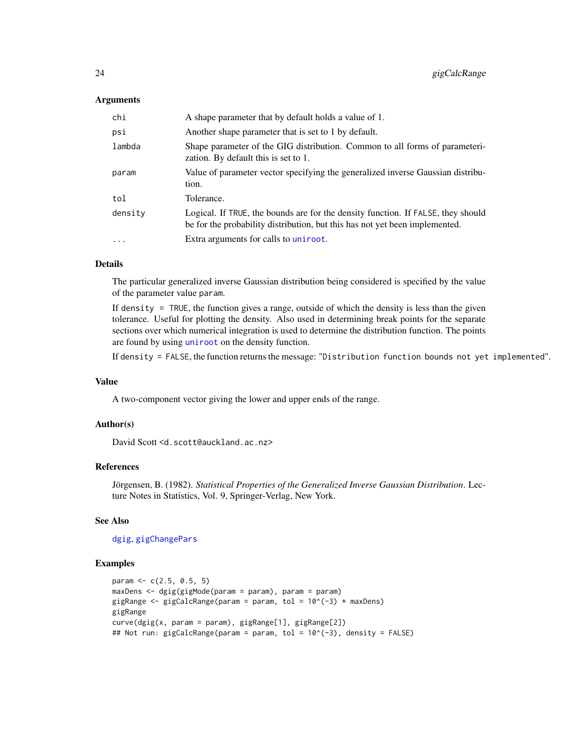### Arguments

| | |
|---|---|
| `chi` | A shape parameter that by default holds a value of 1. |
| `psi` | Another shape parameter that is set to 1 by default. |
| `lambda` | Shape parameter of the GIG distribution. Common to all forms of parameterization. By default this is set to 1. |
| `param` | Value of parameter vector specifying the generalized inverse Gaussian distribution. |
| `tol` | Tolerance. |
| `density` | Logical. If `TRUE`, the bounds are for the density function. If `FALSE`, they should be for the probability distribution, but this has not yet been implemented. |
| `...` | Extra arguments for calls to `uniroot`. |

### Details

The particular generalized inverse Gaussian distribution being considered is specified by the value of the parameter value `param`.

If `density = TRUE`, the function gives a range, outside of which the density is less than the given tolerance. Useful for plotting the density. Also used in determining break points for the separate sections over which numerical integration is used to determine the distribution function. The points are found by using `uniroot` on the density function.

If `density = FALSE`, the function returns the message: "`Distribution function bounds not yet implemented`".

### Value

A two-component vector giving the lower and upper ends of the range.

### Author(s)

David Scott <d.scott@auckland.ac.nz>

### References

Jörgensen, B. (1982). *Statistical Properties of the Generalized Inverse Gaussian Distribution*. Lecture Notes in Statistics, Vol. 9, Springer-Verlag, New York.

### See Also

`dgig`, `gigChangePars`

### Examples

```
param <- c(2.5, 0.5, 5)
maxDens <- dgig(gigMode(param = param), param = param)
gigRange <- gigCalcRange(param = param, tol = 10^(-3) * maxDens)
gigRange
curve(dgig(x, param = param), gigRange[1], gigRange[2])
## Not run: gigCalcRange(param = param, tol = 10^(-3), density = FALSE)
```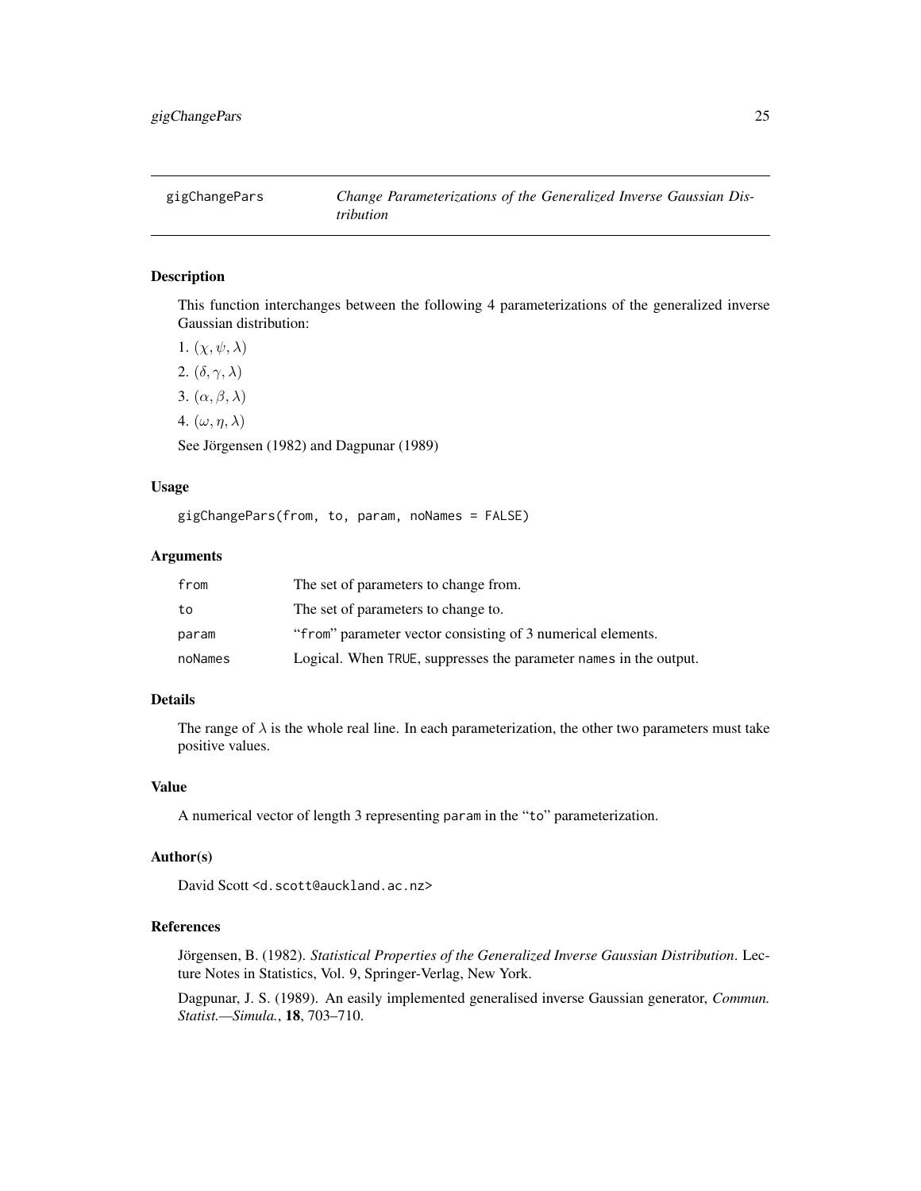| gigChangePars | *Change Parameterizations of the Generalized Inverse Gaussian Distribution* |
|---|---|

## Description

This function interchanges between the following 4 parameterizations of the generalized inverse Gaussian distribution:

1. $(\chi, \psi, \lambda)$
2. $(\delta, \gamma, \lambda)$
3. $(\alpha, \beta, \lambda)$
4. $(\omega, \eta, \lambda)$

See Jörgensen (1982) and Dagpunar (1989)

## Usage

```
gigChangePars(from, to, param, noNames = FALSE)
```

## Arguments

| | |
|---|---|
| `from` | The set of parameters to change from. |
| `to` | The set of parameters to change to. |
| `param` | "`from`" parameter vector consisting of 3 numerical elements. |
| `noNames` | Logical. When `TRUE`, suppresses the parameter `names` in the output. |

## Details

The range of $\lambda$ is the whole real line. In each parameterization, the other two parameters must take positive values.

## Value

A numerical vector of length 3 representing `param` in the "`to`" parameterization.

## Author(s)

David Scott <d.scott@auckland.ac.nz>

## References

Jörgensen, B. (1982). *Statistical Properties of the Generalized Inverse Gaussian Distribution*. Lecture Notes in Statistics, Vol. 9, Springer-Verlag, New York.

Dagpunar, J. S. (1989). An easily implemented generalised inverse Gaussian generator, *Commun. Statist.—Simula.*, **18**, 703–710.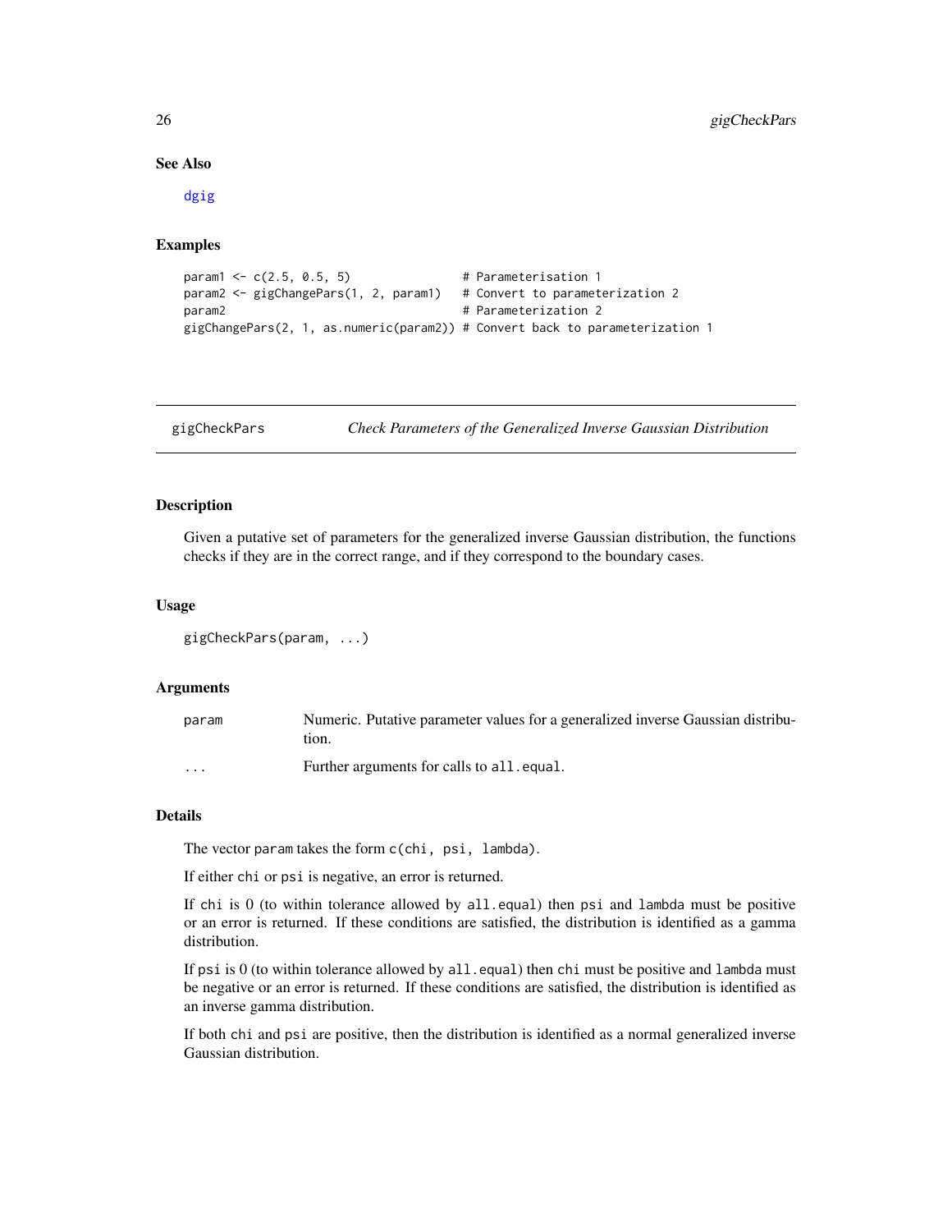### See Also

dgig

### Examples

```
param1 <- c(2.5, 0.5, 5)               # Parameterisation 1
param2 <- gigChangePars(1, 2, param1)   # Convert to parameterization 2
param2                                  # Parameterization 2
gigChangePars(2, 1, as.numeric(param2)) # Convert back to parameterization 1
```

---

## gigCheckPars — *Check Parameters of the Generalized Inverse Gaussian Distribution*

---

### Description

Given a putative set of parameters for the generalized inverse Gaussian distribution, the functions checks if they are in the correct range, and if they correspond to the boundary cases.

### Usage

```
gigCheckPars(param, ...)
```

### Arguments

| | |
|---|---|
| param | Numeric. Putative parameter values for a generalized inverse Gaussian distribution. |
| ... | Further arguments for calls to `all.equal`. |

### Details

The vector `param` takes the form `c(chi, psi, lambda)`.

If either `chi` or `psi` is negative, an error is returned.

If `chi` is 0 (to within tolerance allowed by `all.equal`) then `psi` and `lambda` must be positive or an error is returned. If these conditions are satisfied, the distribution is identified as a gamma distribution.

If `psi` is 0 (to within tolerance allowed by `all.equal`) then `chi` must be positive and `lambda` must be negative or an error is returned. If these conditions are satisfied, the distribution is identified as an inverse gamma distribution.

If both `chi` and `psi` are positive, then the distribution is identified as a normal generalized inverse Gaussian distribution.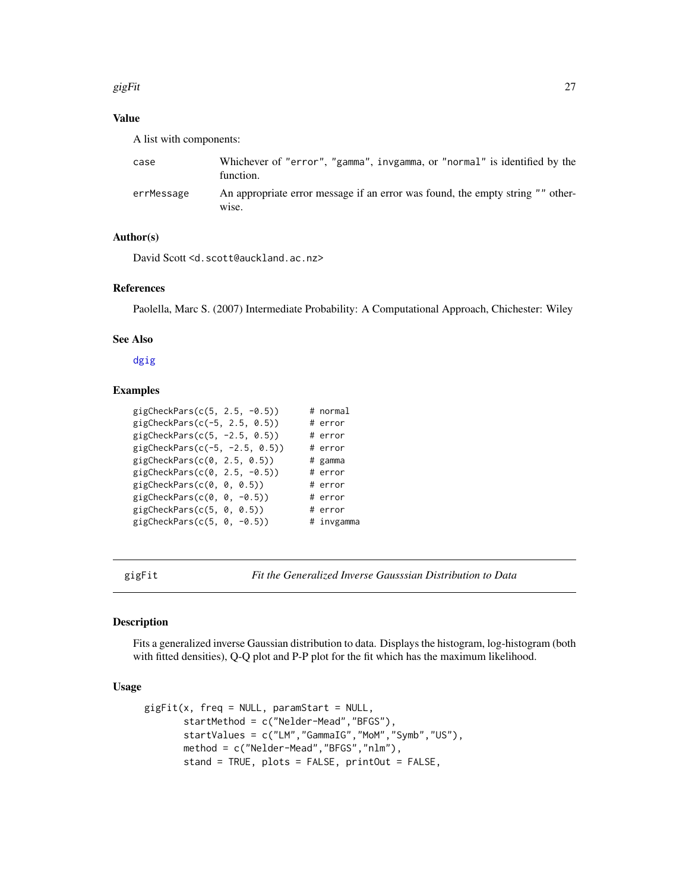### Value

A list with components:

| | |
|---|---|
| `case` | Whichever of `"error"`, `"gamma"`, `invgamma`, or `"normal"` is identified by the function. |
| `errMessage` | An appropriate error message if an error was found, the empty string `""` otherwise. |

### Author(s)

David Scott <d.scott@auckland.ac.nz>

### References

Paolella, Marc S. (2007) Intermediate Probability: A Computational Approach, Chichester: Wiley

### See Also

dgig

### Examples

```
gigCheckPars(c(5, 2.5, -0.5))      # normal
gigCheckPars(c(-5, 2.5, 0.5))      # error
gigCheckPars(c(5, -2.5, 0.5))      # error
gigCheckPars(c(-5, -2.5, 0.5))     # error
gigCheckPars(c(0, 2.5, 0.5))       # gamma
gigCheckPars(c(0, 2.5, -0.5))      # error
gigCheckPars(c(0, 0, 0.5))         # error
gigCheckPars(c(0, 0, -0.5))        # error
gigCheckPars(c(5, 0, 0.5))         # error
gigCheckPars(c(5, 0, -0.5))        # invgamma
```

---

## gigFit — *Fit the Generalized Inverse Gausssian Distribution to Data*

### Description

Fits a generalized inverse Gaussian distribution to data. Displays the histogram, log-histogram (both with fitted densities), Q-Q plot and P-P plot for the fit which has the maximum likelihood.

### Usage

```
gigFit(x, freq = NULL, paramStart = NULL,
       startMethod = c("Nelder-Mead","BFGS"),
       startValues = c("LM","GammaIG","MoM","Symb","US"),
       method = c("Nelder-Mead","BFGS","nlm"),
       stand = TRUE, plots = FALSE, printOut = FALSE,
```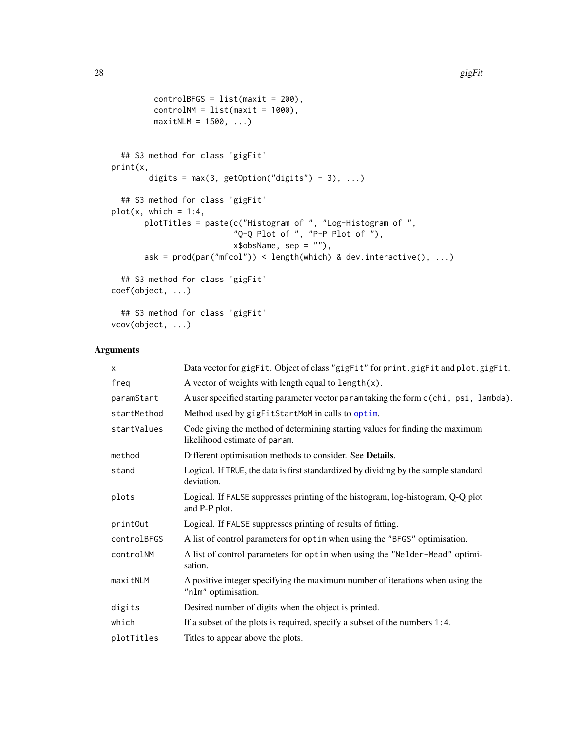```
        controlBFGS = list(maxit = 200),
        controlNM = list(maxit = 1000),
        maxitNLM = 1500, ...)


  ## S3 method for class 'gigFit'
print(x,
       digits = max(3, getOption("digits") - 3), ...)

  ## S3 method for class 'gigFit'
plot(x, which = 1:4,
      plotTitles = paste(c("Histogram of ", "Log-Histogram of ",
                         "Q-Q Plot of ", "P-P Plot of "),
                         x$obsName, sep = ""),
      ask = prod(par("mfcol")) < length(which) & dev.interactive(), ...)

  ## S3 method for class 'gigFit'
coef(object, ...)

  ## S3 method for class 'gigFit'
vcov(object, ...)
```

## Arguments

| | |
|---|---|
| `x` | Data vector for `gigFit`. Object of class `"gigFit"` for `print.gigFit` and `plot.gigFit`. |
| `freq` | A vector of weights with length equal to `length(x)`. |
| `paramStart` | A user specified starting parameter vector `param` taking the form `c(chi, psi, lambda)`. |
| `startMethod` | Method used by `gigFitStartMoM` in calls to `optim`. |
| `startValues` | Code giving the method of determining starting values for finding the maximum likelihood estimate of `param`. |
| `method` | Different optimisation methods to consider. See **Details**. |
| `stand` | Logical. If `TRUE`, the data is first standardized by dividing by the sample standard deviation. |
| `plots` | Logical. If `FALSE` suppresses printing of the histogram, log-histogram, Q-Q plot and P-P plot. |
| `printOut` | Logical. If `FALSE` suppresses printing of results of fitting. |
| `controlBFGS` | A list of control parameters for `optim` when using the `"BFGS"` optimisation. |
| `controlNM` | A list of control parameters for `optim` when using the `"Nelder-Mead"` optimisation. |
| `maxitNLM` | A positive integer specifying the maximum number of iterations when using the `"nlm"` optimisation. |
| `digits` | Desired number of digits when the object is printed. |
| `which` | If a subset of the plots is required, specify a subset of the numbers `1:4`. |
| `plotTitles` | Titles to appear above the plots. |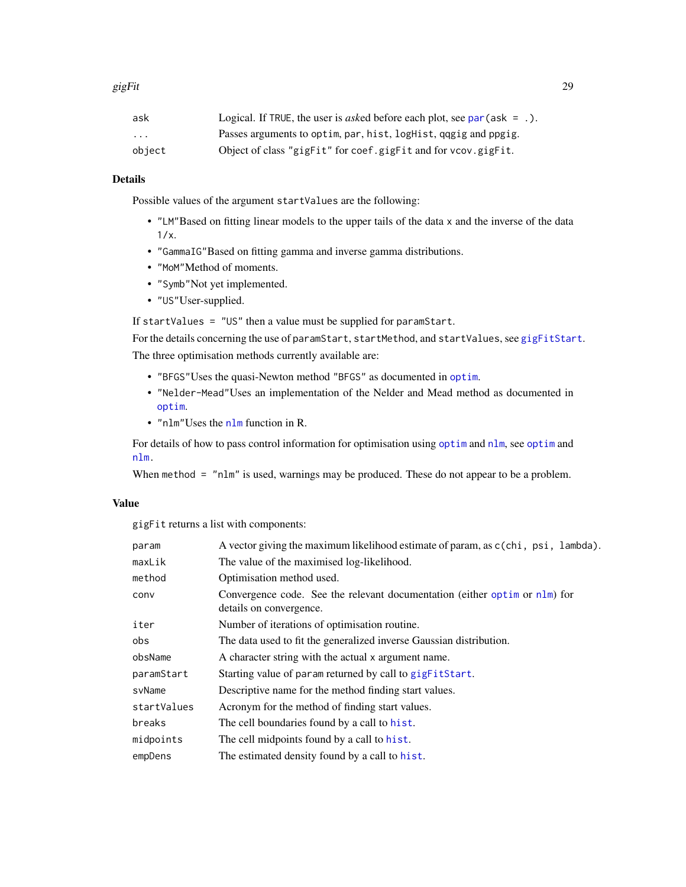| | |
|---|---|
| `ask` | Logical. If `TRUE`, the user is *ask*ed before each plot, see `par(ask = .)`. |
| `...` | Passes arguments to `optim`, `par`, `hist`, `logHist`, `qqgig` and `ppgig`. |
| `object` | Object of class `"gigFit"` for `coef.gigFit` and for `vcov.gigFit`. |

### Details

Possible values of the argument `startValues` are the following:

- `"LM"`Based on fitting linear models to the upper tails of the data `x` and the inverse of the data `1/x`.
- `"GammaIG"`Based on fitting gamma and inverse gamma distributions.
- `"MoM"`Method of moments.
- `"Symb"`Not yet implemented.
- `"US"`User-supplied.

If `startValues = "US"` then a value must be supplied for `paramStart`.

For the details concerning the use of `paramStart`, `startMethod`, and `startValues`, see `gigFitStart`.

The three optimisation methods currently available are:

- `"BFGS"`Uses the quasi-Newton method `"BFGS"` as documented in `optim`.
- `"Nelder-Mead"`Uses an implementation of the Nelder and Mead method as documented in `optim`.
- `"nlm"`Uses the `nlm` function in R.

For details of how to pass control information for optimisation using `optim` and `nlm`, see `optim` and `nlm`.

When `method = "nlm"` is used, warnings may be produced. These do not appear to be a problem.

### Value

`gigFit` returns a list with components:

| | |
|---|---|
| `param` | A vector giving the maximum likelihood estimate of param, as `c(chi, psi, lambda)`. |
| `maxLik` | The value of the maximised log-likelihood. |
| `method` | Optimisation method used. |
| `conv` | Convergence code. See the relevant documentation (either `optim` or `nlm`) for details on convergence. |
| `iter` | Number of iterations of optimisation routine. |
| `obs` | The data used to fit the generalized inverse Gaussian distribution. |
| `obsName` | A character string with the actual `x` argument name. |
| `paramStart` | Starting value of `param` returned by call to `gigFitStart`. |
| `svName` | Descriptive name for the method finding start values. |
| `startValues` | Acronym for the method of finding start values. |
| `breaks` | The cell boundaries found by a call to `hist`. |
| `midpoints` | The cell midpoints found by a call to `hist`. |
| `empDens` | The estimated density found by a call to `hist`. |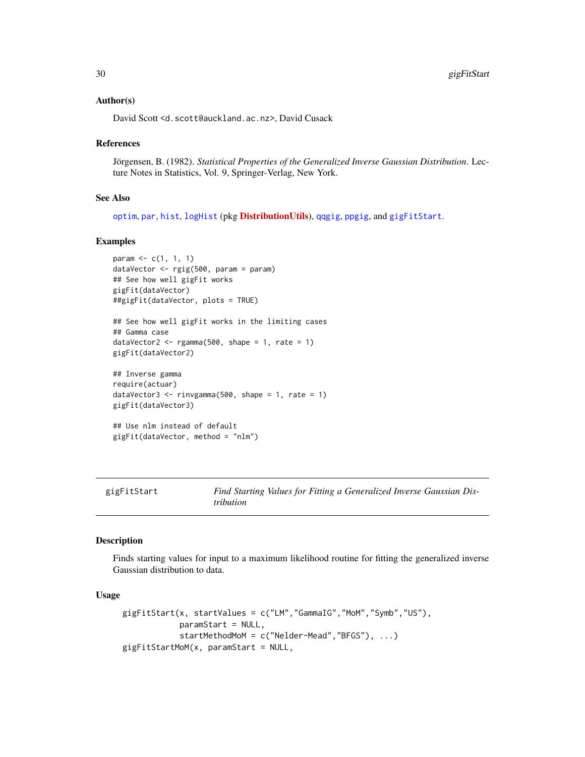### Author(s)

David Scott <d.scott@auckland.ac.nz>, David Cusack

### References

Jörgensen, B. (1982). *Statistical Properties of the Generalized Inverse Gaussian Distribution*. Lecture Notes in Statistics, Vol. 9, Springer-Verlag, New York.

### See Also

optim, par, hist, logHist (pkg **DistributionUtils**), qqgig, ppgig, and gigFitStart.

### Examples

```
param <- c(1, 1, 1)
dataVector <- rgig(500, param = param)
## See how well gigFit works
gigFit(dataVector)
##gigFit(dataVector, plots = TRUE)

## See how well gigFit works in the limiting cases
## Gamma case
dataVector2 <- rgamma(500, shape = 1, rate = 1)
gigFit(dataVector2)

## Inverse gamma
require(actuar)
dataVector3 <- rinvgamma(500, shape = 1, rate = 1)
gigFit(dataVector3)

## Use nlm instead of default
gigFit(dataVector, method = "nlm")
```

---

## gigFitStart — *Find Starting Values for Fitting a Generalized Inverse Gaussian Distribution*

### Description

Finds starting values for input to a maximum likelihood routine for fitting the generalized inverse Gaussian distribution to data.

### Usage

```
gigFitStart(x, startValues = c("LM","GammaIG","MoM","Symb","US"),
            paramStart = NULL,
            startMethodMoM = c("Nelder-Mead","BFGS"), ...)
gigFitStartMoM(x, paramStart = NULL,
```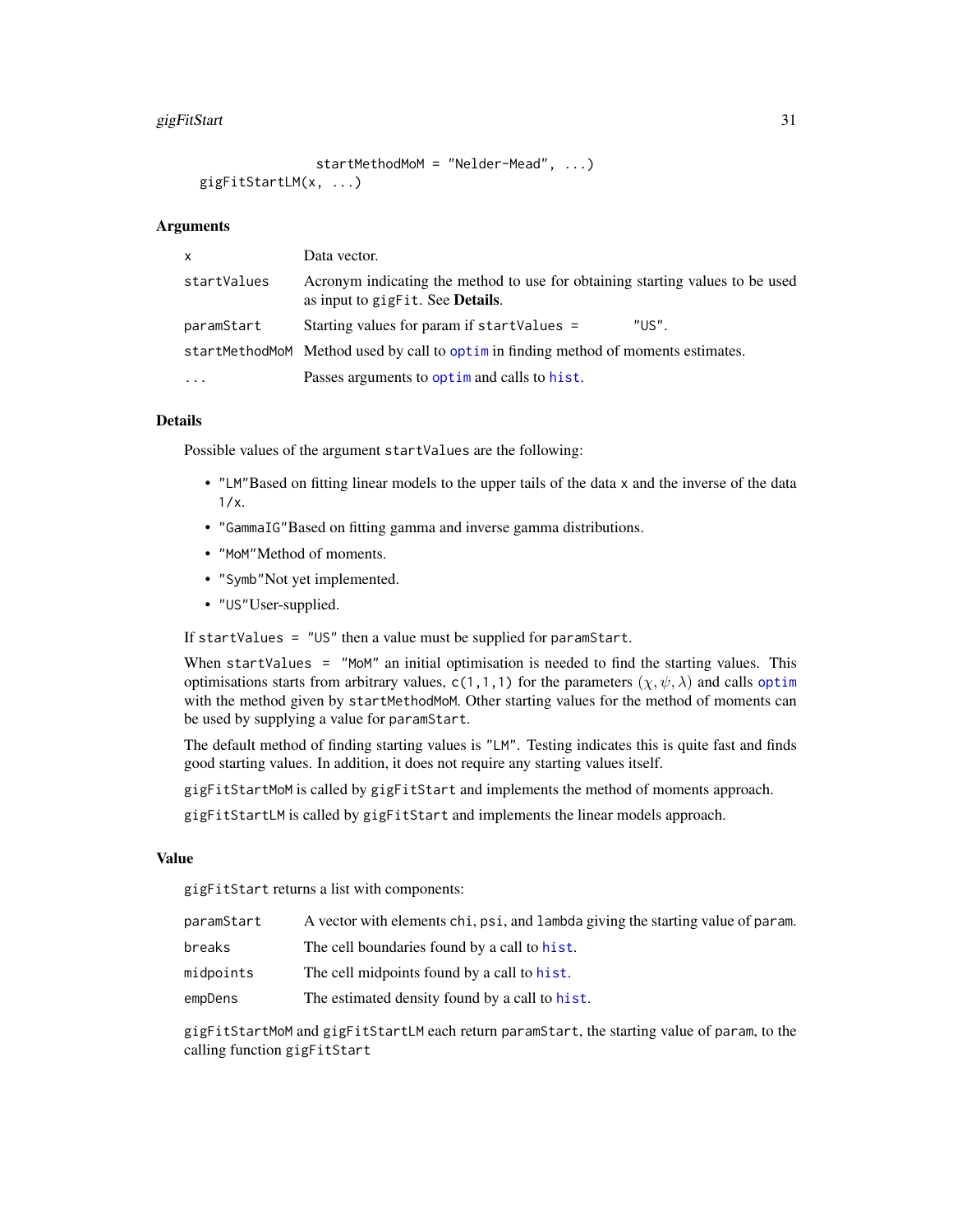```
                 startMethodMoM = "Nelder-Mead", ...)
gigFitStartLM(x, ...)
```

### Arguments

| | |
|---|---|
| `x` | Data vector. |
| `startValues` | Acronym indicating the method to use for obtaining starting values to be used as input to `gigFit`. See **Details**. |
| `paramStart` | Starting values for param if `startValues = "US"`. |
| `startMethodMoM` | Method used by call to `optim` in finding method of moments estimates. |
| `...` | Passes arguments to `optim` and calls to `hist`. |

### Details

Possible values of the argument `startValues` are the following:

- `"LM"`Based on fitting linear models to the upper tails of the data `x` and the inverse of the data `1/x`.
- `"GammaIG"`Based on fitting gamma and inverse gamma distributions.
- `"MoM"`Method of moments.
- `"Symb"`Not yet implemented.
- `"US"`User-supplied.

If `startValues = "US"` then a value must be supplied for `paramStart`.

When `startValues = "MoM"` an initial optimisation is needed to find the starting values. This optimisations starts from arbitrary values, `c(1,1,1)` for the parameters $(\chi, \psi, \lambda)$ and calls `optim` with the method given by `startMethodMoM`. Other starting values for the method of moments can be used by supplying a value for `paramStart`.

The default method of finding starting values is `"LM"`. Testing indicates this is quite fast and finds good starting values. In addition, it does not require any starting values itself.

`gigFitStartMoM` is called by `gigFitStart` and implements the method of moments approach.

`gigFitStartLM` is called by `gigFitStart` and implements the linear models approach.

### Value

`gigFitStart` returns a list with components:

| | |
|---|---|
| `paramStart` | A vector with elements `chi`, `psi`, and `lambda` giving the starting value of `param`. |
| `breaks` | The cell boundaries found by a call to `hist`. |
| `midpoints` | The cell midpoints found by a call to `hist`. |
| `empDens` | The estimated density found by a call to `hist`. |

`gigFitStartMoM` and `gigFitStartLM` each return `paramStart`, the starting value of `param`, to the calling function `gigFitStart`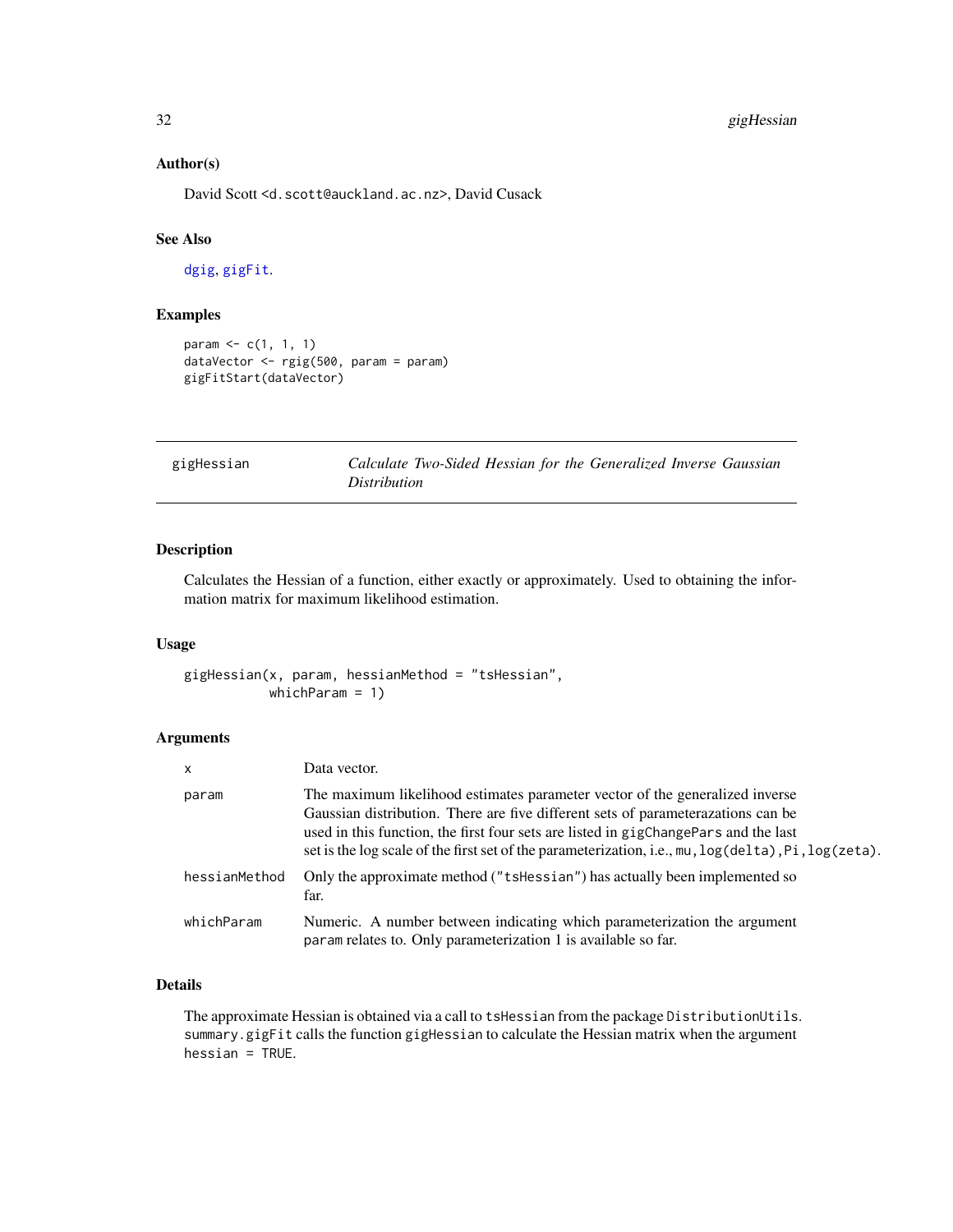## Author(s)

David Scott <d.scott@auckland.ac.nz>, David Cusack

## See Also

dgig, gigFit.

## Examples

```
param <- c(1, 1, 1)
dataVector <- rgig(500, param = param)
gigFitStart(dataVector)
```

---

# gigHessian — *Calculate Two-Sided Hessian for the Generalized Inverse Gaussian Distribution*

## Description

Calculates the Hessian of a function, either exactly or approximately. Used to obtaining the information matrix for maximum likelihood estimation.

## Usage

```
gigHessian(x, param, hessianMethod = "tsHessian",
           whichParam = 1)
```

## Arguments

| | |
|---|---|
| x | Data vector. |
| param | The maximum likelihood estimates parameter vector of the generalized inverse Gaussian distribution. There are five different sets of parameterazations can be used in this function, the first four sets are listed in `gigChangePars` and the last set is the log scale of the first set of the parameterization, i.e., `mu,log(delta),Pi,log(zeta)`. |
| hessianMethod | Only the approximate method (`"tsHessian"`) has actually been implemented so far. |
| whichParam | Numeric. A number between indicating which parameterization the argument `param` relates to. Only parameterization 1 is available so far. |

## Details

The approximate Hessian is obtained via a call to `tsHessian` from the package `DistributionUtils`. `summary.gigFit` calls the function `gigHessian` to calculate the Hessian matrix when the argument `hessian = TRUE`.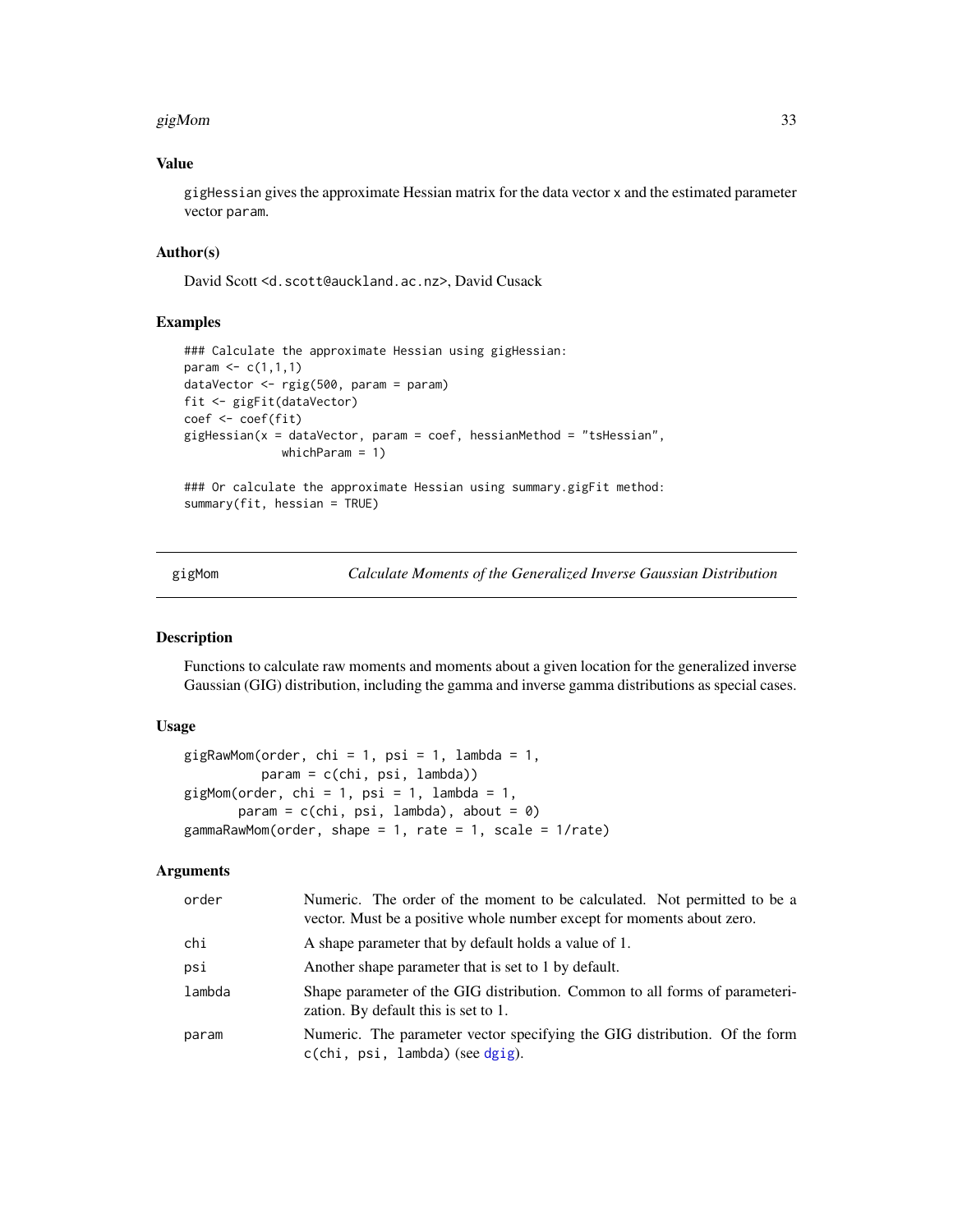## Value

`gigHessian` gives the approximate Hessian matrix for the data vector `x` and the estimated parameter vector `param`.

## Author(s)

David Scott <d.scott@auckland.ac.nz>, David Cusack

## Examples

```
### Calculate the approximate Hessian using gigHessian:
param <- c(1,1,1)
dataVector <- rgig(500, param = param)
fit <- gigFit(dataVector)
coef <- coef(fit)
gigHessian(x = dataVector, param = coef, hessianMethod = "tsHessian",
           whichParam = 1)

### Or calculate the approximate Hessian using summary.gigFit method:
summary(fit, hessian = TRUE)
```

---

# gigMom — *Calculate Moments of the Generalized Inverse Gaussian Distribution*

## Description

Functions to calculate raw moments and moments about a given location for the generalized inverse Gaussian (GIG) distribution, including the gamma and inverse gamma distributions as special cases.

## Usage

```
gigRawMom(order, chi = 1, psi = 1, lambda = 1,
          param = c(chi, psi, lambda))
gigMom(order, chi = 1, psi = 1, lambda = 1,
       param = c(chi, psi, lambda), about = 0)
gammaRawMom(order, shape = 1, rate = 1, scale = 1/rate)
```

## Arguments

| | |
|---|---|
| `order` | Numeric. The order of the moment to be calculated. Not permitted to be a vector. Must be a positive whole number except for moments about zero. |
| `chi` | A shape parameter that by default holds a value of 1. |
| `psi` | Another shape parameter that is set to 1 by default. |
| `lambda` | Shape parameter of the GIG distribution. Common to all forms of parameterization. By default this is set to 1. |
| `param` | Numeric. The parameter vector specifying the GIG distribution. Of the form `c(chi, psi, lambda)` (see `dgig`). |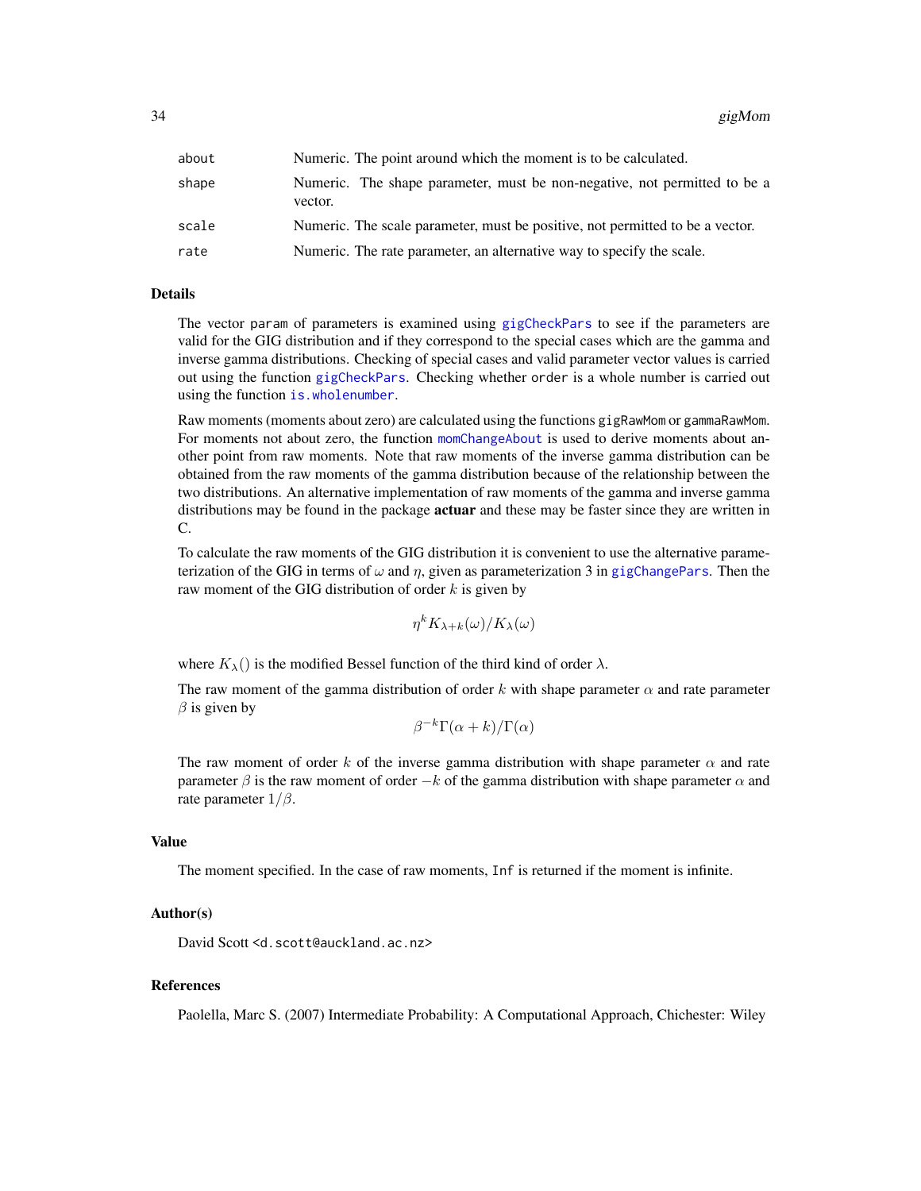| | |
|---|---|
| about | Numeric. The point around which the moment is to be calculated. |
| shape | Numeric. The shape parameter, must be non-negative, not permitted to be a vector. |
| scale | Numeric. The scale parameter, must be positive, not permitted to be a vector. |
| rate | Numeric. The rate parameter, an alternative way to specify the scale. |

## Details

The vector `param` of parameters is examined using `gigCheckPars` to see if the parameters are valid for the GIG distribution and if they correspond to the special cases which are the gamma and inverse gamma distributions. Checking of special cases and valid parameter vector values is carried out using the function `gigCheckPars`. Checking whether `order` is a whole number is carried out using the function `is.wholenumber`.

Raw moments (moments about zero) are calculated using the functions `gigRawMom` or `gammaRawMom`. For moments not about zero, the function `momChangeAbout` is used to derive moments about another point from raw moments. Note that raw moments of the inverse gamma distribution can be obtained from the raw moments of the gamma distribution because of the relationship between the two distributions. An alternative implementation of raw moments of the gamma and inverse gamma distributions may be found in the package **actuar** and these may be faster since they are written in C.

To calculate the raw moments of the GIG distribution it is convenient to use the alternative parameterization of the GIG in terms of $\omega$ and $\eta$, given as parameterization 3 in `gigChangePars`. Then the raw moment of the GIG distribution of order $k$ is given by

$$\eta^k K_{\lambda+k}(\omega)/K_{\lambda}(\omega)$$

where $K_{\lambda}()$ is the modified Bessel function of the third kind of order $\lambda$.

The raw moment of the gamma distribution of order $k$ with shape parameter $\alpha$ and rate parameter $\beta$ is given by

$$\beta^{-k}\Gamma(\alpha+k)/\Gamma(\alpha)$$

The raw moment of order $k$ of the inverse gamma distribution with shape parameter $\alpha$ and rate parameter $\beta$ is the raw moment of order $-k$ of the gamma distribution with shape parameter $\alpha$ and rate parameter $1/\beta$.

## Value

The moment specified. In the case of raw moments, `Inf` is returned if the moment is infinite.

## Author(s)

David Scott <d.scott@auckland.ac.nz>

## References

Paolella, Marc S. (2007) Intermediate Probability: A Computational Approach, Chichester: Wiley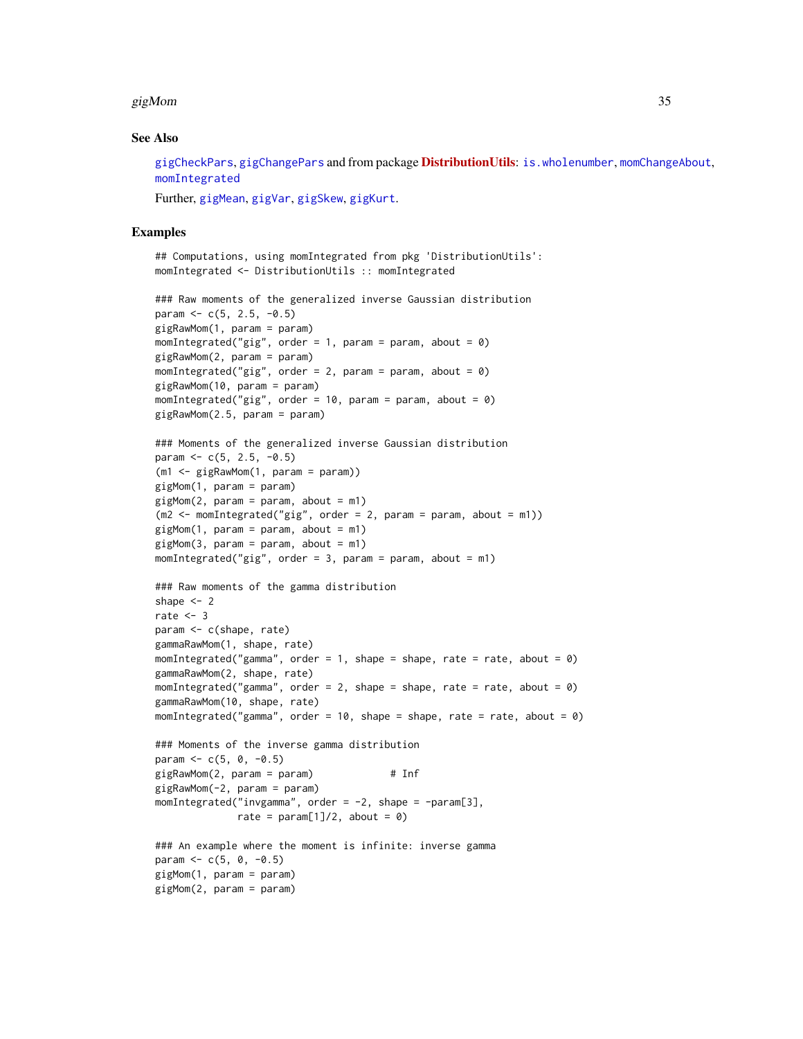## See Also

gigCheckPars, gigChangePars and from package **DistributionUtils**: is.wholenumber, momChangeAbout, momIntegrated

Further, gigMean, gigVar, gigSkew, gigKurt.

## Examples

```
## Computations, using momIntegrated from pkg 'DistributionUtils':
momIntegrated <- DistributionUtils :: momIntegrated

### Raw moments of the generalized inverse Gaussian distribution
param <- c(5, 2.5, -0.5)
gigRawMom(1, param = param)
momIntegrated("gig", order = 1, param = param, about = 0)
gigRawMom(2, param = param)
momIntegrated("gig", order = 2, param = param, about = 0)
gigRawMom(10, param = param)
momIntegrated("gig", order = 10, param = param, about = 0)
gigRawMom(2.5, param = param)

### Moments of the generalized inverse Gaussian distribution
param <- c(5, 2.5, -0.5)
(m1 <- gigRawMom(1, param = param))
gigMom(1, param = param)
gigMom(2, param = param, about = m1)
(m2 <- momIntegrated("gig", order = 2, param = param, about = m1))
gigMom(1, param = param, about = m1)
gigMom(3, param = param, about = m1)
momIntegrated("gig", order = 3, param = param, about = m1)

### Raw moments of the gamma distribution
shape <- 2
rate <- 3
param <- c(shape, rate)
gammaRawMom(1, shape, rate)
momIntegrated("gamma", order = 1, shape = shape, rate = rate, about = 0)
gammaRawMom(2, shape, rate)
momIntegrated("gamma", order = 2, shape = shape, rate = rate, about = 0)
gammaRawMom(10, shape, rate)
momIntegrated("gamma", order = 10, shape = shape, rate = rate, about = 0)

### Moments of the inverse gamma distribution
param <- c(5, 0, -0.5)
gigRawMom(2, param = param)            # Inf
gigRawMom(-2, param = param)
momIntegrated("invgamma", order = -2, shape = -param[3],
              rate = param[1]/2, about = 0)

### An example where the moment is infinite: inverse gamma
param <- c(5, 0, -0.5)
gigMom(1, param = param)
gigMom(2, param = param)
```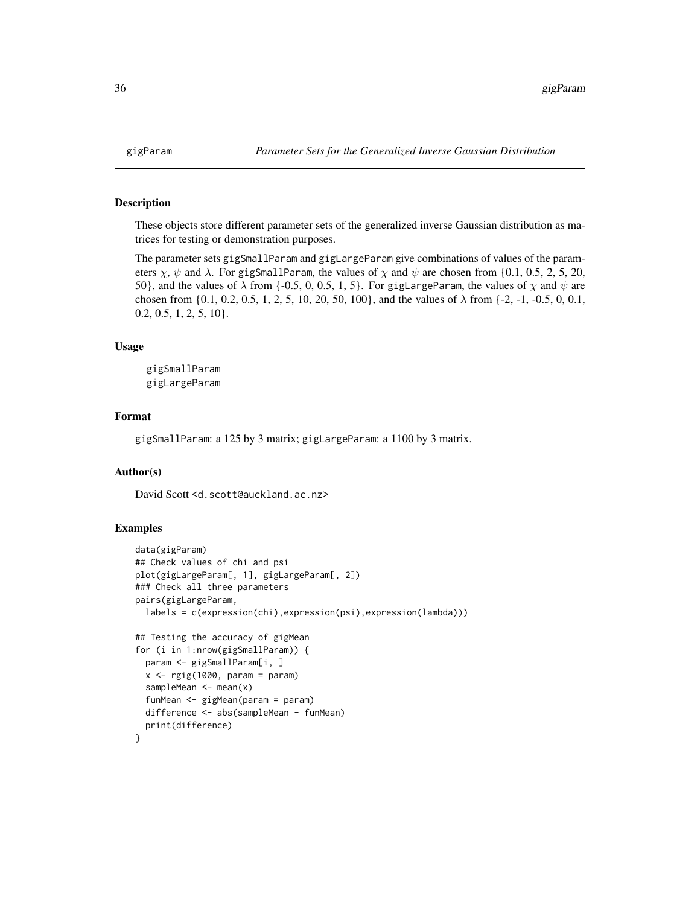# gigParam — *Parameter Sets for the Generalized Inverse Gaussian Distribution*

## Description

These objects store different parameter sets of the generalized inverse Gaussian distribution as matrices for testing or demonstration purposes.

The parameter sets gigSmallParam and gigLargeParam give combinations of values of the parameters $\chi$, $\psi$ and $\lambda$. For gigSmallParam, the values of $\chi$ and $\psi$ are chosen from {0.1, 0.5, 2, 5, 20, 50}, and the values of $\lambda$ from {-0.5, 0, 0.5, 1, 5}. For gigLargeParam, the values of $\chi$ and $\psi$ are chosen from {0.1, 0.2, 0.5, 1, 2, 5, 10, 20, 50, 100}, and the values of $\lambda$ from {-2, -1, -0.5, 0, 0.1, 0.2, 0.5, 1, 2, 5, 10}.

## Usage

```
gigSmallParam
gigLargeParam
```

## Format

gigSmallParam: a 125 by 3 matrix; gigLargeParam: a 1100 by 3 matrix.

## Author(s)

David Scott <d.scott@auckland.ac.nz>

## Examples

```
data(gigParam)
## Check values of chi and psi
plot(gigLargeParam[, 1], gigLargeParam[, 2])
### Check all three parameters
pairs(gigLargeParam,
  labels = c(expression(chi),expression(psi),expression(lambda)))

## Testing the accuracy of gigMean
for (i in 1:nrow(gigSmallParam)) {
  param <- gigSmallParam[i, ]
  x <- rgig(1000, param = param)
  sampleMean <- mean(x)
  funMean <- gigMean(param = param)
  difference <- abs(sampleMean - funMean)
  print(difference)
}
```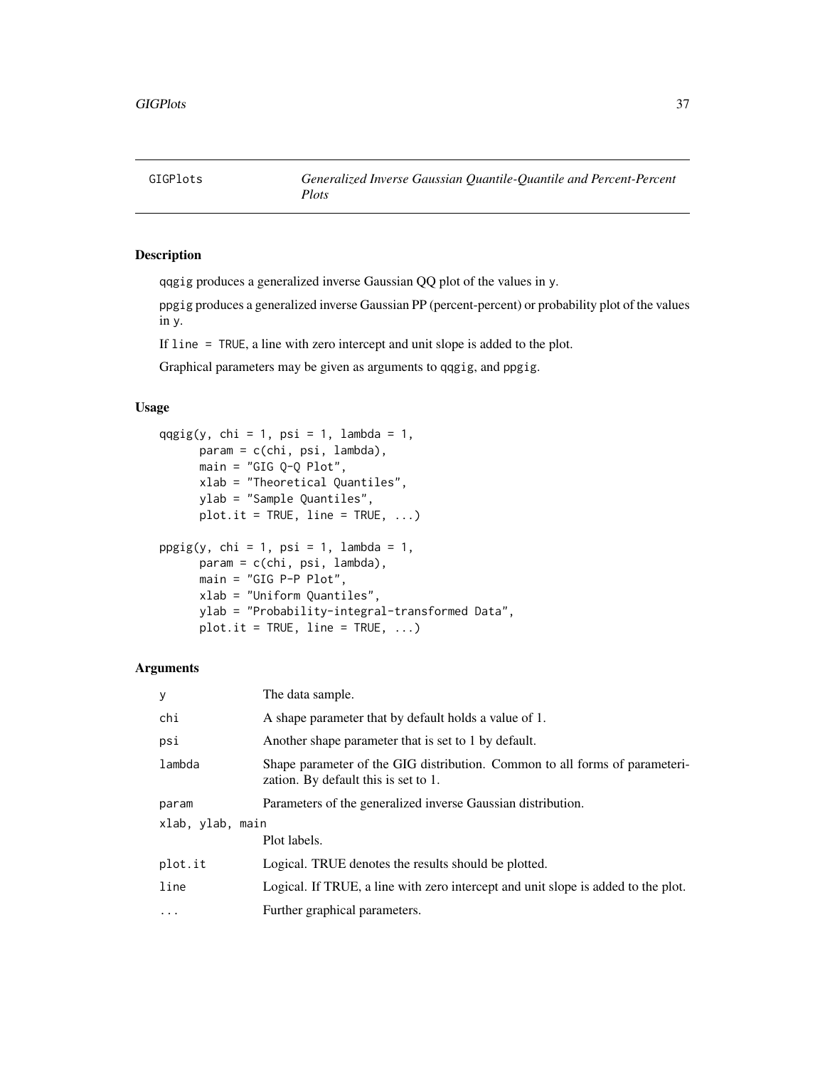GIGPlots *Generalized Inverse Gaussian Quantile-Quantile and Percent-Percent Plots*

## Description

qqgig produces a generalized inverse Gaussian QQ plot of the values in y.

ppgig produces a generalized inverse Gaussian PP (percent-percent) or probability plot of the values in y.

If line = TRUE, a line with zero intercept and unit slope is added to the plot.

Graphical parameters may be given as arguments to qqgig, and ppgig.

## Usage

```
qqgig(y, chi = 1, psi = 1, lambda = 1,
      param = c(chi, psi, lambda),
      main = "GIG Q-Q Plot",
      xlab = "Theoretical Quantiles",
      ylab = "Sample Quantiles",
      plot.it = TRUE, line = TRUE, ...)

ppgig(y, chi = 1, psi = 1, lambda = 1,
      param = c(chi, psi, lambda),
      main = "GIG P-P Plot",
      xlab = "Uniform Quantiles",
      ylab = "Probability-integral-transformed Data",
      plot.it = TRUE, line = TRUE, ...)
```

## Arguments

| | |
|---|---|
| y | The data sample. |
| chi | A shape parameter that by default holds a value of 1. |
| psi | Another shape parameter that is set to 1 by default. |
| lambda | Shape parameter of the GIG distribution. Common to all forms of parameterization. By default this is set to 1. |
| param | Parameters of the generalized inverse Gaussian distribution. |
| xlab, ylab, main | Plot labels. |
| plot.it | Logical. TRUE denotes the results should be plotted. |
| line | Logical. If TRUE, a line with zero intercept and unit slope is added to the plot. |
| ... | Further graphical parameters. |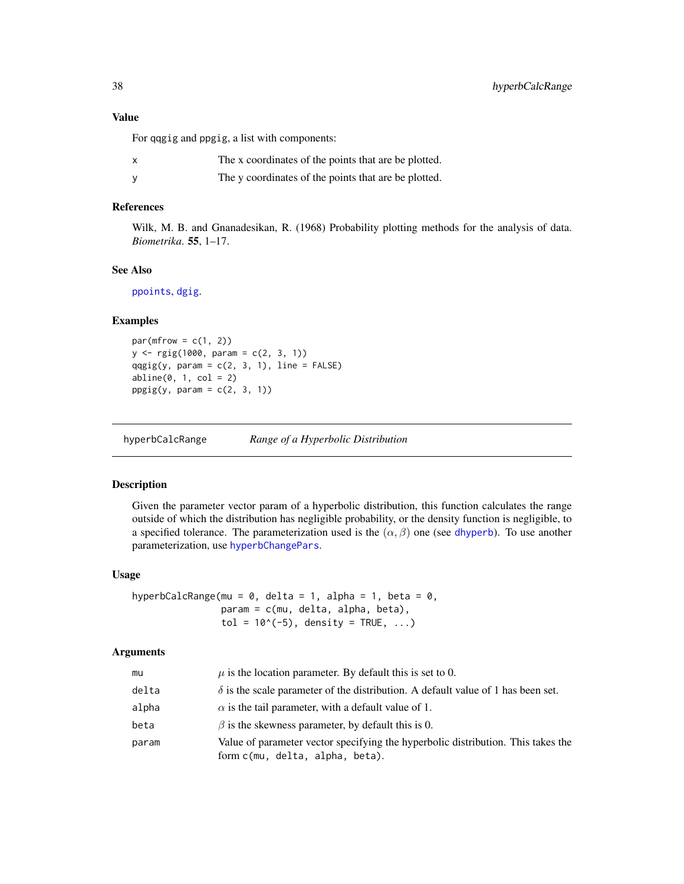### Value

For qqgig and ppgig, a list with components:

- `x` The x coordinates of the points that are be plotted.
- `y` The y coordinates of the points that are be plotted.

### References

Wilk, M. B. and Gnanadesikan, R. (1968) Probability plotting methods for the analysis of data. *Biometrika*. **55**, 1–17.

### See Also

ppoints, dgig.

### Examples

```
par(mfrow = c(1, 2))
y <- rgig(1000, param = c(2, 3, 1))
qqgig(y, param = c(2, 3, 1), line = FALSE)
abline(0, 1, col = 2)
ppgig(y, param = c(2, 3, 1))
```

---

## hyperbCalcRange — *Range of a Hyperbolic Distribution*

### Description

Given the parameter vector param of a hyperbolic distribution, this function calculates the range outside of which the distribution has negligible probability, or the density function is negligible, to a specified tolerance. The parameterization used is the $(\alpha, \beta)$ one (see dhyperb). To use another parameterization, use hyperbChangePars.

### Usage

```
hyperbCalcRange(mu = 0, delta = 1, alpha = 1, beta = 0,
                param = c(mu, delta, alpha, beta),
                tol = 10^(-5), density = TRUE, ...)
```

### Arguments

- `mu` $\mu$ is the location parameter. By default this is set to 0.
- `delta` $\delta$ is the scale parameter of the distribution. A default value of 1 has been set.
- `alpha` $\alpha$ is the tail parameter, with a default value of 1.
- `beta` $\beta$ is the skewness parameter, by default this is 0.
- `param` Value of parameter vector specifying the hyperbolic distribution. This takes the form `c(mu, delta, alpha, beta)`.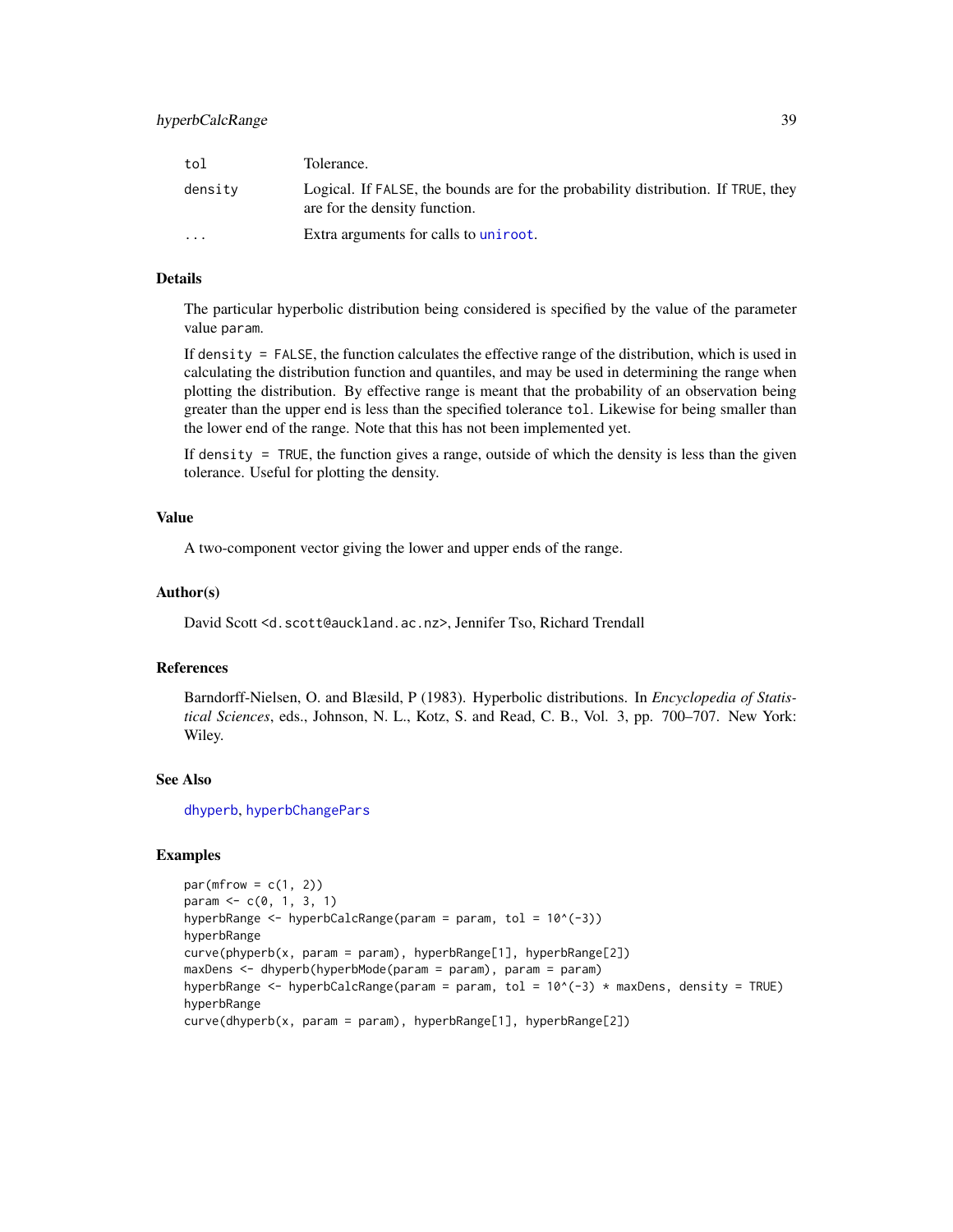| | |
|---|---|
| `tol` | Tolerance. |
| `density` | Logical. If `FALSE`, the bounds are for the probability distribution. If `TRUE`, they are for the density function. |
| `...` | Extra arguments for calls to `uniroot`. |

### Details

The particular hyperbolic distribution being considered is specified by the value of the parameter value `param`.

If `density = FALSE`, the function calculates the effective range of the distribution, which is used in calculating the distribution function and quantiles, and may be used in determining the range when plotting the distribution. By effective range is meant that the probability of an observation being greater than the upper end is less than the specified tolerance `tol`. Likewise for being smaller than the lower end of the range. Note that this has not been implemented yet.

If `density = TRUE`, the function gives a range, outside of which the density is less than the given tolerance. Useful for plotting the density.

### Value

A two-component vector giving the lower and upper ends of the range.

### Author(s)

David Scott <d.scott@auckland.ac.nz>, Jennifer Tso, Richard Trendall

### References

Barndorff-Nielsen, O. and Blæsild, P (1983). Hyperbolic distributions. In *Encyclopedia of Statistical Sciences*, eds., Johnson, N. L., Kotz, S. and Read, C. B., Vol. 3, pp. 700–707. New York: Wiley.

### See Also

`dhyperb`, `hyperbChangePars`

### Examples

```
par(mfrow = c(1, 2))
param <- c(0, 1, 3, 1)
hyperbRange <- hyperbCalcRange(param = param, tol = 10^(-3))
hyperbRange
curve(phyperb(x, param = param), hyperbRange[1], hyperbRange[2])
maxDens <- dhyperb(hyperbMode(param = param), param = param)
hyperbRange <- hyperbCalcRange(param = param, tol = 10^(-3) * maxDens, density = TRUE)
hyperbRange
curve(dhyperb(x, param = param), hyperbRange[1], hyperbRange[2])
```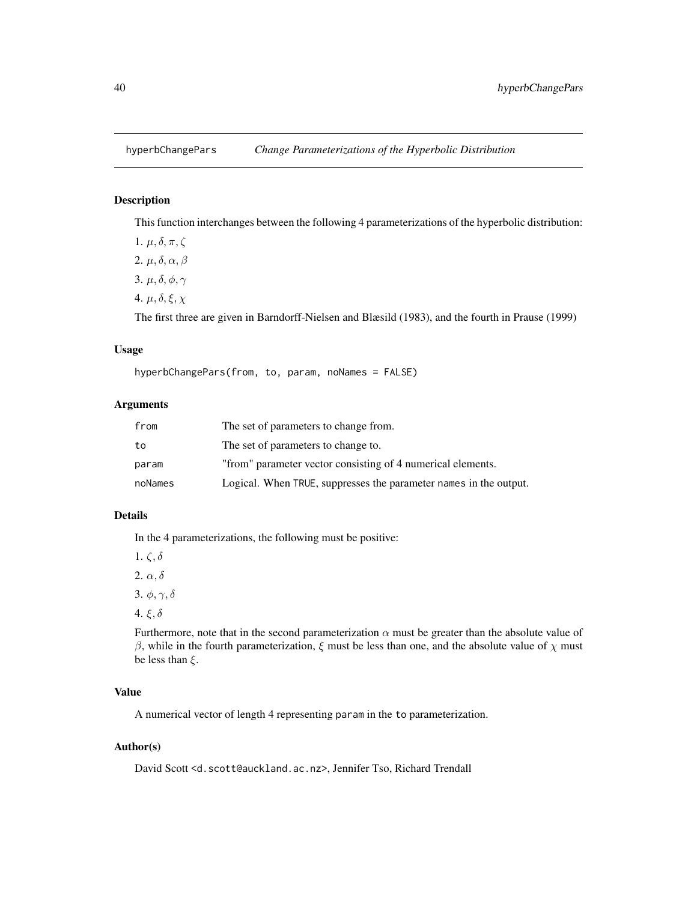hyperbChangePars *Change Parameterizations of the Hyperbolic Distribution*

## Description

This function interchanges between the following 4 parameterizations of the hyperbolic distribution:

1. $\mu, \delta, \pi, \zeta$
2. $\mu, \delta, \alpha, \beta$
3. $\mu, \delta, \phi, \gamma$
4. $\mu, \delta, \xi, \chi$

The first three are given in Barndorff-Nielsen and Blæsild (1983), and the fourth in Prause (1999)

## Usage

```
hyperbChangePars(from, to, param, noNames = FALSE)
```

## Arguments

| | |
|---|---|
| from | The set of parameters to change from. |
| to | The set of parameters to change to. |
| param | "from" parameter vector consisting of 4 numerical elements. |
| noNames | Logical. When TRUE, suppresses the parameter names in the output. |

## Details

In the 4 parameterizations, the following must be positive:

1. $\zeta, \delta$
2. $\alpha, \delta$
3. $\phi, \gamma, \delta$
4. $\xi, \delta$

Furthermore, note that in the second parameterization $\alpha$ must be greater than the absolute value of $\beta$, while in the fourth parameterization, $\xi$ must be less than one, and the absolute value of $\chi$ must be less than $\xi$.

## Value

A numerical vector of length 4 representing param in the to parameterization.

## Author(s)

David Scott <d.scott@auckland.ac.nz>, Jennifer Tso, Richard Trendall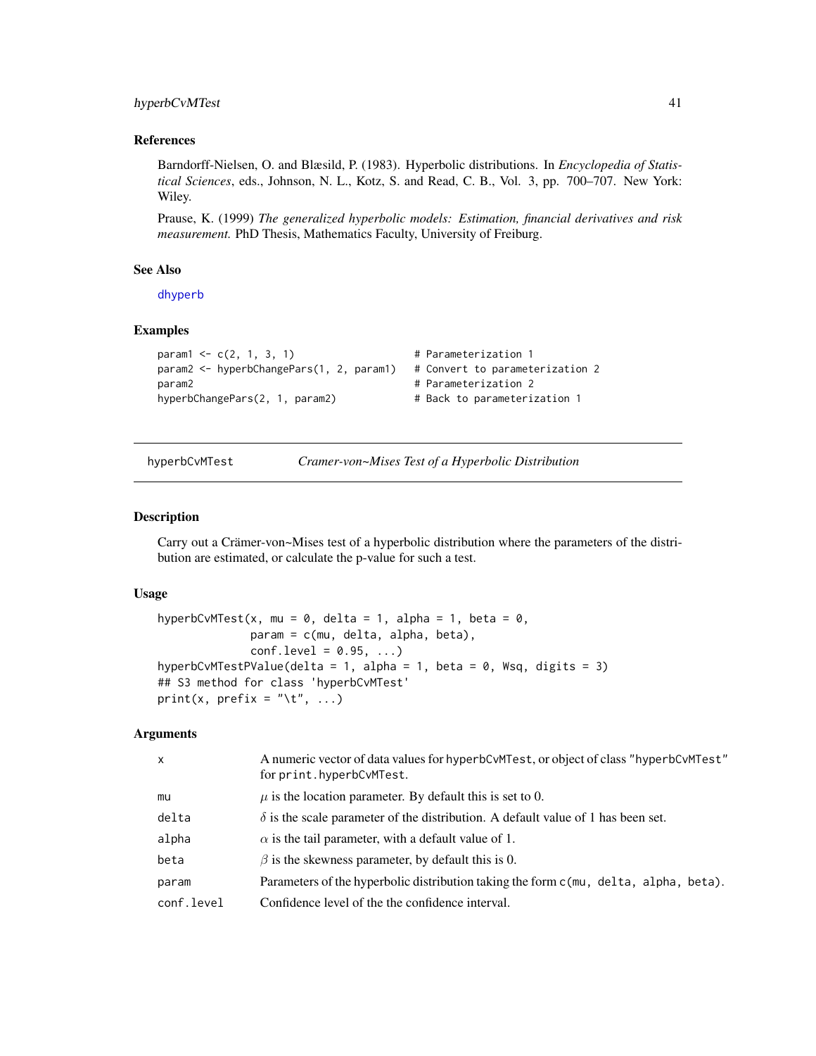### References

Barndorff-Nielsen, O. and Blæsild, P. (1983). Hyperbolic distributions. In *Encyclopedia of Statistical Sciences*, eds., Johnson, N. L., Kotz, S. and Read, C. B., Vol. 3, pp. 700–707. New York: Wiley.

Prause, K. (1999) *The generalized hyperbolic models: Estimation, financial derivatives and risk measurement.* PhD Thesis, Mathematics Faculty, University of Freiburg.

### See Also

dhyperb

### Examples

```
param1 <- c(2, 1, 3, 1)                   # Parameterization 1
param2 <- hyperbChangePars(1, 2, param1)  # Convert to parameterization 2
param2                                    # Parameterization 2
hyperbChangePars(2, 1, param2)            # Back to parameterization 1
```

---

## hyperbCvMTest — *Cramer-von~Mises Test of a Hyperbolic Distribution*

### Description

Carry out a Crämer-von~Mises test of a hyperbolic distribution where the parameters of the distribution are estimated, or calculate the p-value for such a test.

### Usage

```
hyperbCvMTest(x, mu = 0, delta = 1, alpha = 1, beta = 0,
              param = c(mu, delta, alpha, beta),
              conf.level = 0.95, ...)
hyperbCvMTestPValue(delta = 1, alpha = 1, beta = 0, Wsq, digits = 3)
## S3 method for class 'hyperbCvMTest'
print(x, prefix = "\t", ...)
```

### Arguments

| | |
|---|---|
| x | A numeric vector of data values for hyperbCvMTest, or object of class "hyperbCvMTest" for print.hyperbCvMTest. |
| mu | $\mu$ is the location parameter. By default this is set to 0. |
| delta | $\delta$ is the scale parameter of the distribution. A default value of 1 has been set. |
| alpha | $\alpha$ is the tail parameter, with a default value of 1. |
| beta | $\beta$ is the skewness parameter, by default this is 0. |
| param | Parameters of the hyperbolic distribution taking the form c(mu, delta, alpha, beta). |
| conf.level | Confidence level of the the confidence interval. |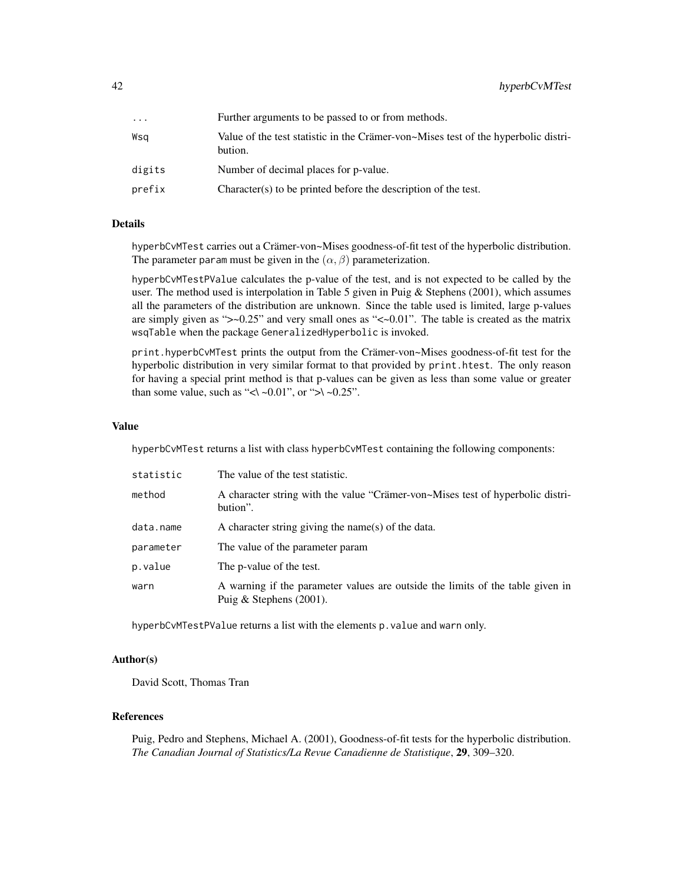| | |
|---|---|
| ... | Further arguments to be passed to or from methods. |
| Wsq | Value of the test statistic in the Crämer-von~Mises test of the hyperbolic distribution. |
| digits | Number of decimal places for p-value. |
| prefix | Character(s) to be printed before the description of the test. |

## Details

hyperbCvMTest carries out a Crämer-von~Mises goodness-of-fit test of the hyperbolic distribution. The parameter param must be given in the $(\alpha, \beta)$ parameterization.

hyperbCvMTestPValue calculates the p-value of the test, and is not expected to be called by the user. The method used is interpolation in Table 5 given in Puig & Stephens (2001), which assumes all the parameters of the distribution are unknown. Since the table used is limited, large p-values are simply given as ">~0.25" and very small ones as "<~0.01". The table is created as the matrix wsqTable when the package GeneralizedHyperbolic is invoked.

print.hyperbCvMTest prints the output from the Crämer-von~Mises goodness-of-fit test for the hyperbolic distribution in very similar format to that provided by print.htest. The only reason for having a special print method is that p-values can be given as less than some value or greater than some value, such as "<\ ~0.01", or ">\ ~0.25".

## Value

hyperbCvMTest returns a list with class hyperbCvMTest containing the following components:

| | |
|---|---|
| statistic | The value of the test statistic. |
| method | A character string with the value "Crämer-von~Mises test of hyperbolic distribution". |
| data.name | A character string giving the name(s) of the data. |
| parameter | The value of the parameter param |
| p.value | The p-value of the test. |
| warn | A warning if the parameter values are outside the limits of the table given in Puig & Stephens (2001). |

hyperbCvMTestPValue returns a list with the elements p.value and warn only.

## Author(s)

David Scott, Thomas Tran

## References

Puig, Pedro and Stephens, Michael A. (2001), Goodness-of-fit tests for the hyperbolic distribution. *The Canadian Journal of Statistics/La Revue Canadienne de Statistique*, **29**, 309–320.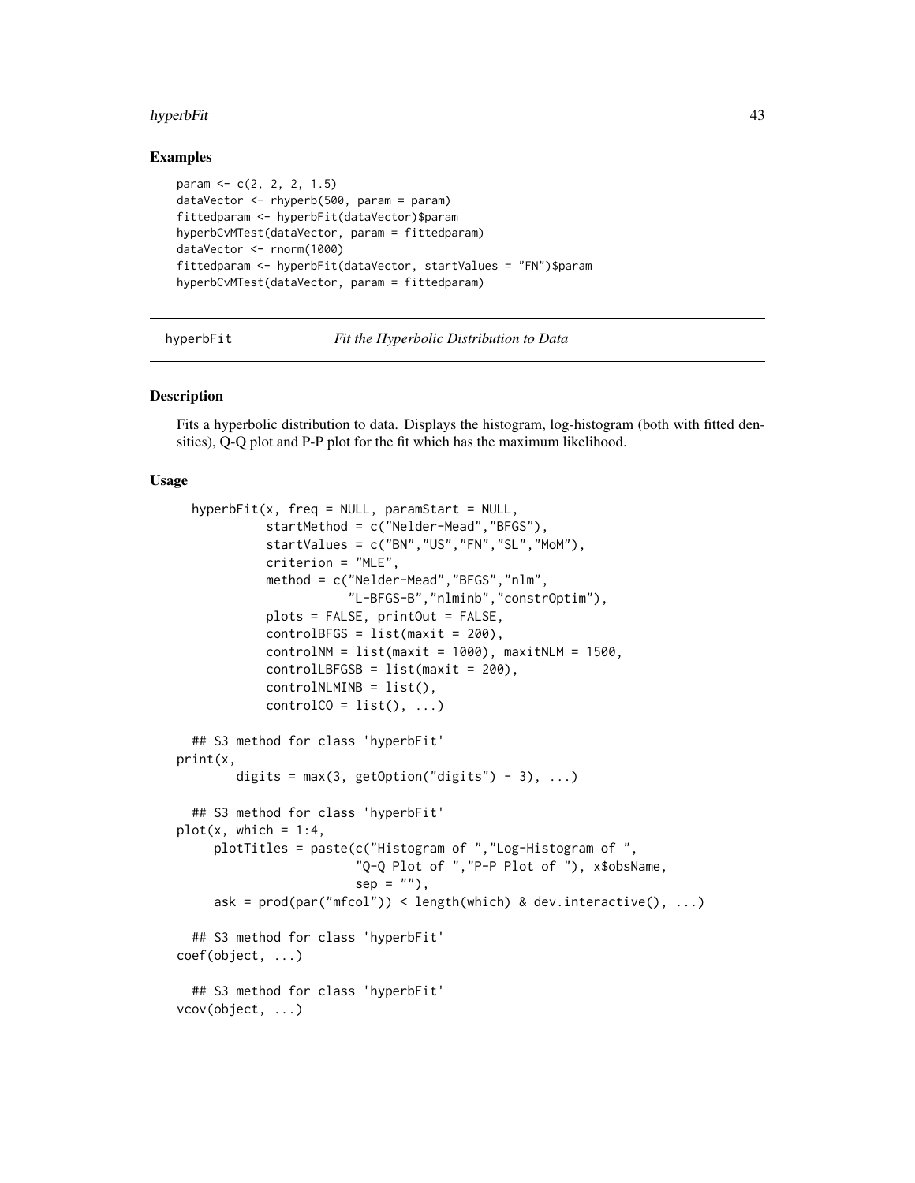### Examples

```
param <- c(2, 2, 2, 1.5)
dataVector <- rhyperb(500, param = param)
fittedparam <- hyperbFit(dataVector)$param
hyperbCvMTest(dataVector, param = fittedparam)
dataVector <- rnorm(1000)
fittedparam <- hyperbFit(dataVector, startValues = "FN")$param
hyperbCvMTest(dataVector, param = fittedparam)
```

## hyperbFit — *Fit the Hyperbolic Distribution to Data*

### Description

Fits a hyperbolic distribution to data. Displays the histogram, log-histogram (both with fitted densities), Q-Q plot and P-P plot for the fit which has the maximum likelihood.

### Usage

```
  hyperbFit(x, freq = NULL, paramStart = NULL,
            startMethod = c("Nelder-Mead","BFGS"),
            startValues = c("BN","US","FN","SL","MoM"),
            criterion = "MLE",
            method = c("Nelder-Mead","BFGS","nlm",
                       "L-BFGS-B","nlminb","constrOptim"),
            plots = FALSE, printOut = FALSE,
            controlBFGS = list(maxit = 200),
            controlNM = list(maxit = 1000), maxitNLM = 1500,
            controlLBFGSB = list(maxit = 200),
            controlNLMINB = list(),
            controlCO = list(), ...)

  ## S3 method for class 'hyperbFit'
print(x,
       digits = max(3, getOption("digits") - 3), ...)

  ## S3 method for class 'hyperbFit'
plot(x, which = 1:4,
     plotTitles = paste(c("Histogram of ","Log-Histogram of ",
                        "Q-Q Plot of ","P-P Plot of "), x$obsName,
                        sep = ""),
     ask = prod(par("mfcol")) < length(which) & dev.interactive(), ...)

  ## S3 method for class 'hyperbFit'
coef(object, ...)

  ## S3 method for class 'hyperbFit'
vcov(object, ...)
```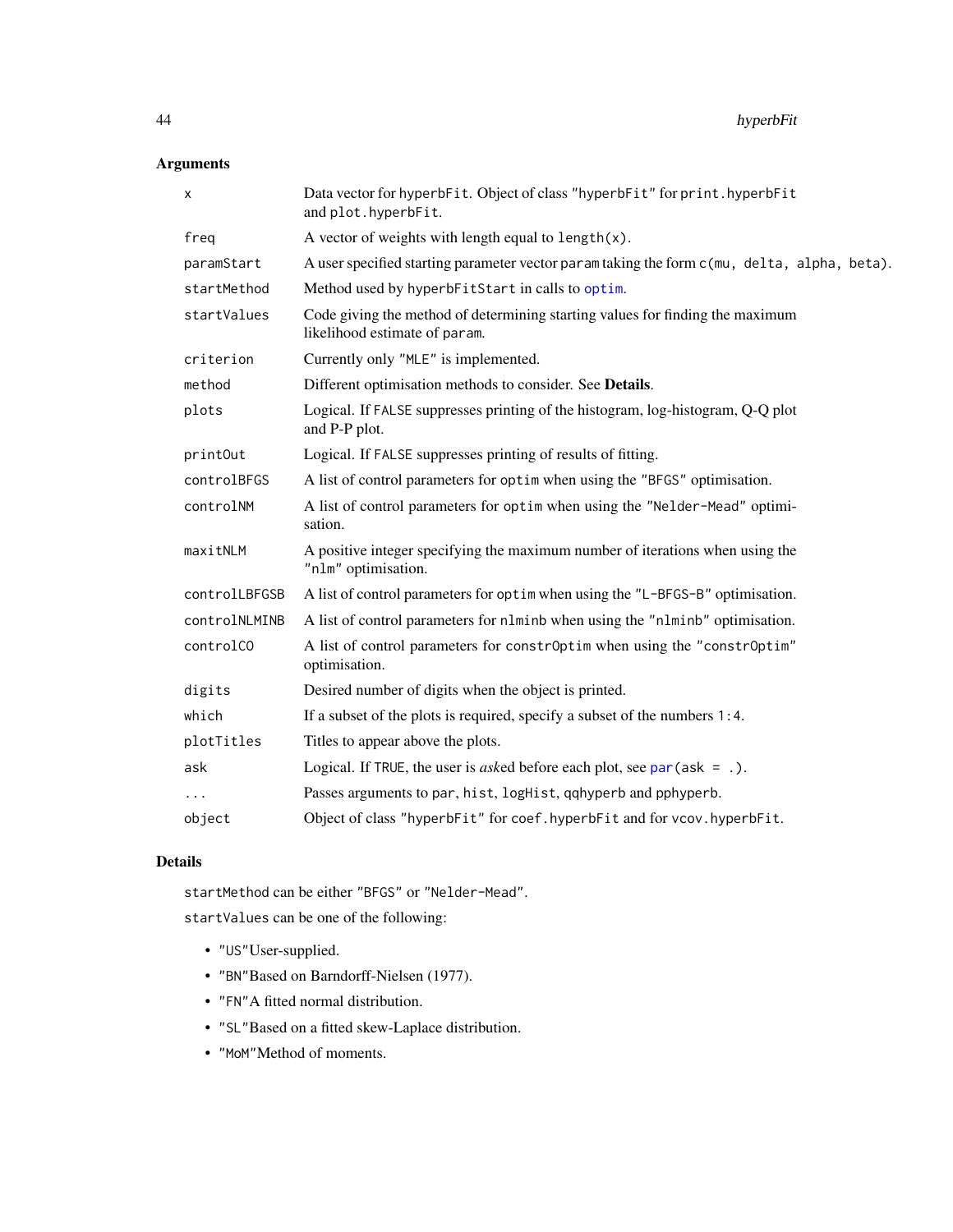## Arguments

| | |
|---|---|
| `x` | Data vector for `hyperbFit`. Object of class `"hyperbFit"` for `print.hyperbFit` and `plot.hyperbFit`. |
| `freq` | A vector of weights with length equal to `length(x)`. |
| `paramStart` | A user specified starting parameter vector `param` taking the form `c(mu, delta, alpha, beta)`. |
| `startMethod` | Method used by `hyperbFitStart` in calls to `optim`. |
| `startValues` | Code giving the method of determining starting values for finding the maximum likelihood estimate of `param`. |
| `criterion` | Currently only `"MLE"` is implemented. |
| `method` | Different optimisation methods to consider. See **Details**. |
| `plots` | Logical. If `FALSE` suppresses printing of the histogram, log-histogram, Q-Q plot and P-P plot. |
| `printOut` | Logical. If `FALSE` suppresses printing of results of fitting. |
| `controlBFGS` | A list of control parameters for `optim` when using the `"BFGS"` optimisation. |
| `controlNM` | A list of control parameters for `optim` when using the `"Nelder-Mead"` optimisation. |
| `maxitNLM` | A positive integer specifying the maximum number of iterations when using the `"nlm"` optimisation. |
| `controlLBFGSB` | A list of control parameters for `optim` when using the `"L-BFGS-B"` optimisation. |
| `controlNLMINB` | A list of control parameters for `nlminb` when using the `"nlminb"` optimisation. |
| `controlCO` | A list of control parameters for `constrOptim` when using the `"constrOptim"` optimisation. |
| `digits` | Desired number of digits when the object is printed. |
| `which` | If a subset of the plots is required, specify a subset of the numbers `1:4`. |
| `plotTitles` | Titles to appear above the plots. |
| `ask` | Logical. If `TRUE`, the user is *ask*ed before each plot, see `par(ask = .)`. |
| `...` | Passes arguments to `par`, `hist`, `logHist`, `qqhyperb` and `pphyperb`. |
| `object` | Object of class `"hyperbFit"` for `coef.hyperbFit` and for `vcov.hyperbFit`. |

## Details

`startMethod` can be either `"BFGS"` or `"Nelder-Mead"`.

`startValues` can be one of the following:

- `"US"`User-supplied.
- `"BN"`Based on Barndorff-Nielsen (1977).
- `"FN"`A fitted normal distribution.
- `"SL"`Based on a fitted skew-Laplace distribution.
- `"MoM"`Method of moments.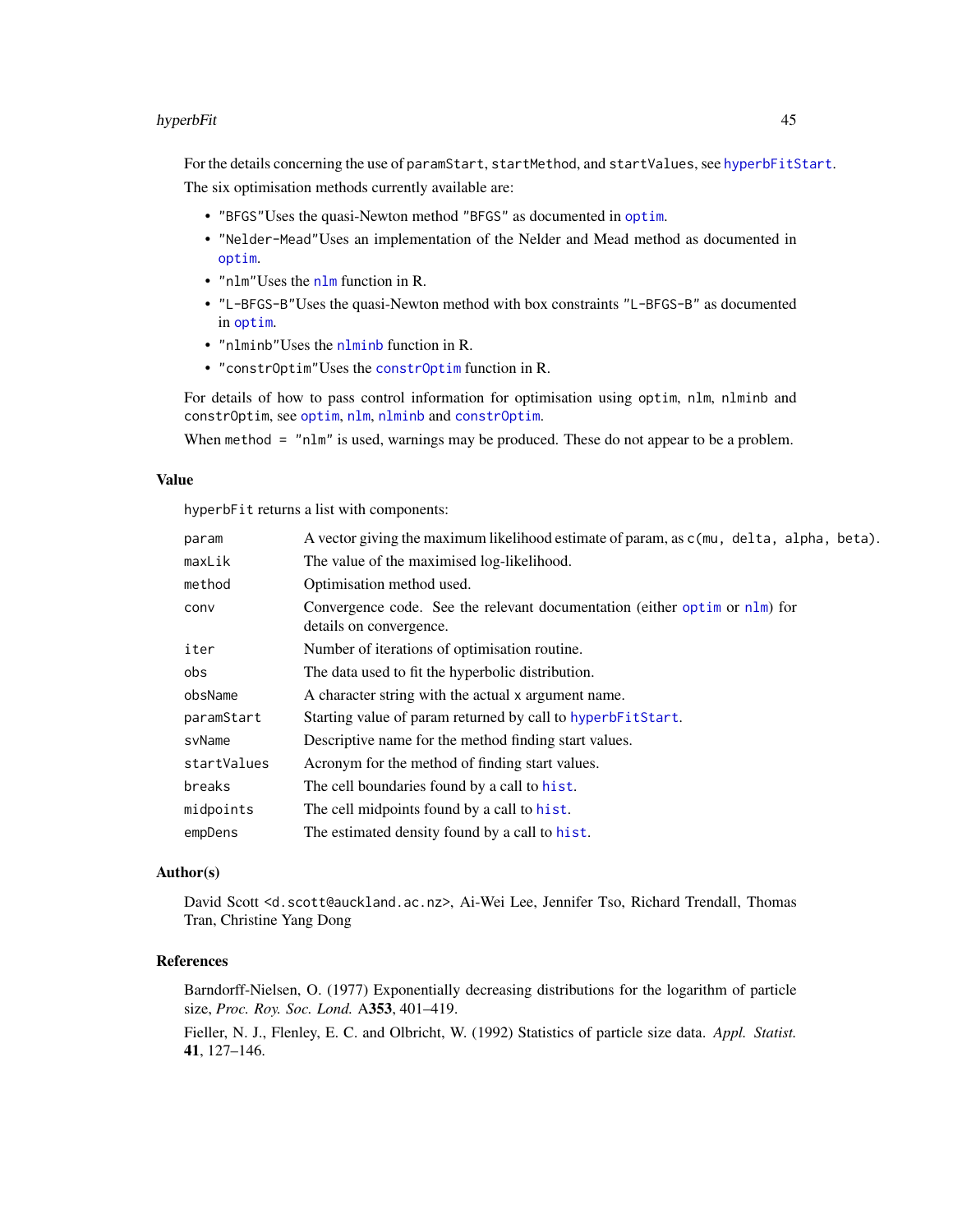For the details concerning the use of `paramStart`, `startMethod`, and `startValues`, see `hyperbFitStart`.

The six optimisation methods currently available are:

- `"BFGS"`Uses the quasi-Newton method `"BFGS"` as documented in `optim`.
- `"Nelder-Mead"`Uses an implementation of the Nelder and Mead method as documented in `optim`.
- `"nlm"`Uses the `nlm` function in R.
- `"L-BFGS-B"`Uses the quasi-Newton method with box constraints `"L-BFGS-B"` as documented in `optim`.
- `"nlminb"`Uses the `nlminb` function in R.
- `"constrOptim"`Uses the `constrOptim` function in R.

For details of how to pass control information for optimisation using `optim`, `nlm`, `nlminb` and `constrOptim`, see `optim`, `nlm`, `nlminb` and `constrOptim`.

When `method = "nlm"` is used, warnings may be produced. These do not appear to be a problem.

## Value

`hyperbFit` returns a list with components:

| | |
|---|---|
| `param` | A vector giving the maximum likelihood estimate of param, as `c(mu, delta, alpha, beta)`. |
| `maxLik` | The value of the maximised log-likelihood. |
| `method` | Optimisation method used. |
| `conv` | Convergence code. See the relevant documentation (either `optim` or `nlm`) for details on convergence. |
| `iter` | Number of iterations of optimisation routine. |
| `obs` | The data used to fit the hyperbolic distribution. |
| `obsName` | A character string with the actual `x` argument name. |
| `paramStart` | Starting value of param returned by call to `hyperbFitStart`. |
| `svName` | Descriptive name for the method finding start values. |
| `startValues` | Acronym for the method of finding start values. |
| `breaks` | The cell boundaries found by a call to `hist`. |
| `midpoints` | The cell midpoints found by a call to `hist`. |
| `empDens` | The estimated density found by a call to `hist`. |

## Author(s)

David Scott <d.scott@auckland.ac.nz>, Ai-Wei Lee, Jennifer Tso, Richard Trendall, Thomas Tran, Christine Yang Dong

## References

Barndorff-Nielsen, O. (1977) Exponentially decreasing distributions for the logarithm of particle size, *Proc. Roy. Soc. Lond.* A**353**, 401–419.

Fieller, N. J., Flenley, E. C. and Olbricht, W. (1992) Statistics of particle size data. *Appl. Statist.* **41**, 127–146.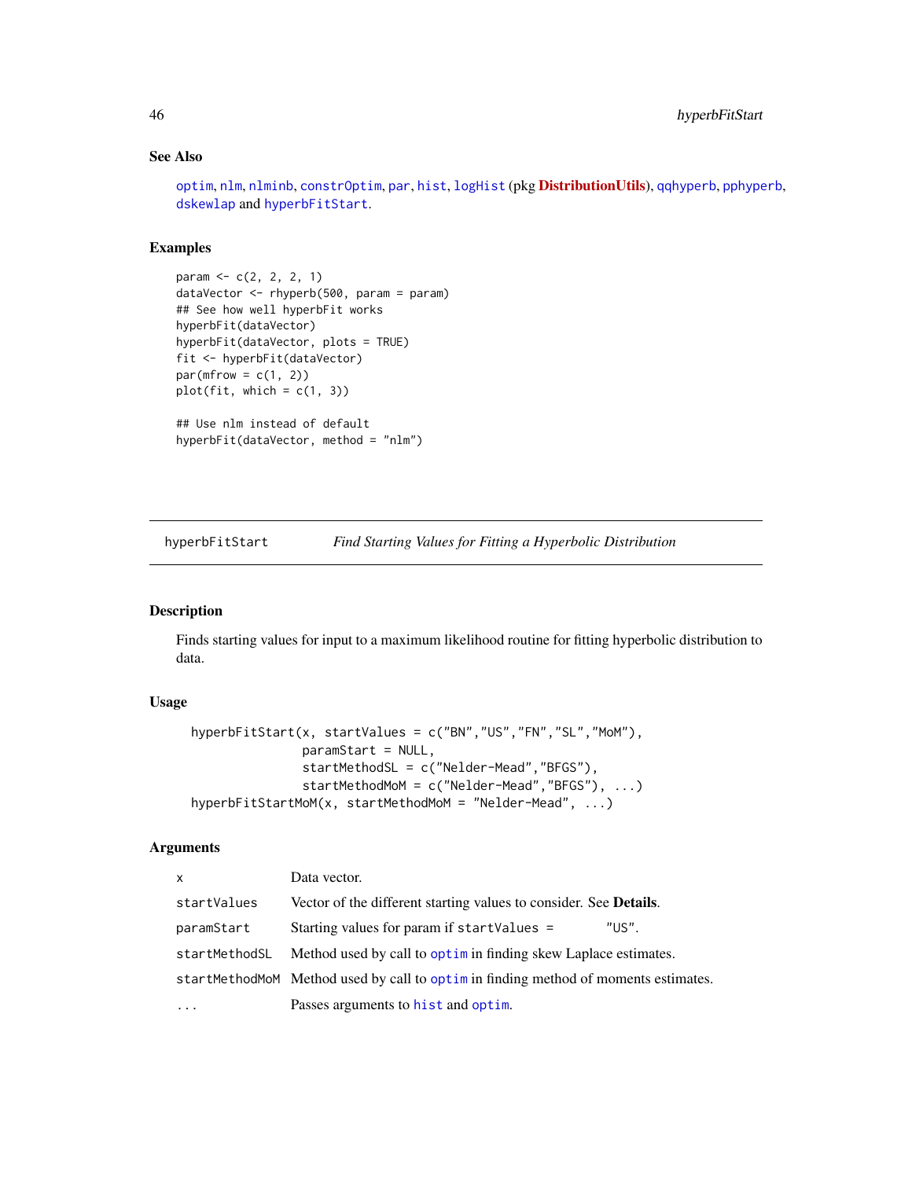### See Also

optim, nlm, nlminb, constrOptim, par, hist, logHist (pkg **DistributionUtils**), qqhyperb, pphyperb, dskewlap and hyperbFitStart.

### Examples

```
param <- c(2, 2, 2, 1)
dataVector <- rhyperb(500, param = param)
## See how well hyperbFit works
hyperbFit(dataVector)
hyperbFit(dataVector, plots = TRUE)
fit <- hyperbFit(dataVector)
par(mfrow = c(1, 2))
plot(fit, which = c(1, 3))

## Use nlm instead of default
hyperbFit(dataVector, method = "nlm")
```

---

## hyperbFitStart — *Find Starting Values for Fitting a Hyperbolic Distribution*

---

### Description

Finds starting values for input to a maximum likelihood routine for fitting hyperbolic distribution to data.

### Usage

```
hyperbFitStart(x, startValues = c("BN","US","FN","SL","MoM"),
               paramStart = NULL,
               startMethodSL = c("Nelder-Mead","BFGS"),
               startMethodMoM = c("Nelder-Mead","BFGS"), ...)
hyperbFitStartMoM(x, startMethodMoM = "Nelder-Mead", ...)
```

### Arguments

| | |
|---|---|
| x | Data vector. |
| startValues | Vector of the different starting values to consider. See **Details**. |
| paramStart | Starting values for param if startValues = "US". |
| startMethodSL | Method used by call to optim in finding skew Laplace estimates. |
| startMethodMoM | Method used by call to optim in finding method of moments estimates. |
| ... | Passes arguments to hist and optim. |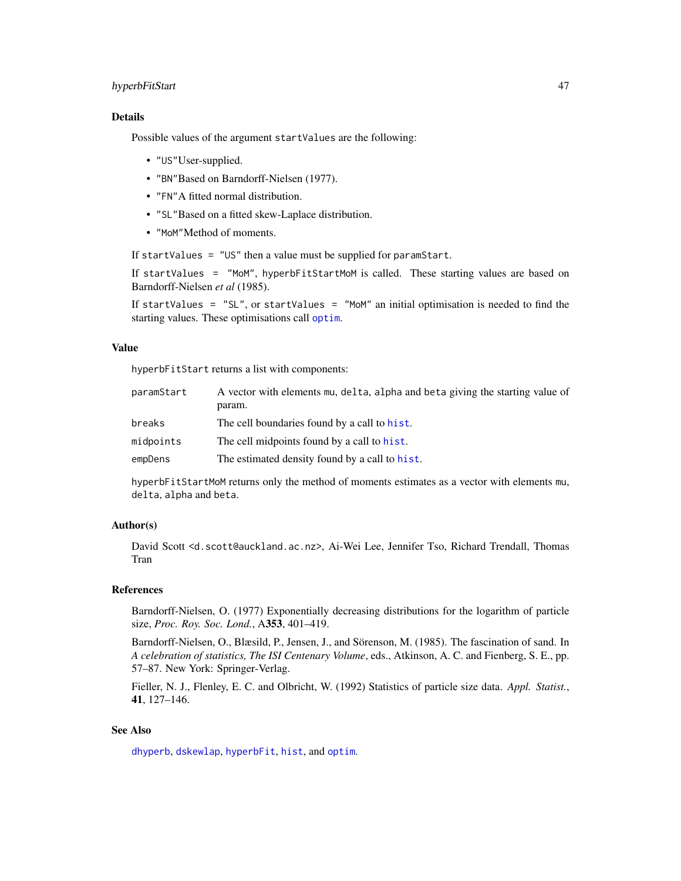## Details

Possible values of the argument `startValues` are the following:

- `"US"`User-supplied.
- `"BN"`Based on Barndorff-Nielsen (1977).
- `"FN"`A fitted normal distribution.
- `"SL"`Based on a fitted skew-Laplace distribution.
- `"MoM"`Method of moments.

If `startValues = "US"` then a value must be supplied for `paramStart`.

If `startValues = "MoM"`, `hyperbFitStartMoM` is called. These starting values are based on Barndorff-Nielsen *et al* (1985).

If `startValues = "SL"`, or `startValues = "MoM"` an initial optimisation is needed to find the starting values. These optimisations call `optim`.

## Value

`hyperbFitStart` returns a list with components:

| | |
|---|---|
| `paramStart` | A vector with elements `mu`, `delta`, `alpha` and `beta` giving the starting value of param. |
| `breaks` | The cell boundaries found by a call to `hist`. |
| `midpoints` | The cell midpoints found by a call to `hist`. |
| `empDens` | The estimated density found by a call to `hist`. |

`hyperbFitStartMoM` returns only the method of moments estimates as a vector with elements `mu`, `delta`, `alpha` and `beta`.

## Author(s)

David Scott <d.scott@auckland.ac.nz>, Ai-Wei Lee, Jennifer Tso, Richard Trendall, Thomas Tran

## References

Barndorff-Nielsen, O. (1977) Exponentially decreasing distributions for the logarithm of particle size, *Proc. Roy. Soc. Lond.*, A**353**, 401–419.

Barndorff-Nielsen, O., Blæsild, P., Jensen, J., and Sörenson, M. (1985). The fascination of sand. In *A celebration of statistics, The ISI Centenary Volume*, eds., Atkinson, A. C. and Fienberg, S. E., pp. 57–87. New York: Springer-Verlag.

Fieller, N. J., Flenley, E. C. and Olbricht, W. (1992) Statistics of particle size data. *Appl. Statist.*, **41**, 127–146.

## See Also

`dhyperb`, `dskewlap`, `hyperbFit`, `hist`, and `optim`.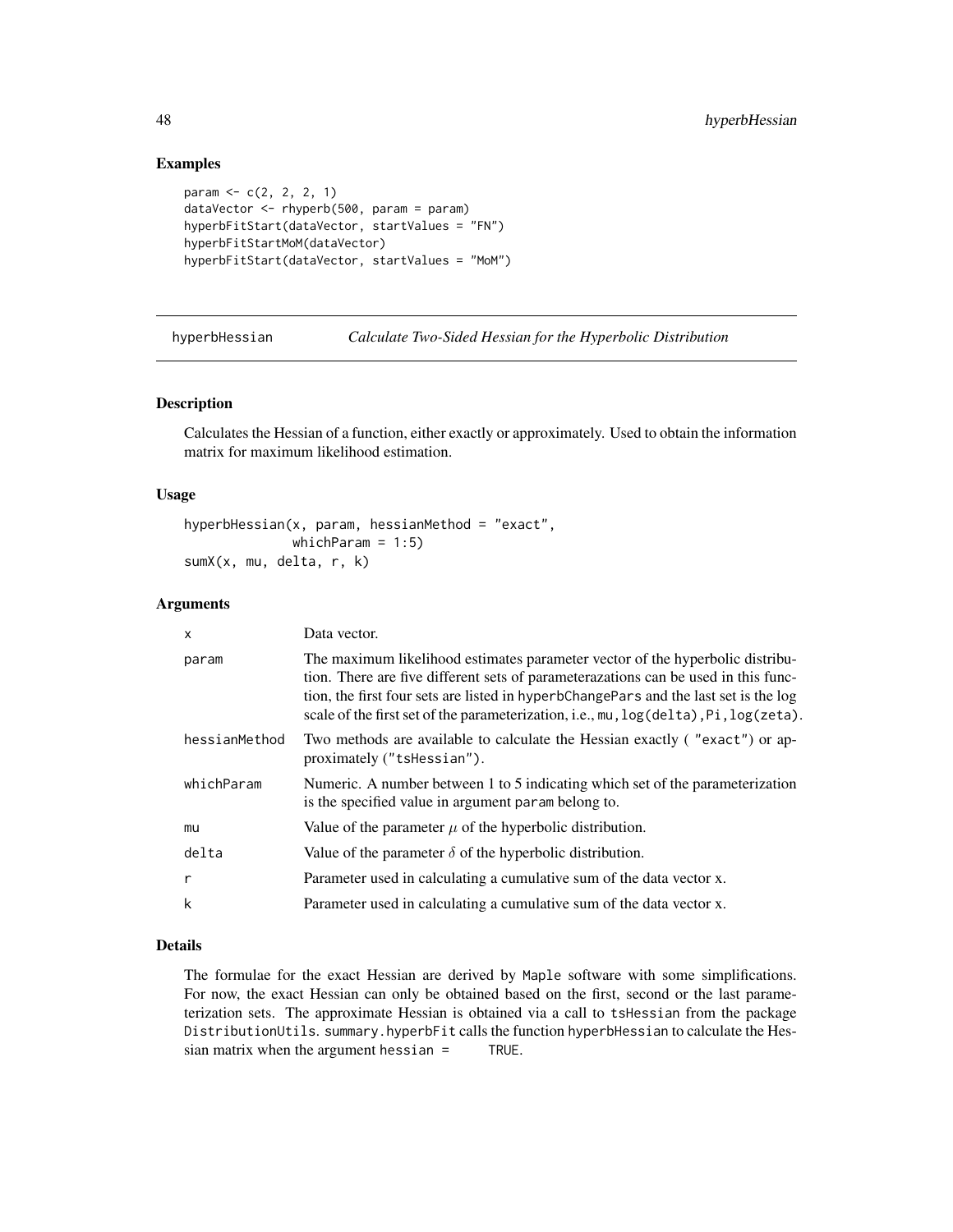## Examples

```
param <- c(2, 2, 2, 1)
dataVector <- rhyperb(500, param = param)
hyperbFitStart(dataVector, startValues = "FN")
hyperbFitStartMoM(dataVector)
hyperbFitStart(dataVector, startValues = "MoM")
```

---

hyperbHessian    *Calculate Two-Sided Hessian for the Hyperbolic Distribution*

---

## Description

Calculates the Hessian of a function, either exactly or approximately. Used to obtain the information matrix for maximum likelihood estimation.

## Usage

```
hyperbHessian(x, param, hessianMethod = "exact",
              whichParam = 1:5)
sumX(x, mu, delta, r, k)
```

## Arguments

| | |
|---|---|
| x | Data vector. |
| param | The maximum likelihood estimates parameter vector of the hyperbolic distribution. There are five different sets of parameterazations can be used in this function, the first four sets are listed in hyperbChangePars and the last set is the log scale of the first set of the parameterization, i.e., mu,log(delta),Pi,log(zeta). |
| hessianMethod | Two methods are available to calculate the Hessian exactly ( "exact") or approximately ("tsHessian"). |
| whichParam | Numeric. A number between 1 to 5 indicating which set of the parameterization is the specified value in argument param belong to. |
| mu | Value of the parameter $\mu$ of the hyperbolic distribution. |
| delta | Value of the parameter $\delta$ of the hyperbolic distribution. |
| r | Parameter used in calculating a cumulative sum of the data vector x. |
| k | Parameter used in calculating a cumulative sum of the data vector x. |

## Details

The formulae for the exact Hessian are derived by Maple software with some simplifications. For now, the exact Hessian can only be obtained based on the first, second or the last parameterization sets. The approximate Hessian is obtained via a call to tsHessian from the package DistributionUtils. summary.hyperbFit calls the function hyperbHessian to calculate the Hessian matrix when the argument hessian = TRUE.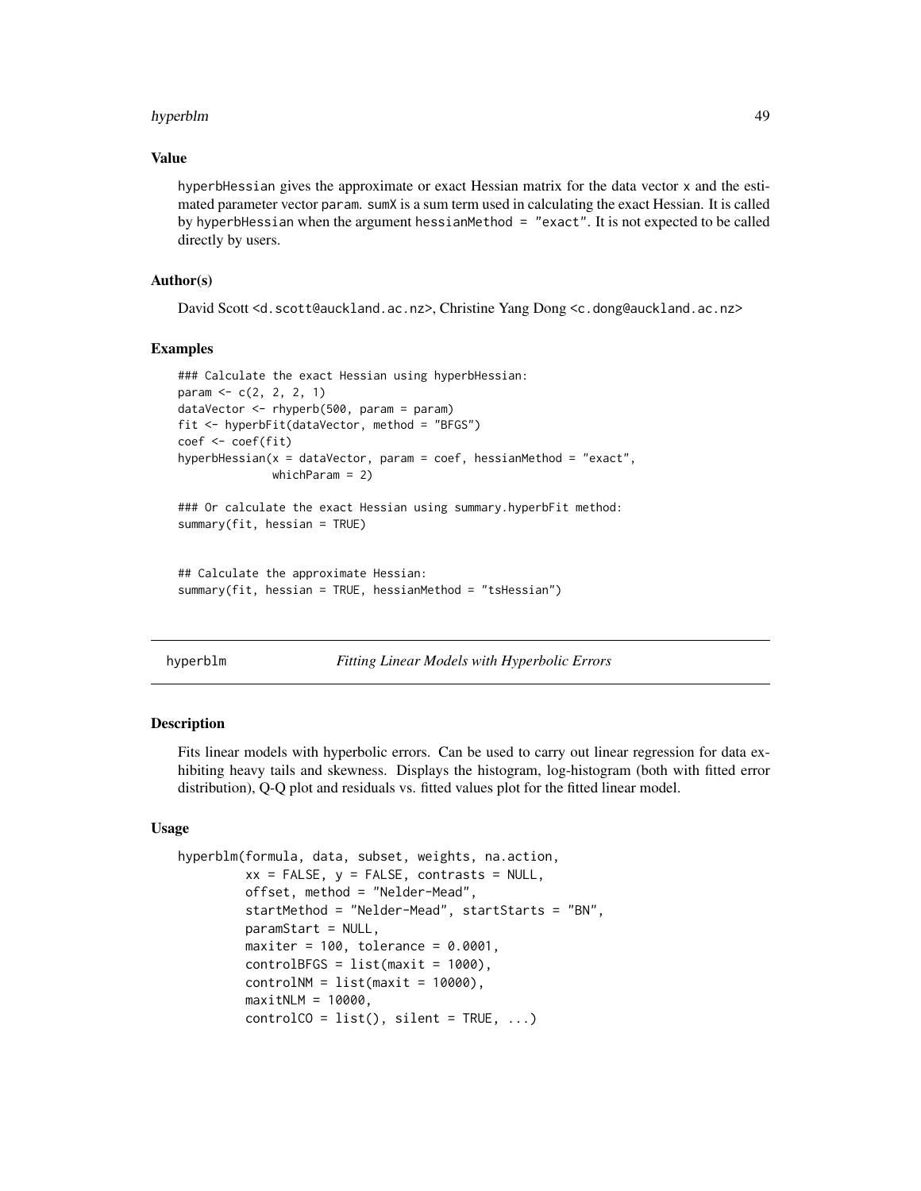### Value

hyperbHessian gives the approximate or exact Hessian matrix for the data vector x and the estimated parameter vector param. sumX is a sum term used in calculating the exact Hessian. It is called by hyperbHessian when the argument hessianMethod = "exact". It is not expected to be called directly by users.

### Author(s)

David Scott <d.scott@auckland.ac.nz>, Christine Yang Dong <c.dong@auckland.ac.nz>

### Examples

```
### Calculate the exact Hessian using hyperbHessian:
param <- c(2, 2, 2, 1)
dataVector <- rhyperb(500, param = param)
fit <- hyperbFit(dataVector, method = "BFGS")
coef <- coef(fit)
hyperbHessian(x = dataVector, param = coef, hessianMethod = "exact",
              whichParam = 2)

### Or calculate the exact Hessian using summary.hyperbFit method:
summary(fit, hessian = TRUE)


## Calculate the approximate Hessian:
summary(fit, hessian = TRUE, hessianMethod = "tsHessian")
```

## hyperblm — *Fitting Linear Models with Hyperbolic Errors*

### Description

Fits linear models with hyperbolic errors. Can be used to carry out linear regression for data exhibiting heavy tails and skewness. Displays the histogram, log-histogram (both with fitted error distribution), Q-Q plot and residuals vs. fitted values plot for the fitted linear model.

### Usage

```
hyperblm(formula, data, subset, weights, na.action,
         xx = FALSE, y = FALSE, contrasts = NULL,
         offset, method = "Nelder-Mead",
         startMethod = "Nelder-Mead", startStarts = "BN",
         paramStart = NULL,
         maxiter = 100, tolerance = 0.0001,
         controlBFGS = list(maxit = 1000),
         controlNM = list(maxit = 10000),
         maxitNLM = 10000,
         controlCO = list(), silent = TRUE, ...)
```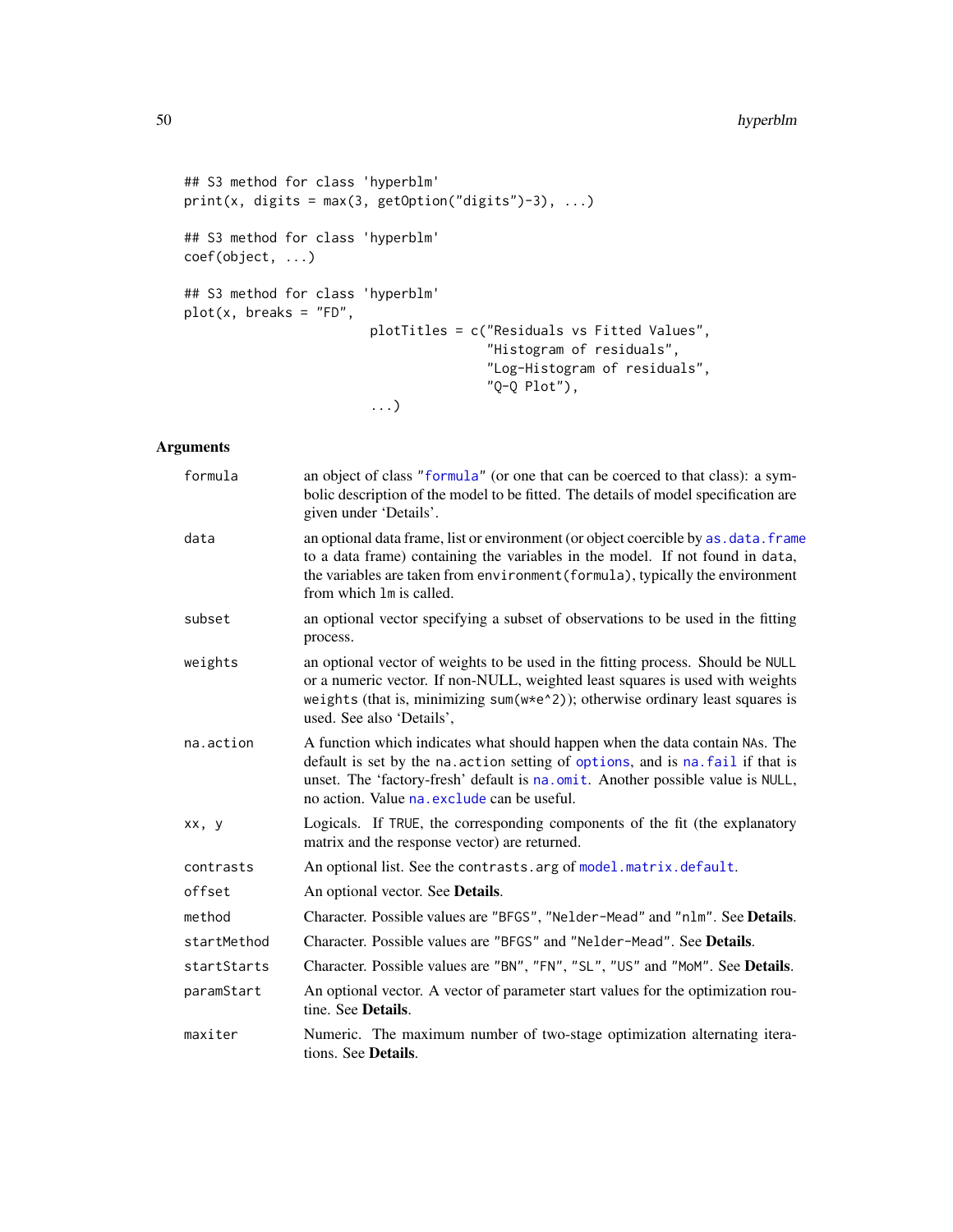```
## S3 method for class 'hyperblm'
print(x, digits = max(3, getOption("digits")-3), ...)

## S3 method for class 'hyperblm'
coef(object, ...)

## S3 method for class 'hyperblm'
plot(x, breaks = "FD",
                        plotTitles = c("Residuals vs Fitted Values",
                                       "Histogram of residuals",
                                       "Log-Histogram of residuals",
                                       "Q-Q Plot"),
                        ...)
```

## Arguments

| | |
|---|---|
| `formula` | an object of class "`formula`" (or one that can be coerced to that class): a symbolic description of the model to be fitted. The details of model specification are given under 'Details'. |
| `data` | an optional data frame, list or environment (or object coercible by `as.data.frame` to a data frame) containing the variables in the model. If not found in `data`, the variables are taken from `environment(formula)`, typically the environment from which `lm` is called. |
| `subset` | an optional vector specifying a subset of observations to be used in the fitting process. |
| `weights` | an optional vector of weights to be used in the fitting process. Should be `NULL` or a numeric vector. If non-NULL, weighted least squares is used with weights `weights` (that is, minimizing `sum(w*e^2)`); otherwise ordinary least squares is used. See also 'Details', |
| `na.action` | A function which indicates what should happen when the data contain `NA`s. The default is set by the `na.action` setting of `options`, and is `na.fail` if that is unset. The 'factory-fresh' default is `na.omit`. Another possible value is `NULL`, no action. Value `na.exclude` can be useful. |
| `xx, y` | Logicals. If `TRUE`, the corresponding components of the fit (the explanatory matrix and the response vector) are returned. |
| `contrasts` | An optional list. See the `contrasts.arg` of `model.matrix.default`. |
| `offset` | An optional vector. See **Details**. |
| `method` | Character. Possible values are `"BFGS"`, `"Nelder-Mead"` and `"nlm"`. See **Details**. |
| `startMethod` | Character. Possible values are `"BFGS"` and `"Nelder-Mead"`. See **Details**. |
| `startStarts` | Character. Possible values are `"BN"`, `"FN"`, `"SL"`, `"US"` and `"MoM"`. See **Details**. |
| `paramStart` | An optional vector. A vector of parameter start values for the optimization routine. See **Details**. |
| `maxiter` | Numeric. The maximum number of two-stage optimization alternating iterations. See **Details**. |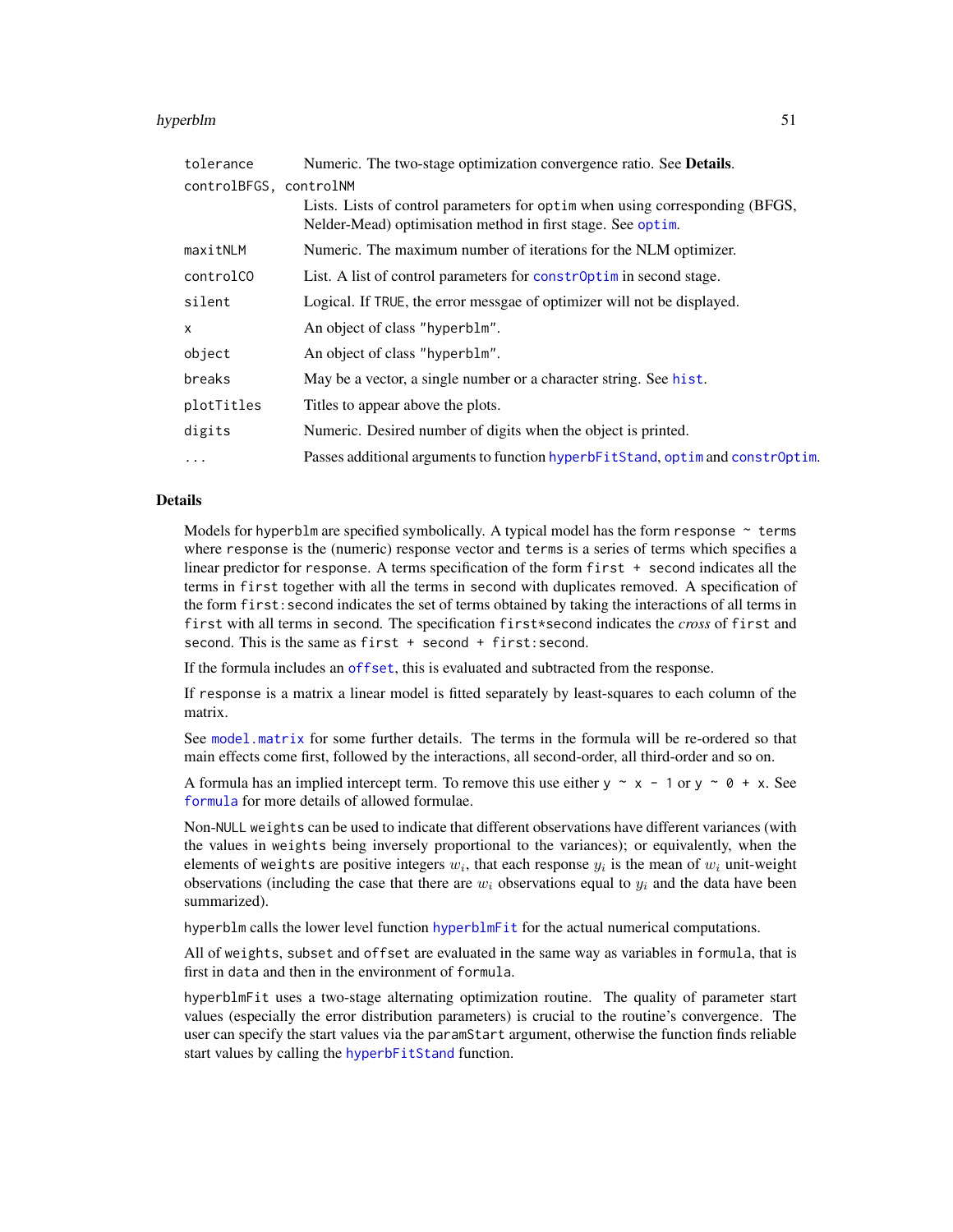| | |
|---|---|
| `tolerance` | Numeric. The two-stage optimization convergence ratio. See **Details**. |
| `controlBFGS, controlNM` | Lists. Lists of control parameters for `optim` when using corresponding (BFGS, Nelder-Mead) optimisation method in first stage. See `optim`. |
| `maxitNLM` | Numeric. The maximum number of iterations for the NLM optimizer. |
| `controlCO` | List. A list of control parameters for `constrOptim` in second stage. |
| `silent` | Logical. If `TRUE`, the error messgae of optimizer will not be displayed. |
| `x` | An object of class `"hyperblm"`. |
| `object` | An object of class `"hyperblm"`. |
| `breaks` | May be a vector, a single number or a character string. See `hist`. |
| `plotTitles` | Titles to appear above the plots. |
| `digits` | Numeric. Desired number of digits when the object is printed. |
| `...` | Passes additional arguments to function `hyperbFitStand`, `optim` and `constrOptim`. |

## Details

Models for `hyperblm` are specified symbolically. A typical model has the form `response ~ terms` where `response` is the (numeric) response vector and `terms` is a series of terms which specifies a linear predictor for `response`. A terms specification of the form `first + second` indicates all the terms in `first` together with all the terms in `second` with duplicates removed. A specification of the form `first:second` indicates the set of terms obtained by taking the interactions of all terms in `first` with all terms in `second`. The specification `first*second` indicates the *cross* of `first` and `second`. This is the same as `first + second + first:second`.

If the formula includes an `offset`, this is evaluated and subtracted from the response.

If `response` is a matrix a linear model is fitted separately by least-squares to each column of the matrix.

See `model.matrix` for some further details. The terms in the formula will be re-ordered so that main effects come first, followed by the interactions, all second-order, all third-order and so on.

A formula has an implied intercept term. To remove this use either `y ~ x - 1` or `y ~ 0 + x`. See `formula` for more details of allowed formulae.

Non-`NULL` `weights` can be used to indicate that different observations have different variances (with the values in `weights` being inversely proportional to the variances); or equivalently, when the elements of `weights` are positive integers $w_i$, that each response $y_i$ is the mean of $w_i$ unit-weight observations (including the case that there are $w_i$ observations equal to $y_i$ and the data have been summarized).

`hyperblm` calls the lower level function `hyperblmFit` for the actual numerical computations.

All of `weights`, `subset` and `offset` are evaluated in the same way as variables in `formula`, that is first in `data` and then in the environment of `formula`.

`hyperblmFit` uses a two-stage alternating optimization routine. The quality of parameter start values (especially the error distribution parameters) is crucial to the routine's convergence. The user can specify the start values via the `paramStart` argument, otherwise the function finds reliable start values by calling the `hyperbFitStand` function.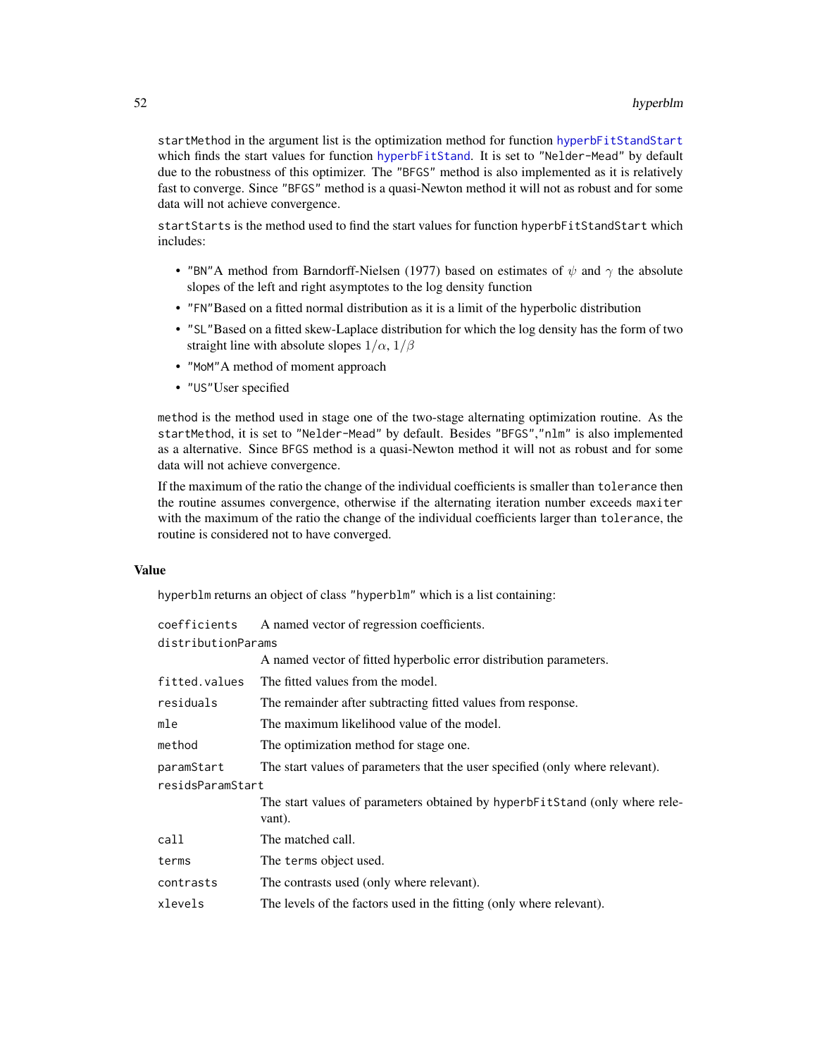startMethod in the argument list is the optimization method for function hyperbFitStandStart which finds the start values for function hyperbFitStand. It is set to "Nelder-Mead" by default due to the robustness of this optimizer. The "BFGS" method is also implemented as it is relatively fast to converge. Since "BFGS" method is a quasi-Newton method it will not as robust and for some data will not achieve convergence.

startStarts is the method used to find the start values for function hyperbFitStandStart which includes:

- "BN"A method from Barndorff-Nielsen (1977) based on estimates of $\psi$ and $\gamma$ the absolute slopes of the left and right asymptotes to the log density function
- "FN"Based on a fitted normal distribution as it is a limit of the hyperbolic distribution
- "SL"Based on a fitted skew-Laplace distribution for which the log density has the form of two straight line with absolute slopes $1/\alpha$, $1/\beta$
- "MoM"A method of moment approach
- "US"User specified

method is the method used in stage one of the two-stage alternating optimization routine. As the startMethod, it is set to "Nelder-Mead" by default. Besides "BFGS","nlm" is also implemented as a alternative. Since BFGS method is a quasi-Newton method it will not as robust and for some data will not achieve convergence.

If the maximum of the ratio the change of the individual coefficients is smaller than tolerance then the routine assumes convergence, otherwise if the alternating iteration number exceeds maxiter with the maximum of the ratio the change of the individual coefficients larger than tolerance, the routine is considered not to have converged.

## Value

hyperblm returns an object of class "hyperblm" which is a list containing:

| | |
|---|---|
| coefficients | A named vector of regression coefficients. |
| distributionParams | A named vector of fitted hyperbolic error distribution parameters. |
| fitted.values | The fitted values from the model. |
| residuals | The remainder after subtracting fitted values from response. |
| mle | The maximum likelihood value of the model. |
| method | The optimization method for stage one. |
| paramStart | The start values of parameters that the user specified (only where relevant). |
| residsParamStart | The start values of parameters obtained by hyperbFitStand (only where relevant). |
| call | The matched call. |
| terms | The terms object used. |
| contrasts | The contrasts used (only where relevant). |
| xlevels | The levels of the factors used in the fitting (only where relevant). |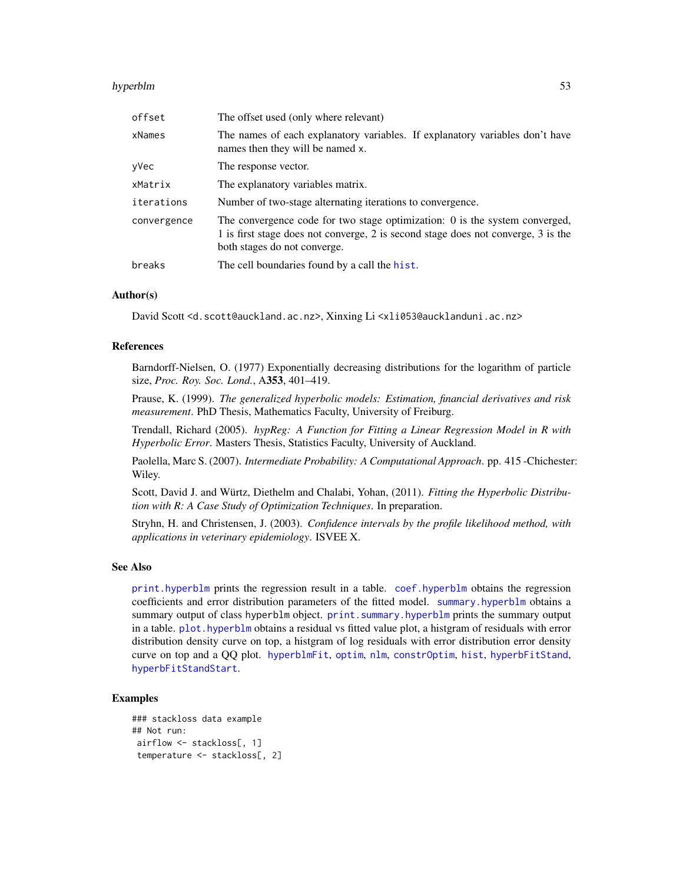| | |
|---|---|
| `offset` | The offset used (only where relevant) |
| `xNames` | The names of each explanatory variables. If explanatory variables don't have names then they will be named `x`. |
| `yVec` | The response vector. |
| `xMatrix` | The explanatory variables matrix. |
| `iterations` | Number of two-stage alternating iterations to convergence. |
| `convergence` | The convergence code for two stage optimization: 0 is the system converged, 1 is first stage does not converge, 2 is second stage does not converge, 3 is the both stages do not converge. |
| `breaks` | The cell boundaries found by a call the `hist`. |

## Author(s)

David Scott <d.scott@auckland.ac.nz>, Xinxing Li <xli053@aucklanduni.ac.nz>

## References

Barndorff-Nielsen, O. (1977) Exponentially decreasing distributions for the logarithm of particle size, *Proc. Roy. Soc. Lond.*, A**353**, 401–419.

Prause, K. (1999). *The generalized hyperbolic models: Estimation, financial derivatives and risk measurement*. PhD Thesis, Mathematics Faculty, University of Freiburg.

Trendall, Richard (2005). *hypReg: A Function for Fitting a Linear Regression Model in R with Hyperbolic Error*. Masters Thesis, Statistics Faculty, University of Auckland.

Paolella, Marc S. (2007). *Intermediate Probability: A Computational Approach*. pp. 415 -Chichester: Wiley.

Scott, David J. and Würtz, Diethelm and Chalabi, Yohan, (2011). *Fitting the Hyperbolic Distribution with R: A Case Study of Optimization Techniques*. In preparation.

Stryhn, H. and Christensen, J. (2003). *Confidence intervals by the profile likelihood method, with applications in veterinary epidemiology*. ISVEE X.

## See Also

`print.hyperblm` prints the regression result in a table. `coef.hyperblm` obtains the regression coefficients and error distribution parameters of the fitted model. `summary.hyperblm` obtains a summary output of class hyperblm object. `print.summary.hyperblm` prints the summary output in a table. `plot.hyperblm` obtains a residual vs fitted value plot, a histgram of residuals with error distribution density curve on top, a histgram of log residuals with error distribution error density curve on top and a QQ plot. `hyperblmFit`, `optim`, `nlm`, `constrOptim`, `hist`, `hyperbFitStand`, `hyperbFitStandStart`.

## Examples

```
### stackloss data example
## Not run:
 airflow <- stackloss[, 1]
 temperature <- stackloss[, 2]
```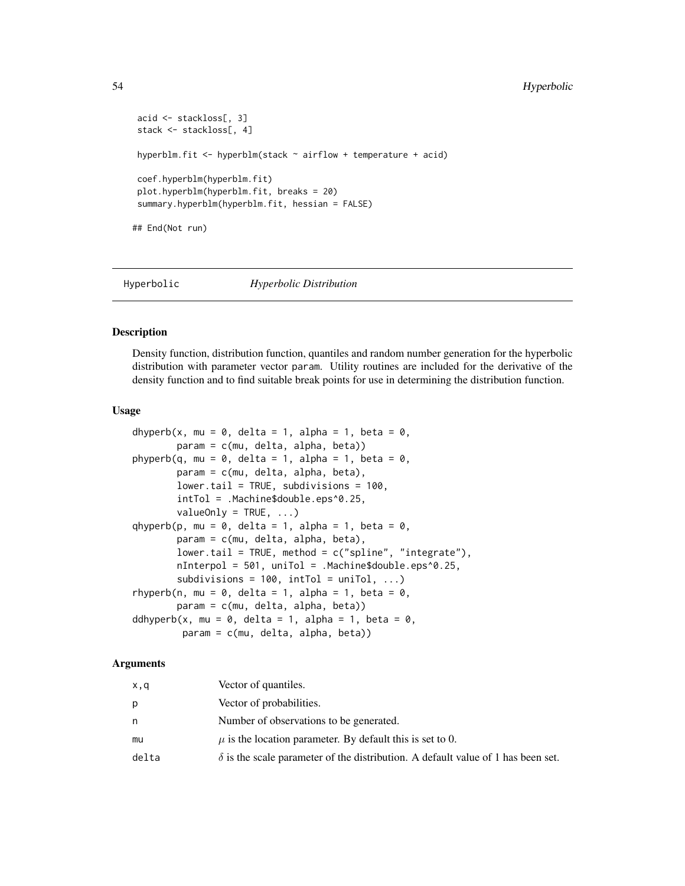```
acid <- stackloss[, 3]
stack <- stackloss[, 4]

hyperblm.fit <- hyperblm(stack ~ airflow + temperature + acid)

coef.hyperblm(hyperblm.fit)
plot.hyperblm(hyperblm.fit, breaks = 20)
summary.hyperblm(hyperblm.fit, hessian = FALSE)

## End(Not run)
```

---

## Hyperbolic — *Hyperbolic Distribution*

### Description

Density function, distribution function, quantiles and random number generation for the hyperbolic distribution with parameter vector param. Utility routines are included for the derivative of the density function and to find suitable break points for use in determining the distribution function.

### Usage

```
dhyperb(x, mu = 0, delta = 1, alpha = 1, beta = 0,
        param = c(mu, delta, alpha, beta))
phyperb(q, mu = 0, delta = 1, alpha = 1, beta = 0,
        param = c(mu, delta, alpha, beta),
        lower.tail = TRUE, subdivisions = 100,
        intTol = .Machine$double.eps^0.25,
        valueOnly = TRUE, ...)
qhyperb(p, mu = 0, delta = 1, alpha = 1, beta = 0,
        param = c(mu, delta, alpha, beta),
        lower.tail = TRUE, method = c("spline", "integrate"),
        nInterpol = 501, uniTol = .Machine$double.eps^0.25,
        subdivisions = 100, intTol = uniTol, ...)
rhyperb(n, mu = 0, delta = 1, alpha = 1, beta = 0,
        param = c(mu, delta, alpha, beta))
ddhyperb(x, mu = 0, delta = 1, alpha = 1, beta = 0,
         param = c(mu, delta, alpha, beta))
```

### Arguments

| | |
|---|---|
| x,q | Vector of quantiles. |
| p | Vector of probabilities. |
| n | Number of observations to be generated. |
| mu | $\mu$ is the location parameter. By default this is set to 0. |
| delta | $\delta$ is the scale parameter of the distribution. A default value of 1 has been set. |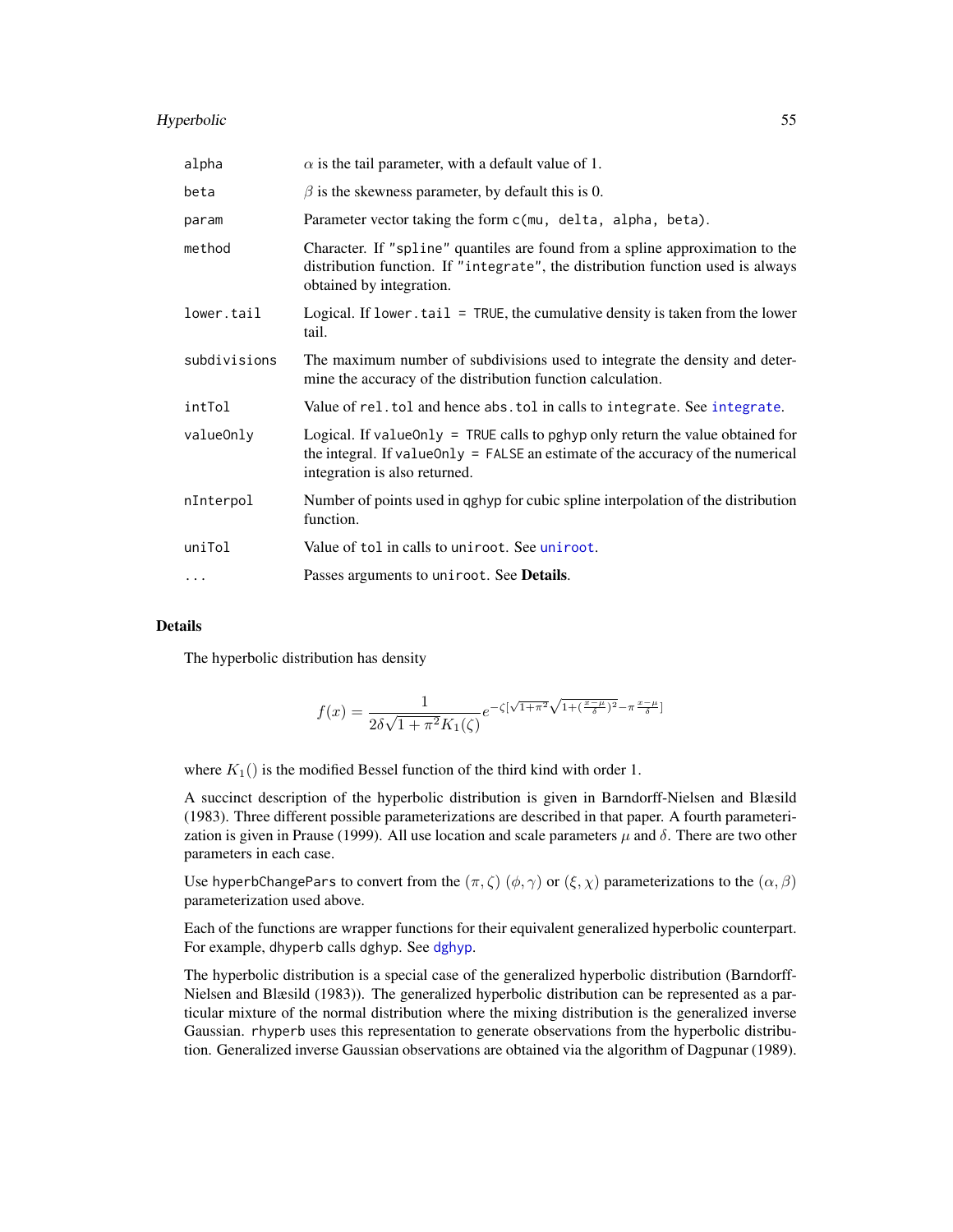| | |
|---|---|
| alpha | $\alpha$ is the tail parameter, with a default value of 1. |
| beta | $\beta$ is the skewness parameter, by default this is 0. |
| param | Parameter vector taking the form `c(mu, delta, alpha, beta)`. |
| method | Character. If `"spline"` quantiles are found from a spline approximation to the distribution function. If `"integrate"`, the distribution function used is always obtained by integration. |
| lower.tail | Logical. If `lower.tail = TRUE`, the cumulative density is taken from the lower tail. |
| subdivisions | The maximum number of subdivisions used to integrate the density and determine the accuracy of the distribution function calculation. |
| intTol | Value of `rel.tol` and hence `abs.tol` in calls to `integrate`. See integrate. |
| valueOnly | Logical. If `valueOnly = TRUE` calls to pghyp only return the value obtained for the integral. If `valueOnly = FALSE` an estimate of the accuracy of the numerical integration is also returned. |
| nInterpol | Number of points used in qghyp for cubic spline interpolation of the distribution function. |
| uniTol | Value of `tol` in calls to `uniroot`. See uniroot. |
| ... | Passes arguments to `uniroot`. See **Details**. |

## Details

The hyperbolic distribution has density

$$f(x) = \frac{1}{2\delta\sqrt{1+\pi^2}K_1(\zeta)} e^{-\zeta[\sqrt{1+\pi^2}\sqrt{1+(\frac{x-\mu}{\delta})^2} - \pi\frac{x-\mu}{\delta}]}$$

where $K_1()$ is the modified Bessel function of the third kind with order 1.

A succinct description of the hyperbolic distribution is given in Barndorff-Nielsen and Blæsild (1983). Three different possible parameterizations are described in that paper. A fourth parameterization is given in Prause (1999). All use location and scale parameters $\mu$ and $\delta$. There are two other parameters in each case.

Use `hyperbChangePars` to convert from the $(\pi, \zeta)$ $(\phi, \gamma)$ or $(\xi, \chi)$ parameterizations to the $(\alpha, \beta)$ parameterization used above.

Each of the functions are wrapper functions for their equivalent generalized hyperbolic counterpart. For example, `dhyperb` calls `dghyp`. See dghyp.

The hyperbolic distribution is a special case of the generalized hyperbolic distribution (Barndorff-Nielsen and Blæsild (1983)). The generalized hyperbolic distribution can be represented as a particular mixture of the normal distribution where the mixing distribution is the generalized inverse Gaussian. `rhyperb` uses this representation to generate observations from the hyperbolic distribution. Generalized inverse Gaussian observations are obtained via the algorithm of Dagpunar (1989).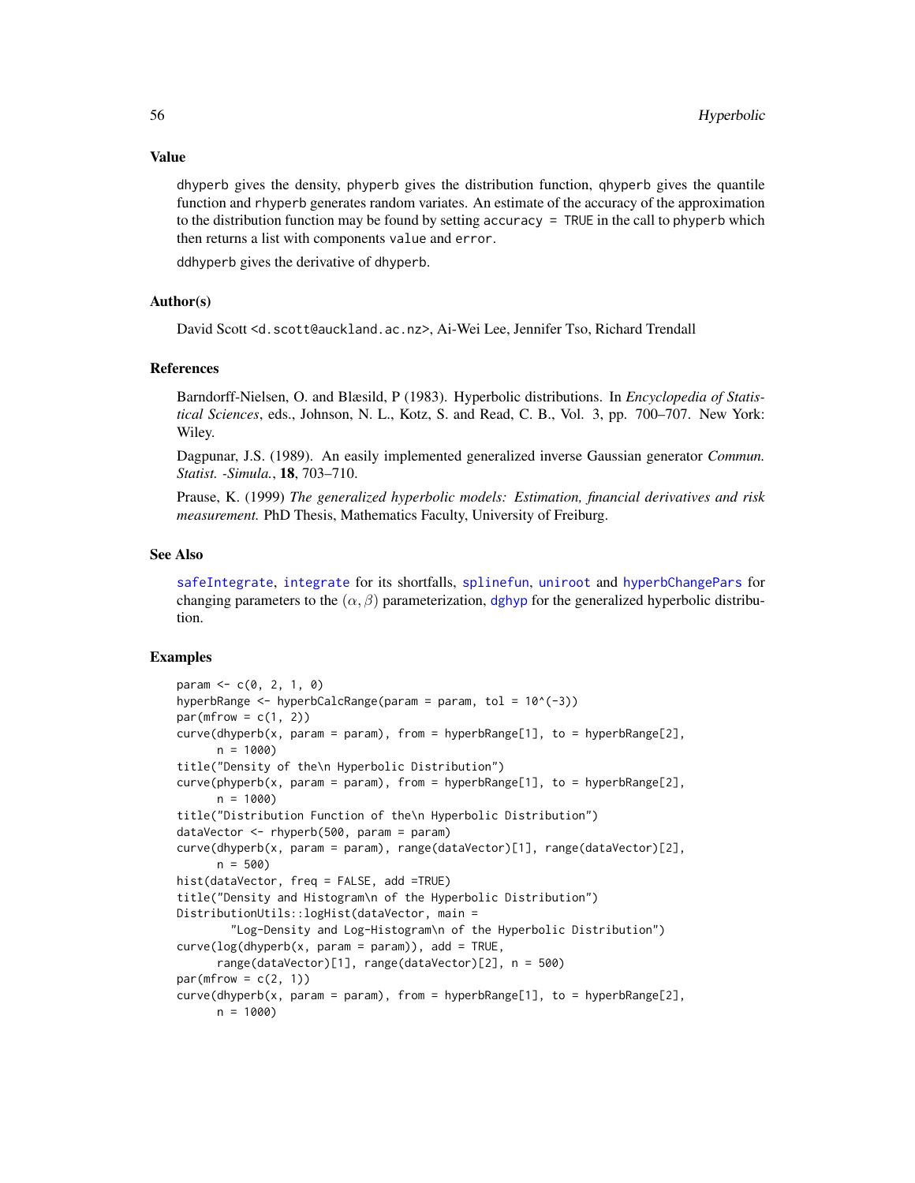## Value

dhyperb gives the density, phyperb gives the distribution function, qhyperb gives the quantile function and rhyperb generates random variates. An estimate of the accuracy of the approximation to the distribution function may be found by setting accuracy = TRUE in the call to phyperb which then returns a list with components value and error.

ddhyperb gives the derivative of dhyperb.

## Author(s)

David Scott <d.scott@auckland.ac.nz>, Ai-Wei Lee, Jennifer Tso, Richard Trendall

## References

Barndorff-Nielsen, O. and Blæsild, P (1983). Hyperbolic distributions. In *Encyclopedia of Statistical Sciences*, eds., Johnson, N. L., Kotz, S. and Read, C. B., Vol. 3, pp. 700–707. New York: Wiley.

Dagpunar, J.S. (1989). An easily implemented generalized inverse Gaussian generator *Commun. Statist. -Simula.*, **18**, 703–710.

Prause, K. (1999) *The generalized hyperbolic models: Estimation, financial derivatives and risk measurement.* PhD Thesis, Mathematics Faculty, University of Freiburg.

## See Also

safeIntegrate, integrate for its shortfalls, splinefun, uniroot and hyperbChangePars for changing parameters to the $(\alpha, \beta)$ parameterization, dghyp for the generalized hyperbolic distribution.

## Examples

```
param <- c(0, 2, 1, 0)
hyperbRange <- hyperbCalcRange(param = param, tol = 10^(-3))
par(mfrow = c(1, 2))
curve(dhyperb(x, param = param), from = hyperbRange[1], to = hyperbRange[2],
      n = 1000)
title("Density of the\n Hyperbolic Distribution")
curve(phyperb(x, param = param), from = hyperbRange[1], to = hyperbRange[2],
      n = 1000)
title("Distribution Function of the\n Hyperbolic Distribution")
dataVector <- rhyperb(500, param = param)
curve(dhyperb(x, param = param), range(dataVector)[1], range(dataVector)[2],
      n = 500)
hist(dataVector, freq = FALSE, add =TRUE)
title("Density and Histogram\n of the Hyperbolic Distribution")
DistributionUtils::logHist(dataVector, main =
        "Log-Density and Log-Histogram\n of the Hyperbolic Distribution")
curve(log(dhyperb(x, param = param)), add = TRUE,
      range(dataVector)[1], range(dataVector)[2], n = 500)
par(mfrow = c(2, 1))
curve(dhyperb(x, param = param), from = hyperbRange[1], to = hyperbRange[2],
      n = 1000)
```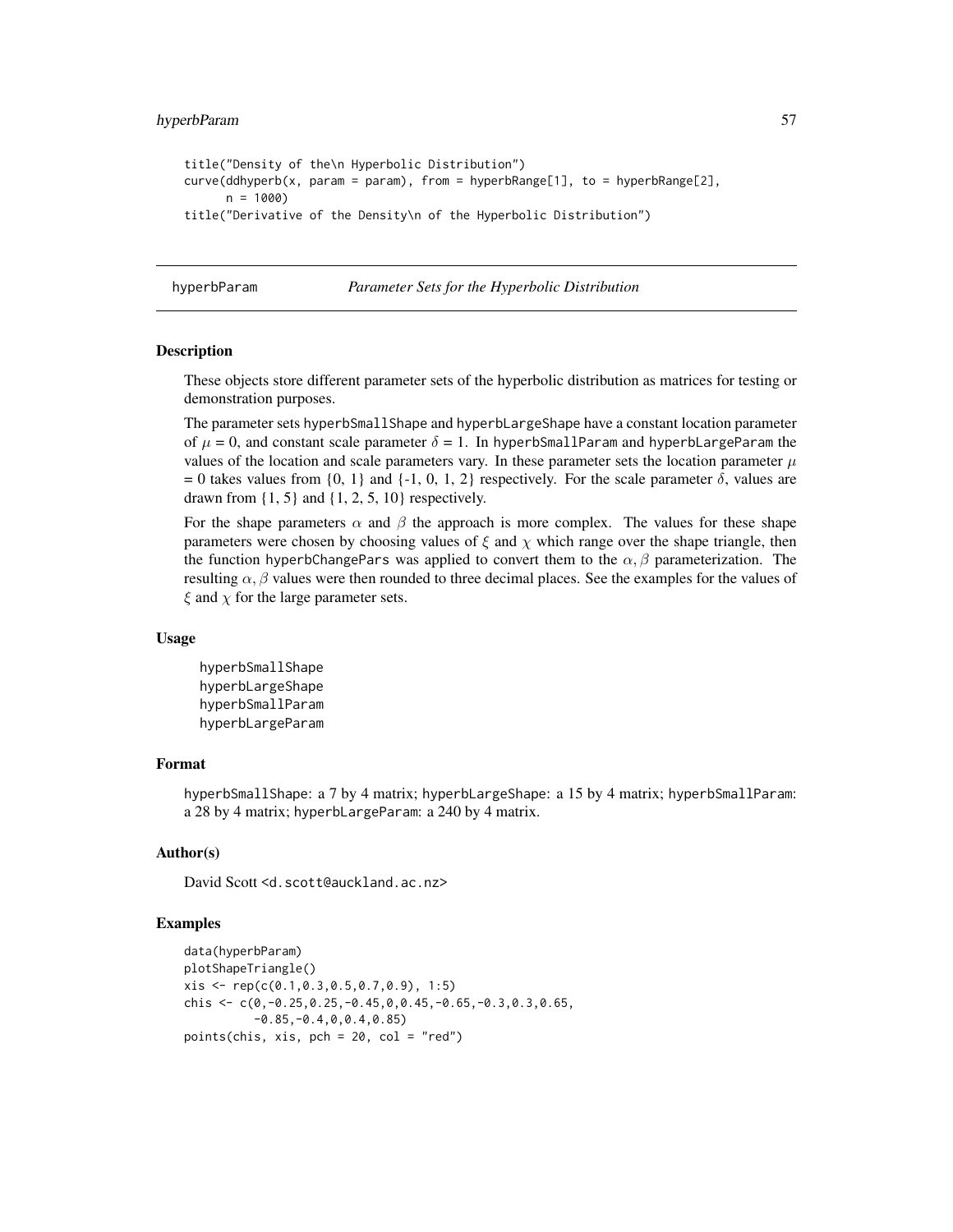```
title("Density of the\n Hyperbolic Distribution")
curve(ddhyperb(x, param = param), from = hyperbRange[1], to = hyperbRange[2],
      n = 1000)
title("Derivative of the Density\n of the Hyperbolic Distribution")
```

## hyperbParam — *Parameter Sets for the Hyperbolic Distribution*

### Description

These objects store different parameter sets of the hyperbolic distribution as matrices for testing or demonstration purposes.

The parameter sets hyperbSmallShape and hyperbLargeShape have a constant location parameter of $\mu = 0$, and constant scale parameter $\delta = 1$. In hyperbSmallParam and hyperbLargeParam the values of the location and scale parameters vary. In these parameter sets the location parameter $\mu = 0$ takes values from {0, 1} and {-1, 0, 1, 2} respectively. For the scale parameter $\delta$, values are drawn from {1, 5} and {1, 2, 5, 10} respectively.

For the shape parameters $\alpha$ and $\beta$ the approach is more complex. The values for these shape parameters were chosen by choosing values of $\xi$ and $\chi$ which range over the shape triangle, then the function hyperbChangePars was applied to convert them to the $\alpha, \beta$ parameterization. The resulting $\alpha, \beta$ values were then rounded to three decimal places. See the examples for the values of $\xi$ and $\chi$ for the large parameter sets.

### Usage

```
hyperbSmallShape
hyperbLargeShape
hyperbSmallParam
hyperbLargeParam
```

### Format

hyperbSmallShape: a 7 by 4 matrix; hyperbLargeShape: a 15 by 4 matrix; hyperbSmallParam: a 28 by 4 matrix; hyperbLargeParam: a 240 by 4 matrix.

### Author(s)

David Scott <d.scott@auckland.ac.nz>

### Examples

```
data(hyperbParam)
plotShapeTriangle()
xis <- rep(c(0.1,0.3,0.5,0.7,0.9), 1:5)
chis <- c(0,-0.25,0.25,-0.45,0,0.45,-0.65,-0.3,0.3,0.65,
          -0.85,-0.4,0,0.4,0.85)
points(chis, xis, pch = 20, col = "red")
```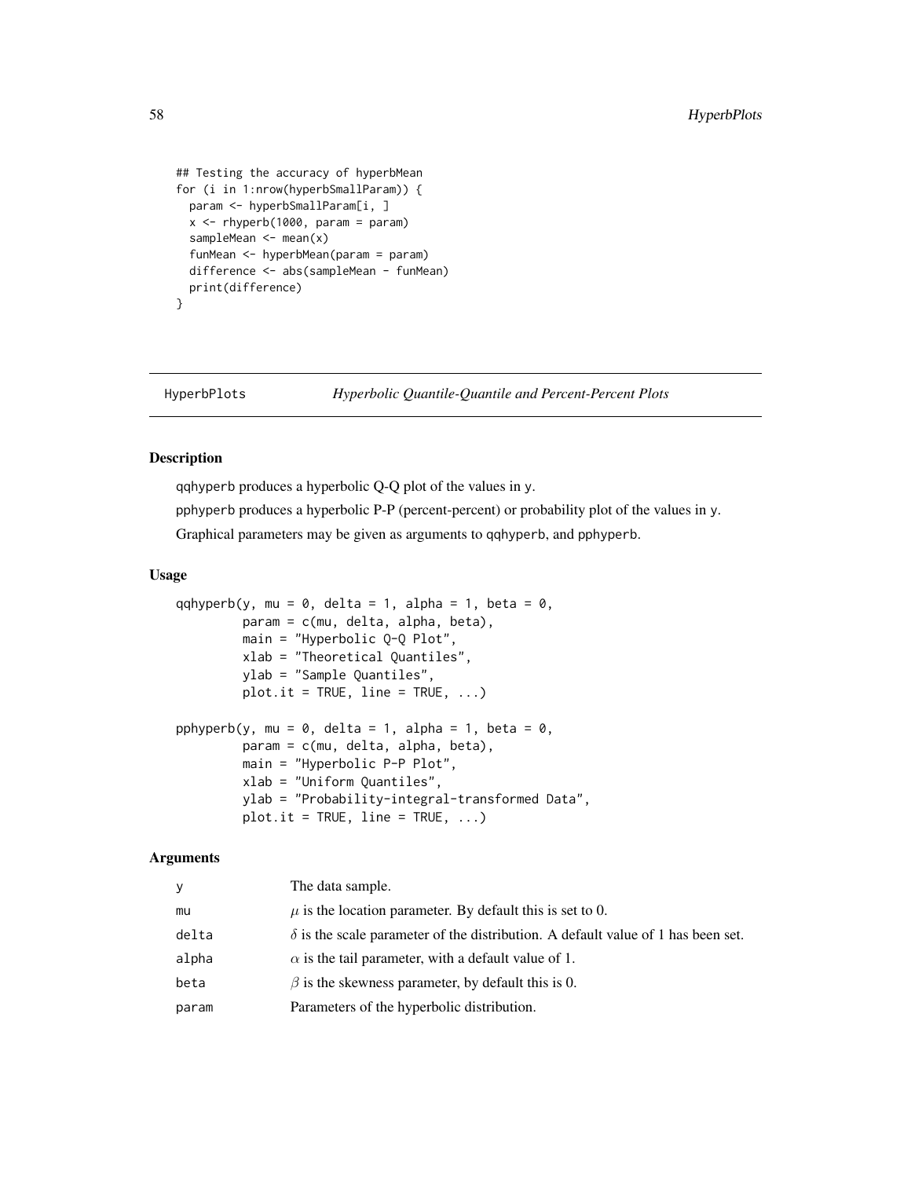```
## Testing the accuracy of hyperbMean
for (i in 1:nrow(hyperbSmallParam)) {
  param <- hyperbSmallParam[i, ]
  x <- rhyperb(1000, param = param)
  sampleMean <- mean(x)
  funMean <- hyperbMean(param = param)
  difference <- abs(sampleMean - funMean)
  print(difference)
}
```

## HyperbPlots *Hyperbolic Quantile-Quantile and Percent-Percent Plots*

### Description

qqhyperb produces a hyperbolic Q-Q plot of the values in y.

pphyperb produces a hyperbolic P-P (percent-percent) or probability plot of the values in y.

Graphical parameters may be given as arguments to qqhyperb, and pphyperb.

### Usage

```
qqhyperb(y, mu = 0, delta = 1, alpha = 1, beta = 0,
         param = c(mu, delta, alpha, beta),
         main = "Hyperbolic Q-Q Plot",
         xlab = "Theoretical Quantiles",
         ylab = "Sample Quantiles",
         plot.it = TRUE, line = TRUE, ...)

pphyperb(y, mu = 0, delta = 1, alpha = 1, beta = 0,
         param = c(mu, delta, alpha, beta),
         main = "Hyperbolic P-P Plot",
         xlab = "Uniform Quantiles",
         ylab = "Probability-integral-transformed Data",
         plot.it = TRUE, line = TRUE, ...)
```

### Arguments

| | |
|---|---|
| y | The data sample. |
| mu | $\mu$ is the location parameter. By default this is set to 0. |
| delta | $\delta$ is the scale parameter of the distribution. A default value of 1 has been set. |
| alpha | $\alpha$ is the tail parameter, with a default value of 1. |
| beta | $\beta$ is the skewness parameter, by default this is 0. |
| param | Parameters of the hyperbolic distribution. |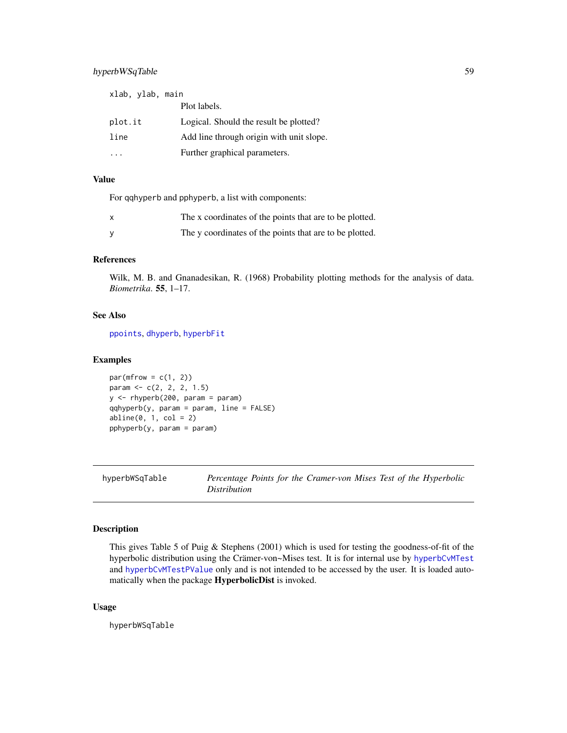| | |
|---|---|
| `xlab, ylab, main` | Plot labels. |
| `plot.it` | Logical. Should the result be plotted? |
| `line` | Add line through origin with unit slope. |
| `...` | Further graphical parameters. |

### Value

For `qqhyperb` and `pphyperb`, a list with components:

| | |
|---|---|
| `x` | The x coordinates of the points that are to be plotted. |
| `y` | The y coordinates of the points that are to be plotted. |

### References

Wilk, M. B. and Gnanadesikan, R. (1968) Probability plotting methods for the analysis of data. *Biometrika*. **55**, 1–17.

### See Also

`ppoints`, `dhyperb`, `hyperbFit`

### Examples

```
par(mfrow = c(1, 2))
param <- c(2, 2, 2, 1.5)
y <- rhyperb(200, param = param)
qqhyperb(y, param = param, line = FALSE)
abline(0, 1, col = 2)
pphyperb(y, param = param)
```

---

## hyperbWSqTable — *Percentage Points for the Cramer-von Mises Test of the Hyperbolic Distribution*

### Description

This gives Table 5 of Puig & Stephens (2001) which is used for testing the goodness-of-fit of the hyperbolic distribution using the Crämer-von~Mises test. It is for internal use by `hyperbCvMTest` and `hyperbCvMTestPValue` only and is not intended to be accessed by the user. It is loaded automatically when the package **HyperbolicDist** is invoked.

### Usage

```
hyperbWSqTable
```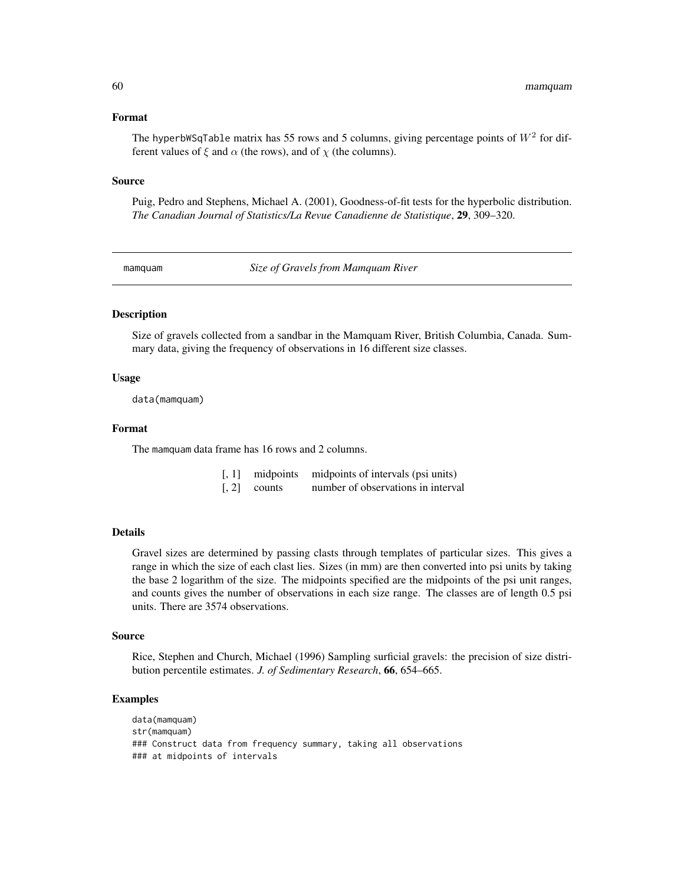## Format

The hyperbWSqTable matrix has 55 rows and 5 columns, giving percentage points of $W^2$ for different values of $\xi$ and $\alpha$ (the rows), and of $\chi$ (the columns).

## Source

Puig, Pedro and Stephens, Michael A. (2001), Goodness-of-fit tests for the hyperbolic distribution. *The Canadian Journal of Statistics/La Revue Canadienne de Statistique*, **29**, 309–320.

---

# mamquam — *Size of Gravels from Mamquam River*

## Description

Size of gravels collected from a sandbar in the Mamquam River, British Columbia, Canada. Summary data, giving the frequency of observations in 16 different size classes.

## Usage

```
data(mamquam)
```

## Format

The mamquam data frame has 16 rows and 2 columns.

| | | |
|---|---|---|
| [, 1] | midpoints | midpoints of intervals (psi units) |
| [, 2] | counts | number of observations in interval |

## Details

Gravel sizes are determined by passing clasts through templates of particular sizes. This gives a range in which the size of each clast lies. Sizes (in mm) are then converted into psi units by taking the base 2 logarithm of the size. The midpoints specified are the midpoints of the psi unit ranges, and counts gives the number of observations in each size range. The classes are of length 0.5 psi units. There are 3574 observations.

## Source

Rice, Stephen and Church, Michael (1996) Sampling surficial gravels: the precision of size distribution percentile estimates. *J. of Sedimentary Research*, **66**, 654–665.

## Examples

```
data(mamquam)
str(mamquam)
### Construct data from frequency summary, taking all observations
### at midpoints of intervals
```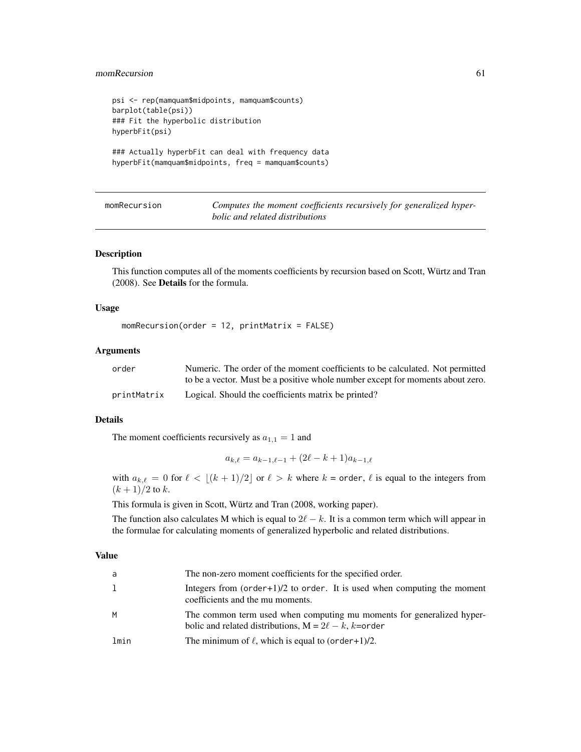```
psi <- rep(mamquam$midpoints, mamquam$counts)
barplot(table(psi))
### Fit the hyperbolic distribution
hyperbFit(psi)

### Actually hyperbFit can deal with frequency data
hyperbFit(mamquam$midpoints, freq = mamquam$counts)
```

---

## momRecursion — *Computes the moment coefficients recursively for generalized hyperbolic and related distributions*

---

### Description

This function computes all of the moments coefficients by recursion based on Scott, Würtz and Tran (2008). See **Details** for the formula.

### Usage

```
momRecursion(order = 12, printMatrix = FALSE)
```

### Arguments

| | |
|---|---|
| order | Numeric. The order of the moment coefficients to be calculated. Not permitted to be a vector. Must be a positive whole number except for moments about zero. |
| printMatrix | Logical. Should the coefficients matrix be printed? |

### Details

The moment coefficients recursively as $a_{1,1} = 1$ and

$$a_{k,\ell} = a_{k-1,\ell-1} + (2\ell - k + 1)a_{k-1,\ell}$$

with $a_{k,\ell} = 0$ for $\ell < \lfloor (k+1)/2 \rfloor$ or $\ell > k$ where $k$ = order, $\ell$ is equal to the integers from $(k+1)/2$ to $k$.

This formula is given in Scott, Würtz and Tran (2008, working paper).

The function also calculates M which is equal to $2\ell - k$. It is a common term which will appear in the formulae for calculating moments of generalized hyperbolic and related distributions.

### Value

| | |
|---|---|
| a | The non-zero moment coefficients for the specified order. |
| l | Integers from (order+1)/2 to order. It is used when computing the moment coefficients and the mu moments. |
| M | The common term used when computing mu moments for generalized hyperbolic and related distributions, M = $2\ell - k$, $k$=order |
| lmin | The minimum of $\ell$, which is equal to (order+1)/2. |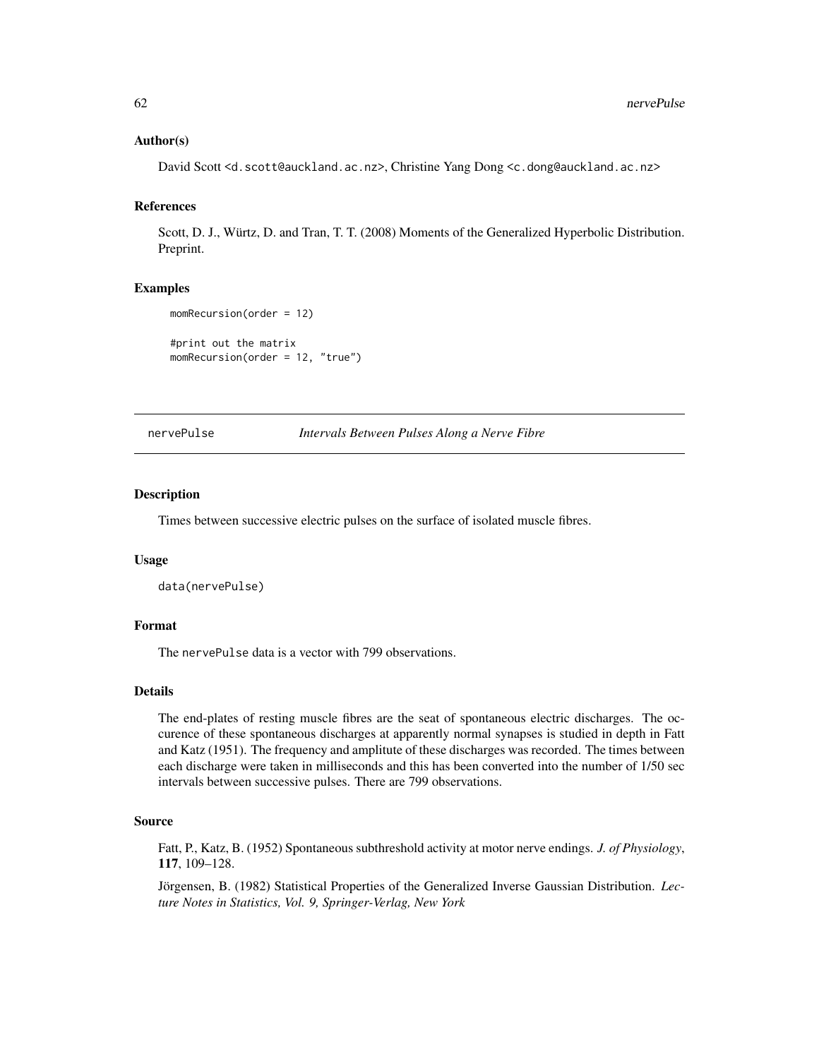### Author(s)

David Scott <d.scott@auckland.ac.nz>, Christine Yang Dong <c.dong@auckland.ac.nz>

### References

Scott, D. J., Würtz, D. and Tran, T. T. (2008) Moments of the Generalized Hyperbolic Distribution. Preprint.

### Examples

```
momRecursion(order = 12)

#print out the matrix
momRecursion(order = 12, "true")
```

---

## nervePulse — *Intervals Between Pulses Along a Nerve Fibre*

---

### Description

Times between successive electric pulses on the surface of isolated muscle fibres.

### Usage

```
data(nervePulse)
```

### Format

The `nervePulse` data is a vector with 799 observations.

### Details

The end-plates of resting muscle fibres are the seat of spontaneous electric discharges. The occurence of these spontaneous discharges at apparently normal synapses is studied in depth in Fatt and Katz (1951). The frequency and amplitute of these discharges was recorded. The times between each discharge were taken in milliseconds and this has been converted into the number of 1/50 sec intervals between successive pulses. There are 799 observations.

### Source

Fatt, P., Katz, B. (1952) Spontaneous subthreshold activity at motor nerve endings. *J. of Physiology*, **117**, 109–128.

Jörgensen, B. (1982) Statistical Properties of the Generalized Inverse Gaussian Distribution. *Lecture Notes in Statistics, Vol. 9, Springer-Verlag, New York*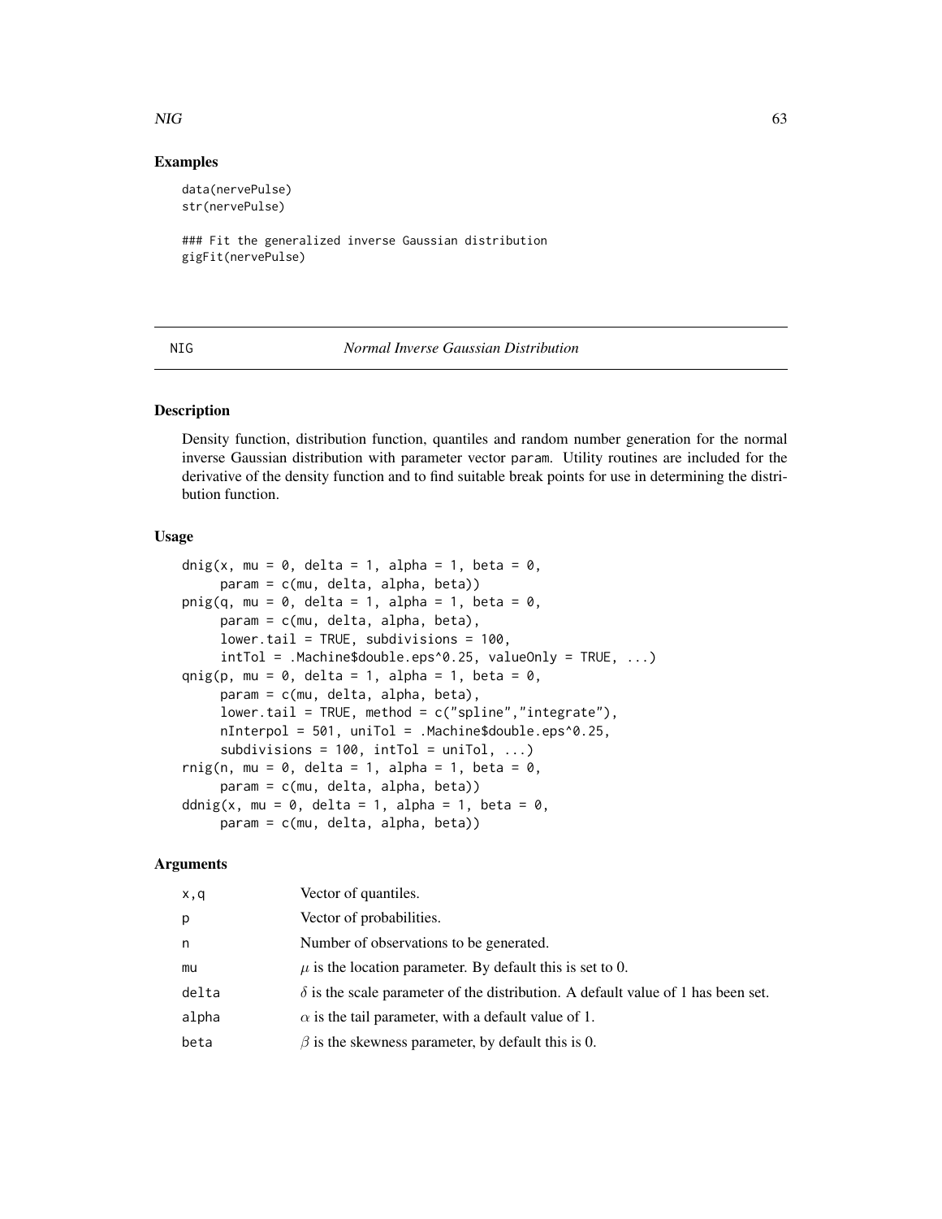## Examples

```
data(nervePulse)
str(nervePulse)

### Fit the generalized inverse Gaussian distribution
gigFit(nervePulse)
```

---

# NIG *Normal Inverse Gaussian Distribution*

---

## Description

Density function, distribution function, quantiles and random number generation for the normal inverse Gaussian distribution with parameter vector param. Utility routines are included for the derivative of the density function and to find suitable break points for use in determining the distribution function.

## Usage

```
dnig(x, mu = 0, delta = 1, alpha = 1, beta = 0,
     param = c(mu, delta, alpha, beta))
pnig(q, mu = 0, delta = 1, alpha = 1, beta = 0,
     param = c(mu, delta, alpha, beta),
     lower.tail = TRUE, subdivisions = 100,
     intTol = .Machine$double.eps^0.25, valueOnly = TRUE, ...)
qnig(p, mu = 0, delta = 1, alpha = 1, beta = 0,
     param = c(mu, delta, alpha, beta),
     lower.tail = TRUE, method = c("spline","integrate"),
     nInterpol = 501, uniTol = .Machine$double.eps^0.25,
     subdivisions = 100, intTol = uniTol, ...)
rnig(n, mu = 0, delta = 1, alpha = 1, beta = 0,
     param = c(mu, delta, alpha, beta))
ddnig(x, mu = 0, delta = 1, alpha = 1, beta = 0,
     param = c(mu, delta, alpha, beta))
```

## Arguments

| | |
|---|---|
| x,q | Vector of quantiles. |
| p | Vector of probabilities. |
| n | Number of observations to be generated. |
| mu | $\mu$ is the location parameter. By default this is set to 0. |
| delta | $\delta$ is the scale parameter of the distribution. A default value of 1 has been set. |
| alpha | $\alpha$ is the tail parameter, with a default value of 1. |
| beta | $\beta$ is the skewness parameter, by default this is 0. |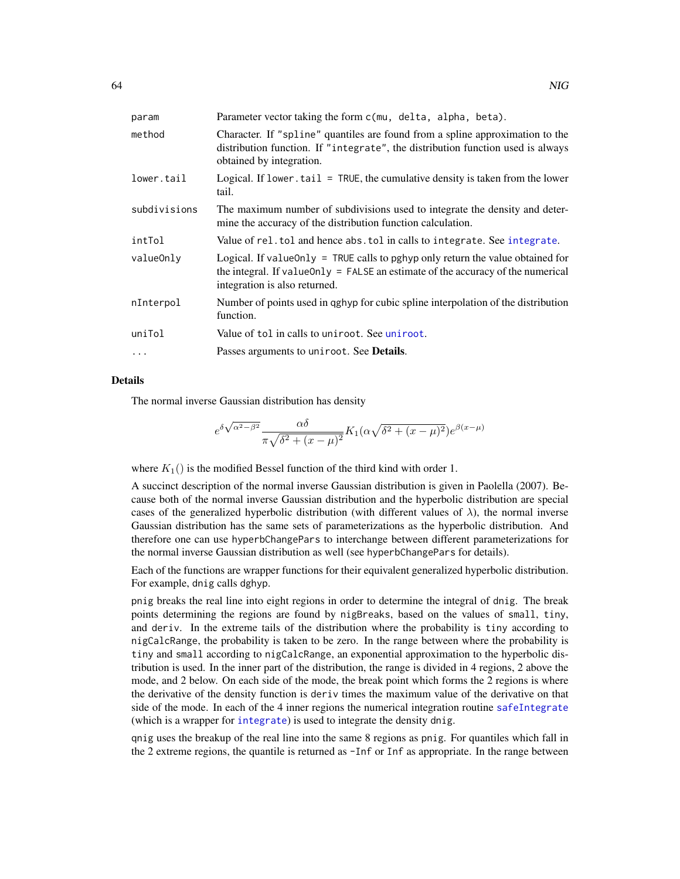| | |
|---|---|
| `param` | Parameter vector taking the form `c(mu, delta, alpha, beta)`. |
| `method` | Character. If `"spline"` quantiles are found from a spline approximation to the distribution function. If `"integrate"`, the distribution function used is always obtained by integration. |
| `lower.tail` | Logical. If `lower.tail = TRUE`, the cumulative density is taken from the lower tail. |
| `subdivisions` | The maximum number of subdivisions used to integrate the density and determine the accuracy of the distribution function calculation. |
| `intTol` | Value of `rel.tol` and hence `abs.tol` in calls to `integrate`. See `integrate`. |
| `valueOnly` | Logical. If `valueOnly = TRUE` calls to `pghyp` only return the value obtained for the integral. If `valueOnly = FALSE` an estimate of the accuracy of the numerical integration is also returned. |
| `nInterpol` | Number of points used in `qghyp` for cubic spline interpolation of the distribution function. |
| `uniTol` | Value of `tol` in calls to `uniroot`. See `uniroot`. |
| `...` | Passes arguments to `uniroot`. See **Details**. |

## Details

The normal inverse Gaussian distribution has density

$$e^{\delta\sqrt{\alpha^2-\beta^2}}\frac{\alpha\delta}{\pi\sqrt{\delta^2+(x-\mu)^2}}K_1(\alpha\sqrt{\delta^2+(x-\mu)^2})e^{\beta(x-\mu)}$$

where $K_1()$ is the modified Bessel function of the third kind with order 1.

A succinct description of the normal inverse Gaussian distribution is given in Paolella (2007). Because both of the normal inverse Gaussian distribution and the hyperbolic distribution are special cases of the generalized hyperbolic distribution (with different values of $\lambda$), the normal inverse Gaussian distribution has the same sets of parameterizations as the hyperbolic distribution. And therefore one can use `hyperbChangePars` to interchange between different parameterizations for the normal inverse Gaussian distribution as well (see `hyperbChangePars` for details).

Each of the functions are wrapper functions for their equivalent generalized hyperbolic distribution. For example, `dnig` calls `dghyp`.

`pnig` breaks the real line into eight regions in order to determine the integral of `dnig`. The break points determining the regions are found by `nigBreaks`, based on the values of `small`, `tiny`, and `deriv`. In the extreme tails of the distribution where the probability is `tiny` according to `nigCalcRange`, the probability is taken to be zero. In the range between where the probability is `tiny` and `small` according to `nigCalcRange`, an exponential approximation to the hyperbolic distribution is used. In the inner part of the distribution, the range is divided in 4 regions, 2 above the mode, and 2 below. On each side of the mode, the break point which forms the 2 regions is where the derivative of the density function is `deriv` times the maximum value of the derivative on that side of the mode. In each of the 4 inner regions the numerical integration routine `safeIntegrate` (which is a wrapper for `integrate`) is used to integrate the density `dnig`.

`qnig` uses the breakup of the real line into the same 8 regions as `pnig`. For quantiles which fall in the 2 extreme regions, the quantile is returned as `-Inf` or `Inf` as appropriate. In the range between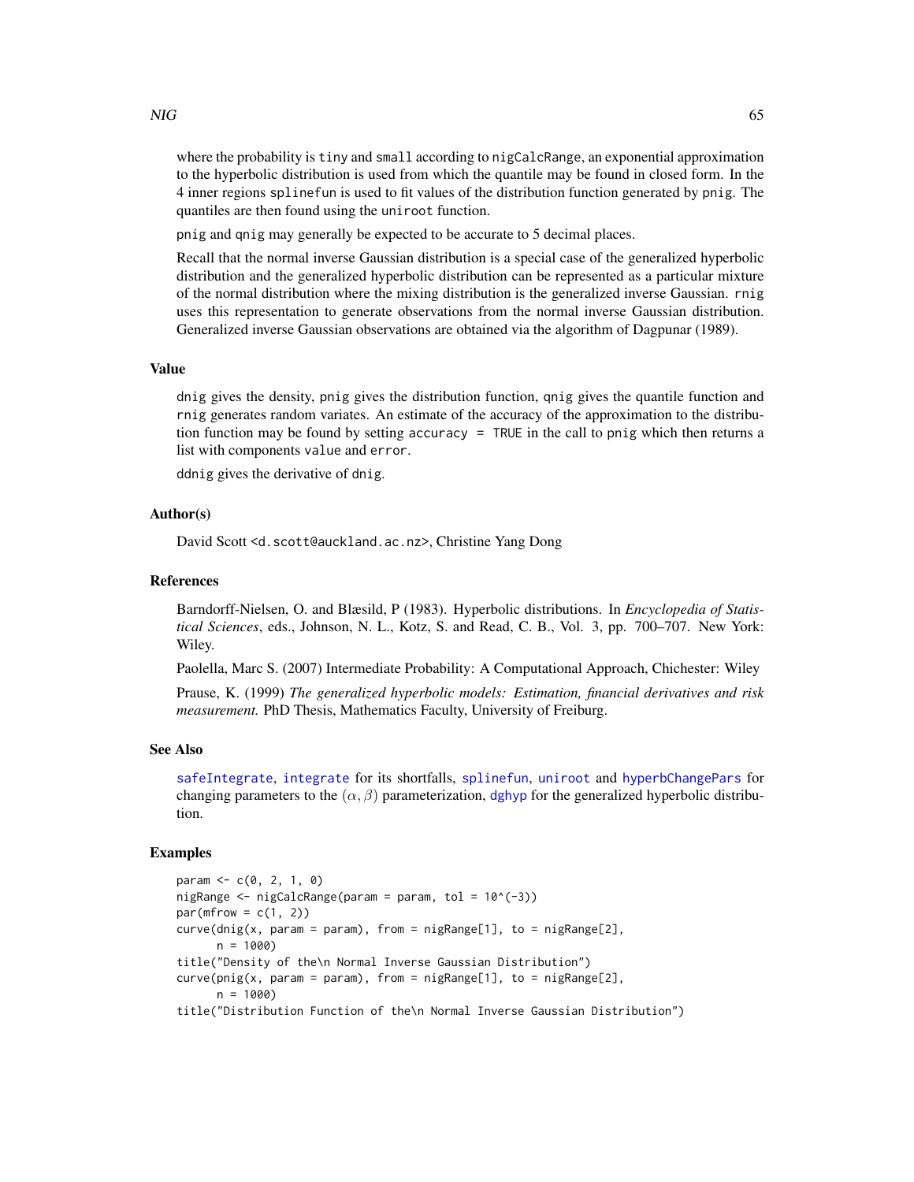where the probability is `tiny` and `small` according to `nigCalcRange`, an exponential approximation to the hyperbolic distribution is used from which the quantile may be found in closed form. In the 4 inner regions `splinefun` is used to fit values of the distribution function generated by `pnig`. The quantiles are then found using the `uniroot` function.

`pnig` and `qnig` may generally be expected to be accurate to 5 decimal places.

Recall that the normal inverse Gaussian distribution is a special case of the generalized hyperbolic distribution and the generalized hyperbolic distribution can be represented as a particular mixture of the normal distribution where the mixing distribution is the generalized inverse Gaussian. `rnig` uses this representation to generate observations from the normal inverse Gaussian distribution. Generalized inverse Gaussian observations are obtained via the algorithm of Dagpunar (1989).

### Value

`dnig` gives the density, `pnig` gives the distribution function, `qnig` gives the quantile function and `rnig` generates random variates. An estimate of the accuracy of the approximation to the distribution function may be found by setting `accuracy = TRUE` in the call to `pnig` which then returns a list with components `value` and `error`.

`ddnig` gives the derivative of `dnig`.

### Author(s)

David Scott <d.scott@auckland.ac.nz>, Christine Yang Dong

### References

Barndorff-Nielsen, O. and Blæsild, P (1983). Hyperbolic distributions. In *Encyclopedia of Statistical Sciences*, eds., Johnson, N. L., Kotz, S. and Read, C. B., Vol. 3, pp. 700–707. New York: Wiley.

Paolella, Marc S. (2007) Intermediate Probability: A Computational Approach, Chichester: Wiley

Prause, K. (1999) *The generalized hyperbolic models: Estimation, financial derivatives and risk measurement.* PhD Thesis, Mathematics Faculty, University of Freiburg.

### See Also

`safeIntegrate`, `integrate` for its shortfalls, `splinefun`, `uniroot` and `hyperbChangePars` for changing parameters to the $(\alpha, \beta)$ parameterization, `dghyp` for the generalized hyperbolic distribution.

### Examples

```
param <- c(0, 2, 1, 0)
nigRange <- nigCalcRange(param = param, tol = 10^(-3))
par(mfrow = c(1, 2))
curve(dnig(x, param = param), from = nigRange[1], to = nigRange[2],
      n = 1000)
title("Density of the\n Normal Inverse Gaussian Distribution")
curve(pnig(x, param = param), from = nigRange[1], to = nigRange[2],
      n = 1000)
title("Distribution Function of the\n Normal Inverse Gaussian Distribution")
```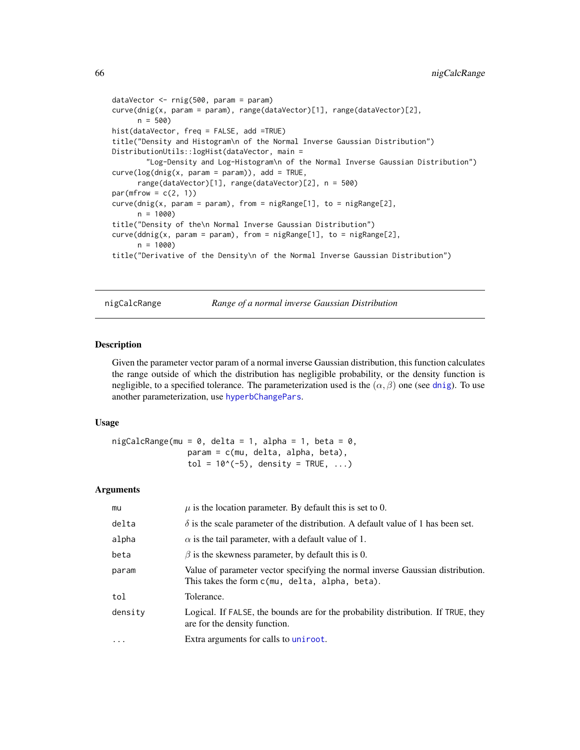```
dataVector <- rnig(500, param = param)
curve(dnig(x, param = param), range(dataVector)[1], range(dataVector)[2],
      n = 500)
hist(dataVector, freq = FALSE, add =TRUE)
title("Density and Histogram\n of the Normal Inverse Gaussian Distribution")
DistributionUtils::logHist(dataVector, main =
        "Log-Density and Log-Histogram\n of the Normal Inverse Gaussian Distribution")
curve(log(dnig(x, param = param)), add = TRUE,
      range(dataVector)[1], range(dataVector)[2], n = 500)
par(mfrow = c(2, 1))
curve(dnig(x, param = param), from = nigRange[1], to = nigRange[2],
      n = 1000)
title("Density of the\n Normal Inverse Gaussian Distribution")
curve(ddnig(x, param = param), from = nigRange[1], to = nigRange[2],
      n = 1000)
title("Derivative of the Density\n of the Normal Inverse Gaussian Distribution")
```

---

## nigCalcRange — *Range of a normal inverse Gaussian Distribution*

### Description

Given the parameter vector param of a normal inverse Gaussian distribution, this function calculates the range outside of which the distribution has negligible probability, or the density function is negligible, to a specified tolerance. The parameterization used is the $(\alpha, \beta)$ one (see dnig). To use another parameterization, use hyperbChangePars.

### Usage

```
nigCalcRange(mu = 0, delta = 1, alpha = 1, beta = 0,
             param = c(mu, delta, alpha, beta),
             tol = 10^(-5), density = TRUE, ...)
```

### Arguments

| | |
|---|---|
| mu | $\mu$ is the location parameter. By default this is set to 0. |
| delta | $\delta$ is the scale parameter of the distribution. A default value of 1 has been set. |
| alpha | $\alpha$ is the tail parameter, with a default value of 1. |
| beta | $\beta$ is the skewness parameter, by default this is 0. |
| param | Value of parameter vector specifying the normal inverse Gaussian distribution. This takes the form `c(mu, delta, alpha, beta)`. |
| tol | Tolerance. |
| density | Logical. If `FALSE`, the bounds are for the probability distribution. If `TRUE`, they are for the density function. |
| ... | Extra arguments for calls to uniroot. |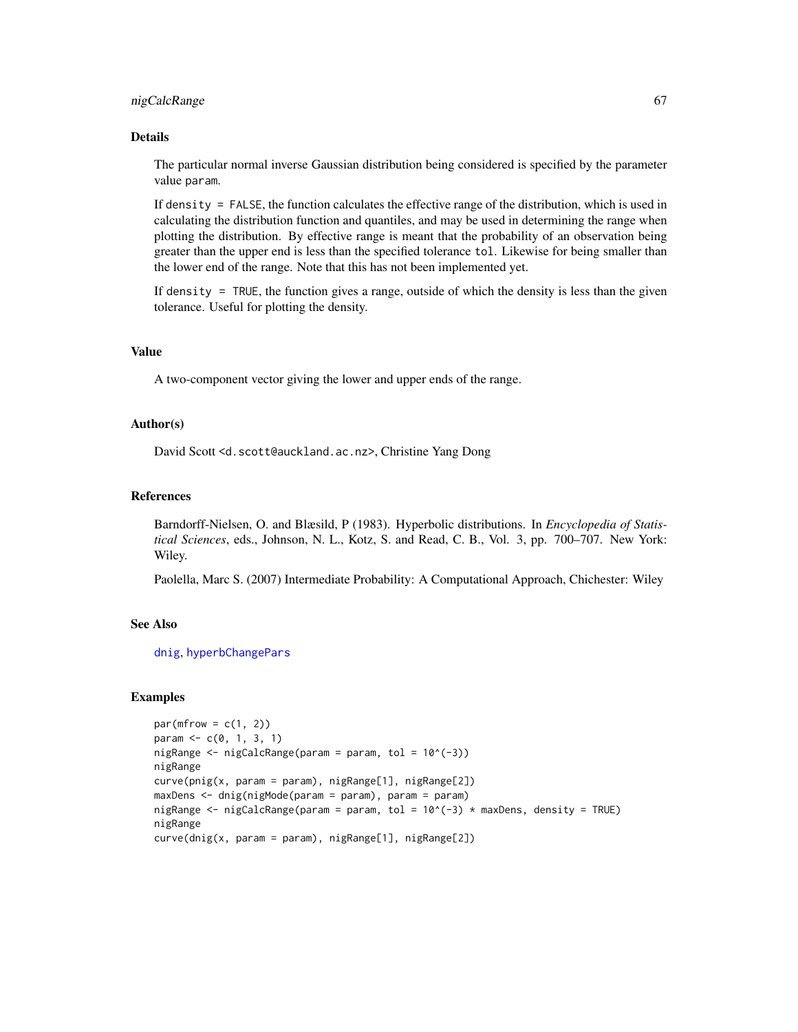## Details

The particular normal inverse Gaussian distribution being considered is specified by the parameter value `param`.

If `density = FALSE`, the function calculates the effective range of the distribution, which is used in calculating the distribution function and quantiles, and may be used in determining the range when plotting the distribution. By effective range is meant that the probability of an observation being greater than the upper end is less than the specified tolerance `tol`. Likewise for being smaller than the lower end of the range. Note that this has not been implemented yet.

If `density = TRUE`, the function gives a range, outside of which the density is less than the given tolerance. Useful for plotting the density.

## Value

A two-component vector giving the lower and upper ends of the range.

## Author(s)

David Scott <d.scott@auckland.ac.nz>, Christine Yang Dong

## References

Barndorff-Nielsen, O. and Blæsild, P (1983). Hyperbolic distributions. In *Encyclopedia of Statistical Sciences*, eds., Johnson, N. L., Kotz, S. and Read, C. B., Vol. 3, pp. 700–707. New York: Wiley.

Paolella, Marc S. (2007) Intermediate Probability: A Computational Approach, Chichester: Wiley

## See Also

`dnig`, `hyperbChangePars`

## Examples

```
par(mfrow = c(1, 2))
param <- c(0, 1, 3, 1)
nigRange <- nigCalcRange(param = param, tol = 10^(-3))
nigRange
curve(pnig(x, param = param), nigRange[1], nigRange[2])
maxDens <- dnig(nigMode(param = param), param = param)
nigRange <- nigCalcRange(param = param, tol = 10^(-3) * maxDens, density = TRUE)
nigRange
curve(dnig(x, param = param), nigRange[1], nigRange[2])
```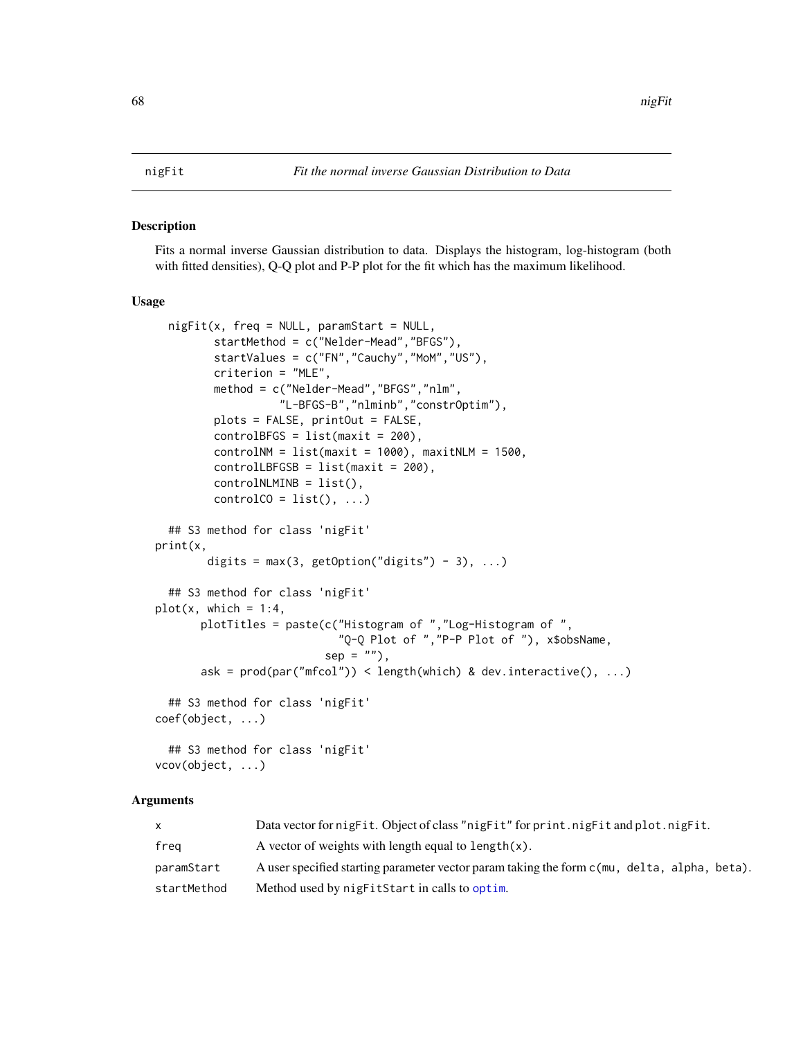nigFit *Fit the normal inverse Gaussian Distribution to Data*

### Description

Fits a normal inverse Gaussian distribution to data. Displays the histogram, log-histogram (both with fitted densities), Q-Q plot and P-P plot for the fit which has the maximum likelihood.

### Usage

```
nigFit(x, freq = NULL, paramStart = NULL,
       startMethod = c("Nelder-Mead","BFGS"),
       startValues = c("FN","Cauchy","MoM","US"),
       criterion = "MLE",
       method = c("Nelder-Mead","BFGS","nlm",
                  "L-BFGS-B","nlminb","constrOptim"),
       plots = FALSE, printOut = FALSE,
       controlBFGS = list(maxit = 200),
       controlNM = list(maxit = 1000), maxitNLM = 1500,
       controlLBFGSB = list(maxit = 200),
       controlNLMINB = list(),
       controlCO = list(), ...)

## S3 method for class 'nigFit'
print(x,
      digits = max(3, getOption("digits") - 3), ...)

## S3 method for class 'nigFit'
plot(x, which = 1:4,
     plotTitles = paste(c("Histogram of ","Log-Histogram of ",
                          "Q-Q Plot of ","P-P Plot of "), x$obsName,
                        sep = ""),
     ask = prod(par("mfcol")) < length(which) & dev.interactive(), ...)

## S3 method for class 'nigFit'
coef(object, ...)

## S3 method for class 'nigFit'
vcov(object, ...)
```

### Arguments

| | |
|---|---|
| x | Data vector for nigFit. Object of class "nigFit" for print.nigFit and plot.nigFit. |
| freq | A vector of weights with length equal to length(x). |
| paramStart | A user specified starting parameter vector param taking the form c(mu, delta, alpha, beta). |
| startMethod | Method used by nigFitStart in calls to optim. |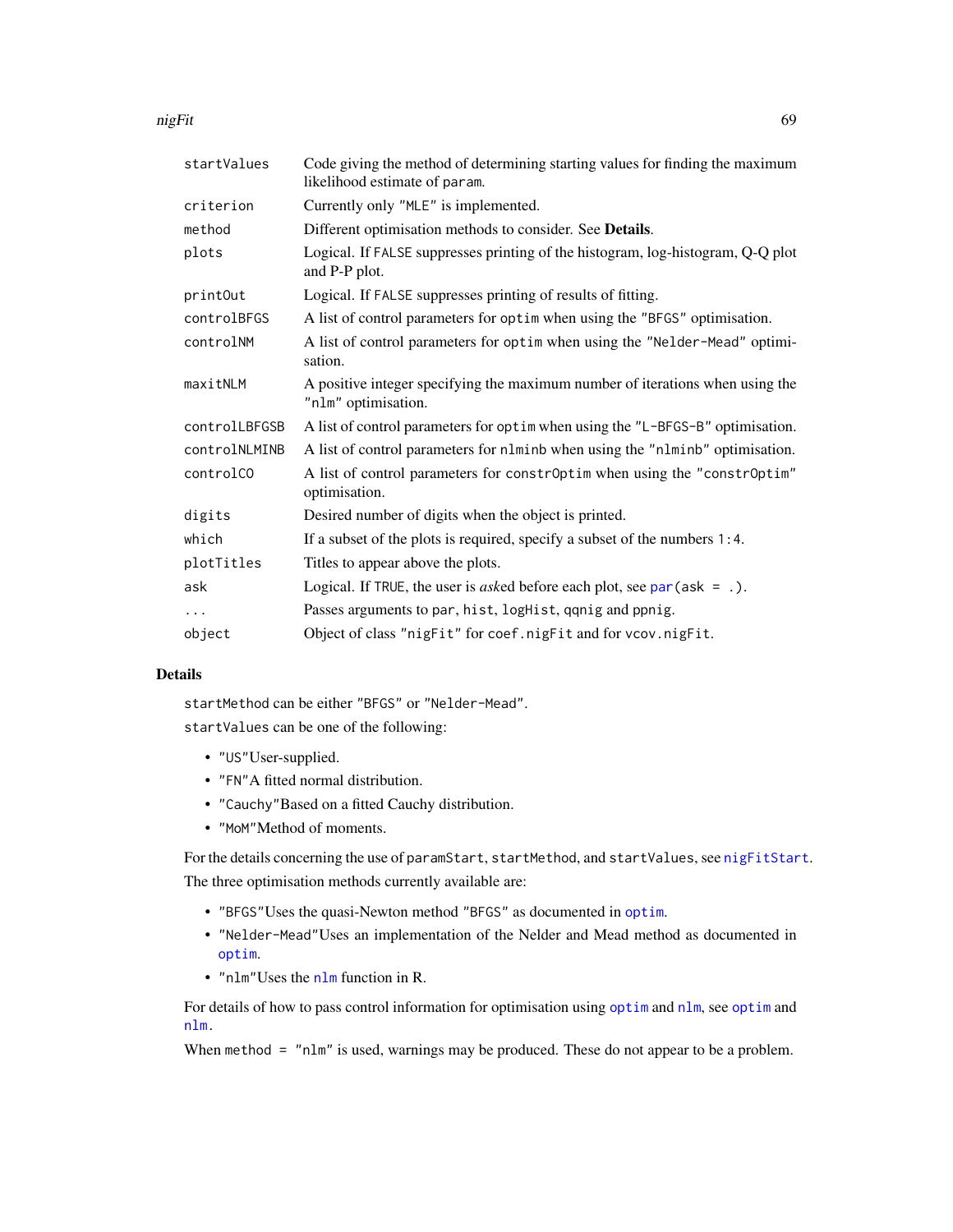| | |
|---|---|
| `startValues` | Code giving the method of determining starting values for finding the maximum likelihood estimate of `param`. |
| `criterion` | Currently only `"MLE"` is implemented. |
| `method` | Different optimisation methods to consider. See **Details**. |
| `plots` | Logical. If `FALSE` suppresses printing of the histogram, log-histogram, Q-Q plot and P-P plot. |
| `printOut` | Logical. If `FALSE` suppresses printing of results of fitting. |
| `controlBFGS` | A list of control parameters for `optim` when using the `"BFGS"` optimisation. |
| `controlNM` | A list of control parameters for `optim` when using the `"Nelder-Mead"` optimisation. |
| `maxitNLM` | A positive integer specifying the maximum number of iterations when using the `"nlm"` optimisation. |
| `controlLBFGSB` | A list of control parameters for `optim` when using the `"L-BFGS-B"` optimisation. |
| `controlNLMINB` | A list of control parameters for `nlminb` when using the `"nlminb"` optimisation. |
| `controlCO` | A list of control parameters for `constrOptim` when using the `"constrOptim"` optimisation. |
| `digits` | Desired number of digits when the object is printed. |
| `which` | If a subset of the plots is required, specify a subset of the numbers `1:4`. |
| `plotTitles` | Titles to appear above the plots. |
| `ask` | Logical. If `TRUE`, the user is *ask*ed before each plot, see `par(ask = .)`. |
| `...` | Passes arguments to `par`, `hist`, `logHist`, `qqnig` and `ppnig`. |
| `object` | Object of class `"nigFit"` for `coef.nigFit` and for `vcov.nigFit`. |

## Details

`startMethod` can be either `"BFGS"` or `"Nelder-Mead"`.

`startValues` can be one of the following:

- `"US"`User-supplied.
- `"FN"`A fitted normal distribution.
- `"Cauchy"`Based on a fitted Cauchy distribution.
- `"MoM"`Method of moments.

For the details concerning the use of `paramStart`, `startMethod`, and `startValues`, see `nigFitStart`.

The three optimisation methods currently available are:

- `"BFGS"`Uses the quasi-Newton method `"BFGS"` as documented in `optim`.
- `"Nelder-Mead"`Uses an implementation of the Nelder and Mead method as documented in `optim`.
- `"nlm"`Uses the `nlm` function in R.

For details of how to pass control information for optimisation using `optim` and `nlm`, see `optim` and `nlm`.

When `method = "nlm"` is used, warnings may be produced. These do not appear to be a problem.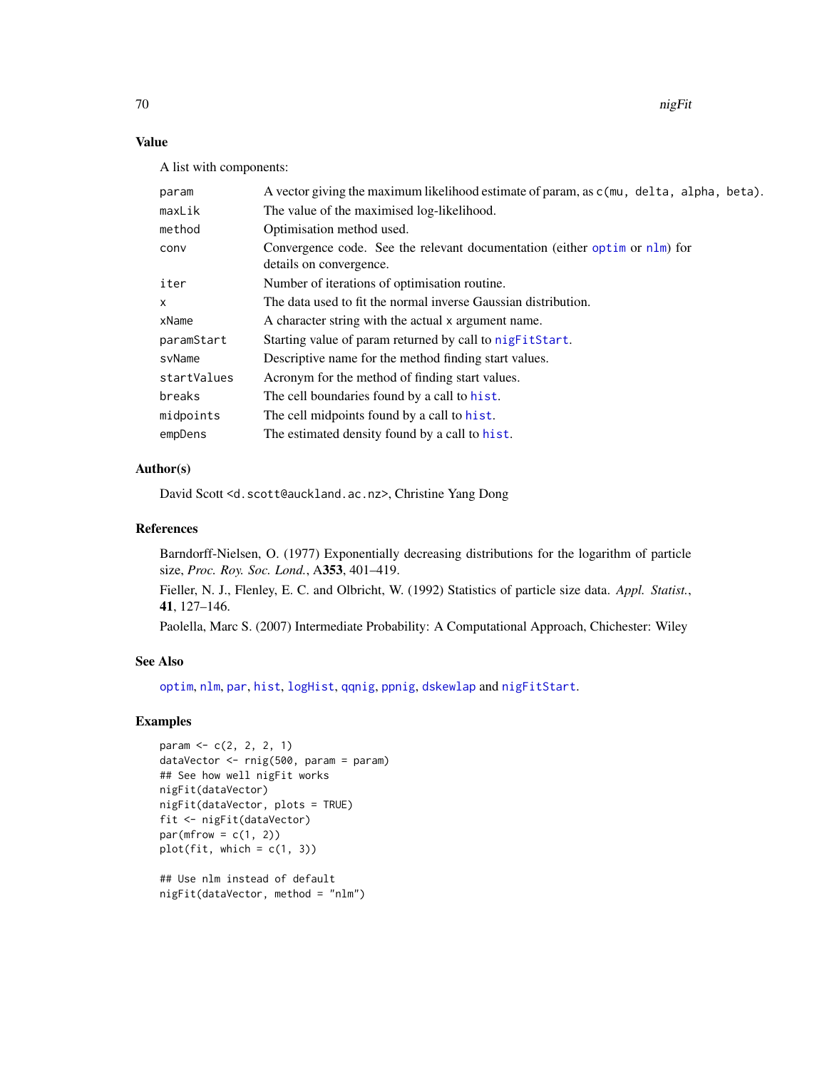## Value

A list with components:

| | |
|---|---|
| param | A vector giving the maximum likelihood estimate of param, as c(mu, delta, alpha, beta). |
| maxLik | The value of the maximised log-likelihood. |
| method | Optimisation method used. |
| conv | Convergence code. See the relevant documentation (either optim or nlm) for details on convergence. |
| iter | Number of iterations of optimisation routine. |
| x | The data used to fit the normal inverse Gaussian distribution. |
| xName | A character string with the actual x argument name. |
| paramStart | Starting value of param returned by call to nigFitStart. |
| svName | Descriptive name for the method finding start values. |
| startValues | Acronym for the method of finding start values. |
| breaks | The cell boundaries found by a call to hist. |
| midpoints | The cell midpoints found by a call to hist. |
| empDens | The estimated density found by a call to hist. |

## Author(s)

David Scott <d.scott@auckland.ac.nz>, Christine Yang Dong

## References

Barndorff-Nielsen, O. (1977) Exponentially decreasing distributions for the logarithm of particle size, *Proc. Roy. Soc. Lond.*, A**353**, 401–419.

Fieller, N. J., Flenley, E. C. and Olbricht, W. (1992) Statistics of particle size data. *Appl. Statist.*, **41**, 127–146.

Paolella, Marc S. (2007) Intermediate Probability: A Computational Approach, Chichester: Wiley

## See Also

optim, nlm, par, hist, logHist, qqnig, ppnig, dskewlap and nigFitStart.

## Examples

```
param <- c(2, 2, 2, 1)
dataVector <- rnig(500, param = param)
## See how well nigFit works
nigFit(dataVector)
nigFit(dataVector, plots = TRUE)
fit <- nigFit(dataVector)
par(mfrow = c(1, 2))
plot(fit, which = c(1, 3))

## Use nlm instead of default
nigFit(dataVector, method = "nlm")
```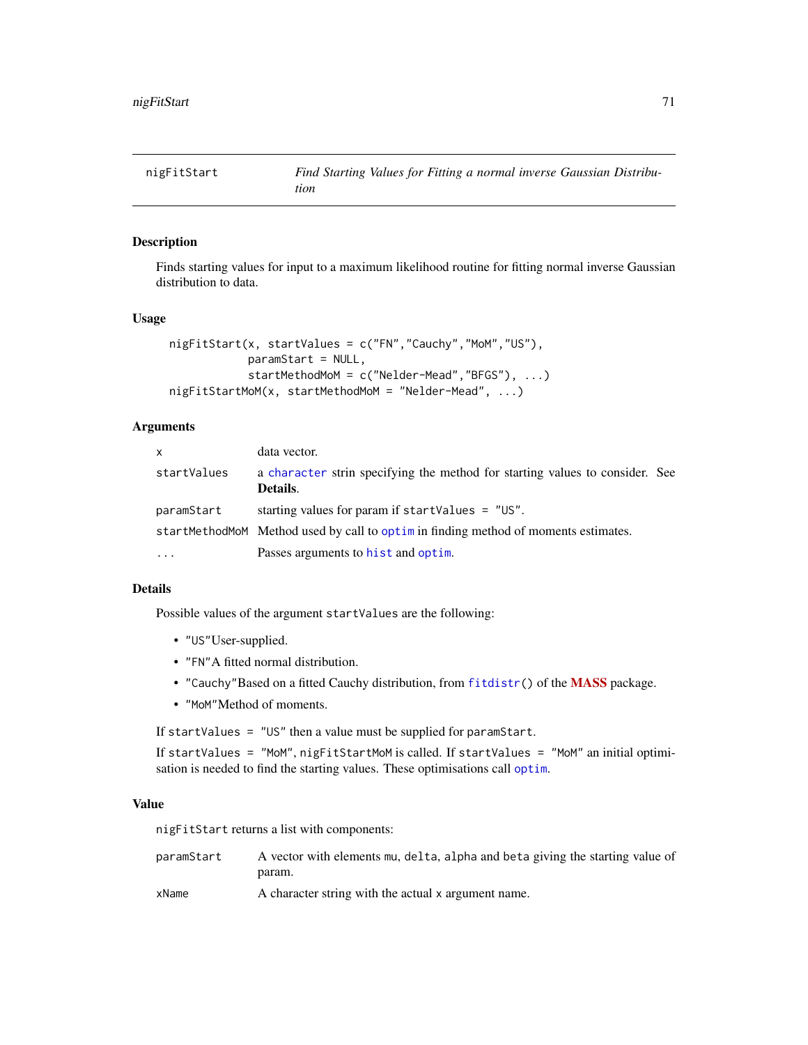# nigFitStart — *Find Starting Values for Fitting a normal inverse Gaussian Distribution*

## Description

Finds starting values for input to a maximum likelihood routine for fitting normal inverse Gaussian distribution to data.

## Usage

```
nigFitStart(x, startValues = c("FN","Cauchy","MoM","US"),
            paramStart = NULL,
            startMethodMoM = c("Nelder-Mead","BFGS"), ...)
nigFitStartMoM(x, startMethodMoM = "Nelder-Mead", ...)
```

## Arguments

| | |
|---|---|
| `x` | data vector. |
| `startValues` | a `character` strin specifying the method for starting values to consider. See **Details**. |
| `paramStart` | starting values for param if `startValues = "US"`. |
| `startMethodMoM` | Method used by call to `optim` in finding method of moments estimates. |
| `...` | Passes arguments to `hist` and `optim`. |

## Details

Possible values of the argument `startValues` are the following:

- `"US"`User-supplied.
- `"FN"`A fitted normal distribution.
- `"Cauchy"`Based on a fitted Cauchy distribution, from `fitdistr()` of the **MASS** package.
- `"MoM"`Method of moments.

If `startValues = "US"` then a value must be supplied for `paramStart`.

If `startValues = "MoM"`, `nigFitStartMoM` is called. If `startValues = "MoM"` an initial optimisation is needed to find the starting values. These optimisations call `optim`.

## Value

`nigFitStart` returns a list with components:

| | |
|---|---|
| `paramStart` | A vector with elements `mu`, `delta`, `alpha` and `beta` giving the starting value of param. |
| `xName` | A character string with the actual `x` argument name. |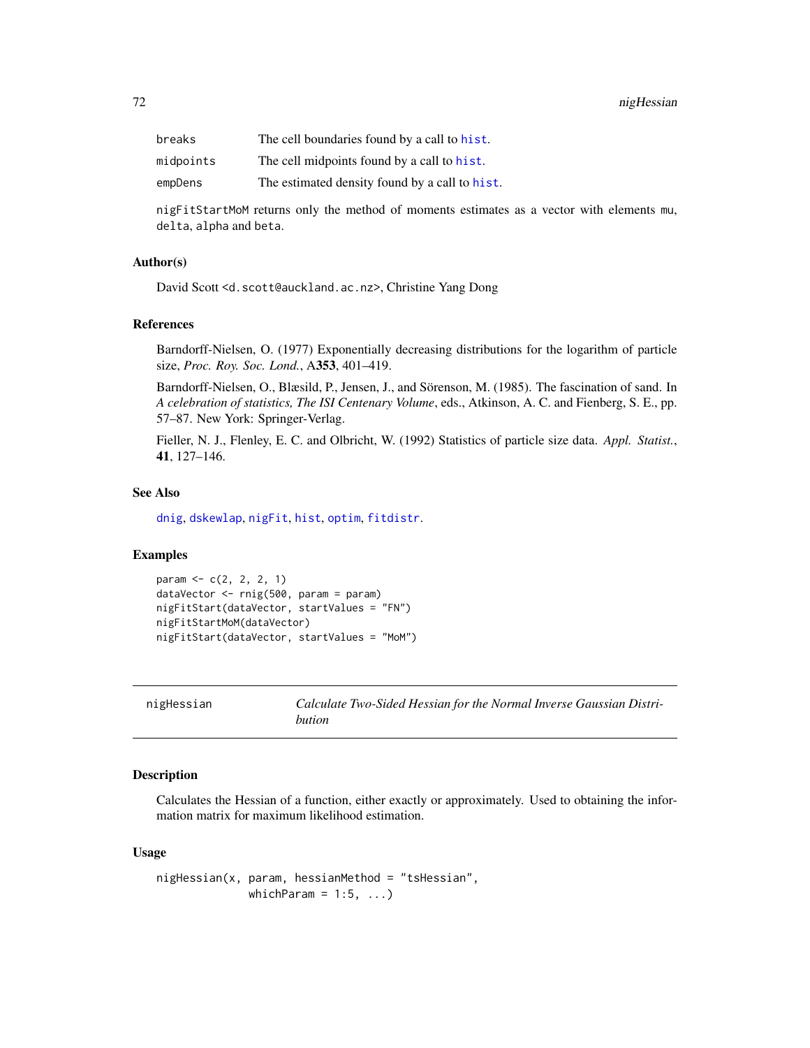| | |
|---|---|
| breaks | The cell boundaries found by a call to hist. |
| midpoints | The cell midpoints found by a call to hist. |
| empDens | The estimated density found by a call to hist. |

nigFitStartMoM returns only the method of moments estimates as a vector with elements mu, delta, alpha and beta.

### Author(s)

David Scott <d.scott@auckland.ac.nz>, Christine Yang Dong

### References

Barndorff-Nielsen, O. (1977) Exponentially decreasing distributions for the logarithm of particle size, *Proc. Roy. Soc. Lond.*, A**353**, 401–419.

Barndorff-Nielsen, O., Blæsild, P., Jensen, J., and Sörenson, M. (1985). The fascination of sand. In *A celebration of statistics, The ISI Centenary Volume*, eds., Atkinson, A. C. and Fienberg, S. E., pp. 57–87. New York: Springer-Verlag.

Fieller, N. J., Flenley, E. C. and Olbricht, W. (1992) Statistics of particle size data. *Appl. Statist.*, **41**, 127–146.

### See Also

dnig, dskewlap, nigFit, hist, optim, fitdistr.

### Examples

```
param <- c(2, 2, 2, 1)
dataVector <- rnig(500, param = param)
nigFitStart(dataVector, startValues = "FN")
nigFitStartMoM(dataVector)
nigFitStart(dataVector, startValues = "MoM")
```

---

## nigHessian — *Calculate Two-Sided Hessian for the Normal Inverse Gaussian Distribution*

---

### Description

Calculates the Hessian of a function, either exactly or approximately. Used to obtaining the information matrix for maximum likelihood estimation.

### Usage

```
nigHessian(x, param, hessianMethod = "tsHessian",
              whichParam = 1:5, ...)
```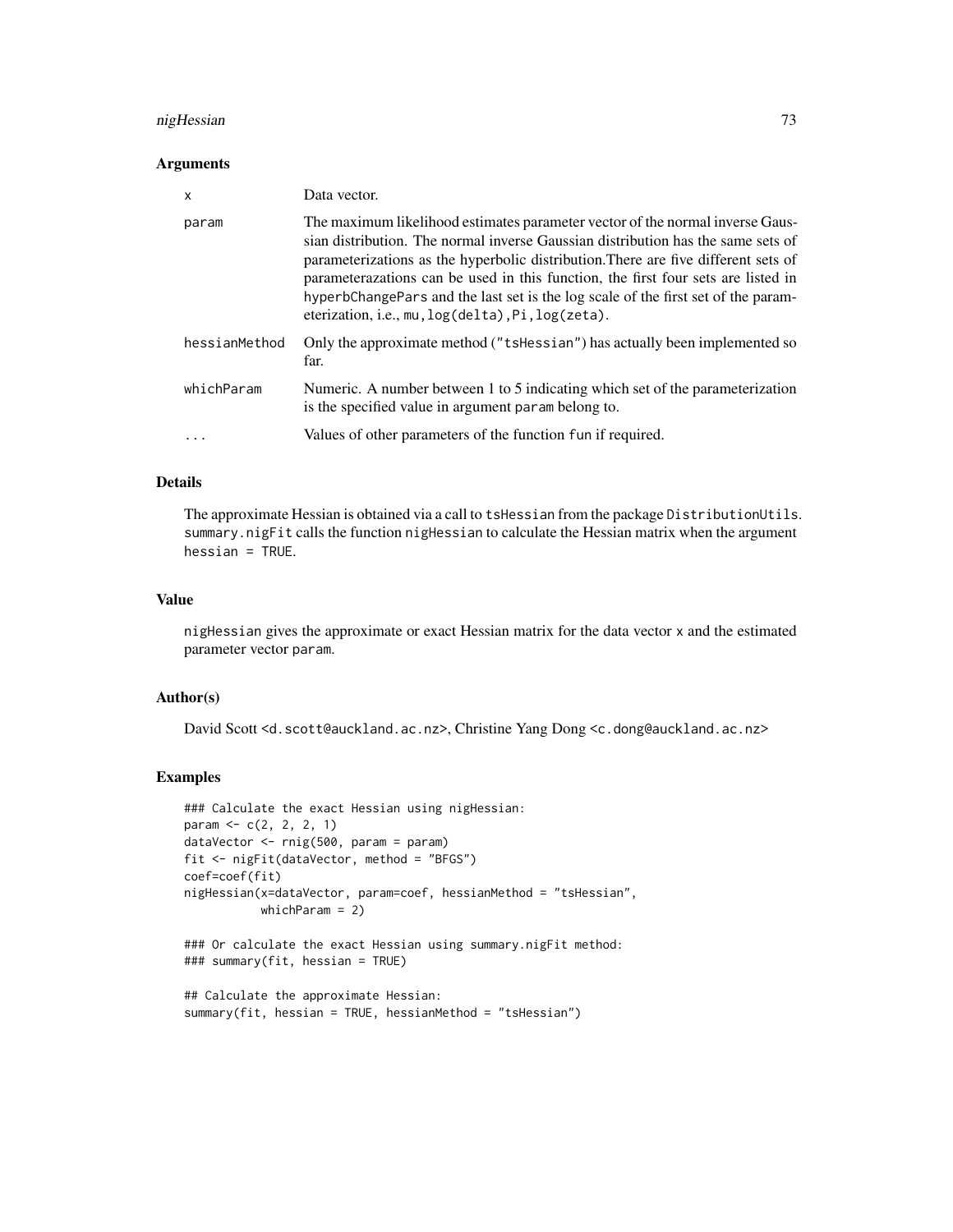## Arguments

| | |
|---|---|
| x | Data vector. |
| param | The maximum likelihood estimates parameter vector of the normal inverse Gaussian distribution. The normal inverse Gaussian distribution has the same sets of parameterizations as the hyperbolic distribution.There are five different sets of parameterazations can be used in this function, the first four sets are listed in hyperbChangePars and the last set is the log scale of the first set of the parameterization, i.e., mu,log(delta),Pi,log(zeta). |
| hessianMethod | Only the approximate method ("tsHessian") has actually been implemented so far. |
| whichParam | Numeric. A number between 1 to 5 indicating which set of the parameterization is the specified value in argument param belong to. |
| ... | Values of other parameters of the function fun if required. |

## Details

The approximate Hessian is obtained via a call to tsHessian from the package DistributionUtils. summary.nigFit calls the function nigHessian to calculate the Hessian matrix when the argument hessian = TRUE.

## Value

nigHessian gives the approximate or exact Hessian matrix for the data vector x and the estimated parameter vector param.

## Author(s)

David Scott <d.scott@auckland.ac.nz>, Christine Yang Dong <c.dong@auckland.ac.nz>

## Examples

```
### Calculate the exact Hessian using nigHessian:
param <- c(2, 2, 2, 1)
dataVector <- rnig(500, param = param)
fit <- nigFit(dataVector, method = "BFGS")
coef=coef(fit)
nigHessian(x=dataVector, param=coef, hessianMethod = "tsHessian",
           whichParam = 2)

### Or calculate the exact Hessian using summary.nigFit method:
### summary(fit, hessian = TRUE)

## Calculate the approximate Hessian:
summary(fit, hessian = TRUE, hessianMethod = "tsHessian")
```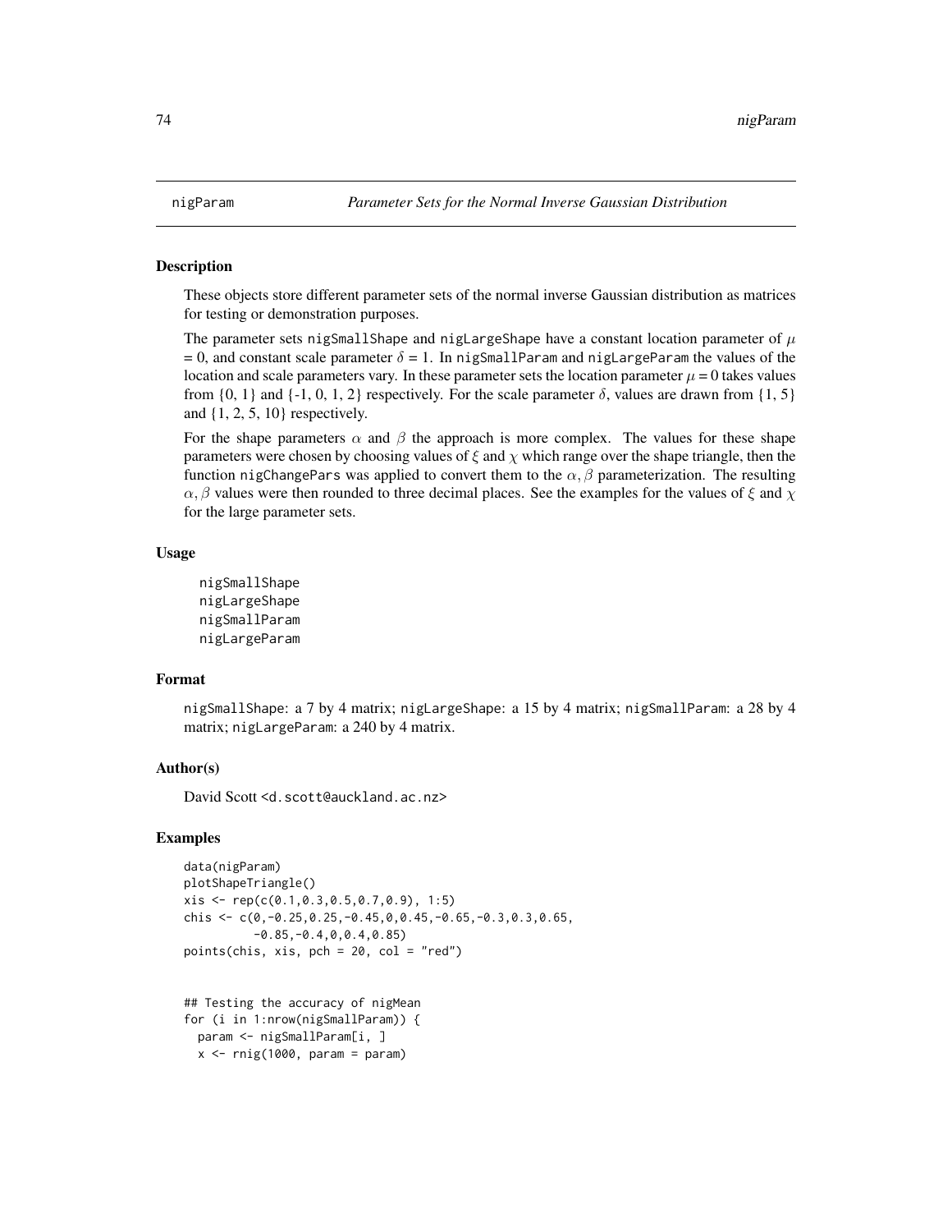# nigParam — *Parameter Sets for the Normal Inverse Gaussian Distribution*

## Description

These objects store different parameter sets of the normal inverse Gaussian distribution as matrices for testing or demonstration purposes.

The parameter sets nigSmallShape and nigLargeShape have a constant location parameter of $\mu$ = 0, and constant scale parameter $\delta$ = 1. In nigSmallParam and nigLargeParam the values of the location and scale parameters vary. In these parameter sets the location parameter $\mu$ = 0 takes values from {0, 1} and {-1, 0, 1, 2} respectively. For the scale parameter $\delta$, values are drawn from {1, 5} and {1, 2, 5, 10} respectively.

For the shape parameters $\alpha$ and $\beta$ the approach is more complex. The values for these shape parameters were chosen by choosing values of $\xi$ and $\chi$ which range over the shape triangle, then the function nigChangePars was applied to convert them to the $\alpha, \beta$ parameterization. The resulting $\alpha, \beta$ values were then rounded to three decimal places. See the examples for the values of $\xi$ and $\chi$ for the large parameter sets.

## Usage

```
nigSmallShape
nigLargeShape
nigSmallParam
nigLargeParam
```

## Format

nigSmallShape: a 7 by 4 matrix; nigLargeShape: a 15 by 4 matrix; nigSmallParam: a 28 by 4 matrix; nigLargeParam: a 240 by 4 matrix.

## Author(s)

David Scott <d.scott@auckland.ac.nz>

## Examples

```
data(nigParam)
plotShapeTriangle()
xis <- rep(c(0.1,0.3,0.5,0.7,0.9), 1:5)
chis <- c(0,-0.25,0.25,-0.45,0,0.45,-0.65,-0.3,0.3,0.65,
          -0.85,-0.4,0,0.4,0.85)
points(chis, xis, pch = 20, col = "red")


## Testing the accuracy of nigMean
for (i in 1:nrow(nigSmallParam)) {
  param <- nigSmallParam[i, ]
  x <- rnig(1000, param = param)
```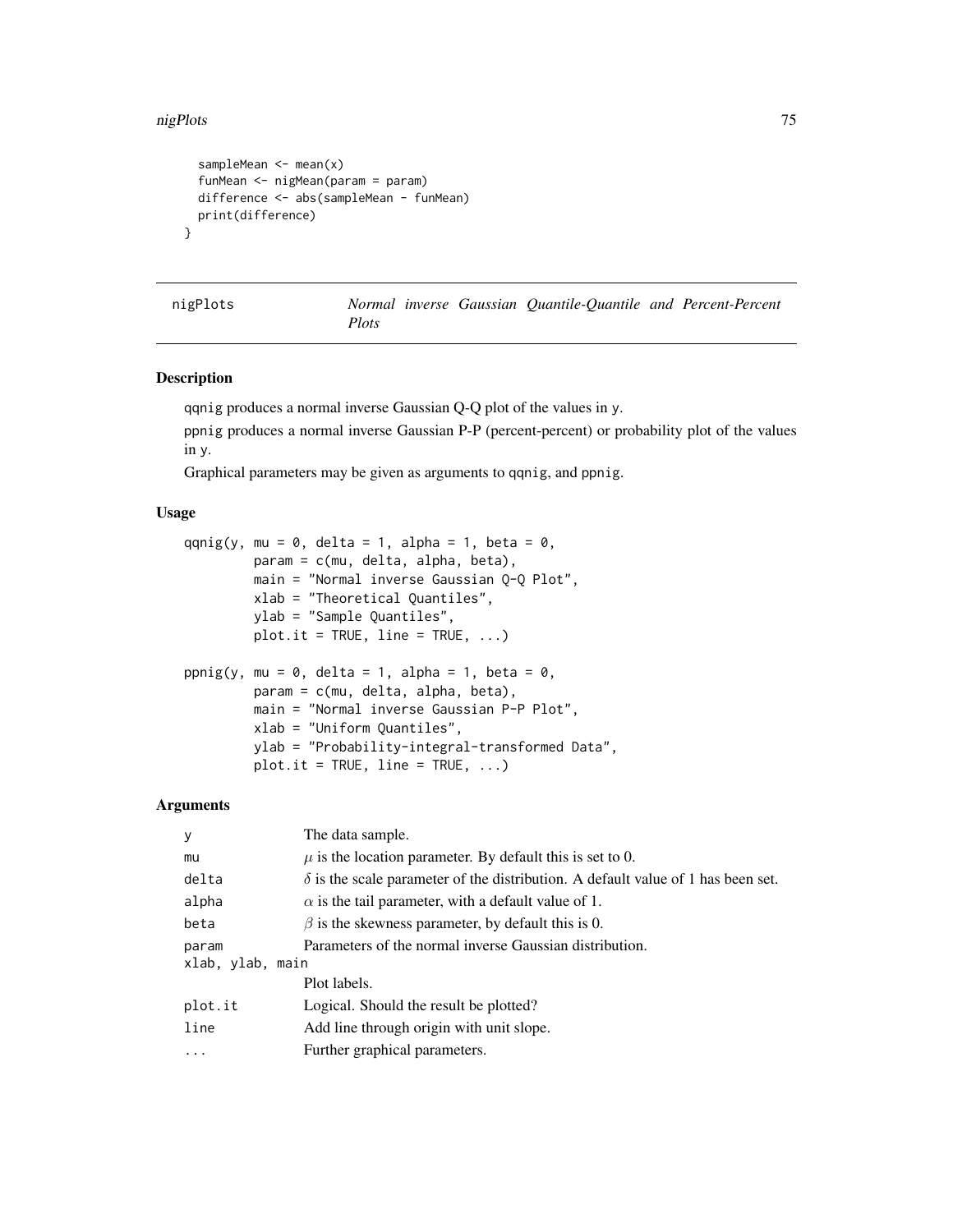```
  sampleMean <- mean(x)
  funMean <- nigMean(param = param)
  difference <- abs(sampleMean - funMean)
  print(difference)
}
```

## nigPlots — *Normal inverse Gaussian Quantile-Quantile and Percent-Percent Plots*

### Description

qqnig produces a normal inverse Gaussian Q-Q plot of the values in y.

ppnig produces a normal inverse Gaussian P-P (percent-percent) or probability plot of the values in y.

Graphical parameters may be given as arguments to qqnig, and ppnig.

### Usage

```
qqnig(y, mu = 0, delta = 1, alpha = 1, beta = 0,
        param = c(mu, delta, alpha, beta),
        main = "Normal inverse Gaussian Q-Q Plot",
        xlab = "Theoretical Quantiles",
        ylab = "Sample Quantiles",
        plot.it = TRUE, line = TRUE, ...)

ppnig(y, mu = 0, delta = 1, alpha = 1, beta = 0,
        param = c(mu, delta, alpha, beta),
        main = "Normal inverse Gaussian P-P Plot",
        xlab = "Uniform Quantiles",
        ylab = "Probability-integral-transformed Data",
        plot.it = TRUE, line = TRUE, ...)
```

### Arguments

| | |
|---|---|
| y | The data sample. |
| mu | $\mu$ is the location parameter. By default this is set to 0. |
| delta | $\delta$ is the scale parameter of the distribution. A default value of 1 has been set. |
| alpha | $\alpha$ is the tail parameter, with a default value of 1. |
| beta | $\beta$ is the skewness parameter, by default this is 0. |
| param | Parameters of the normal inverse Gaussian distribution. |
| xlab, ylab, main | Plot labels. |
| plot.it | Logical. Should the result be plotted? |
| line | Add line through origin with unit slope. |
| ... | Further graphical parameters. |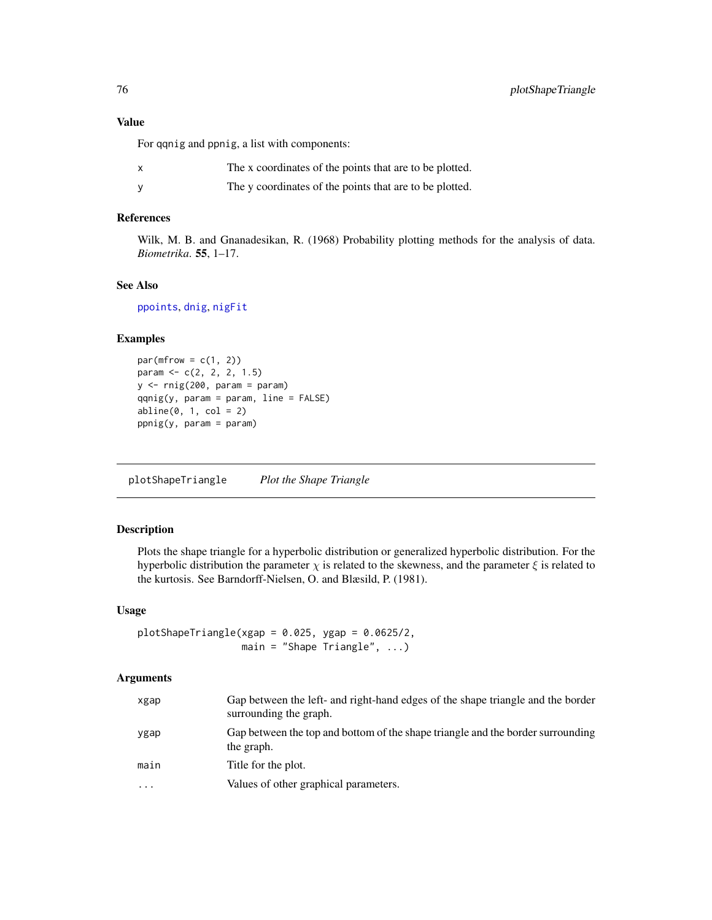## Value

For qqnig and ppnig, a list with components:

| | |
|---|---|
| x | The x coordinates of the points that are to be plotted. |
| y | The y coordinates of the points that are to be plotted. |

## References

Wilk, M. B. and Gnanadesikan, R. (1968) Probability plotting methods for the analysis of data. *Biometrika*. **55**, 1–17.

## See Also

ppoints, dnig, nigFit

## Examples

```
par(mfrow = c(1, 2))
param <- c(2, 2, 2, 1.5)
y <- rnig(200, param = param)
qqnig(y, param = param, line = FALSE)
abline(0, 1, col = 2)
ppnig(y, param = param)
```

---

# plotShapeTriangle *Plot the Shape Triangle*

---

## Description

Plots the shape triangle for a hyperbolic distribution or generalized hyperbolic distribution. For the hyperbolic distribution the parameter $\chi$ is related to the skewness, and the parameter $\xi$ is related to the kurtosis. See Barndorff-Nielsen, O. and Blæsild, P. (1981).

## Usage

```
plotShapeTriangle(xgap = 0.025, ygap = 0.0625/2,
                  main = "Shape Triangle", ...)
```

## Arguments

| | |
|---|---|
| xgap | Gap between the left- and right-hand edges of the shape triangle and the border surrounding the graph. |
| ygap | Gap between the top and bottom of the shape triangle and the border surrounding the graph. |
| main | Title for the plot. |
| ... | Values of other graphical parameters. |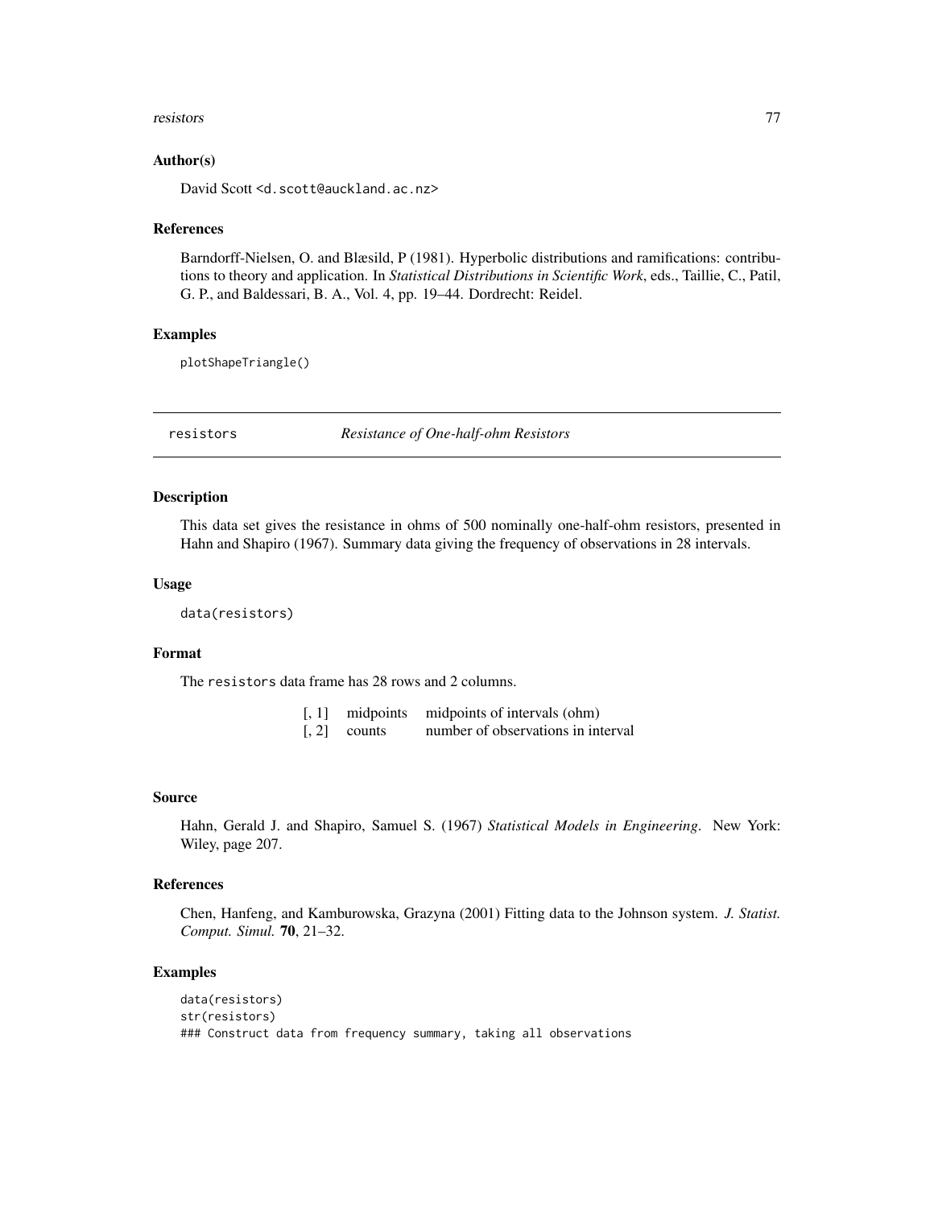### Author(s)

David Scott <d.scott@auckland.ac.nz>

### References

Barndorff-Nielsen, O. and Blæsild, P (1981). Hyperbolic distributions and ramifications: contributions to theory and application. In *Statistical Distributions in Scientific Work*, eds., Taillie, C., Patil, G. P., and Baldessari, B. A., Vol. 4, pp. 19–44. Dordrecht: Reidel.

### Examples

```
plotShapeTriangle()
```

---

## resistors — *Resistance of One-half-ohm Resistors*

---

### Description

This data set gives the resistance in ohms of 500 nominally one-half-ohm resistors, presented in Hahn and Shapiro (1967). Summary data giving the frequency of observations in 28 intervals.

### Usage

```
data(resistors)
```

### Format

The `resistors` data frame has 28 rows and 2 columns.

| | | |
|---|---|---|
| [, 1] | midpoints | midpoints of intervals (ohm) |
| [, 2] | counts | number of observations in interval |

### Source

Hahn, Gerald J. and Shapiro, Samuel S. (1967) *Statistical Models in Engineering*. New York: Wiley, page 207.

### References

Chen, Hanfeng, and Kamburowska, Grazyna (2001) Fitting data to the Johnson system. *J. Statist. Comput. Simul.* **70**, 21–32.

### Examples

```
data(resistors)
str(resistors)
### Construct data from frequency summary, taking all observations
```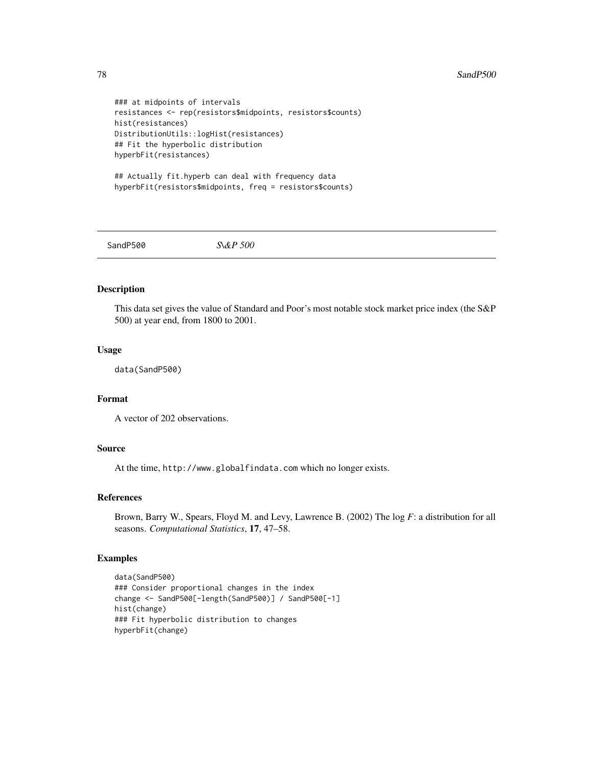```
### at midpoints of intervals
resistances <- rep(resistors$midpoints, resistors$counts)
hist(resistances)
DistributionUtils::logHist(resistances)
## Fit the hyperbolic distribution
hyperbFit(resistances)

## Actually fit.hyperb can deal with frequency data
hyperbFit(resistors$midpoints, freq = resistors$counts)
```

---

SandP500 *S\&P 500*

---

## Description

This data set gives the value of Standard and Poor's most notable stock market price index (the S&P 500) at year end, from 1800 to 2001.

## Usage

```
data(SandP500)
```

## Format

A vector of 202 observations.

## Source

At the time, `http://www.globalfindata.com` which no longer exists.

## References

Brown, Barry W., Spears, Floyd M. and Levy, Lawrence B. (2002) The log *F*: a distribution for all seasons. *Computational Statistics*, **17**, 47–58.

## Examples

```
data(SandP500)
### Consider proportional changes in the index
change <- SandP500[-length(SandP500)] / SandP500[-1]
hist(change)
### Fit hyperbolic distribution to changes
hyperbFit(change)
```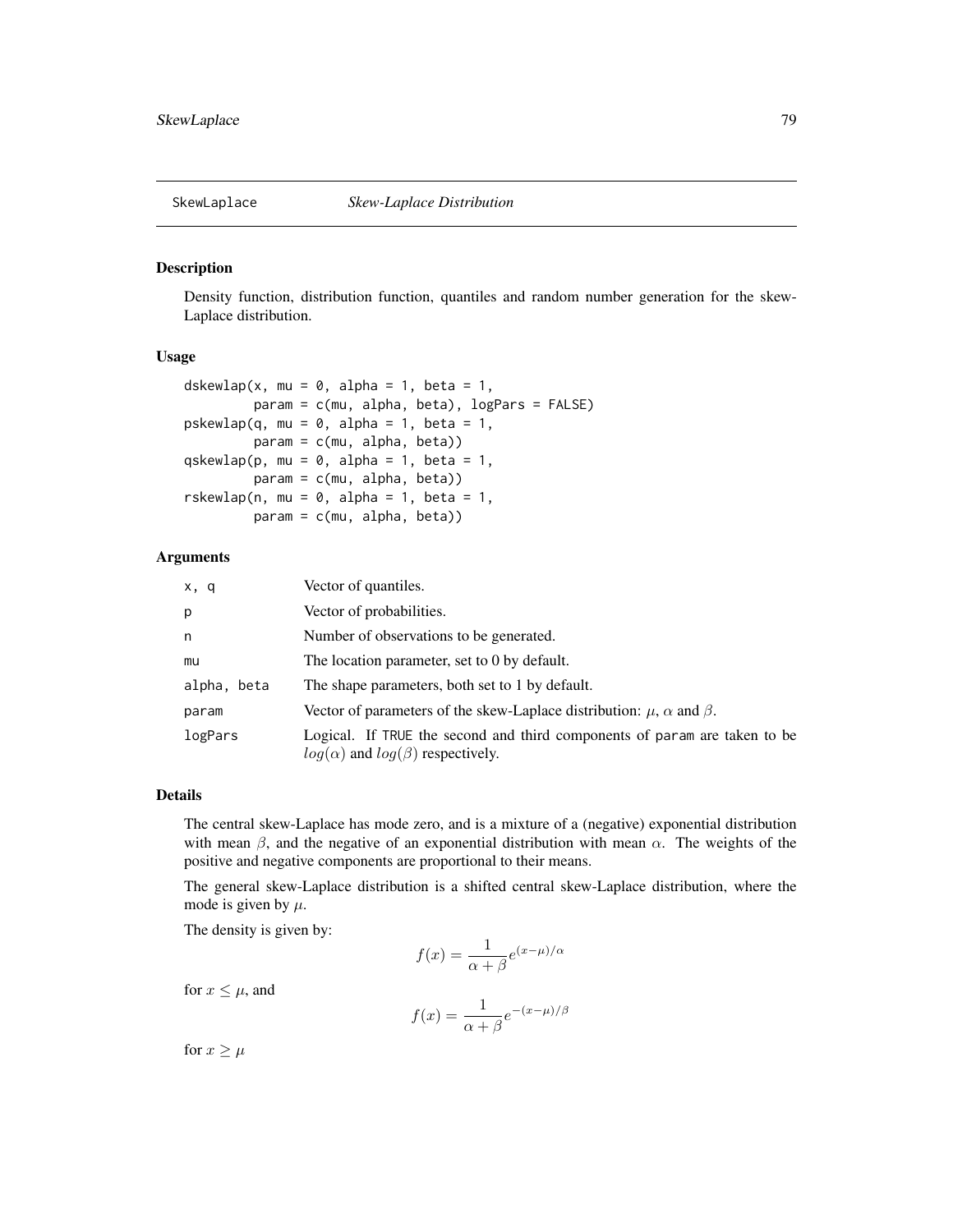## SkewLaplace *Skew-Laplace Distribution*

### Description

Density function, distribution function, quantiles and random number generation for the skew-Laplace distribution.

### Usage

```
dskewlap(x, mu = 0, alpha = 1, beta = 1,
         param = c(mu, alpha, beta), logPars = FALSE)
pskewlap(q, mu = 0, alpha = 1, beta = 1,
         param = c(mu, alpha, beta))
qskewlap(p, mu = 0, alpha = 1, beta = 1,
         param = c(mu, alpha, beta))
rskewlap(n, mu = 0, alpha = 1, beta = 1,
         param = c(mu, alpha, beta))
```

### Arguments

| | |
|---|---|
| x, q | Vector of quantiles. |
| p | Vector of probabilities. |
| n | Number of observations to be generated. |
| mu | The location parameter, set to 0 by default. |
| alpha, beta | The shape parameters, both set to 1 by default. |
| param | Vector of parameters of the skew-Laplace distribution: $\mu$, $\alpha$ and $\beta$. |
| logPars | Logical. If TRUE the second and third components of param are taken to be $log(\alpha)$ and $log(\beta)$ respectively. |

### Details

The central skew-Laplace has mode zero, and is a mixture of a (negative) exponential distribution with mean $\beta$, and the negative of an exponential distribution with mean $\alpha$. The weights of the positive and negative components are proportional to their means.

The general skew-Laplace distribution is a shifted central skew-Laplace distribution, where the mode is given by $\mu$.

The density is given by:

$$f(x) = \frac{1}{\alpha + \beta} e^{(x-\mu)/\alpha}$$

for $x \leq \mu$, and

$$f(x) = \frac{1}{\alpha + \beta} e^{-(x-\mu)/\beta}$$

for $x \geq \mu$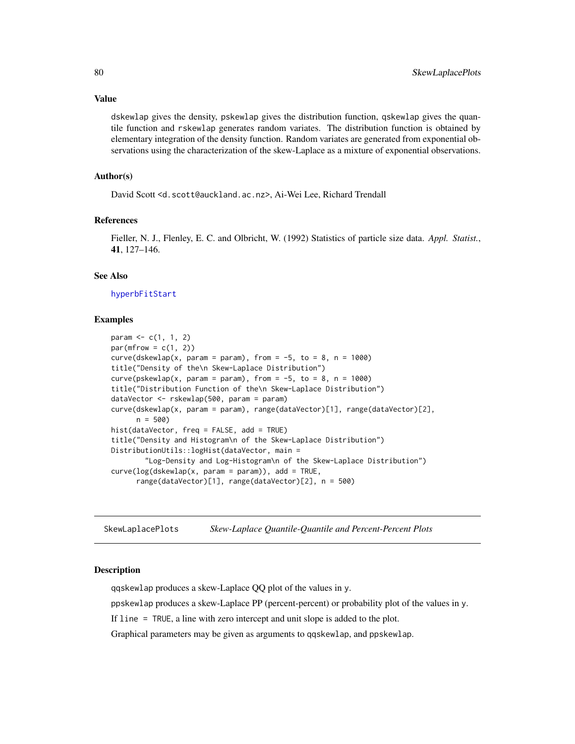### Value

dskewlap gives the density, pskewlap gives the distribution function, qskewlap gives the quantile function and rskewlap generates random variates. The distribution function is obtained by elementary integration of the density function. Random variates are generated from exponential observations using the characterization of the skew-Laplace as a mixture of exponential observations.

### Author(s)

David Scott <d.scott@auckland.ac.nz>, Ai-Wei Lee, Richard Trendall

### References

Fieller, N. J., Flenley, E. C. and Olbricht, W. (1992) Statistics of particle size data. *Appl. Statist.*, **41**, 127–146.

### See Also

hyperbFitStart

### Examples

```
param <- c(1, 1, 2)
par(mfrow = c(1, 2))
curve(dskewlap(x, param = param), from = -5, to = 8, n = 1000)
title("Density of the\n Skew-Laplace Distribution")
curve(pskewlap(x, param = param), from = -5, to = 8, n = 1000)
title("Distribution Function of the\n Skew-Laplace Distribution")
dataVector <- rskewlap(500, param = param)
curve(dskewlap(x, param = param), range(dataVector)[1], range(dataVector)[2],
      n = 500)
hist(dataVector, freq = FALSE, add = TRUE)
title("Density and Histogram\n of the Skew-Laplace Distribution")
DistributionUtils::logHist(dataVector, main =
        "Log-Density and Log-Histogram\n of the Skew-Laplace Distribution")
curve(log(dskewlap(x, param = param)), add = TRUE,
      range(dataVector)[1], range(dataVector)[2], n = 500)
```

---

## SkewLaplacePlots — *Skew-Laplace Quantile-Quantile and Percent-Percent Plots*

### Description

qqskewlap produces a skew-Laplace QQ plot of the values in y.

ppskewlap produces a skew-Laplace PP (percent-percent) or probability plot of the values in y.

If line = TRUE, a line with zero intercept and unit slope is added to the plot.

Graphical parameters may be given as arguments to qqskewlap, and ppskewlap.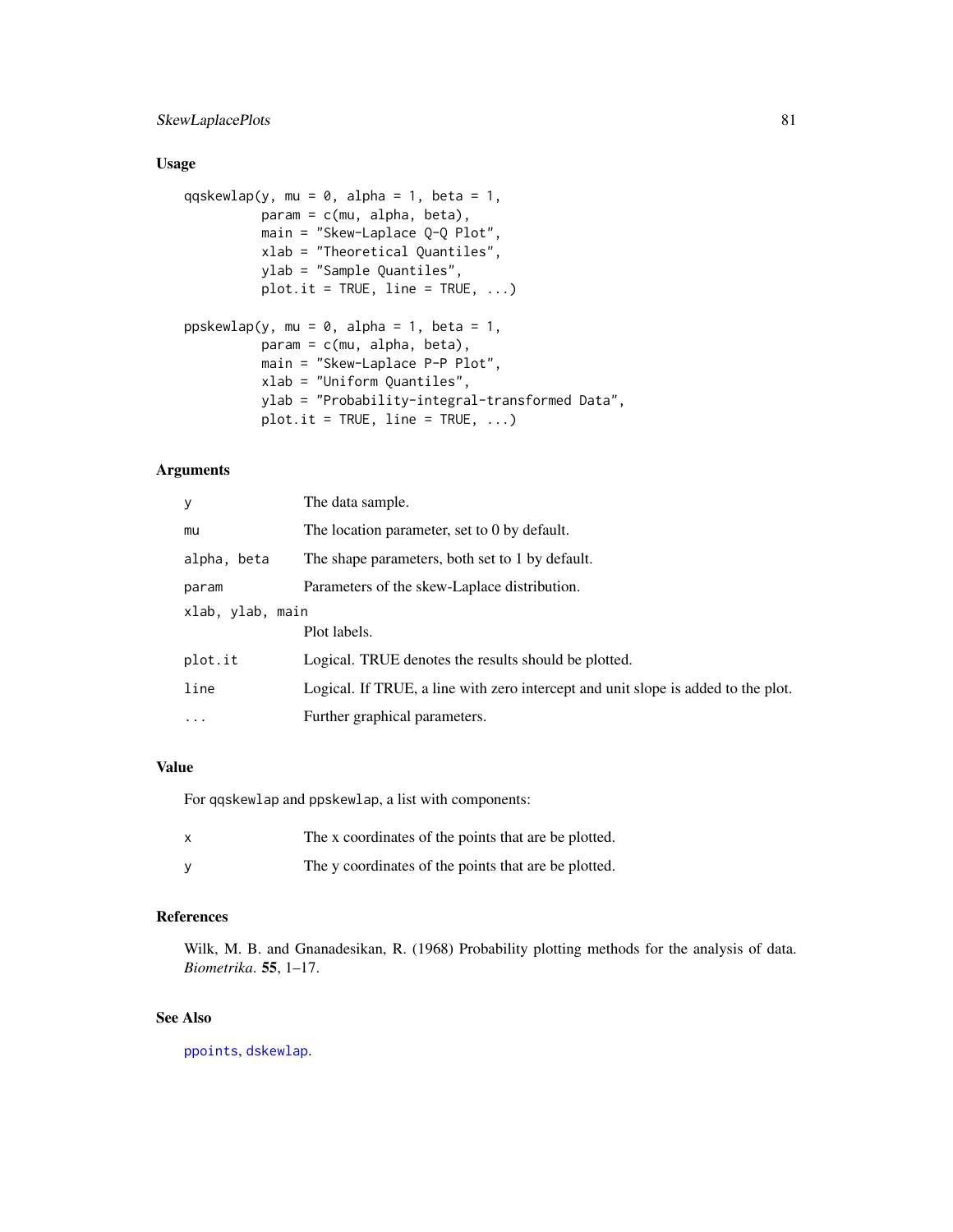## Usage

```
qqskewlap(y, mu = 0, alpha = 1, beta = 1,
          param = c(mu, alpha, beta),
          main = "Skew-Laplace Q-Q Plot",
          xlab = "Theoretical Quantiles",
          ylab = "Sample Quantiles",
          plot.it = TRUE, line = TRUE, ...)

ppskewlap(y, mu = 0, alpha = 1, beta = 1,
          param = c(mu, alpha, beta),
          main = "Skew-Laplace P-P Plot",
          xlab = "Uniform Quantiles",
          ylab = "Probability-integral-transformed Data",
          plot.it = TRUE, line = TRUE, ...)
```

## Arguments

| | |
|---|---|
| `y` | The data sample. |
| `mu` | The location parameter, set to 0 by default. |
| `alpha, beta` | The shape parameters, both set to 1 by default. |
| `param` | Parameters of the skew-Laplace distribution. |
| `xlab, ylab, main` | Plot labels. |
| `plot.it` | Logical. TRUE denotes the results should be plotted. |
| `line` | Logical. If TRUE, a line with zero intercept and unit slope is added to the plot. |
| `...` | Further graphical parameters. |

## Value

For `qqskewlap` and `ppskewlap`, a list with components:

| | |
|---|---|
| `x` | The x coordinates of the points that are be plotted. |
| `y` | The y coordinates of the points that are be plotted. |

## References

Wilk, M. B. and Gnanadesikan, R. (1968) Probability plotting methods for the analysis of data. *Biometrika*. **55**, 1–17.

## See Also

`ppoints`, `dskewlap`.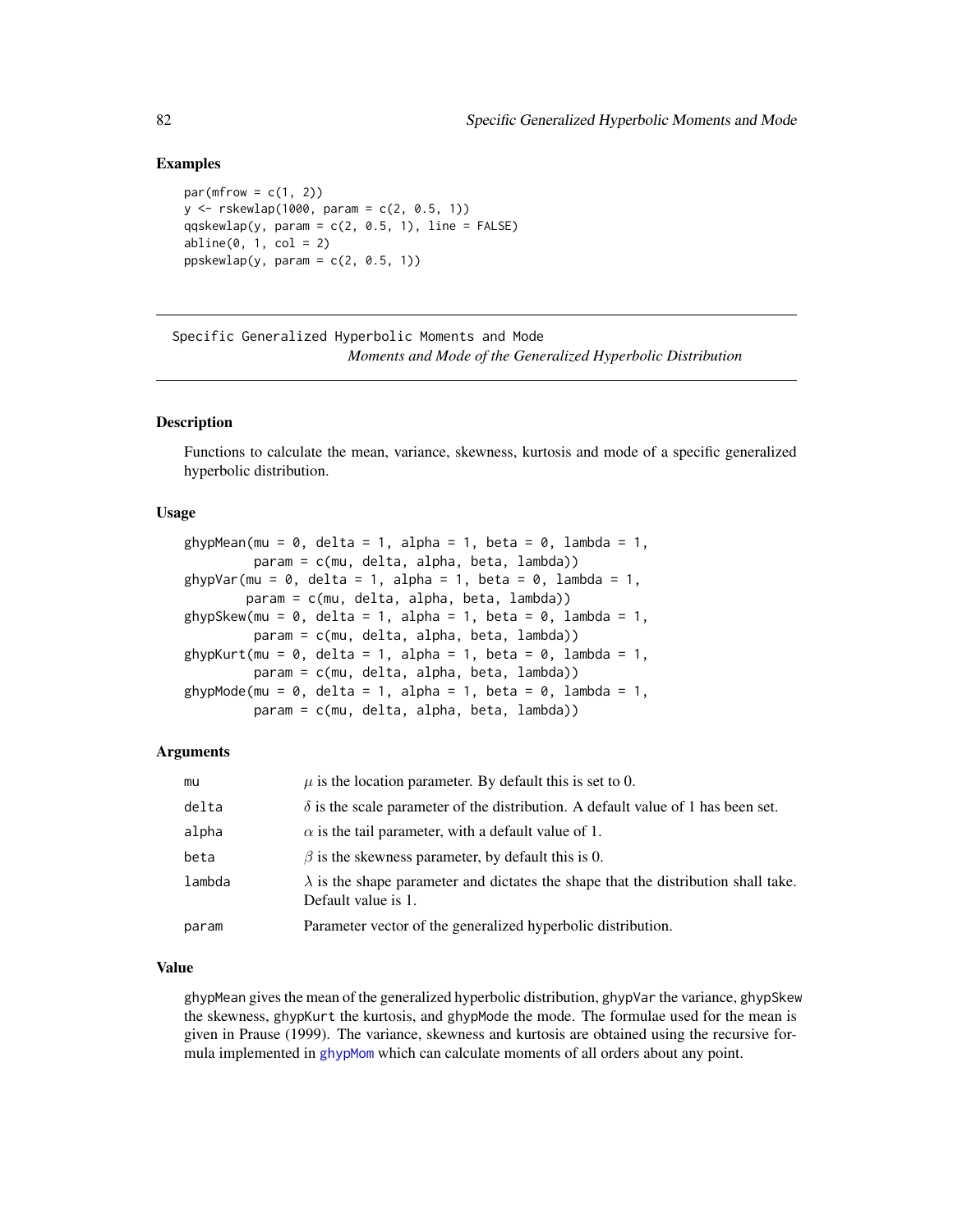### Examples

```
par(mfrow = c(1, 2))
y <- rskewlap(1000, param = c(2, 0.5, 1))
qqskewlap(y, param = c(2, 0.5, 1), line = FALSE)
abline(0, 1, col = 2)
ppskewlap(y, param = c(2, 0.5, 1))
```

---

## Specific Generalized Hyperbolic Moments and Mode

*Moments and Mode of the Generalized Hyperbolic Distribution*

---

### Description

Functions to calculate the mean, variance, skewness, kurtosis and mode of a specific generalized hyperbolic distribution.

### Usage

```
ghypMean(mu = 0, delta = 1, alpha = 1, beta = 0, lambda = 1,
         param = c(mu, delta, alpha, beta, lambda))
ghypVar(mu = 0, delta = 1, alpha = 1, beta = 0, lambda = 1,
        param = c(mu, delta, alpha, beta, lambda))
ghypSkew(mu = 0, delta = 1, alpha = 1, beta = 0, lambda = 1,
         param = c(mu, delta, alpha, beta, lambda))
ghypKurt(mu = 0, delta = 1, alpha = 1, beta = 0, lambda = 1,
         param = c(mu, delta, alpha, beta, lambda))
ghypMode(mu = 0, delta = 1, alpha = 1, beta = 0, lambda = 1,
         param = c(mu, delta, alpha, beta, lambda))
```

### Arguments

| | |
|---|---|
| `mu` | $\mu$ is the location parameter. By default this is set to 0. |
| `delta` | $\delta$ is the scale parameter of the distribution. A default value of 1 has been set. |
| `alpha` | $\alpha$ is the tail parameter, with a default value of 1. |
| `beta` | $\beta$ is the skewness parameter, by default this is 0. |
| `lambda` | $\lambda$ is the shape parameter and dictates the shape that the distribution shall take. Default value is 1. |
| `param` | Parameter vector of the generalized hyperbolic distribution. |

### Value

`ghypMean` gives the mean of the generalized hyperbolic distribution, `ghypVar` the variance, `ghypSkew` the skewness, `ghypKurt` the kurtosis, and `ghypMode` the mode. The formulae used for the mean is given in Prause (1999). The variance, skewness and kurtosis are obtained using the recursive formula implemented in `ghypMom` which can calculate moments of all orders about any point.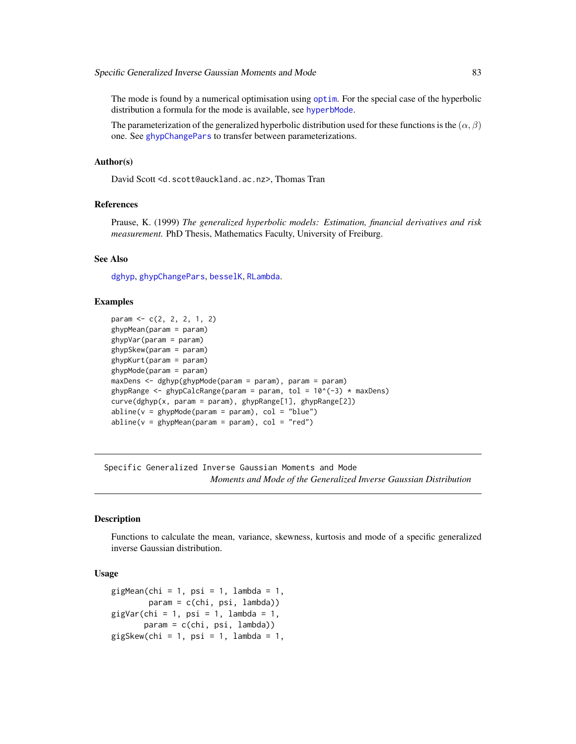The mode is found by a numerical optimisation using optim. For the special case of the hyperbolic distribution a formula for the mode is available, see hyperbMode.

The parameterization of the generalized hyperbolic distribution used for these functions is the $(\alpha, \beta)$ one. See ghypChangePars to transfer between parameterizations.

## Author(s)

David Scott <d.scott@auckland.ac.nz>, Thomas Tran

## References

Prause, K. (1999) *The generalized hyperbolic models: Estimation, financial derivatives and risk measurement.* PhD Thesis, Mathematics Faculty, University of Freiburg.

## See Also

dghyp, ghypChangePars, besselK, RLambda.

## Examples

```
param <- c(2, 2, 2, 1, 2)
ghypMean(param = param)
ghypVar(param = param)
ghypSkew(param = param)
ghypKurt(param = param)
ghypMode(param = param)
maxDens <- dghyp(ghypMode(param = param), param = param)
ghypRange <- ghypCalcRange(param = param, tol = 10^(-3) * maxDens)
curve(dghyp(x, param = param), ghypRange[1], ghypRange[2])
abline(v = ghypMode(param = param), col = "blue")
abline(v = ghypMean(param = param), col = "red")
```

---

Specific Generalized Inverse Gaussian Moments and Mode
*Moments and Mode of the Generalized Inverse Gaussian Distribution*

---

## Description

Functions to calculate the mean, variance, skewness, kurtosis and mode of a specific generalized inverse Gaussian distribution.

## Usage

```
gigMean(chi = 1, psi = 1, lambda = 1,
        param = c(chi, psi, lambda))
gigVar(chi = 1, psi = 1, lambda = 1,
       param = c(chi, psi, lambda))
gigSkew(chi = 1, psi = 1, lambda = 1,
```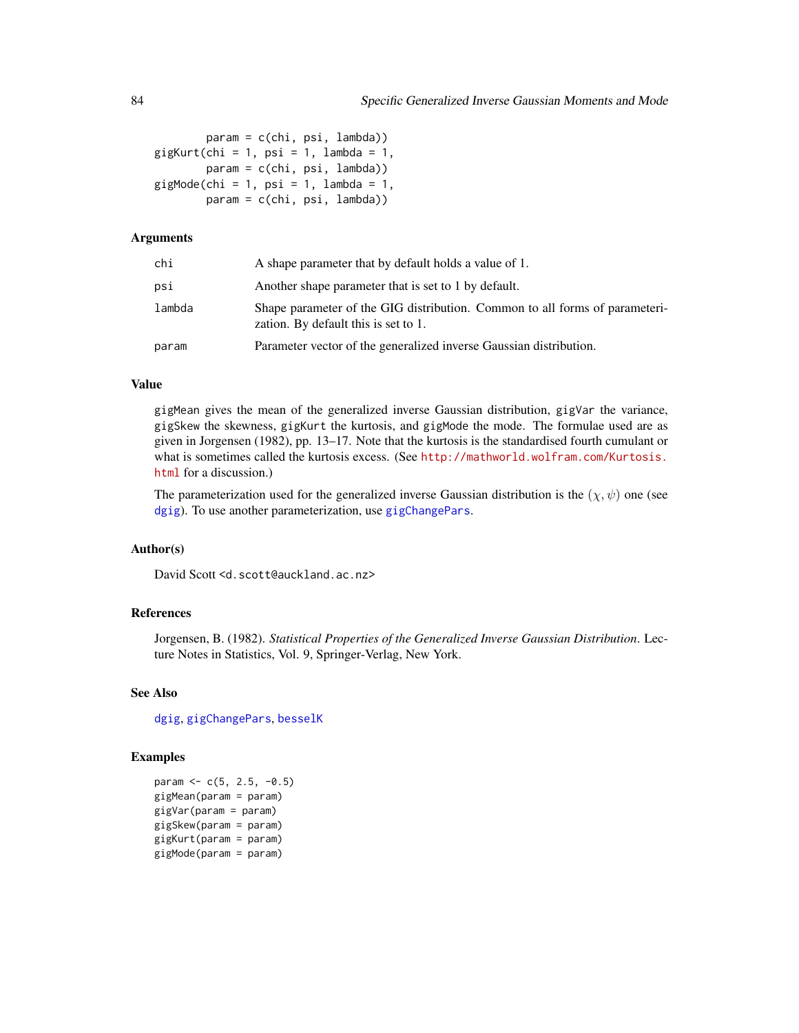```
        param = c(chi, psi, lambda))
gigKurt(chi = 1, psi = 1, lambda = 1,
        param = c(chi, psi, lambda))
gigMode(chi = 1, psi = 1, lambda = 1,
        param = c(chi, psi, lambda))
```

### Arguments

| | |
|---|---|
| chi | A shape parameter that by default holds a value of 1. |
| psi | Another shape parameter that is set to 1 by default. |
| lambda | Shape parameter of the GIG distribution. Common to all forms of parameterization. By default this is set to 1. |
| param | Parameter vector of the generalized inverse Gaussian distribution. |

### Value

`gigMean` gives the mean of the generalized inverse Gaussian distribution, `gigVar` the variance, `gigSkew` the skewness, `gigKurt` the kurtosis, and `gigMode` the mode. The formulae used are as given in Jorgensen (1982), pp. 13–17. Note that the kurtosis is the standardised fourth cumulant or what is sometimes called the kurtosis excess. (See http://mathworld.wolfram.com/Kurtosis.html for a discussion.)

The parameterization used for the generalized inverse Gaussian distribution is the $(\chi, \psi)$ one (see `dgig`). To use another parameterization, use `gigChangePars`.

### Author(s)

David Scott <d.scott@auckland.ac.nz>

### References

Jorgensen, B. (1982). *Statistical Properties of the Generalized Inverse Gaussian Distribution*. Lecture Notes in Statistics, Vol. 9, Springer-Verlag, New York.

### See Also

`dgig`, `gigChangePars`, `besselK`

### Examples

```
param <- c(5, 2.5, -0.5)
gigMean(param = param)
gigVar(param = param)
gigSkew(param = param)
gigKurt(param = param)
gigMode(param = param)
```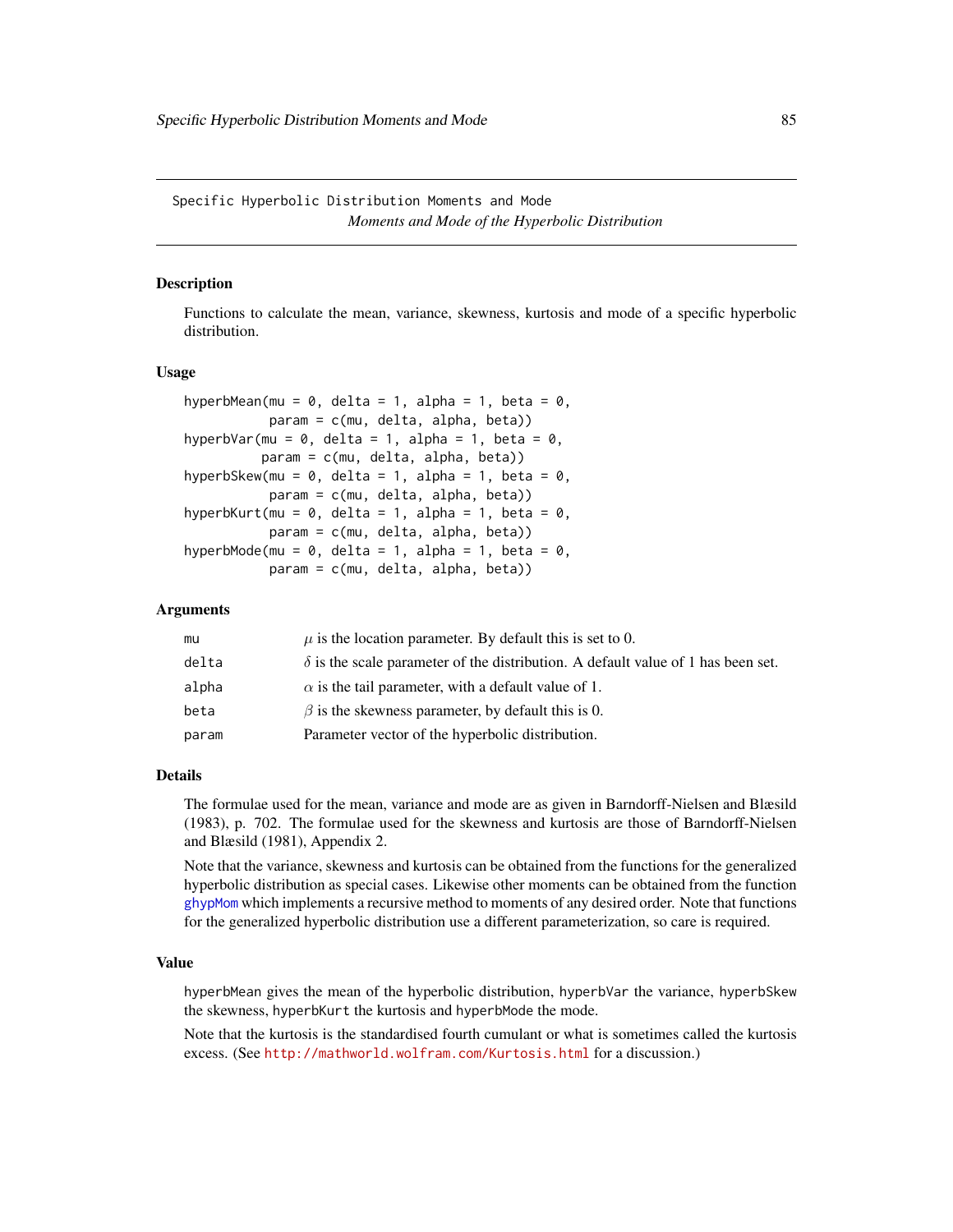Specific Hyperbolic Distribution Moments and Mode

*Moments and Mode of the Hyperbolic Distribution*

## Description

Functions to calculate the mean, variance, skewness, kurtosis and mode of a specific hyperbolic distribution.

## Usage

```
hyperbMean(mu = 0, delta = 1, alpha = 1, beta = 0,
           param = c(mu, delta, alpha, beta))
hyperbVar(mu = 0, delta = 1, alpha = 1, beta = 0,
          param = c(mu, delta, alpha, beta))
hyperbSkew(mu = 0, delta = 1, alpha = 1, beta = 0,
           param = c(mu, delta, alpha, beta))
hyperbKurt(mu = 0, delta = 1, alpha = 1, beta = 0,
           param = c(mu, delta, alpha, beta))
hyperbMode(mu = 0, delta = 1, alpha = 1, beta = 0,
           param = c(mu, delta, alpha, beta))
```

## Arguments

| | |
|---|---|
| mu | $\mu$ is the location parameter. By default this is set to 0. |
| delta | $\delta$ is the scale parameter of the distribution. A default value of 1 has been set. |
| alpha | $\alpha$ is the tail parameter, with a default value of 1. |
| beta | $\beta$ is the skewness parameter, by default this is 0. |
| param | Parameter vector of the hyperbolic distribution. |

## Details

The formulae used for the mean, variance and mode are as given in Barndorff-Nielsen and Blæsild (1983), p. 702. The formulae used for the skewness and kurtosis are those of Barndorff-Nielsen and Blæsild (1981), Appendix 2.

Note that the variance, skewness and kurtosis can be obtained from the functions for the generalized hyperbolic distribution as special cases. Likewise other moments can be obtained from the function ghypMom which implements a recursive method to moments of any desired order. Note that functions for the generalized hyperbolic distribution use a different parameterization, so care is required.

## Value

hyperbMean gives the mean of the hyperbolic distribution, hyperbVar the variance, hyperbSkew the skewness, hyperbKurt the kurtosis and hyperbMode the mode.

Note that the kurtosis is the standardised fourth cumulant or what is sometimes called the kurtosis excess. (See http://mathworld.wolfram.com/Kurtosis.html for a discussion.)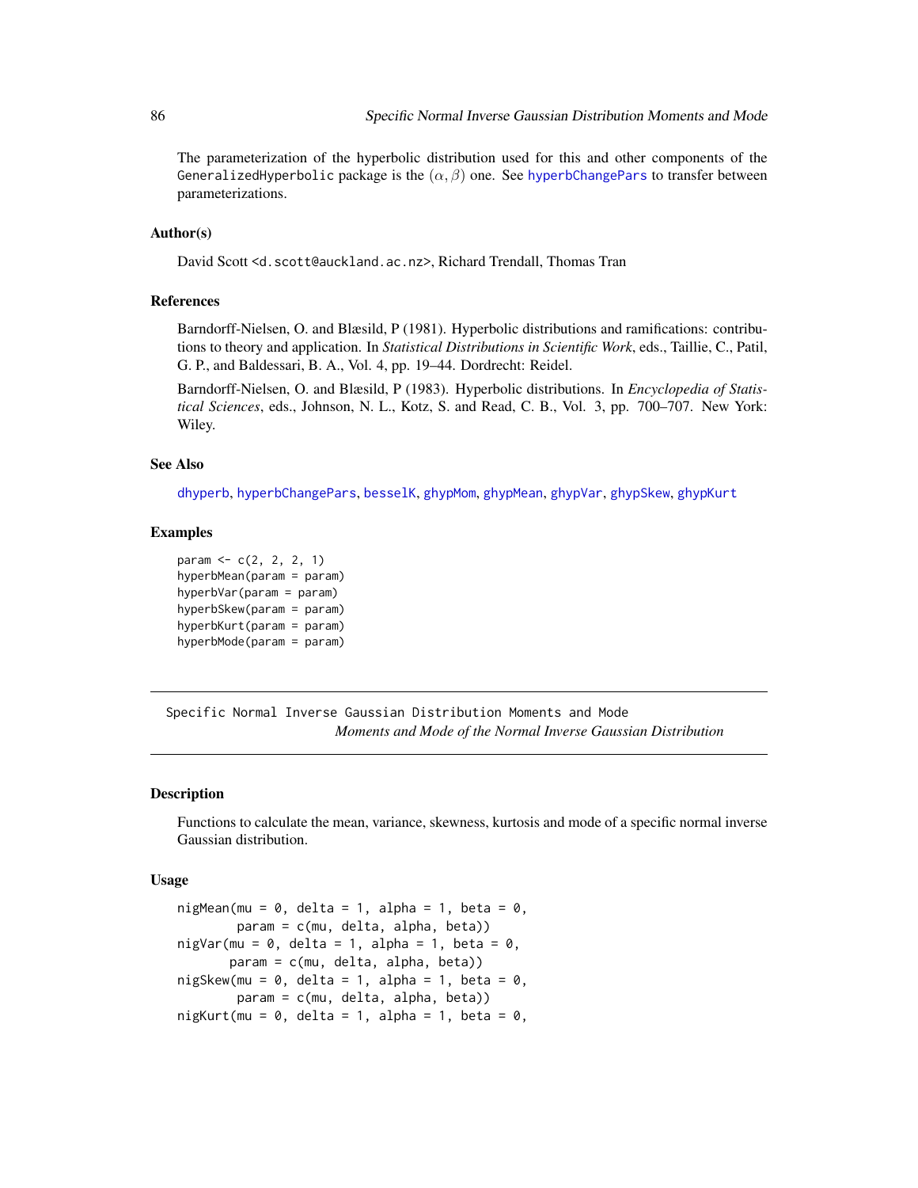The parameterization of the hyperbolic distribution used for this and other components of the GeneralizedHyperbolic package is the $(\alpha, \beta)$ one. See hyperbChangePars to transfer between parameterizations.

### Author(s)

David Scott <d.scott@auckland.ac.nz>, Richard Trendall, Thomas Tran

### References

Barndorff-Nielsen, O. and Blæsild, P (1981). Hyperbolic distributions and ramifications: contributions to theory and application. In *Statistical Distributions in Scientific Work*, eds., Taillie, C., Patil, G. P., and Baldessari, B. A., Vol. 4, pp. 19–44. Dordrecht: Reidel.

Barndorff-Nielsen, O. and Blæsild, P (1983). Hyperbolic distributions. In *Encyclopedia of Statistical Sciences*, eds., Johnson, N. L., Kotz, S. and Read, C. B., Vol. 3, pp. 700–707. New York: Wiley.

### See Also

dhyperb, hyperbChangePars, besselK, ghypMom, ghypMean, ghypVar, ghypSkew, ghypKurt

### Examples

```
param <- c(2, 2, 2, 1)
hyperbMean(param = param)
hyperbVar(param = param)
hyperbSkew(param = param)
hyperbKurt(param = param)
hyperbMode(param = param)
```

---

## Specific Normal Inverse Gaussian Distribution Moments and Mode

*Moments and Mode of the Normal Inverse Gaussian Distribution*

### Description

Functions to calculate the mean, variance, skewness, kurtosis and mode of a specific normal inverse Gaussian distribution.

### Usage

```
nigMean(mu = 0, delta = 1, alpha = 1, beta = 0,
        param = c(mu, delta, alpha, beta))
nigVar(mu = 0, delta = 1, alpha = 1, beta = 0,
       param = c(mu, delta, alpha, beta))
nigSkew(mu = 0, delta = 1, alpha = 1, beta = 0,
        param = c(mu, delta, alpha, beta))
nigKurt(mu = 0, delta = 1, alpha = 1, beta = 0,
```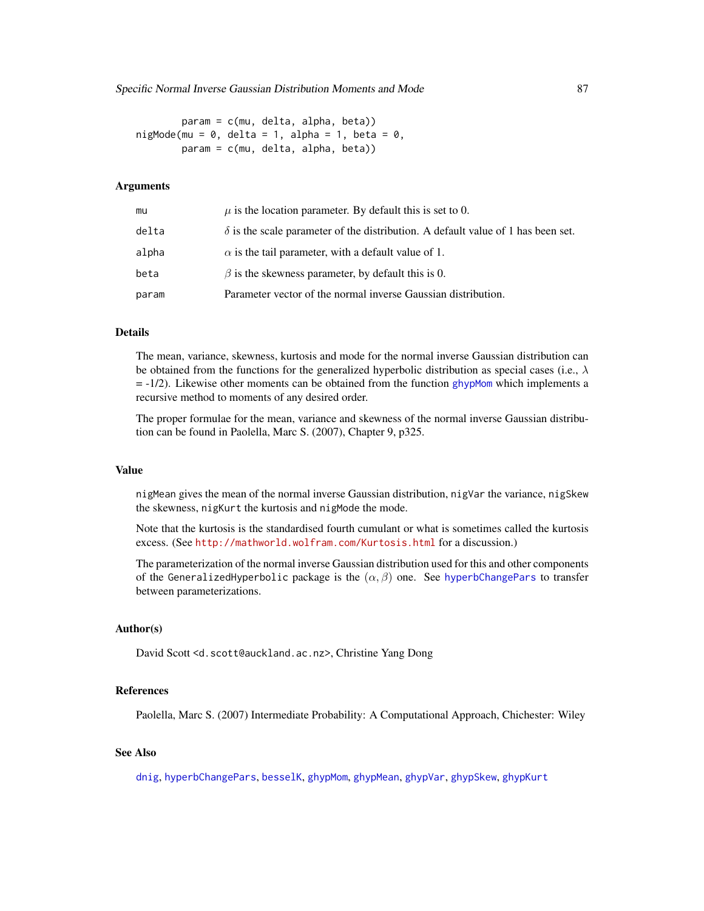```
        param = c(mu, delta, alpha, beta))
nigMode(mu = 0, delta = 1, alpha = 1, beta = 0,
        param = c(mu, delta, alpha, beta))
```

### Arguments

| | |
|---|---|
| mu | $\mu$ is the location parameter. By default this is set to 0. |
| delta | $\delta$ is the scale parameter of the distribution. A default value of 1 has been set. |
| alpha | $\alpha$ is the tail parameter, with a default value of 1. |
| beta | $\beta$ is the skewness parameter, by default this is 0. |
| param | Parameter vector of the normal inverse Gaussian distribution. |

### Details

The mean, variance, skewness, kurtosis and mode for the normal inverse Gaussian distribution can be obtained from the functions for the generalized hyperbolic distribution as special cases (i.e., $\lambda$ = -1/2). Likewise other moments can be obtained from the function `ghypMom` which implements a recursive method to moments of any desired order.

The proper formulae for the mean, variance and skewness of the normal inverse Gaussian distribution can be found in Paolella, Marc S. (2007), Chapter 9, p325.

### Value

`nigMean` gives the mean of the normal inverse Gaussian distribution, `nigVar` the variance, `nigSkew` the skewness, `nigKurt` the kurtosis and `nigMode` the mode.

Note that the kurtosis is the standardised fourth cumulant or what is sometimes called the kurtosis excess. (See http://mathworld.wolfram.com/Kurtosis.html for a discussion.)

The parameterization of the normal inverse Gaussian distribution used for this and other components of the `GeneralizedHyperbolic` package is the $(\alpha, \beta)$ one. See `hyperbChangePars` to transfer between parameterizations.

### Author(s)

David Scott <d.scott@auckland.ac.nz>, Christine Yang Dong

### References

Paolella, Marc S. (2007) Intermediate Probability: A Computational Approach, Chichester: Wiley

### See Also

`dnig`, `hyperbChangePars`, `besselK`, `ghypMom`, `ghypMean`, `ghypVar`, `ghypSkew`, `ghypKurt`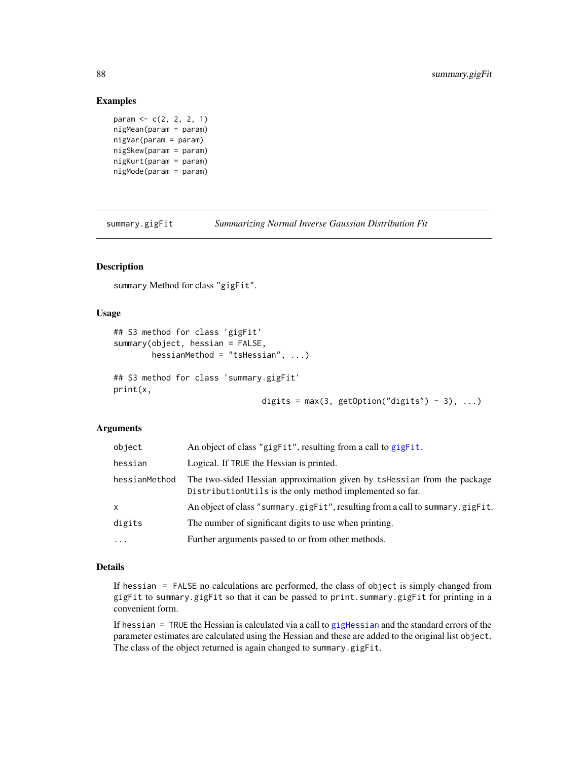## Examples

```
param <- c(2, 2, 2, 1)
nigMean(param = param)
nigVar(param = param)
nigSkew(param = param)
nigKurt(param = param)
nigMode(param = param)
```

---

summary.gigFit *Summarizing Normal Inverse Gaussian Distribution Fit*

---

### Description

summary Method for class "gigFit".

### Usage

```
## S3 method for class 'gigFit'
summary(object, hessian = FALSE,
        hessianMethod = "tsHessian", ...)

## S3 method for class 'summary.gigFit'
print(x,
                              digits = max(3, getOption("digits") - 3), ...)
```

### Arguments

| | |
|---|---|
| object | An object of class "gigFit", resulting from a call to gigFit. |
| hessian | Logical. If TRUE the Hessian is printed. |
| hessianMethod | The two-sided Hessian approximation given by tsHessian from the package DistributionUtils is the only method implemented so far. |
| x | An object of class "summary.gigFit", resulting from a call to summary.gigFit. |
| digits | The number of significant digits to use when printing. |
| ... | Further arguments passed to or from other methods. |

### Details

If hessian = FALSE no calculations are performed, the class of object is simply changed from gigFit to summary.gigFit so that it can be passed to print.summary.gigFit for printing in a convenient form.

If hessian = TRUE the Hessian is calculated via a call to gigHessian and the standard errors of the parameter estimates are calculated using the Hessian and these are added to the original list object. The class of the object returned is again changed to summary.gigFit.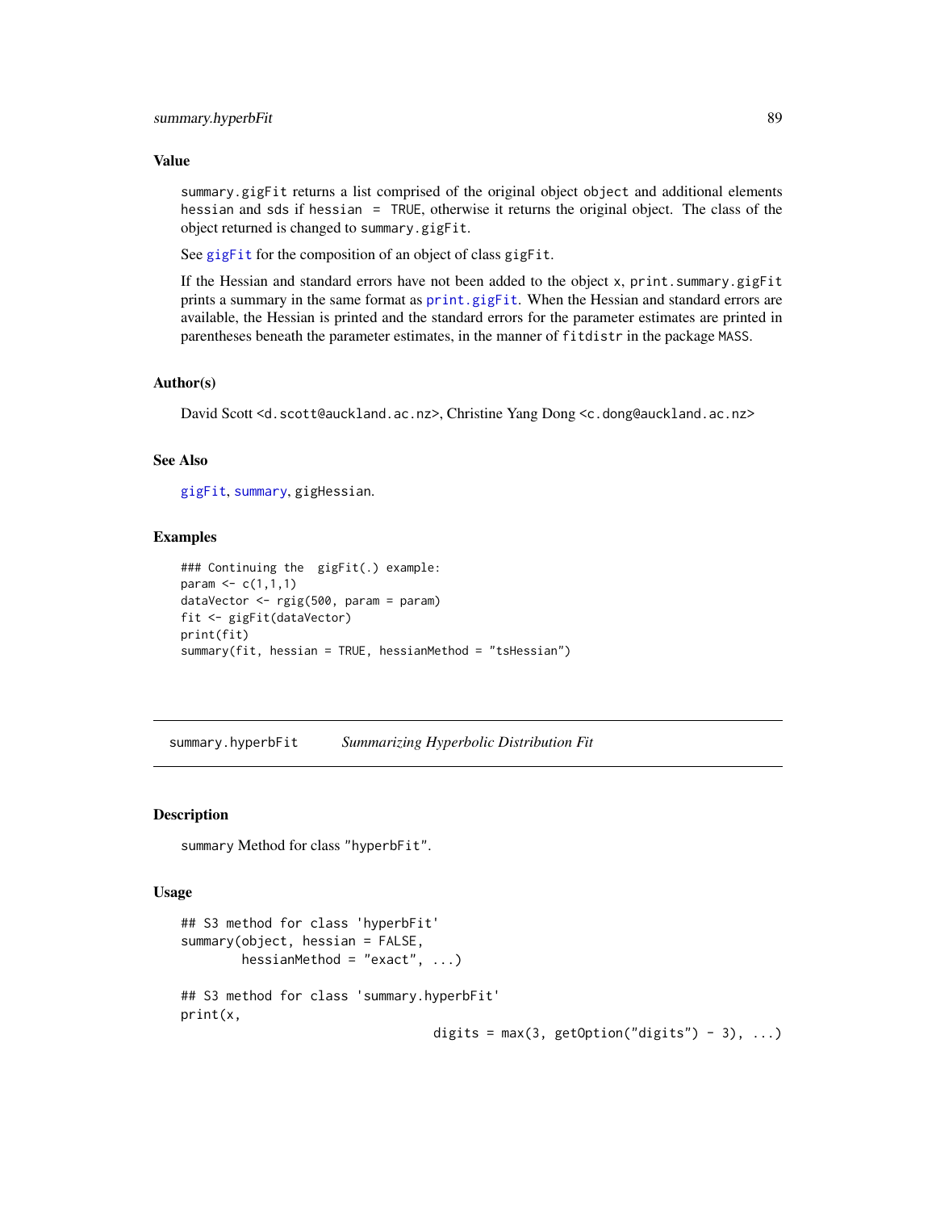## Value

summary.gigFit returns a list comprised of the original object object and additional elements hessian and sds if hessian = TRUE, otherwise it returns the original object. The class of the object returned is changed to summary.gigFit.

See gigFit for the composition of an object of class gigFit.

If the Hessian and standard errors have not been added to the object x, print.summary.gigFit prints a summary in the same format as print.gigFit. When the Hessian and standard errors are available, the Hessian is printed and the standard errors for the parameter estimates are printed in parentheses beneath the parameter estimates, in the manner of fitdistr in the package MASS.

## Author(s)

David Scott <d.scott@auckland.ac.nz>, Christine Yang Dong <c.dong@auckland.ac.nz>

## See Also

gigFit, summary, gigHessian.

## Examples

```
### Continuing the  gigFit(.) example:
param <- c(1,1,1)
dataVector <- rgig(500, param = param)
fit <- gigFit(dataVector)
print(fit)
summary(fit, hessian = TRUE, hessianMethod = "tsHessian")
```

---

# summary.hyperbFit *Summarizing Hyperbolic Distribution Fit*

## Description

summary Method for class "hyperbFit".

## Usage

```
## S3 method for class 'hyperbFit'
summary(object, hessian = FALSE,
        hessianMethod = "exact", ...)

## S3 method for class 'summary.hyperbFit'
print(x,
                                digits = max(3, getOption("digits") - 3), ...)
```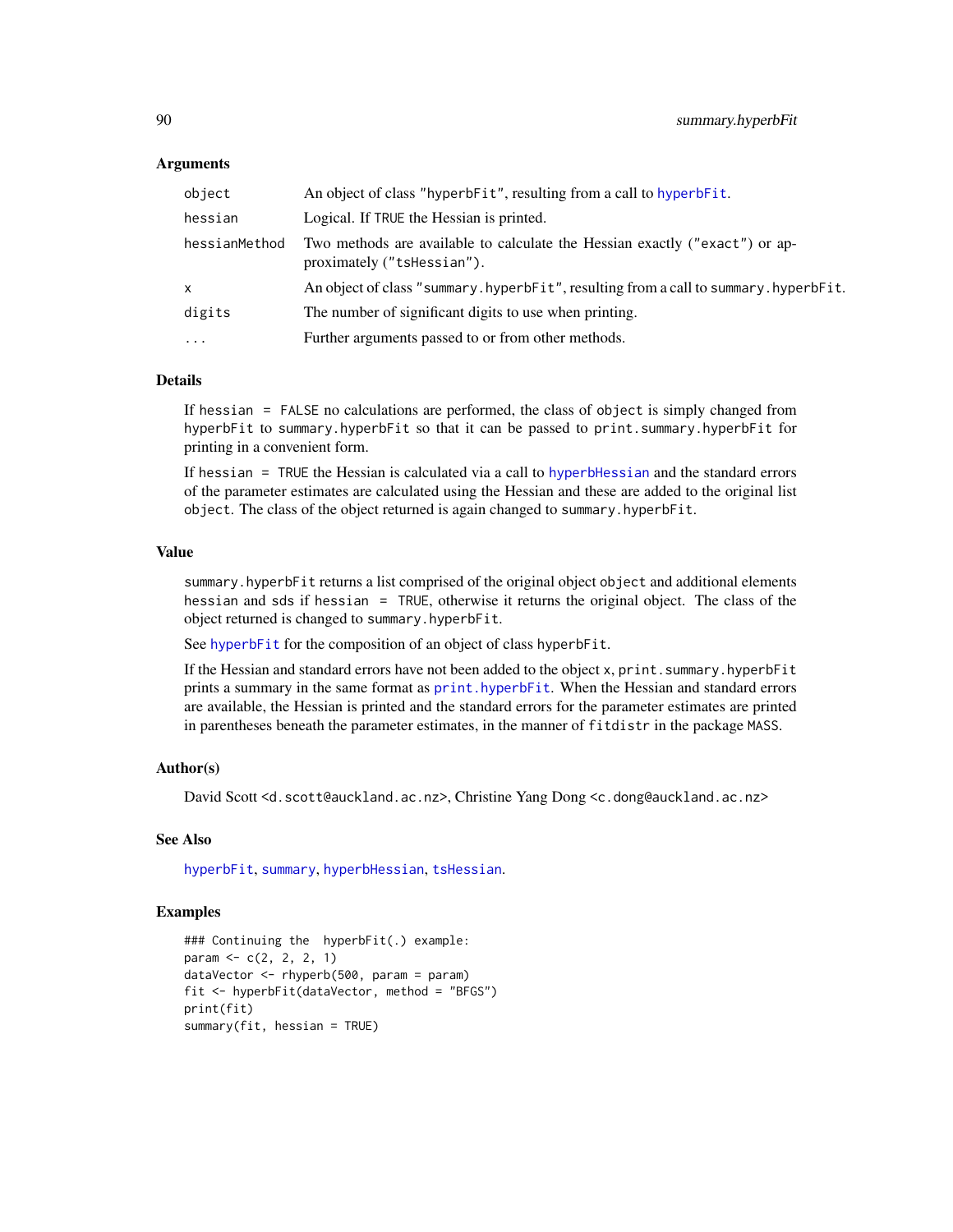## Arguments

| | |
|---|---|
| `object` | An object of class `"hyperbFit"`, resulting from a call to `hyperbFit`. |
| `hessian` | Logical. If `TRUE` the Hessian is printed. |
| `hessianMethod` | Two methods are available to calculate the Hessian exactly (`"exact"`) or approximately (`"tsHessian"`). |
| `x` | An object of class `"summary.hyperbFit"`, resulting from a call to `summary.hyperbFit`. |
| `digits` | The number of significant digits to use when printing. |
| `...` | Further arguments passed to or from other methods. |

## Details

If `hessian = FALSE` no calculations are performed, the class of `object` is simply changed from `hyperbFit` to `summary.hyperbFit` so that it can be passed to `print.summary.hyperbFit` for printing in a convenient form.

If `hessian = TRUE` the Hessian is calculated via a call to `hyperbHessian` and the standard errors of the parameter estimates are calculated using the Hessian and these are added to the original list `object`. The class of the object returned is again changed to `summary.hyperbFit`.

## Value

`summary.hyperbFit` returns a list comprised of the original object `object` and additional elements `hessian` and `sds` if `hessian = TRUE`, otherwise it returns the original object. The class of the object returned is changed to `summary.hyperbFit`.

See `hyperbFit` for the composition of an object of class `hyperbFit`.

If the Hessian and standard errors have not been added to the object `x`, `print.summary.hyperbFit` prints a summary in the same format as `print.hyperbFit`. When the Hessian and standard errors are available, the Hessian is printed and the standard errors for the parameter estimates are printed in parentheses beneath the parameter estimates, in the manner of `fitdistr` in the package `MASS`.

## Author(s)

David Scott <d.scott@auckland.ac.nz>, Christine Yang Dong <c.dong@auckland.ac.nz>

## See Also

`hyperbFit`, `summary`, `hyperbHessian`, `tsHessian`.

## Examples

```
### Continuing the  hyperbFit(.) example:
param <- c(2, 2, 2, 1)
dataVector <- rhyperb(500, param = param)
fit <- hyperbFit(dataVector, method = "BFGS")
print(fit)
summary(fit, hessian = TRUE)
```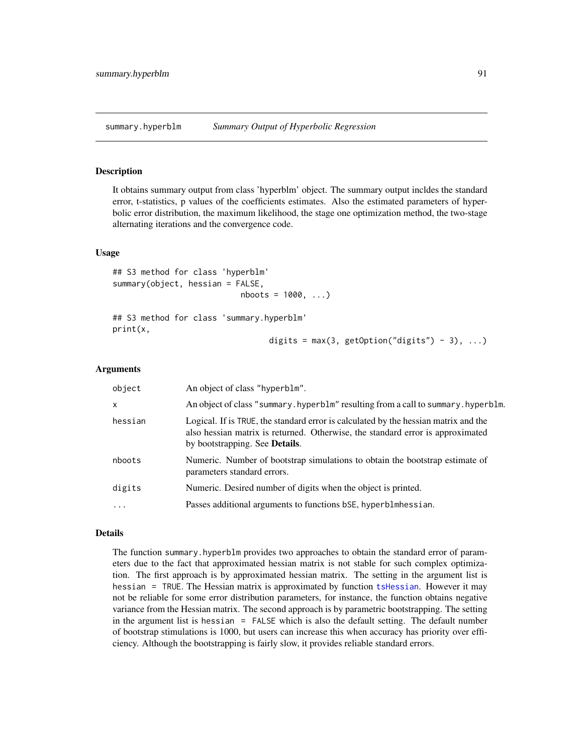summary.hyperblm    *Summary Output of Hyperbolic Regression*

## Description

It obtains summary output from class 'hyperblm' object. The summary output incldes the standard error, t-statistics, p values of the coefficients estimates. Also the estimated parameters of hyperbolic error distribution, the maximum likelihood, the stage one optimization method, the two-stage alternating iterations and the convergence code.

## Usage

```
## S3 method for class 'hyperblm'
summary(object, hessian = FALSE,
                          nboots = 1000, ...)

## S3 method for class 'summary.hyperblm'
print(x,
                                 digits = max(3, getOption("digits") - 3), ...)
```

## Arguments

| | |
|---|---|
| object | An object of class "hyperblm". |
| x | An object of class "summary.hyperblm" resulting from a call to summary.hyperblm. |
| hessian | Logical. If is TRUE, the standard error is calculated by the hessian matrix and the also hessian matrix is returned. Otherwise, the standard error is approximated by bootstrapping. See **Details**. |
| nboots | Numeric. Number of bootstrap simulations to obtain the bootstrap estimate of parameters standard errors. |
| digits | Numeric. Desired number of digits when the object is printed. |
| ... | Passes additional arguments to functions bSE, hyperblmhessian. |

## Details

The function summary.hyperblm provides two approaches to obtain the standard error of parameters due to the fact that approximated hessian matrix is not stable for such complex optimization. The first approach is by approximated hessian matrix. The setting in the argument list is hessian = TRUE. The Hessian matrix is approximated by function tsHessian. However it may not be reliable for some error distribution parameters, for instance, the function obtains negative variance from the Hessian matrix. The second approach is by parametric bootstrapping. The setting in the argument list is hessian = FALSE which is also the default setting. The default number of bootstrap stimulations is 1000, but users can increase this when accuracy has priority over efficiency. Although the bootstrapping is fairly slow, it provides reliable standard errors.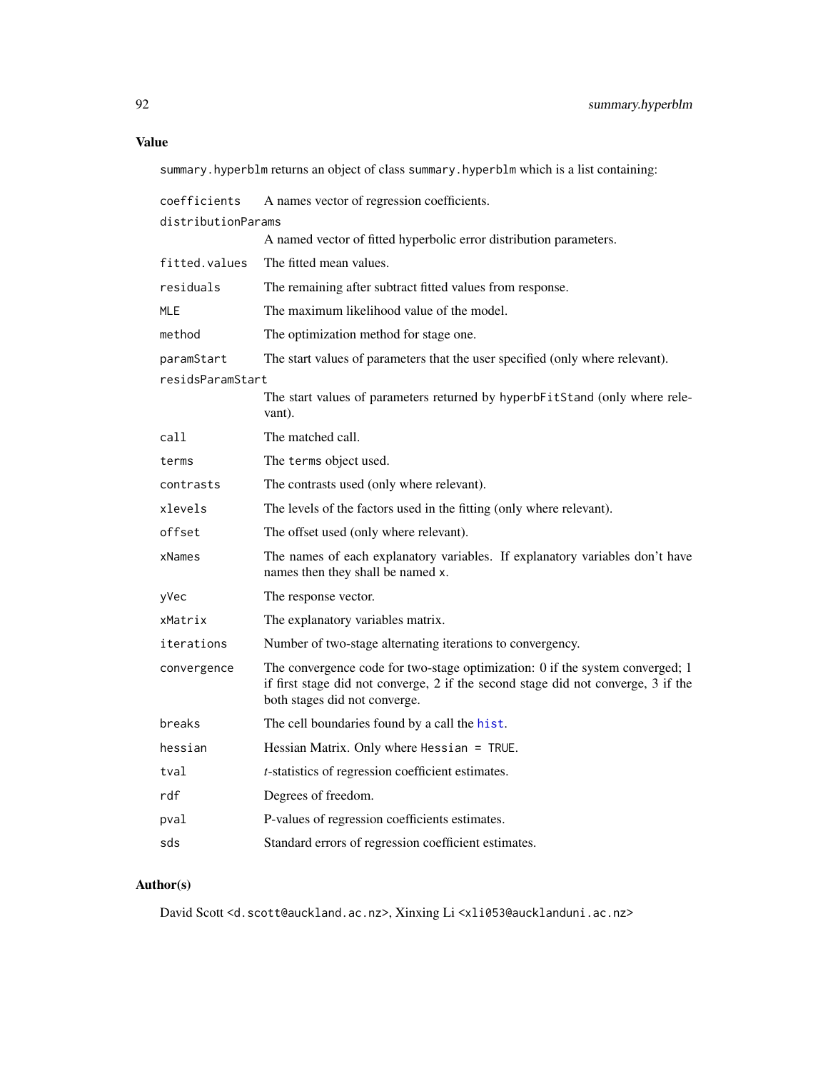## Value

`summary.hyperblm` returns an object of class `summary.hyperblm` which is a list containing:

- `coefficients` — A names vector of regression coefficients.
- `distributionParams` — A named vector of fitted hyperbolic error distribution parameters.
- `fitted.values` — The fitted mean values.
- `residuals` — The remaining after subtract fitted values from response.
- `MLE` — The maximum likelihood value of the model.
- `method` — The optimization method for stage one.
- `paramStart` — The start values of parameters that the user specified (only where relevant).
- `residsParamStart` — The start values of parameters returned by `hyperbFitStand` (only where relevant).
- `call` — The matched call.
- `terms` — The `terms` object used.
- `contrasts` — The contrasts used (only where relevant).
- `xlevels` — The levels of the factors used in the fitting (only where relevant).
- `offset` — The offset used (only where relevant).
- `xNames` — The names of each explanatory variables. If explanatory variables don't have names then they shall be named `x`.
- `yVec` — The response vector.
- `xMatrix` — The explanatory variables matrix.
- `iterations` — Number of two-stage alternating iterations to convergency.
- `convergence` — The convergence code for two-stage optimization: 0 if the system converged; 1 if first stage did not converge, 2 if the second stage did not converge, 3 if the both stages did not converge.
- `breaks` — The cell boundaries found by a call the `hist`.
- `hessian` — Hessian Matrix. Only where `Hessian = TRUE`.
- `tval` — *t*-statistics of regression coefficient estimates.
- `rdf` — Degrees of freedom.
- `pval` — P-values of regression coefficients estimates.
- `sds` — Standard errors of regression coefficient estimates.

## Author(s)

David Scott <d.scott@auckland.ac.nz>, Xinxing Li <xli053@aucklanduni.ac.nz>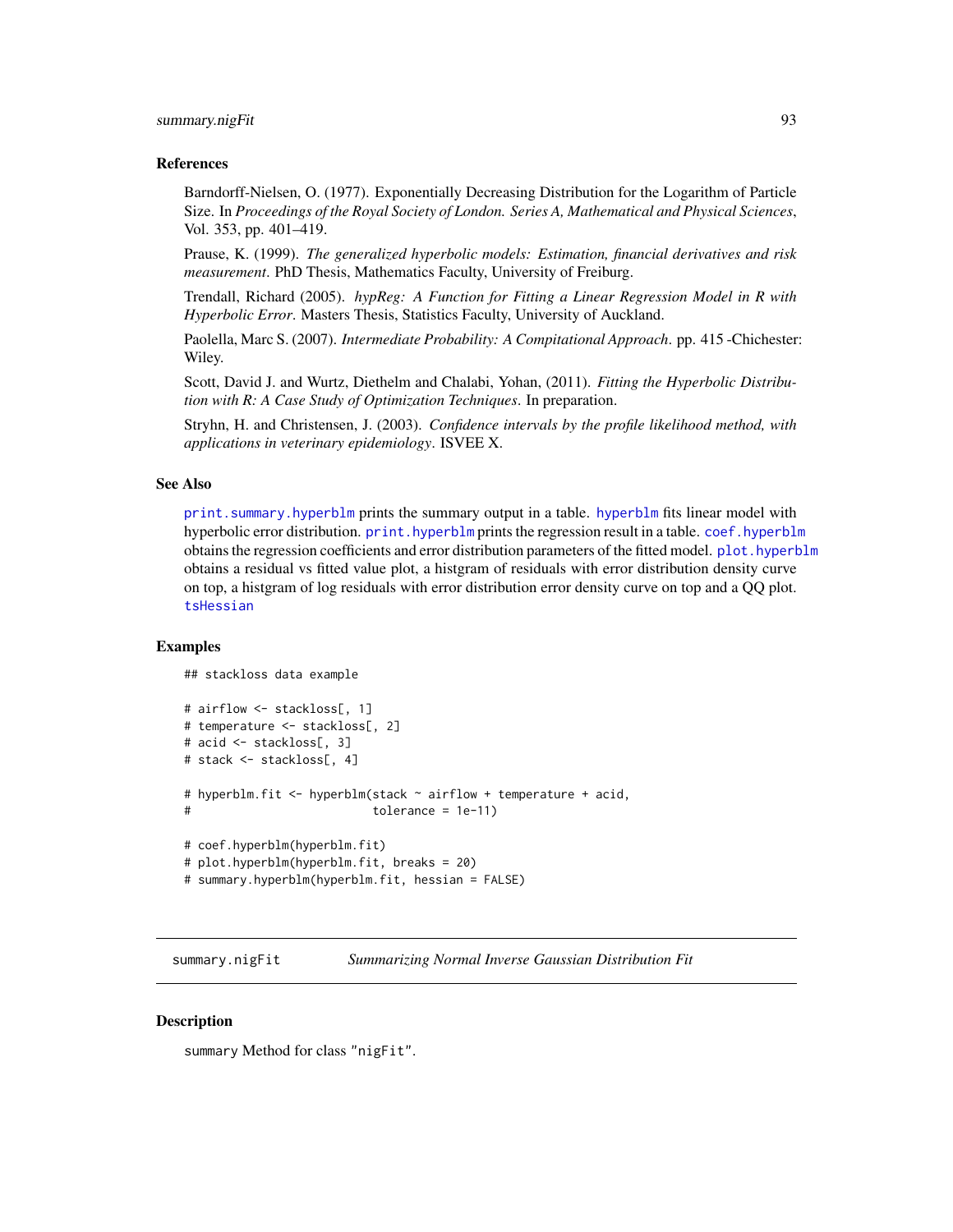### References

Barndorff-Nielsen, O. (1977). Exponentially Decreasing Distribution for the Logarithm of Particle Size. In *Proceedings of the Royal Society of London. Series A, Mathematical and Physical Sciences*, Vol. 353, pp. 401–419.

Prause, K. (1999). *The generalized hyperbolic models: Estimation, financial derivatives and risk measurement*. PhD Thesis, Mathematics Faculty, University of Freiburg.

Trendall, Richard (2005). *hypReg: A Function for Fitting a Linear Regression Model in R with Hyperbolic Error*. Masters Thesis, Statistics Faculty, University of Auckland.

Paolella, Marc S. (2007). *Intermediate Probability: A Compitational Approach*. pp. 415 -Chichester: Wiley.

Scott, David J. and Wurtz, Diethelm and Chalabi, Yohan, (2011). *Fitting the Hyperbolic Distribution with R: A Case Study of Optimization Techniques*. In preparation.

Stryhn, H. and Christensen, J. (2003). *Confidence intervals by the profile likelihood method, with applications in veterinary epidemiology*. ISVEE X.

### See Also

`print.summary.hyperblm` prints the summary output in a table. `hyperblm` fits linear model with hyperbolic error distribution. `print.hyperblm` prints the regression result in a table. `coef.hyperblm` obtains the regression coefficients and error distribution parameters of the fitted model. `plot.hyperblm` obtains a residual vs fitted value plot, a histgram of residuals with error distribution density curve on top, a histgram of log residuals with error distribution error density curve on top and a QQ plot. `tsHessian`

### Examples

```
## stackloss data example

# airflow <- stackloss[, 1]
# temperature <- stackloss[, 2]
# acid <- stackloss[, 3]
# stack <- stackloss[, 4]

# hyperblm.fit <- hyperblm(stack ~ airflow + temperature + acid,
#                          tolerance = 1e-11)

# coef.hyperblm(hyperblm.fit)
# plot.hyperblm(hyperblm.fit, breaks = 20)
# summary.hyperblm(hyperblm.fit, hessian = FALSE)
```

---

## summary.nigFit — *Summarizing Normal Inverse Gaussian Distribution Fit*

### Description

`summary` Method for class `"nigFit"`.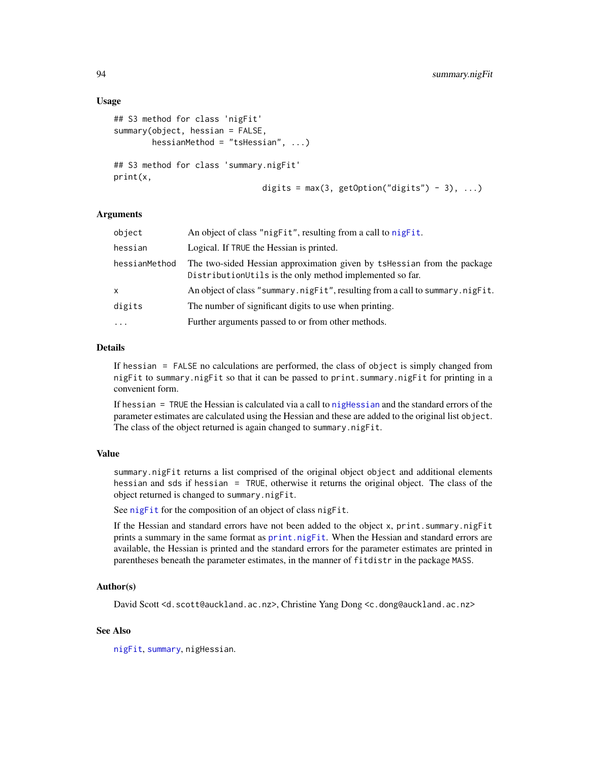### Usage

```
## S3 method for class 'nigFit'
summary(object, hessian = FALSE,
        hessianMethod = "tsHessian", ...)

## S3 method for class 'summary.nigFit'
print(x,
                             digits = max(3, getOption("digits") - 3), ...)
```

### Arguments

| | |
|---|---|
| `object` | An object of class "nigFit", resulting from a call to `nigFit`. |
| `hessian` | Logical. If `TRUE` the Hessian is printed. |
| `hessianMethod` | The two-sided Hessian approximation given by `tsHessian` from the package `DistributionUtils` is the only method implemented so far. |
| `x` | An object of class "summary.nigFit", resulting from a call to `summary.nigFit`. |
| `digits` | The number of significant digits to use when printing. |
| `...` | Further arguments passed to or from other methods. |

### Details

If `hessian = FALSE` no calculations are performed, the class of `object` is simply changed from `nigFit` to `summary.nigFit` so that it can be passed to `print.summary.nigFit` for printing in a convenient form.

If `hessian = TRUE` the Hessian is calculated via a call to `nigHessian` and the standard errors of the parameter estimates are calculated using the Hessian and these are added to the original list `object`. The class of the object returned is again changed to `summary.nigFit`.

### Value

`summary.nigFit` returns a list comprised of the original object `object` and additional elements `hessian` and `sds` if `hessian = TRUE`, otherwise it returns the original object. The class of the object returned is changed to `summary.nigFit`.

See `nigFit` for the composition of an object of class `nigFit`.

If the Hessian and standard errors have not been added to the object `x`, `print.summary.nigFit` prints a summary in the same format as `print.nigFit`. When the Hessian and standard errors are available, the Hessian is printed and the standard errors for the parameter estimates are printed in parentheses beneath the parameter estimates, in the manner of `fitdistr` in the package `MASS`.

### Author(s)

David Scott <d.scott@auckland.ac.nz>, Christine Yang Dong <c.dong@auckland.ac.nz>

### See Also

`nigFit`, `summary`, `nigHessian`.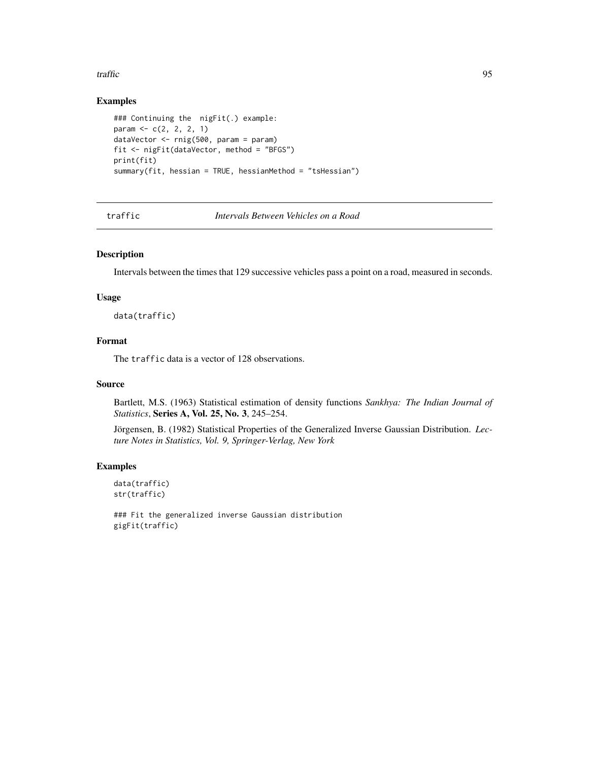## Examples

```
### Continuing the  nigFit(.) example:
param <- c(2, 2, 2, 1)
dataVector <- rnig(500, param = param)
fit <- nigFit(dataVector, method = "BFGS")
print(fit)
summary(fit, hessian = TRUE, hessianMethod = "tsHessian")
```

---

traffic *Intervals Between Vehicles on a Road*

---

## Description

Intervals between the times that 129 successive vehicles pass a point on a road, measured in seconds.

## Usage

```
data(traffic)
```

## Format

The `traffic` data is a vector of 128 observations.

## Source

Bartlett, M.S. (1963) Statistical estimation of density functions *Sankhya: The Indian Journal of Statistics*, **Series A, Vol. 25, No. 3**, 245–254.

Jörgensen, B. (1982) Statistical Properties of the Generalized Inverse Gaussian Distribution. *Lecture Notes in Statistics, Vol. 9, Springer-Verlag, New York*

## Examples

```
data(traffic)
str(traffic)

### Fit the generalized inverse Gaussian distribution
gigFit(traffic)
```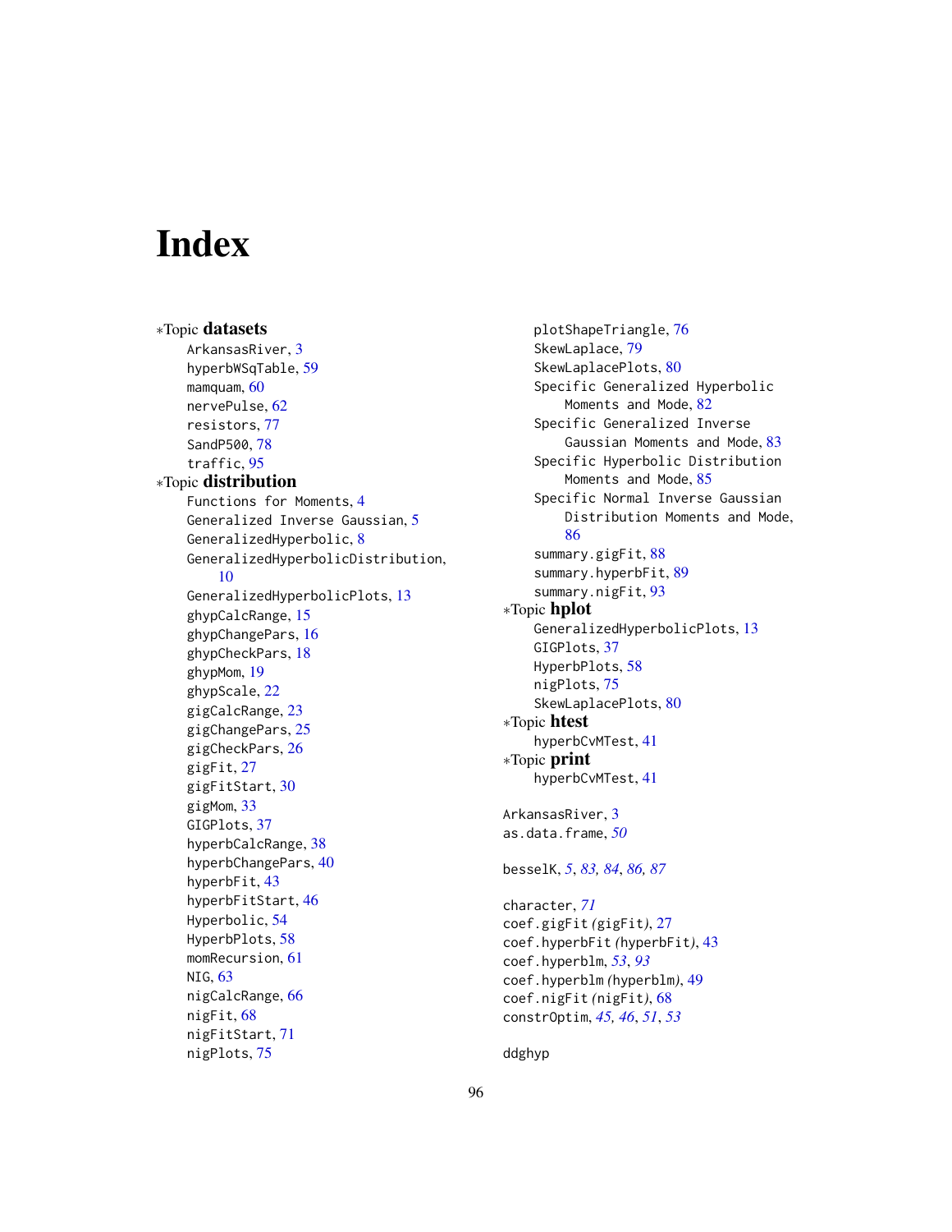# Index

∗Topic **datasets**
- ArkansasRiver, 3
- hyperbWSqTable, 59
- mamquam, 60
- nervePulse, 62
- resistors, 77
- SandP500, 78
- traffic, 95

∗Topic **distribution**
- Functions for Moments, 4
- Generalized Inverse Gaussian, 5
- GeneralizedHyperbolic, 8
- GeneralizedHyperbolicDistribution, 10
- GeneralizedHyperbolicPlots, 13
- ghypCalcRange, 15
- ghypChangePars, 16
- ghypCheckPars, 18
- ghypMom, 19
- ghypScale, 22
- gigCalcRange, 23
- gigChangePars, 25
- gigCheckPars, 26
- gigFit, 27
- gigFitStart, 30
- gigMom, 33
- GIGPlots, 37
- hyperbCalcRange, 38
- hyperbChangePars, 40
- hyperbFit, 43
- hyperbFitStart, 46
- Hyperbolic, 54
- HyperbPlots, 58
- momRecursion, 61
- NIG, 63
- nigCalcRange, 66
- nigFit, 68
- nigFitStart, 71
- nigPlots, 75
- plotShapeTriangle, 76
- SkewLaplace, 79
- SkewLaplacePlots, 80
- Specific Generalized Hyperbolic Moments and Mode, 82
- Specific Generalized Inverse Gaussian Moments and Mode, 83
- Specific Hyperbolic Distribution Moments and Mode, 85
- Specific Normal Inverse Gaussian Distribution Moments and Mode, 86
- summary.gigFit, 88
- summary.hyperbFit, 89
- summary.nigFit, 93

∗Topic **hplot**
- GeneralizedHyperbolicPlots, 13
- GIGPlots, 37
- HyperbPlots, 58
- nigPlots, 75
- SkewLaplacePlots, 80

∗Topic **htest**
- hyperbCvMTest, 41

∗Topic **print**
- hyperbCvMTest, 41

ArkansasRiver, 3
as.data.frame, *50*

besselK, *5*, *83, 84*, *86, 87*

character, *71*
coef.gigFit *(*gigFit*)*, 27
coef.hyperbFit *(*hyperbFit*)*, 43
coef.hyperblm, *53*, *93*
coef.hyperblm *(*hyperblm*)*, 49
coef.nigFit *(*nigFit*)*, 68
constrOptim, *45, 46*, *51*, *53*

ddghyp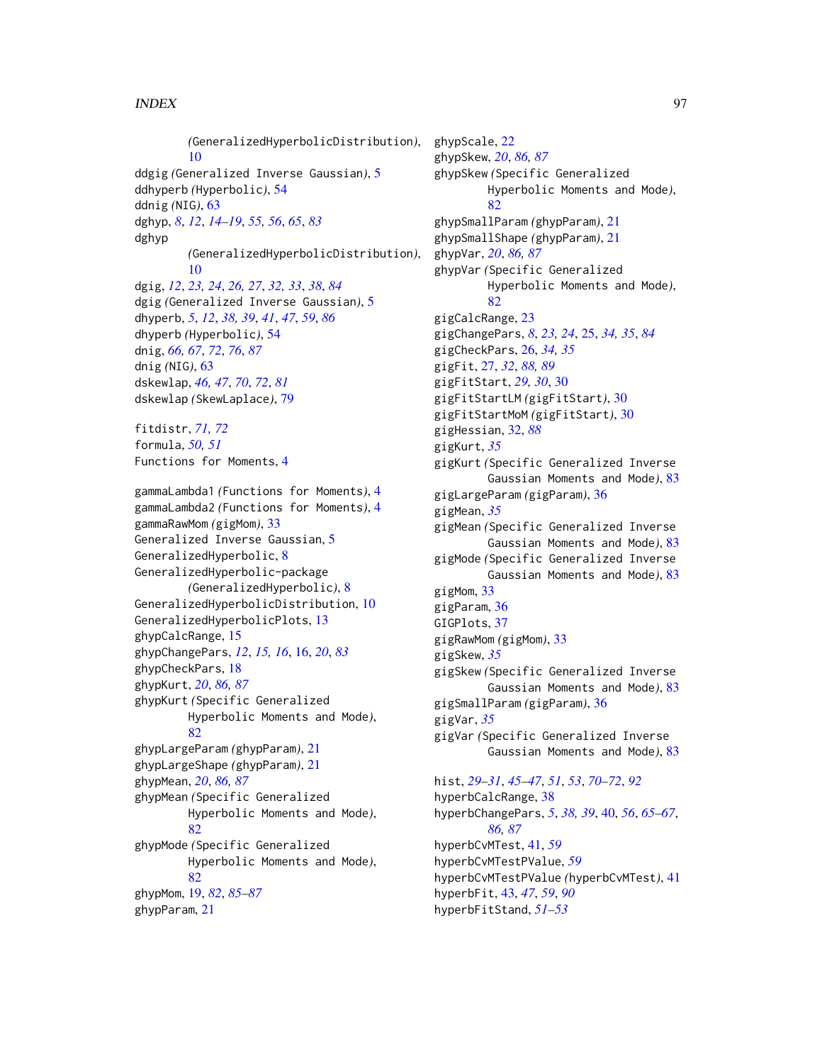*(GeneralizedHyperbolicDistribution)*, 10
ddgig *(Generalized Inverse Gaussian)*, 5
ddhyperb *(Hyperbolic)*, 54
ddnig *(NIG)*, 63
dghyp, *8*, *12*, *14–19*, *55, 56*, *65*, *83*
dghyp
*(GeneralizedHyperbolicDistribution)*, 10
dgig, *12*, *23, 24*, *26, 27*, *32, 33*, *38*, *84*
dgig *(Generalized Inverse Gaussian)*, 5
dhyperb, *5*, *12*, *38, 39*, *41*, *47*, *59*, *86*
dhyperb *(Hyperbolic)*, 54
dnig, *66, 67*, *72*, *76*, *87*
dnig *(NIG)*, 63
dskewlap, *46, 47*, *70*, *72*, *81*
dskewlap *(SkewLaplace)*, 79

fitdistr, *71, 72*
formula, *50, 51*
Functions for Moments, 4

gammaLambda1 *(Functions for Moments)*, 4
gammaLambda2 *(Functions for Moments)*, 4
gammaRawMom *(gigMom)*, 33
Generalized Inverse Gaussian, 5
GeneralizedHyperbolic, 8
GeneralizedHyperbolic-package
*(GeneralizedHyperbolic)*, 8
GeneralizedHyperbolicDistribution, 10
GeneralizedHyperbolicPlots, 13
ghypCalcRange, 15
ghypChangePars, *12*, *15, 16*, 16, *20*, *83*
ghypCheckPars, 18
ghypKurt, *20*, *86, 87*
ghypKurt *(Specific Generalized Hyperbolic Moments and Mode)*, 82
ghypLargeParam *(ghypParam)*, 21
ghypLargeShape *(ghypParam)*, 21
ghypMean, *20*, *86, 87*
ghypMean *(Specific Generalized Hyperbolic Moments and Mode)*, 82
ghypMode *(Specific Generalized Hyperbolic Moments and Mode)*, 82
ghypMom, 19, *82*, *85–87*
ghypParam, 21
ghypScale, 22
ghypSkew, *20*, *86, 87*
ghypSkew *(Specific Generalized Hyperbolic Moments and Mode)*, 82
ghypSmallParam *(ghypParam)*, 21
ghypSmallShape *(ghypParam)*, 21
ghypVar, *20*, *86, 87*
ghypVar *(Specific Generalized Hyperbolic Moments and Mode)*, 82
gigCalcRange, 23
gigChangePars, *8*, *23, 24*, 25, *34, 35*, *84*
gigCheckPars, 26, *34, 35*
gigFit, 27, *32*, *88, 89*
gigFitStart, *29, 30*, 30
gigFitStartLM *(gigFitStart)*, 30
gigFitStartMoM *(gigFitStart)*, 30
gigHessian, 32, *88*
gigKurt, *35*
gigKurt *(Specific Generalized Inverse Gaussian Moments and Mode)*, 83
gigLargeParam *(gigParam)*, 36
gigMean, *35*
gigMean *(Specific Generalized Inverse Gaussian Moments and Mode)*, 83
gigMode *(Specific Generalized Inverse Gaussian Moments and Mode)*, 83
gigMom, 33
gigParam, 36
GIGPlots, 37
gigRawMom *(gigMom)*, 33
gigSkew, *35*
gigSkew *(Specific Generalized Inverse Gaussian Moments and Mode)*, 83
gigSmallParam *(gigParam)*, 36
gigVar, *35*
gigVar *(Specific Generalized Inverse Gaussian Moments and Mode)*, 83

hist, *29–31*, *45–47*, *51*, *53*, *70–72*, *92*
hyperbCalcRange, 38
hyperbChangePars, *5*, *38, 39*, 40, *56*, *65–67*, *86, 87*
hyperbCvMTest, 41, *59*
hyperbCvMTestPValue, *59*
hyperbCvMTestPValue *(hyperbCvMTest)*, 41
hyperbFit, 43, *47*, *59*, *90*
hyperbFitStand, *51–53*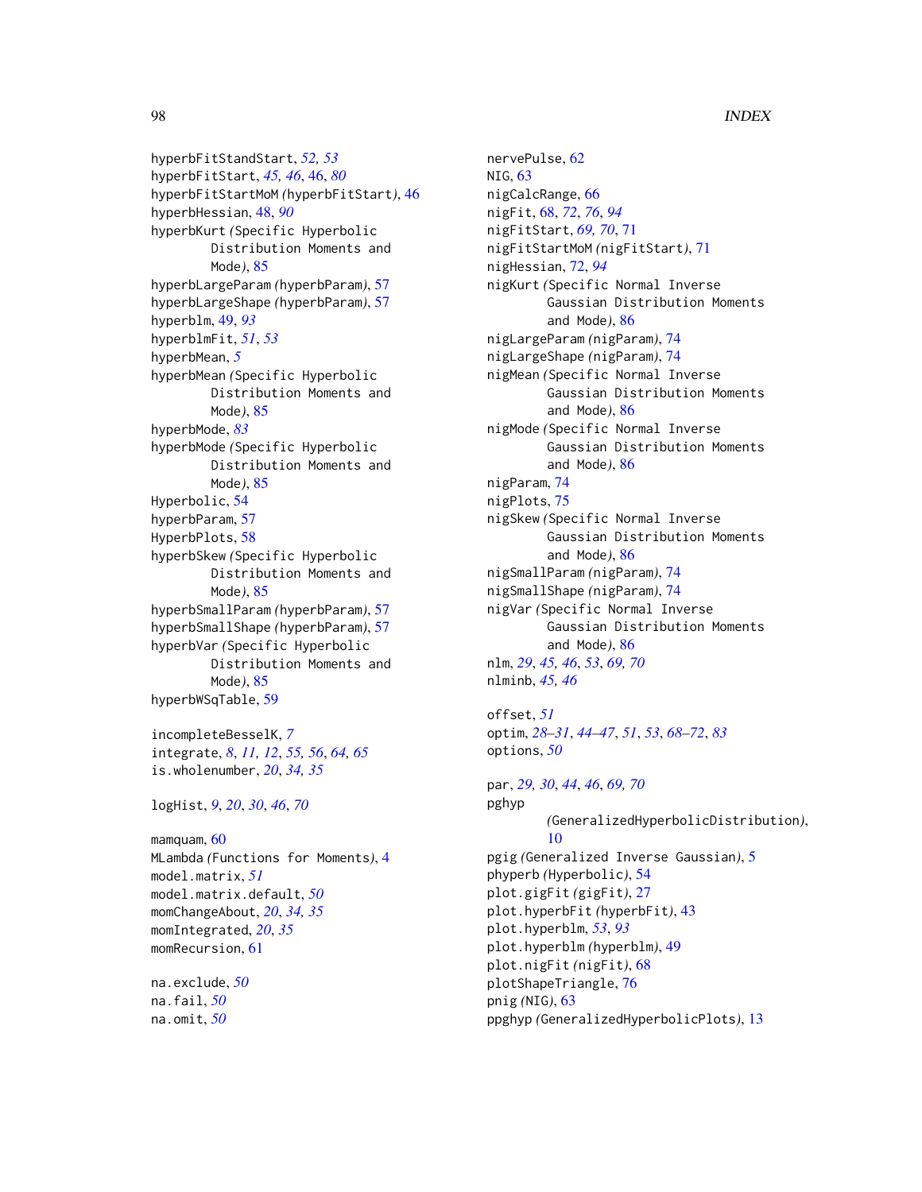hyperbFitStandStart, *52, 53*
hyperbFitStart, *45, 46*, 46, *80*
hyperbFitStartMoM *(hyperbFitStart)*, 46
hyperbHessian, 48, *90*
hyperbKurt *(Specific Hyperbolic Distribution Moments and Mode)*, 85
hyperbLargeParam *(hyperbParam)*, 57
hyperbLargeShape *(hyperbParam)*, 57
hyperblm, 49, *93*
hyperblmFit, *51*, *53*
hyperbMean, *5*
hyperbMean *(Specific Hyperbolic Distribution Moments and Mode)*, 85
hyperbMode, *83*
hyperbMode *(Specific Hyperbolic Distribution Moments and Mode)*, 85
Hyperbolic, 54
hyperbParam, 57
HyperbPlots, 58
hyperbSkew *(Specific Hyperbolic Distribution Moments and Mode)*, 85
hyperbSmallParam *(hyperbParam)*, 57
hyperbSmallShape *(hyperbParam)*, 57
hyperbVar *(Specific Hyperbolic Distribution Moments and Mode)*, 85
hyperbWSqTable, 59

incompleteBesselK, *7*
integrate, *8*, *11, 12*, *55, 56*, *64, 65*
is.wholenumber, *20*, *34, 35*

logHist, *9*, *20*, *30*, *46*, *70*

mamquam, 60
MLambda *(Functions for Moments)*, 4
model.matrix, *51*
model.matrix.default, *50*
momChangeAbout, *20*, *34, 35*
momIntegrated, *20*, *35*
momRecursion, 61

na.exclude, *50*
na.fail, *50*
na.omit, *50*
nervePulse, 62
NIG, 63
nigCalcRange, 66
nigFit, 68, *72*, *76*, *94*
nigFitStart, *69, 70*, 71
nigFitStartMoM *(nigFitStart)*, 71
nigHessian, 72, *94*
nigKurt *(Specific Normal Inverse Gaussian Distribution Moments and Mode)*, 86
nigLargeParam *(nigParam)*, 74
nigLargeShape *(nigParam)*, 74
nigMean *(Specific Normal Inverse Gaussian Distribution Moments and Mode)*, 86
nigMode *(Specific Normal Inverse Gaussian Distribution Moments and Mode)*, 86
nigParam, 74
nigPlots, 75
nigSkew *(Specific Normal Inverse Gaussian Distribution Moments and Mode)*, 86
nigSmallParam *(nigParam)*, 74
nigSmallShape *(nigParam)*, 74
nigVar *(Specific Normal Inverse Gaussian Distribution Moments and Mode)*, 86
nlm, *29*, *45, 46*, *53*, *69, 70*
nlminb, *45, 46*

offset, *51*
optim, *28–31*, *44–47*, *51*, *53*, *68–72*, *83*
options, *50*

par, *29, 30*, *44*, *46*, *69, 70*
pghyp *(GeneralizedHyperbolicDistribution)*, 10
pgig *(Generalized Inverse Gaussian)*, 5
phyperb *(Hyperbolic)*, 54
plot.gigFit *(gigFit)*, 27
plot.hyperbFit *(hyperbFit)*, 43
plot.hyperblm, *53*, *93*
plot.hyperblm *(hyperblm)*, 49
plot.nigFit *(nigFit)*, 68
plotShapeTriangle, 76
pnig *(NIG)*, 63
ppghyp *(GeneralizedHyperbolicPlots)*, 13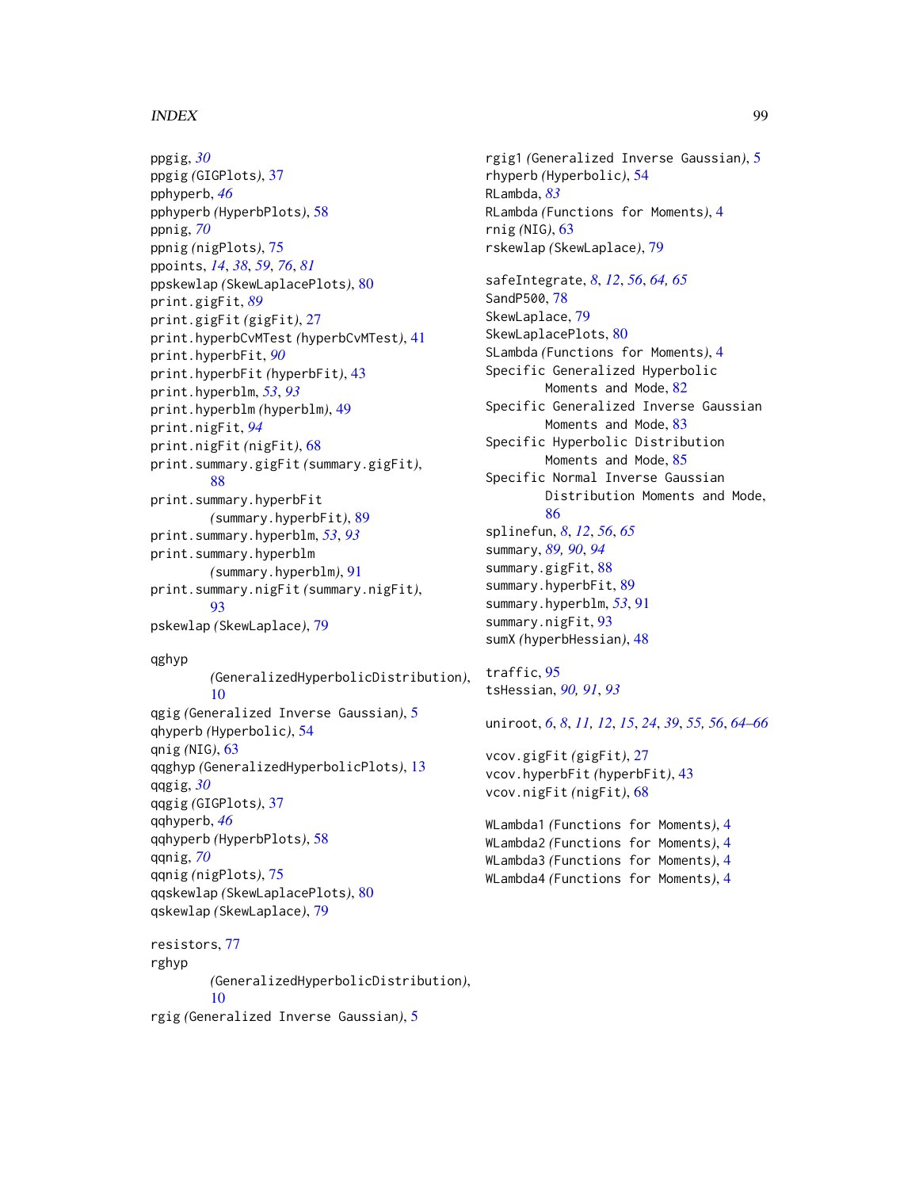ppgig, *30*
ppgig *(*GIGPlots*)*, 37
pphyperb, *46*
pphyperb *(*HyperbPlots*)*, 58
ppnig, *70*
ppnig *(*nigPlots*)*, 75
ppoints, *14*, *38*, *59*, *76*, *81*
ppskewlap *(*SkewLaplacePlots*)*, 80
print.gigFit, *89*
print.gigFit *(*gigFit*)*, 27
print.hyperbCvMTest *(*hyperbCvMTest*)*, 41
print.hyperbFit, *90*
print.hyperbFit *(*hyperbFit*)*, 43
print.hyperblm, *53*, *93*
print.hyperblm *(*hyperblm*)*, 49
print.nigFit, *94*
print.nigFit *(*nigFit*)*, 68
print.summary.gigFit *(*summary.gigFit*)*, 88
print.summary.hyperbFit *(*summary.hyperbFit*)*, 89
print.summary.hyperblm, *53*, *93*
print.summary.hyperblm *(*summary.hyperblm*)*, 91
print.summary.nigFit *(*summary.nigFit*)*, 93
pskewlap *(*SkewLaplace*)*, 79

qghyp *(*GeneralizedHyperbolicDistribution*)*, 10
qgig *(*Generalized Inverse Gaussian*)*, 5
qhyperb *(*Hyperbolic*)*, 54
qnig *(*NIG*)*, 63
qqghyp *(*GeneralizedHyperbolicPlots*)*, 13
qqgig, *30*
qqgig *(*GIGPlots*)*, 37
qqhyperb, *46*
qqhyperb *(*HyperbPlots*)*, 58
qqnig, *70*
qqnig *(*nigPlots*)*, 75
qqskewlap *(*SkewLaplacePlots*)*, 80
qskewlap *(*SkewLaplace*)*, 79

resistors, 77
rghyp *(*GeneralizedHyperbolicDistribution*)*, 10
rgig *(*Generalized Inverse Gaussian*)*, 5
rgig1 *(*Generalized Inverse Gaussian*)*, 5
rhyperb *(*Hyperbolic*)*, 54
RLambda, *83*
RLambda *(*Functions for Moments*)*, 4
rnig *(*NIG*)*, 63
rskewlap *(*SkewLaplace*)*, 79

safeIntegrate, *8*, *12*, *56*, *64, 65*
SandP500, 78
SkewLaplace, 79
SkewLaplacePlots, 80
SLambda *(*Functions for Moments*)*, 4
Specific Generalized Hyperbolic Moments and Mode, 82
Specific Generalized Inverse Gaussian Moments and Mode, 83
Specific Hyperbolic Distribution Moments and Mode, 85
Specific Normal Inverse Gaussian Distribution Moments and Mode, 86
splinefun, *8*, *12*, *56*, *65*
summary, *89, 90*, *94*
summary.gigFit, 88
summary.hyperbFit, 89
summary.hyperblm, *53*, 91
summary.nigFit, 93
sumX *(*hyperbHessian*)*, 48

traffic, 95
tsHessian, *90, 91*, *93*

uniroot, *6*, *8*, *11, 12*, *15*, *24*, *39*, *55, 56*, *64–66*

vcov.gigFit *(*gigFit*)*, 27
vcov.hyperbFit *(*hyperbFit*)*, 43
vcov.nigFit *(*nigFit*)*, 68

WLambda1 *(*Functions for Moments*)*, 4
WLambda2 *(*Functions for Moments*)*, 4
WLambda3 *(*Functions for Moments*)*, 4
WLambda4 *(*Functions for Moments*)*, 4